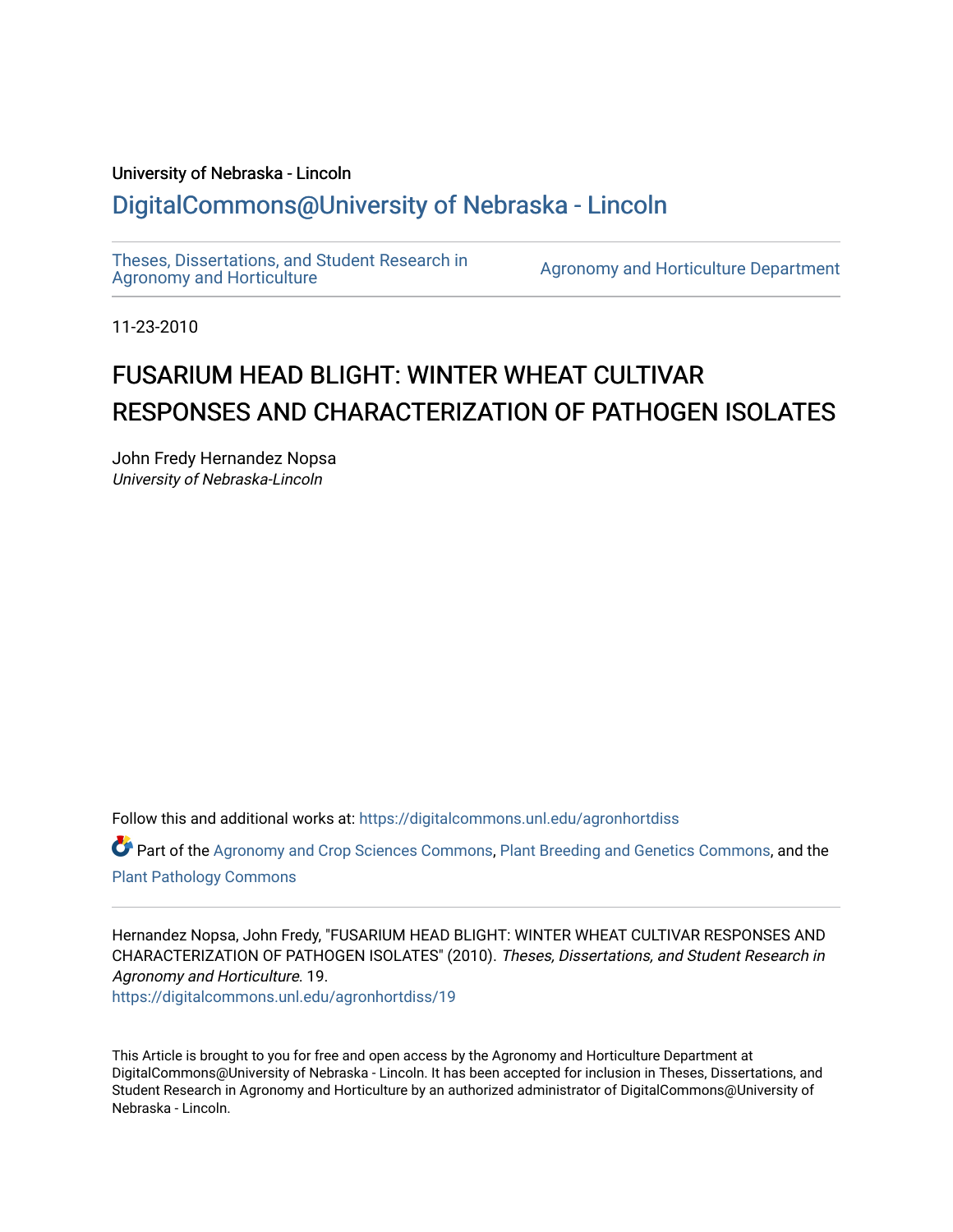University of Nebraska - Lincoln

## DigitalCommons@University of Nebraska - Lincoln

Theses, Dissertations, and Student Research in Agronomy and Horticulture

Agronomy and Horticulture Department

11-23-2010

# FUSARIUM HEAD BLIGHT: WINTER WHEAT CULTIVAR RESPONSES AND CHARACTERIZATION OF PATHOGEN ISOLATES

John Fredy Hernandez Nopsa
*University of Nebraska-Lincoln*

Follow this and additional works at: https://digitalcommons.unl.edu/agronhortdiss

Part of the Agronomy and Crop Sciences Commons, Plant Breeding and Genetics Commons, and the Plant Pathology Commons

Hernandez Nopsa, John Fredy, "FUSARIUM HEAD BLIGHT: WINTER WHEAT CULTIVAR RESPONSES AND CHARACTERIZATION OF PATHOGEN ISOLATES" (2010). *Theses, Dissertations, and Student Research in Agronomy and Horticulture*. 19.
https://digitalcommons.unl.edu/agronhortdiss/19

This Article is brought to you for free and open access by the Agronomy and Horticulture Department at DigitalCommons@University of Nebraska - Lincoln. It has been accepted for inclusion in Theses, Dissertations, and Student Research in Agronomy and Horticulture by an authorized administrator of DigitalCommons@University of Nebraska - Lincoln.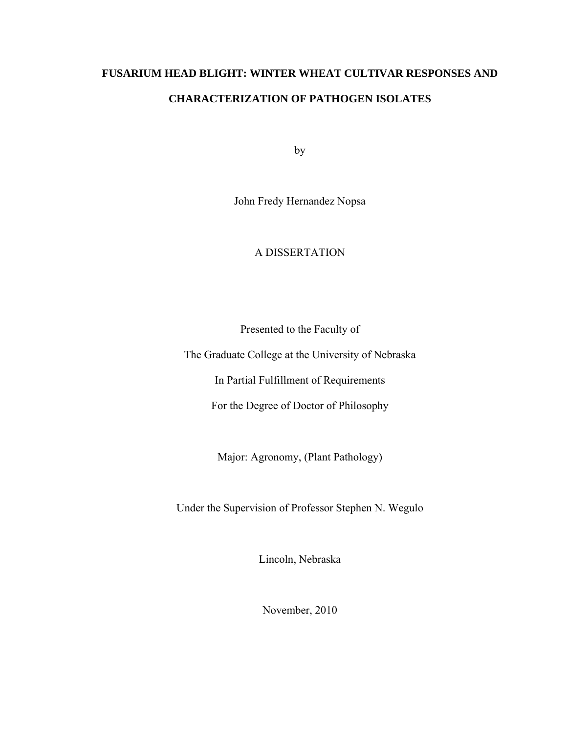# FUSARIUM HEAD BLIGHT: WINTER WHEAT CULTIVAR RESPONSES AND CHARACTERIZATION OF PATHOGEN ISOLATES

by

John Fredy Hernandez Nopsa

A DISSERTATION

Presented to the Faculty of

The Graduate College at the University of Nebraska

In Partial Fulfillment of Requirements

For the Degree of Doctor of Philosophy

Major: Agronomy, (Plant Pathology)

Under the Supervision of Professor Stephen N. Wegulo

Lincoln, Nebraska

November, 2010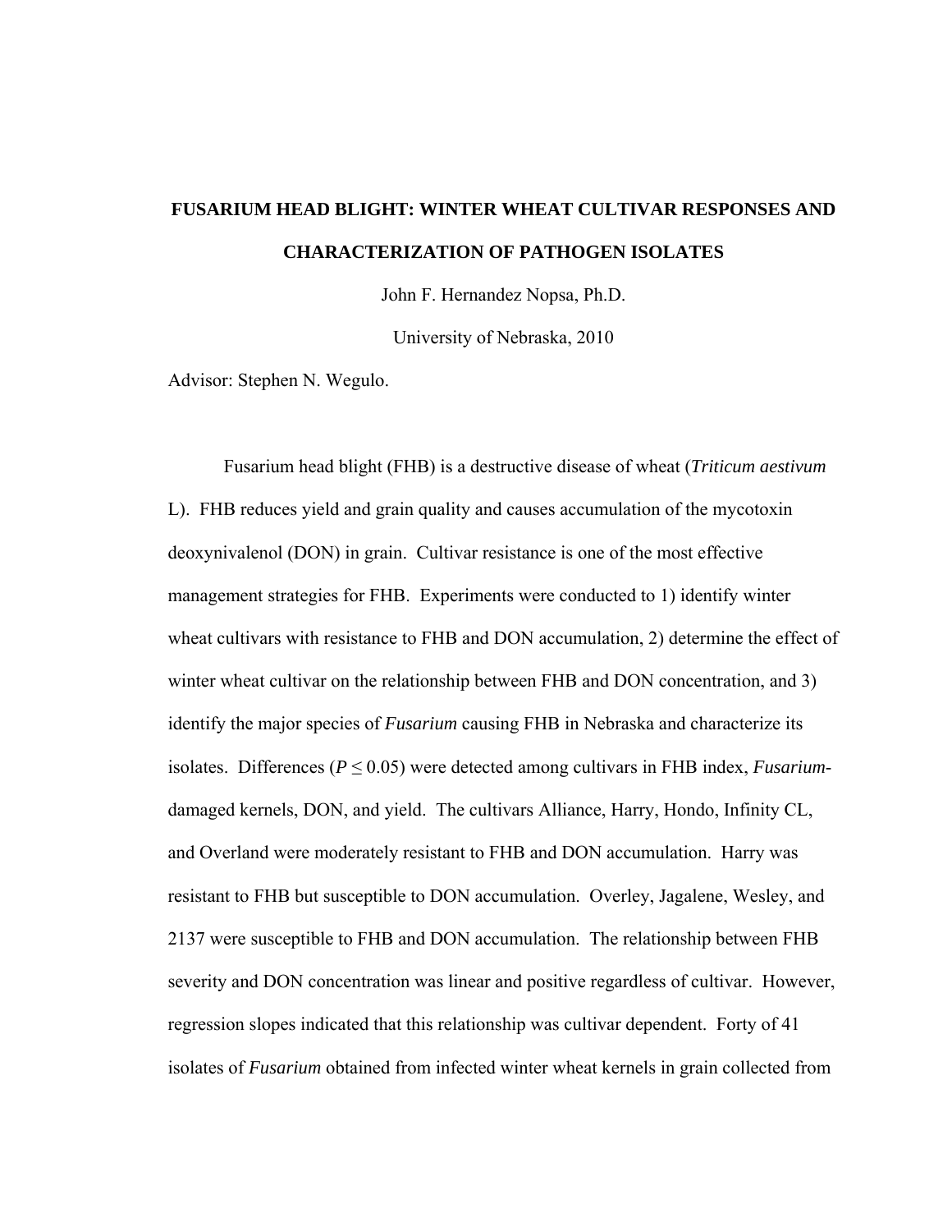# FUSARIUM HEAD BLIGHT: WINTER WHEAT CULTIVAR RESPONSES AND CHARACTERIZATION OF PATHOGEN ISOLATES

John F. Hernandez Nopsa, Ph.D.

University of Nebraska, 2010

Advisor: Stephen N. Wegulo.

Fusarium head blight (FHB) is a destructive disease of wheat (*Triticum aestivum* L). FHB reduces yield and grain quality and causes accumulation of the mycotoxin deoxynivalenol (DON) in grain. Cultivar resistance is one of the most effective management strategies for FHB. Experiments were conducted to 1) identify winter wheat cultivars with resistance to FHB and DON accumulation, 2) determine the effect of winter wheat cultivar on the relationship between FHB and DON concentration, and 3) identify the major species of *Fusarium* causing FHB in Nebraska and characterize its isolates. Differences ($P \leq 0.05$) were detected among cultivars in FHB index, *Fusarium*-damaged kernels, DON, and yield. The cultivars Alliance, Harry, Hondo, Infinity CL, and Overland were moderately resistant to FHB and DON accumulation. Harry was resistant to FHB but susceptible to DON accumulation. Overley, Jagalene, Wesley, and 2137 were susceptible to FHB and DON accumulation. The relationship between FHB severity and DON concentration was linear and positive regardless of cultivar. However, regression slopes indicated that this relationship was cultivar dependent. Forty of 41 isolates of *Fusarium* obtained from infected winter wheat kernels in grain collected from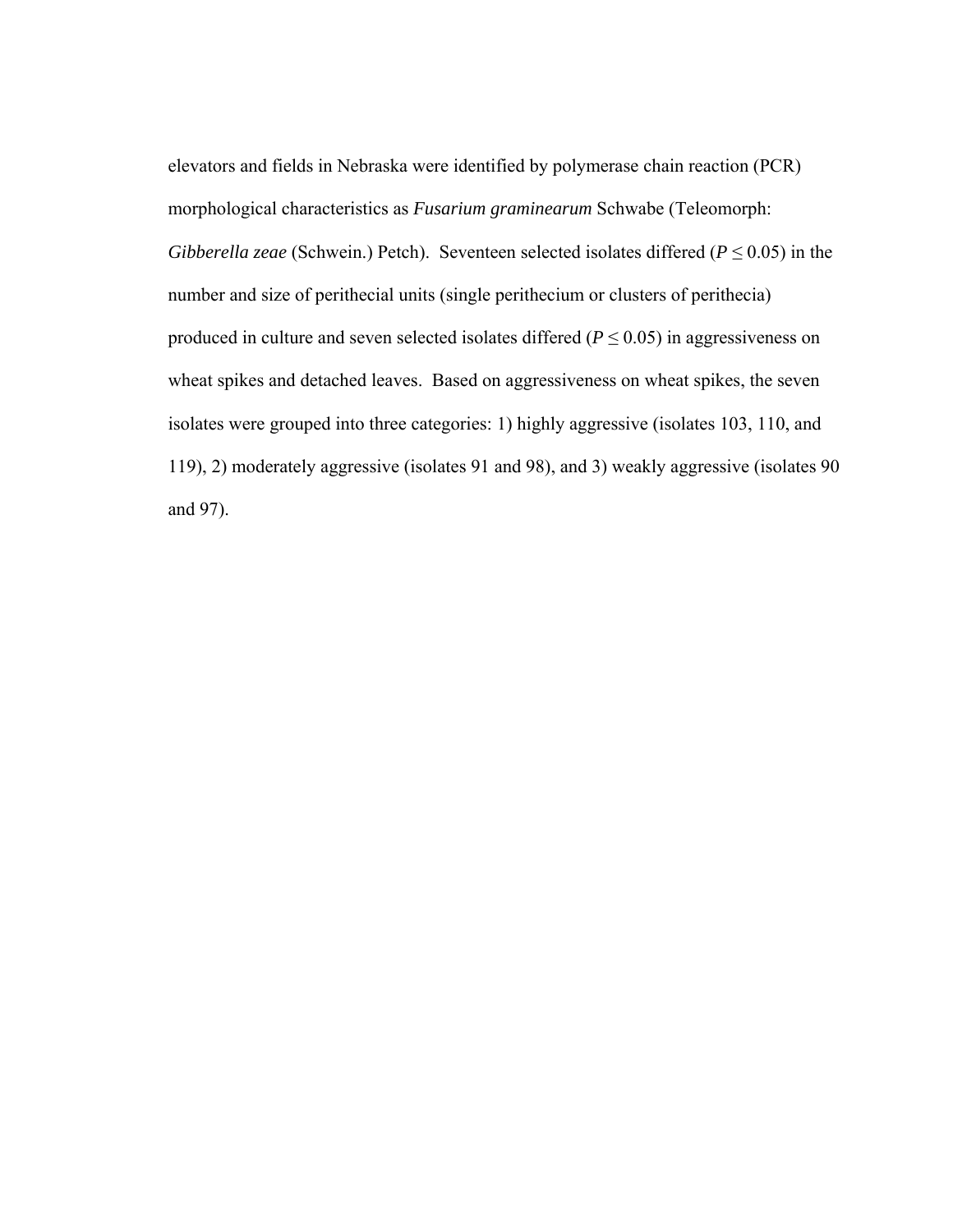elevators and fields in Nebraska were identified by polymerase chain reaction (PCR) morphological characteristics as *Fusarium graminearum* Schwabe (Teleomorph: *Gibberella zeae* (Schwein.) Petch). Seventeen selected isolates differed ($P \leq 0.05$) in the number and size of perithecial units (single perithecium or clusters of perithecia) produced in culture and seven selected isolates differed ($P \leq 0.05$) in aggressiveness on wheat spikes and detached leaves. Based on aggressiveness on wheat spikes, the seven isolates were grouped into three categories: 1) highly aggressive (isolates 103, 110, and 119), 2) moderately aggressive (isolates 91 and 98), and 3) weakly aggressive (isolates 90 and 97).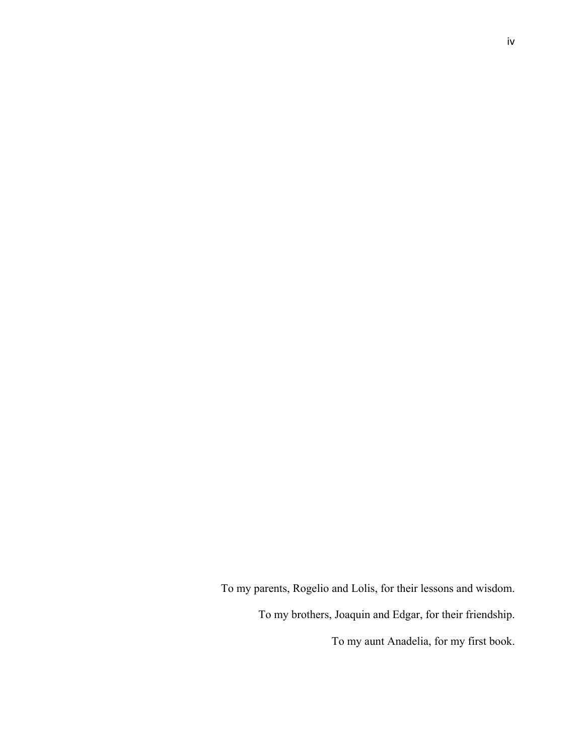To my parents, Rogelio and Lolis, for their lessons and wisdom.

To my brothers, Joaquin and Edgar, for their friendship.

To my aunt Anadelia, for my first book.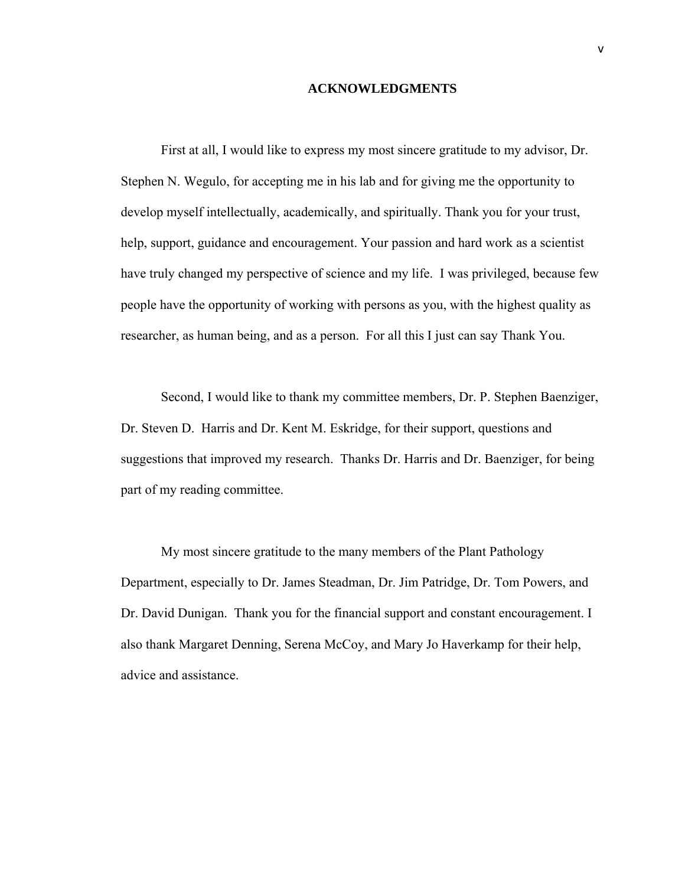# ACKNOWLEDGMENTS

First at all, I would like to express my most sincere gratitude to my advisor, Dr. Stephen N. Wegulo, for accepting me in his lab and for giving me the opportunity to develop myself intellectually, academically, and spiritually. Thank you for your trust, help, support, guidance and encouragement. Your passion and hard work as a scientist have truly changed my perspective of science and my life. I was privileged, because few people have the opportunity of working with persons as you, with the highest quality as researcher, as human being, and as a person. For all this I just can say Thank You.

Second, I would like to thank my committee members, Dr. P. Stephen Baenziger, Dr. Steven D. Harris and Dr. Kent M. Eskridge, for their support, questions and suggestions that improved my research. Thanks Dr. Harris and Dr. Baenziger, for being part of my reading committee.

My most sincere gratitude to the many members of the Plant Pathology Department, especially to Dr. James Steadman, Dr. Jim Patridge, Dr. Tom Powers, and Dr. David Dunigan. Thank you for the financial support and constant encouragement. I also thank Margaret Denning, Serena McCoy, and Mary Jo Haverkamp for their help, advice and assistance.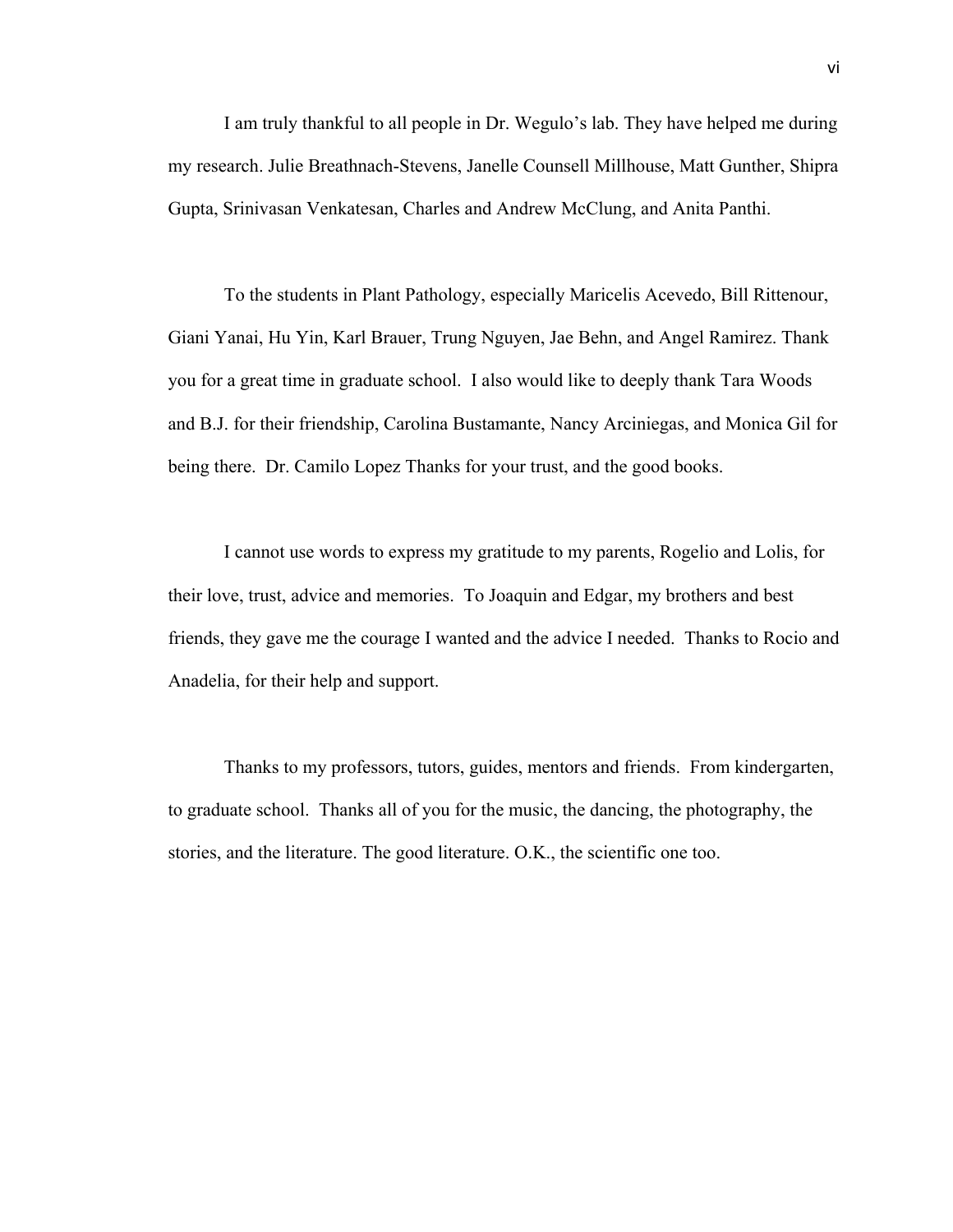I am truly thankful to all people in Dr. Wegulo's lab. They have helped me during my research. Julie Breathnach-Stevens, Janelle Counsell Millhouse, Matt Gunther, Shipra Gupta, Srinivasan Venkatesan, Charles and Andrew McClung, and Anita Panthi.

To the students in Plant Pathology, especially Maricelis Acevedo, Bill Rittenour, Giani Yanai, Hu Yin, Karl Brauer, Trung Nguyen, Jae Behn, and Angel Ramirez. Thank you for a great time in graduate school. I also would like to deeply thank Tara Woods and B.J. for their friendship, Carolina Bustamante, Nancy Arciniegas, and Monica Gil for being there. Dr. Camilo Lopez Thanks for your trust, and the good books.

I cannot use words to express my gratitude to my parents, Rogelio and Lolis, for their love, trust, advice and memories. To Joaquin and Edgar, my brothers and best friends, they gave me the courage I wanted and the advice I needed. Thanks to Rocio and Anadelia, for their help and support.

Thanks to my professors, tutors, guides, mentors and friends. From kindergarten, to graduate school. Thanks all of you for the music, the dancing, the photography, the stories, and the literature. The good literature. O.K., the scientific one too.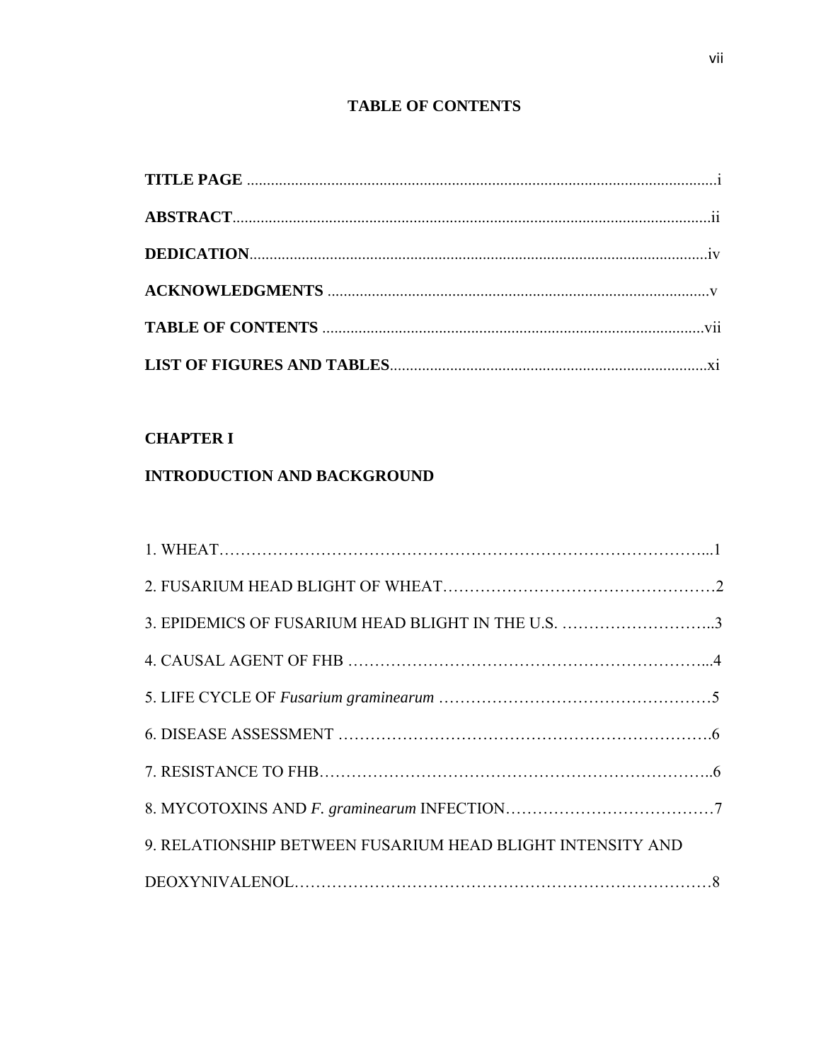# TABLE OF CONTENTS

**TITLE PAGE** .................................................................................................................i

**ABSTRACT**.....................................................................................................................ii

**DEDICATION**................................................................................................................iv

**ACKNOWLEDGMENTS** ..............................................................................................v

**TABLE OF CONTENTS** .............................................................................................vii

**LIST OF FIGURES AND TABLES**..............................................................................xi

**CHAPTER I**

**INTRODUCTION AND BACKGROUND**

1. WHEAT………………………………………………………………………………...1

2. FUSARIUM HEAD BLIGHT OF WHEAT……………………………………………2

3. EPIDEMICS OF FUSARIUM HEAD BLIGHT IN THE U.S. ………………………..3

4. CAUSAL AGENT OF FHB …………………………………………………………...4

5. LIFE CYCLE OF *Fusarium graminearum* ……………………………………………5

6. DISEASE ASSESSMENT …………………………………………………………….6

7. RESISTANCE TO FHB………………………………………………………………..6

8. MYCOTOXINS AND *F. graminearum* INFECTION…………………………………7

9. RELATIONSHIP BETWEEN FUSARIUM HEAD BLIGHT INTENSITY AND DEOXYNIVALENOL…………………………………………………………………8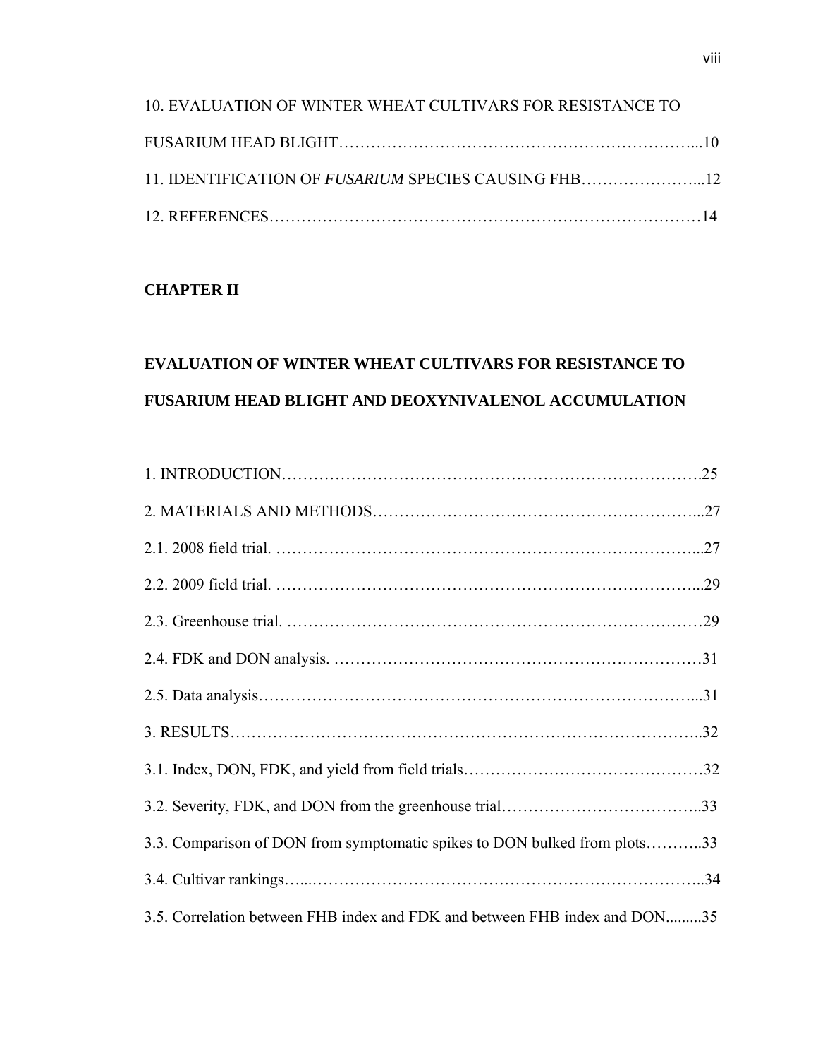10. EVALUATION OF WINTER WHEAT CULTIVARS FOR RESISTANCE TO FUSARIUM HEAD BLIGHT…………………………………………………………...10

11. IDENTIFICATION OF *FUSARIUM* SPECIES CAUSING FHB…………………...12

12. REFERENCES……………………………………………………………………14

**CHAPTER II**

**EVALUATION OF WINTER WHEAT CULTIVARS FOR RESISTANCE TO FUSARIUM HEAD BLIGHT AND DEOXYNIVALENOL ACCUMULATION**

1. INTRODUCTION…………………………………………………………………….25

2. MATERIALS AND METHODS…………………………………………………...27

2.1. 2008 field trial. …………………………………………………………………...27

2.2. 2009 field trial. …………………………………………………………………...29

2.3. Greenhouse trial. …………………………………………………………………29

2.4. FDK and DON analysis. …………………………………………………………31

2.5. Data analysis……………………………………………………………………...31

3. RESULTS…………………………………………………………………………..32

3.1. Index, DON, FDK, and yield from field trials……………………………………32

3.2. Severity, FDK, and DON from the greenhouse trial……………………………..33

3.3. Comparison of DON from symptomatic spikes to DON bulked from plots………..33

3.4. Cultivar rankings…...…………………………………………………………….34

3.5. Correlation between FHB index and FDK and between FHB index and DON.........35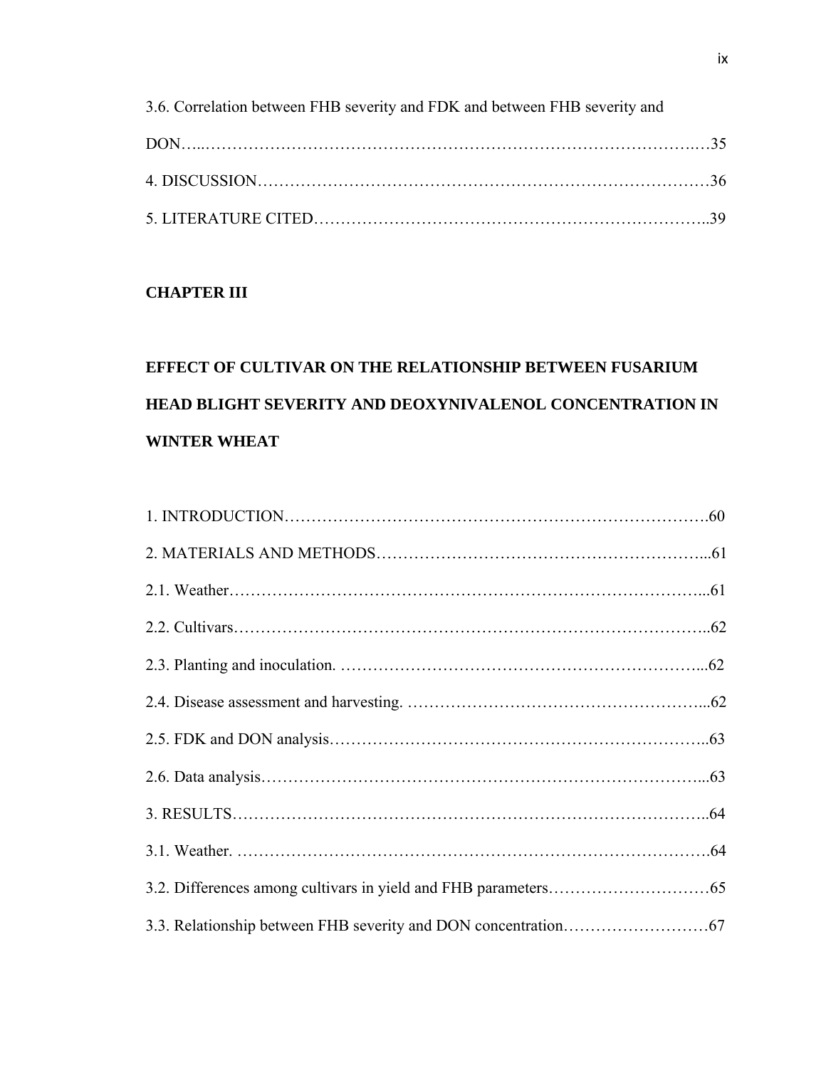3.6. Correlation between FHB severity and FDK and between FHB severity and DON…..……………………………………………………………………………….…35

4. DISCUSSION………………………………………………………………………36

5. LITERATURE CITED…………………………………………………………………..39

**CHAPTER III**

**EFFECT OF CULTIVAR ON THE RELATIONSHIP BETWEEN FUSARIUM HEAD BLIGHT SEVERITY AND DEOXYNIVALENOL CONCENTRATION IN WINTER WHEAT**

1. INTRODUCTION…………………………………………………………………….60

2. MATERIALS AND METHODS…………………………………………………...61

2.1. Weather……………………………………………………………………………...61

2.2. Cultivars…………………………………………………………………………..62

2.3. Planting and inoculation. ………………………………………………………...62

2.4. Disease assessment and harvesting. ……………………………………………...62

2.5. FDK and DON analysis…………………………………………………………..63

2.6. Data analysis………………………………………………………………………...63

3. RESULTS……………………………………………………………………………..64

3.1. Weather. …………………………………………………………………………….64

3.2. Differences among cultivars in yield and FHB parameters…………………………65

3.3. Relationship between FHB severity and DON concentration………………………67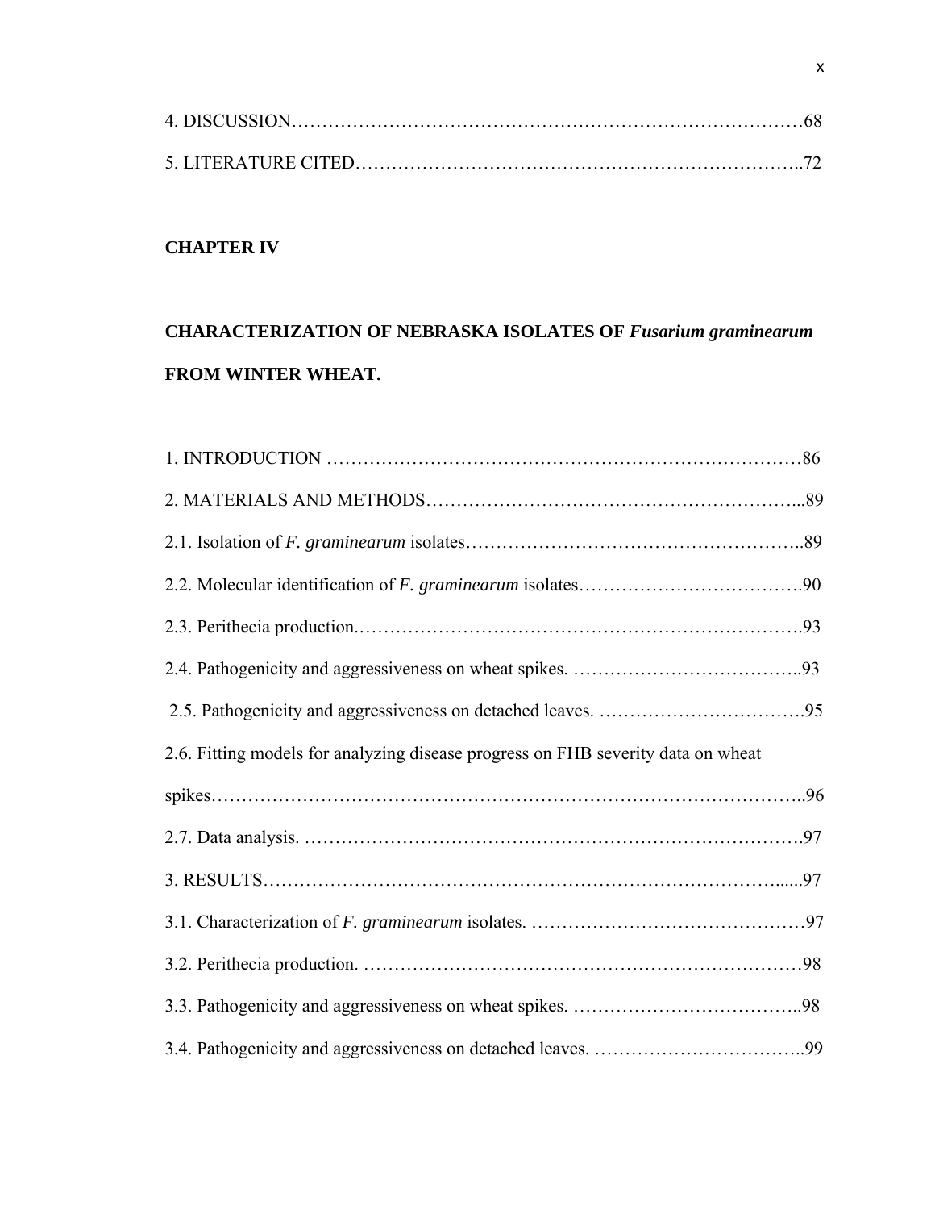4. DISCUSSION……………………………………………………………………………68

5. LITERATURE CITED……………………………………………………………..72

**CHAPTER IV**

**CHARACTERIZATION OF NEBRASKA ISOLATES OF *Fusarium graminearum* FROM WINTER WHEAT.**

1. INTRODUCTION ……………………………………………………………………86

2. MATERIALS AND METHODS…………………………………………………...89

2.1. Isolation of *F. graminearum* isolates………………………………………………..89

2.2. Molecular identification of *F. graminearum* isolates……………………………….90

2.3. Perithecia production.……………………………………………………………….93

2.4. Pathogenicity and aggressiveness on wheat spikes. ………………………………..93

2.5. Pathogenicity and aggressiveness on detached leaves. …………………………….95

2.6. Fitting models for analyzing disease progress on FHB severity data on wheat spikes……………………………………………………………………………………..96

2.7. Data analysis. ……………………………………………………………………….97

3. RESULTS………………………………………………………………………….....97

3.1. Characterization of *F. graminearum* isolates. ………………………………………97

3.2. Perithecia production. ………………………………………………………………98

3.3. Pathogenicity and aggressiveness on wheat spikes. ………………………………..98

3.4. Pathogenicity and aggressiveness on detached leaves. ……………………………..99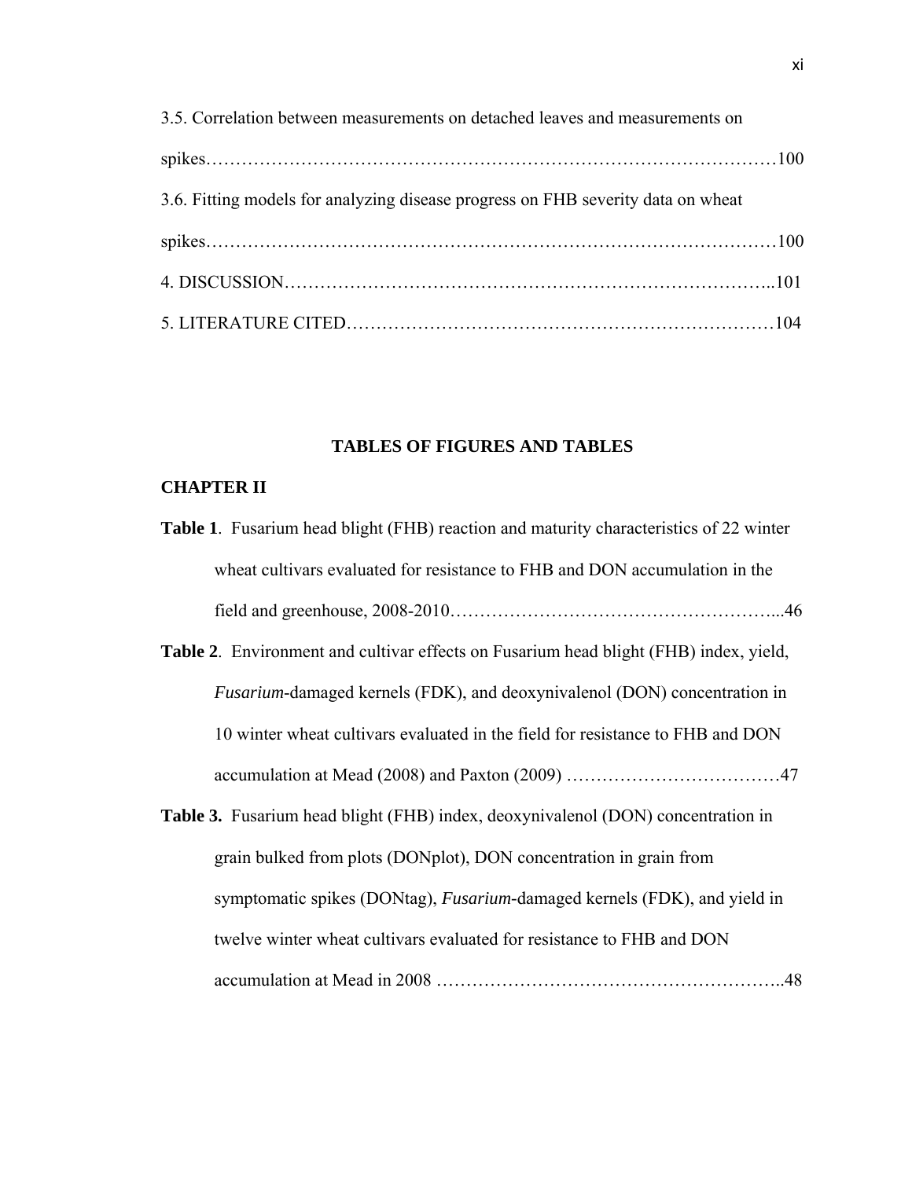3.5. Correlation between measurements on detached leaves and measurements on spikes……………………………………………………………………………………100

3.6. Fitting models for analyzing disease progress on FHB severity data on wheat spikes……………………………………………………………………………………100

4. DISCUSSION……………………………………………………………………..101

5. LITERATURE CITED……………………………………………………………104

## TABLES OF FIGURES AND TABLES

### CHAPTER II

**Table 1**. Fusarium head blight (FHB) reaction and maturity characteristics of 22 winter wheat cultivars evaluated for resistance to FHB and DON accumulation in the field and greenhouse, 2008-2010………………………………………………...46

**Table 2**. Environment and cultivar effects on Fusarium head blight (FHB) index, yield, *Fusarium*-damaged kernels (FDK), and deoxynivalenol (DON) concentration in 10 winter wheat cultivars evaluated in the field for resistance to FHB and DON accumulation at Mead (2008) and Paxton (2009) ………………………………47

**Table 3.** Fusarium head blight (FHB) index, deoxynivalenol (DON) concentration in grain bulked from plots (DONplot), DON concentration in grain from symptomatic spikes (DONtag), *Fusarium*-damaged kernels (FDK), and yield in twelve winter wheat cultivars evaluated for resistance to FHB and DON accumulation at Mead in 2008 …………………………………………………..48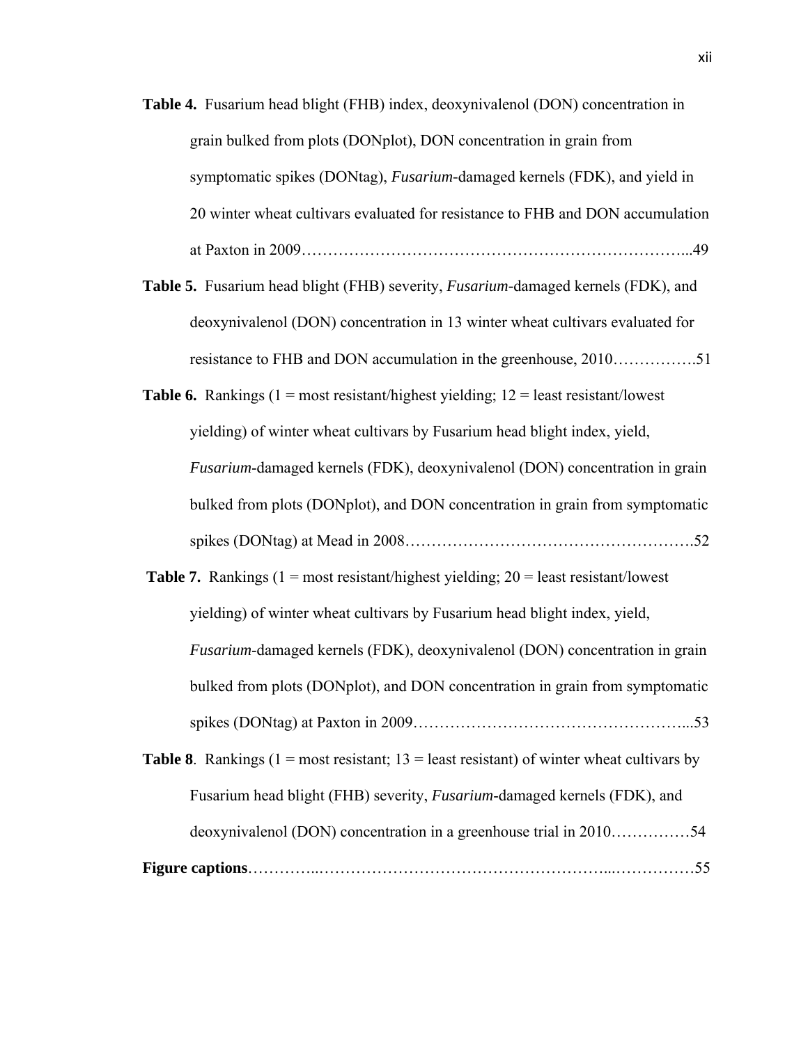**Table 4.** Fusarium head blight (FHB) index, deoxynivalenol (DON) concentration in grain bulked from plots (DONplot), DON concentration in grain from symptomatic spikes (DONtag), *Fusarium*-damaged kernels (FDK), and yield in 20 winter wheat cultivars evaluated for resistance to FHB and DON accumulation at Paxton in 2009…………………………………………………………………...49

**Table 5.** Fusarium head blight (FHB) severity, *Fusarium*-damaged kernels (FDK), and deoxynivalenol (DON) concentration in 13 winter wheat cultivars evaluated for resistance to FHB and DON accumulation in the greenhouse, 2010…………….51

**Table 6.** Rankings (1 = most resistant/highest yielding; 12 = least resistant/lowest yielding) of winter wheat cultivars by Fusarium head blight index, yield, *Fusarium*-damaged kernels (FDK), deoxynivalenol (DON) concentration in grain bulked from plots (DONplot), and DON concentration in grain from symptomatic spikes (DONtag) at Mead in 2008……………………………………………….52

**Table 7.** Rankings (1 = most resistant/highest yielding; 20 = least resistant/lowest yielding) of winter wheat cultivars by Fusarium head blight index, yield, *Fusarium*-damaged kernels (FDK), deoxynivalenol (DON) concentration in grain bulked from plots (DONplot), and DON concentration in grain from symptomatic spikes (DONtag) at Paxton in 2009……………………………………………...53

**Table 8**. Rankings (1 = most resistant; 13 = least resistant) of winter wheat cultivars by Fusarium head blight (FHB) severity, *Fusarium*-damaged kernels (FDK), and deoxynivalenol (DON) concentration in a greenhouse trial in 2010……………54

**Figure captions**…………..…………………………………………………...…………….55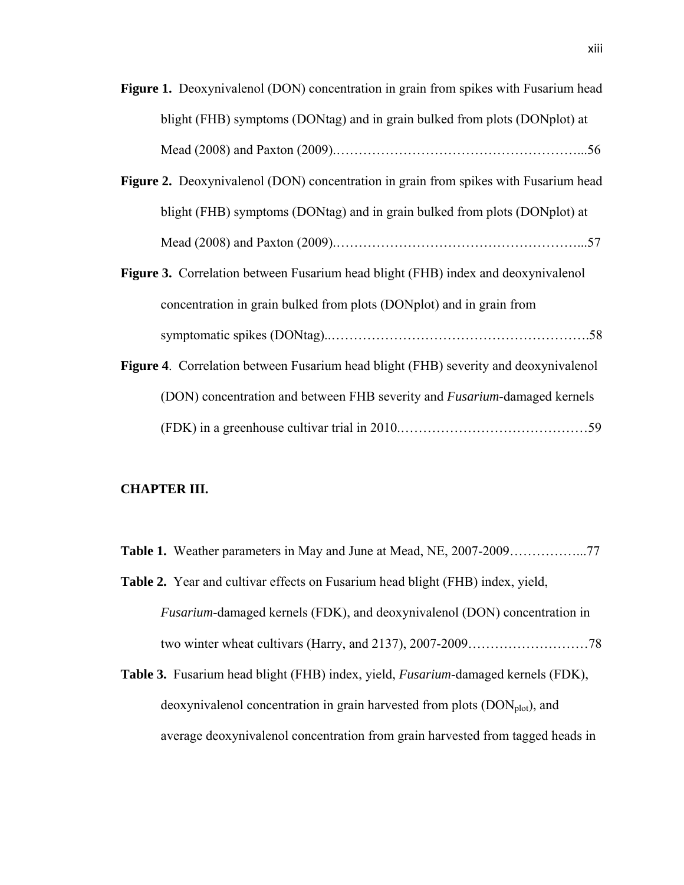**Figure 1.** Deoxynivalenol (DON) concentration in grain from spikes with Fusarium head blight (FHB) symptoms (DONtag) and in grain bulked from plots (DONplot) at Mead (2008) and Paxton (2009)……………………………………………...56

**Figure 2.** Deoxynivalenol (DON) concentration in grain from spikes with Fusarium head blight (FHB) symptoms (DONtag) and in grain bulked from plots (DONplot) at Mead (2008) and Paxton (2009)……………………………………………...57

**Figure 3.** Correlation between Fusarium head blight (FHB) index and deoxynivalenol concentration in grain bulked from plots (DONplot) and in grain from symptomatic spikes (DONtag)..………………………………………………….58

**Figure 4**. Correlation between Fusarium head blight (FHB) severity and deoxynivalenol (DON) concentration and between FHB severity and *Fusarium*-damaged kernels (FDK) in a greenhouse cultivar trial in 2010.……………………………………59

**CHAPTER III.**

**Table 1.** Weather parameters in May and June at Mead, NE, 2007-2009……………...77

**Table 2.** Year and cultivar effects on Fusarium head blight (FHB) index, yield, *Fusarium*-damaged kernels (FDK), and deoxynivalenol (DON) concentration in two winter wheat cultivars (Harry, and 2137), 2007-2009………………………78

**Table 3.** Fusarium head blight (FHB) index, yield, *Fusarium*-damaged kernels (FDK), deoxynivalenol concentration in grain harvested from plots ($DON_{plot}$), and average deoxynivalenol concentration from grain harvested from tagged heads in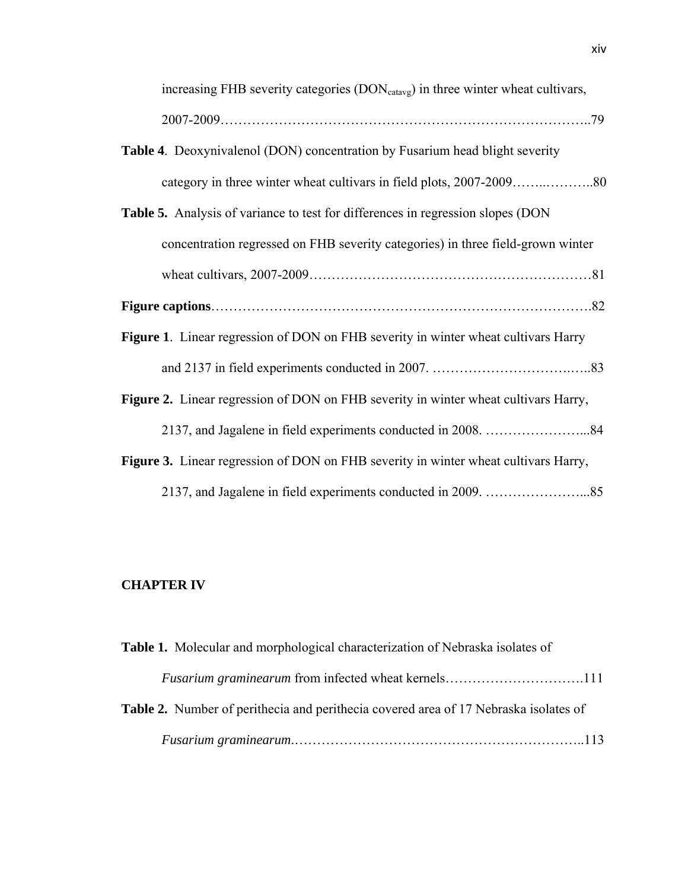increasing FHB severity categories ($DON_{catavg}$) in three winter wheat cultivars, 2007-2009…………………………………………………………………………..79

**Table 4**. Deoxynivalenol (DON) concentration by Fusarium head blight severity category in three winter wheat cultivars in field plots, 2007-2009……..………..80

**Table 5.** Analysis of variance to test for differences in regression slopes (DON concentration regressed on FHB severity categories) in three field-grown winter wheat cultivars, 2007-2009………………………………………………………81

**Figure captions**……………………………………………………………………….82

**Figure 1**. Linear regression of DON on FHB severity in winter wheat cultivars Harry and 2137 in field experiments conducted in 2007. ……………………………..…..83

**Figure 2.** Linear regression of DON on FHB severity in winter wheat cultivars Harry, 2137, and Jagalene in field experiments conducted in 2008. …………………...84

**Figure 3.** Linear regression of DON on FHB severity in winter wheat cultivars Harry, 2137, and Jagalene in field experiments conducted in 2009. …………………...85

**CHAPTER IV**

**Table 1.** Molecular and morphological characterization of Nebraska isolates of *Fusarium graminearum* from infected wheat kernels………………………….111

**Table 2.** Number of perithecia and perithecia covered area of 17 Nebraska isolates of *Fusarium graminearum.*………………………………………………………..113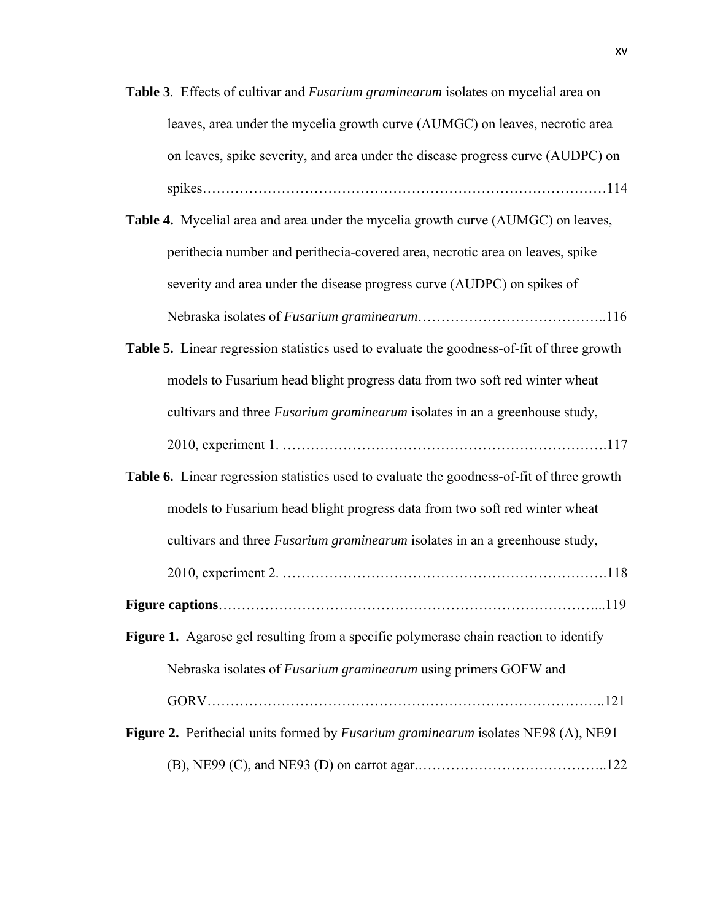**Table 3**. Effects of cultivar and *Fusarium graminearum* isolates on mycelial area on leaves, area under the mycelia growth curve (AUMGC) on leaves, necrotic area on leaves, spike severity, and area under the disease progress curve (AUDPC) on spikes……………………………………………………………………………114

**Table 4.** Mycelial area and area under the mycelia growth curve (AUMGC) on leaves, perithecia number and perithecia-covered area, necrotic area on leaves, spike severity and area under the disease progress curve (AUDPC) on spikes of Nebraska isolates of *Fusarium graminearum*…………………………………..116

**Table 5.** Linear regression statistics used to evaluate the goodness-of-fit of three growth models to Fusarium head blight progress data from two soft red winter wheat cultivars and three *Fusarium graminearum* isolates in an a greenhouse study, 2010, experiment 1. ……………………………………………………………….117

**Table 6.** Linear regression statistics used to evaluate the goodness-of-fit of three growth models to Fusarium head blight progress data from two soft red winter wheat cultivars and three *Fusarium graminearum* isolates in an a greenhouse study, 2010, experiment 2. ……………………………………………………………….118

**Figure captions**…………………………………………………………………...119

**Figure 1.** Agarose gel resulting from a specific polymerase chain reaction to identify Nebraska isolates of *Fusarium graminearum* using primers GOFW and GORV……………………………………………………………………………..121

**Figure 2.** Perithecial units formed by *Fusarium graminearum* isolates NE98 (A), NE91 (B), NE99 (C), and NE93 (D) on carrot agar…………………………………..122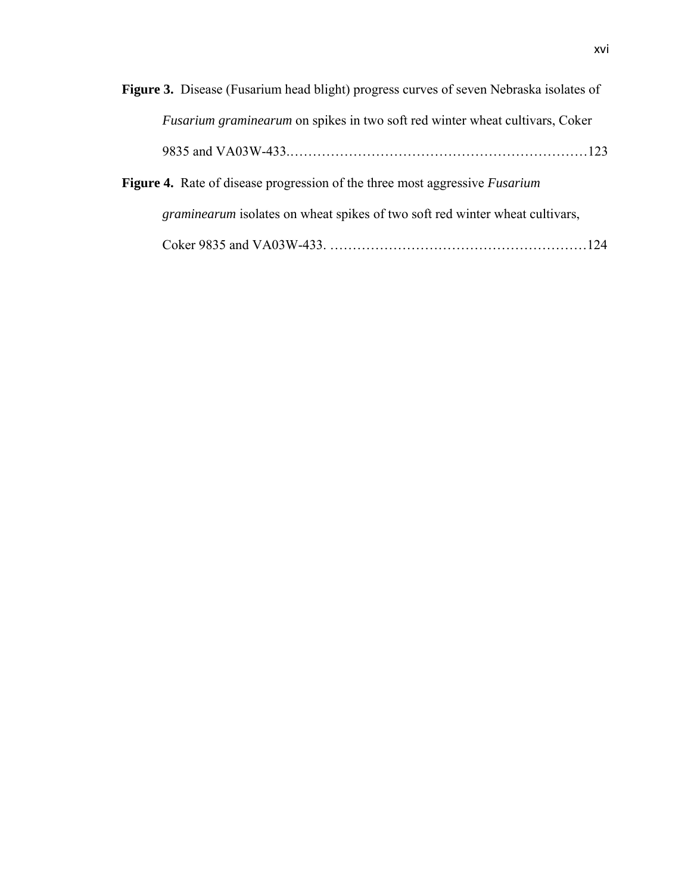**Figure 3.** Disease (Fusarium head blight) progress curves of seven Nebraska isolates of *Fusarium graminearum* on spikes in two soft red winter wheat cultivars, Coker 9835 and VA03W-433.…………………………………………………………123

**Figure 4.** Rate of disease progression of the three most aggressive *Fusarium graminearum* isolates on wheat spikes of two soft red winter wheat cultivars, Coker 9835 and VA03W-433. …………………………………………………124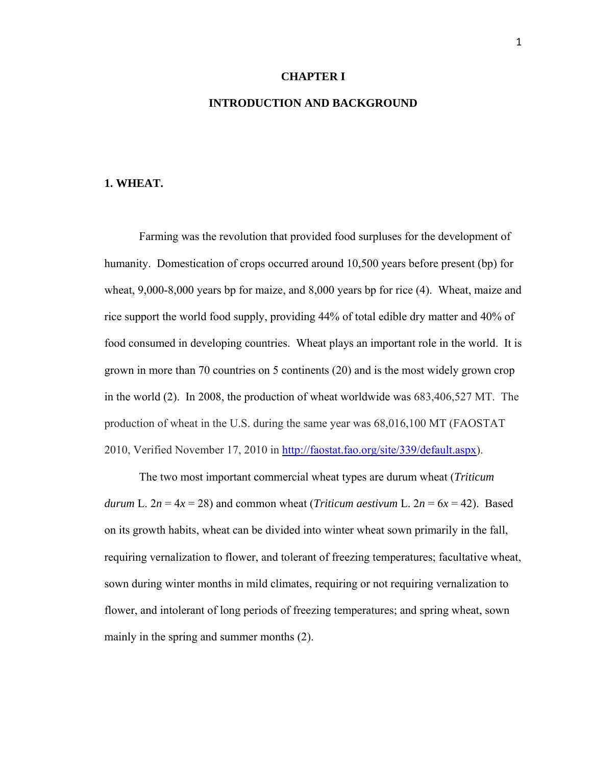# CHAPTER I

# INTRODUCTION AND BACKGROUND

## 1. WHEAT.

Farming was the revolution that provided food surpluses for the development of humanity. Domestication of crops occurred around 10,500 years before present (bp) for wheat, 9,000-8,000 years bp for maize, and 8,000 years bp for rice (4). Wheat, maize and rice support the world food supply, providing 44% of total edible dry matter and 40% of food consumed in developing countries. Wheat plays an important role in the world. It is grown in more than 70 countries on 5 continents (20) and is the most widely grown crop in the world (2). In 2008, the production of wheat worldwide was 683,406,527 MT. The production of wheat in the U.S. during the same year was 68,016,100 MT (FAOSTAT 2010, Verified November 17, 2010 in http://faostat.fao.org/site/339/default.aspx).

The two most important commercial wheat types are durum wheat (*Triticum durum* L. $2n = 4x = 28$) and common wheat (*Triticum aestivum* L. $2n = 6x = 42$). Based on its growth habits, wheat can be divided into winter wheat sown primarily in the fall, requiring vernalization to flower, and tolerant of freezing temperatures; facultative wheat, sown during winter months in mild climates, requiring or not requiring vernalization to flower, and intolerant of long periods of freezing temperatures; and spring wheat, sown mainly in the spring and summer months (2).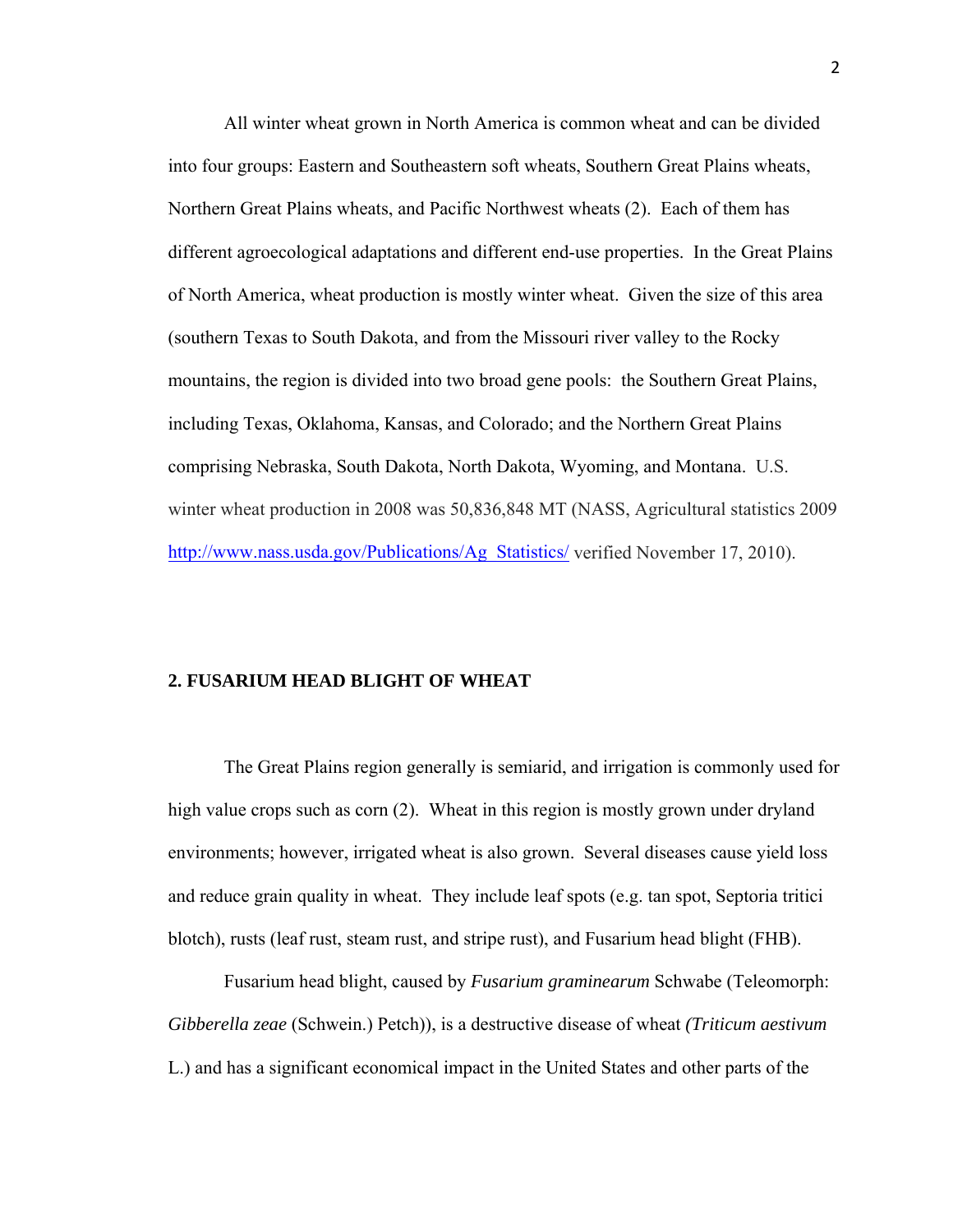All winter wheat grown in North America is common wheat and can be divided into four groups: Eastern and Southeastern soft wheats, Southern Great Plains wheats, Northern Great Plains wheats, and Pacific Northwest wheats (2). Each of them has different agroecological adaptations and different end-use properties. In the Great Plains of North America, wheat production is mostly winter wheat. Given the size of this area (southern Texas to South Dakota, and from the Missouri river valley to the Rocky mountains, the region is divided into two broad gene pools: the Southern Great Plains, including Texas, Oklahoma, Kansas, and Colorado; and the Northern Great Plains comprising Nebraska, South Dakota, North Dakota, Wyoming, and Montana. U.S. winter wheat production in 2008 was 50,836,848 MT (NASS, Agricultural statistics 2009 http://www.nass.usda.gov/Publications/Ag_Statistics/ verified November 17, 2010).

## 2. FUSARIUM HEAD BLIGHT OF WHEAT

The Great Plains region generally is semiarid, and irrigation is commonly used for high value crops such as corn (2). Wheat in this region is mostly grown under dryland environments; however, irrigated wheat is also grown. Several diseases cause yield loss and reduce grain quality in wheat. They include leaf spots (e.g. tan spot, Septoria tritici blotch), rusts (leaf rust, steam rust, and stripe rust), and Fusarium head blight (FHB).

Fusarium head blight, caused by *Fusarium graminearum* Schwabe (Teleomorph: *Gibberella zeae* (Schwein.) Petch)), is a destructive disease of wheat *(Triticum aestivum* L.) and has a significant economical impact in the United States and other parts of the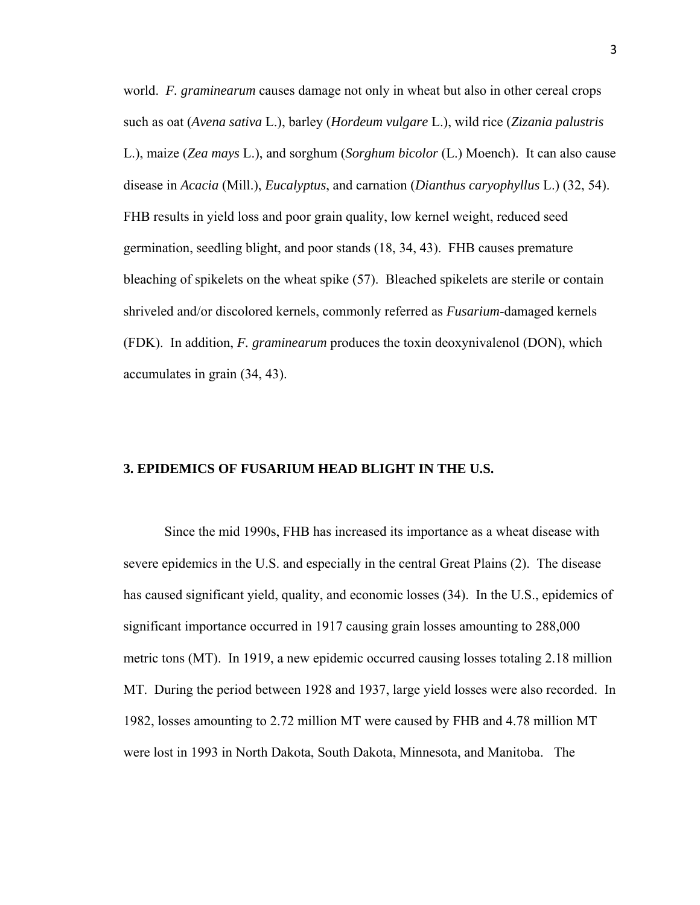world. *F. graminearum* causes damage not only in wheat but also in other cereal crops such as oat (*Avena sativa* L.), barley (*Hordeum vulgare* L.), wild rice (*Zizania palustris* L.), maize (*Zea mays* L.), and sorghum (*Sorghum bicolor* (L.) Moench). It can also cause disease in *Acacia* (Mill.), *Eucalyptus*, and carnation (*Dianthus caryophyllus* L.) (32, 54). FHB results in yield loss and poor grain quality, low kernel weight, reduced seed germination, seedling blight, and poor stands (18, 34, 43). FHB causes premature bleaching of spikelets on the wheat spike (57). Bleached spikelets are sterile or contain shriveled and/or discolored kernels, commonly referred as *Fusarium*-damaged kernels (FDK). In addition, *F. graminearum* produces the toxin deoxynivalenol (DON), which accumulates in grain (34, 43).

## 3. EPIDEMICS OF FUSARIUM HEAD BLIGHT IN THE U.S.

Since the mid 1990s, FHB has increased its importance as a wheat disease with severe epidemics in the U.S. and especially in the central Great Plains (2). The disease has caused significant yield, quality, and economic losses (34). In the U.S., epidemics of significant importance occurred in 1917 causing grain losses amounting to 288,000 metric tons (MT). In 1919, a new epidemic occurred causing losses totaling 2.18 million MT. During the period between 1928 and 1937, large yield losses were also recorded. In 1982, losses amounting to 2.72 million MT were caused by FHB and 4.78 million MT were lost in 1993 in North Dakota, South Dakota, Minnesota, and Manitoba. The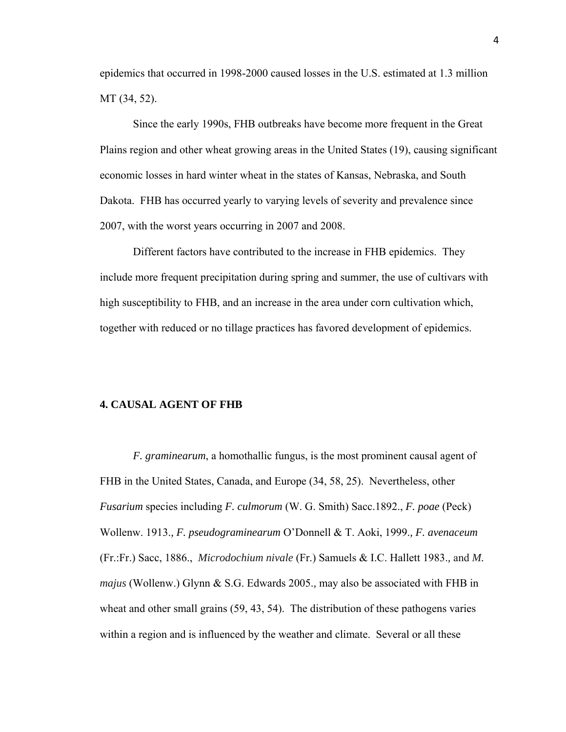epidemics that occurred in 1998-2000 caused losses in the U.S. estimated at 1.3 million MT (34, 52).

Since the early 1990s, FHB outbreaks have become more frequent in the Great Plains region and other wheat growing areas in the United States (19), causing significant economic losses in hard winter wheat in the states of Kansas, Nebraska, and South Dakota. FHB has occurred yearly to varying levels of severity and prevalence since 2007, with the worst years occurring in 2007 and 2008.

Different factors have contributed to the increase in FHB epidemics. They include more frequent precipitation during spring and summer, the use of cultivars with high susceptibility to FHB, and an increase in the area under corn cultivation which, together with reduced or no tillage practices has favored development of epidemics.

## 4. CAUSAL AGENT OF FHB

*F. graminearum*, a homothallic fungus, is the most prominent causal agent of FHB in the United States, Canada, and Europe (34, 58, 25). Nevertheless, other *Fusarium* species including *F. culmorum* (W. G. Smith) Sacc.1892., *F. poae* (Peck) Wollenw. 1913., *F. pseudograminearum* O'Donnell & T. Aoki, 1999., *F. avenaceum* (Fr.:Fr.) Sacc, 1886., *Microdochium nivale* (Fr.) Samuels & I.C. Hallett 1983., and *M. majus* (Wollenw.) Glynn & S.G. Edwards 2005., may also be associated with FHB in wheat and other small grains (59, 43, 54). The distribution of these pathogens varies within a region and is influenced by the weather and climate. Several or all these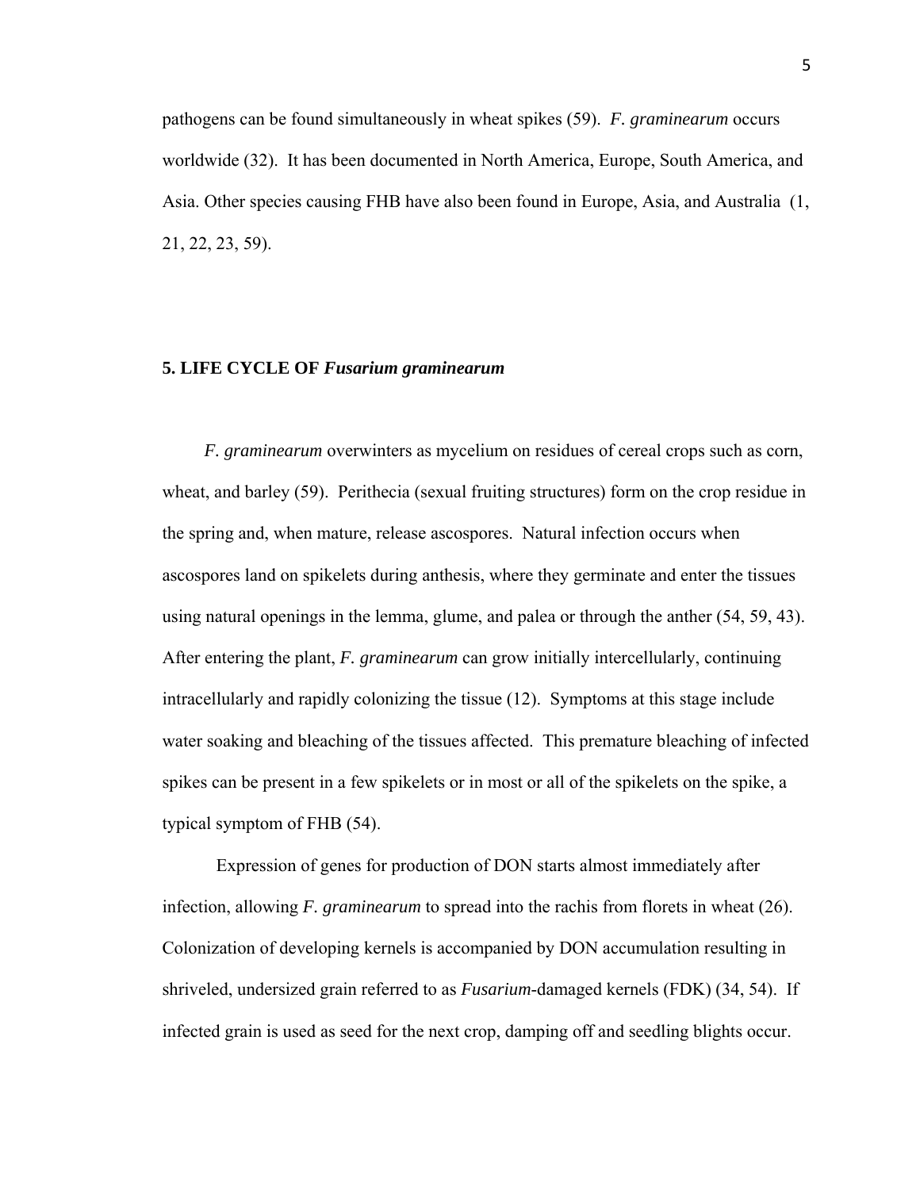pathogens can be found simultaneously in wheat spikes (59). *F. graminearum* occurs worldwide (32). It has been documented in North America, Europe, South America, and Asia. Other species causing FHB have also been found in Europe, Asia, and Australia (1, 21, 22, 23, 59).

## 5. LIFE CYCLE OF *Fusarium graminearum*

*F. graminearum* overwinters as mycelium on residues of cereal crops such as corn, wheat, and barley (59). Perithecia (sexual fruiting structures) form on the crop residue in the spring and, when mature, release ascospores. Natural infection occurs when ascospores land on spikelets during anthesis, where they germinate and enter the tissues using natural openings in the lemma, glume, and palea or through the anther (54, 59, 43). After entering the plant, *F. graminearum* can grow initially intercellularly, continuing intracellularly and rapidly colonizing the tissue (12). Symptoms at this stage include water soaking and bleaching of the tissues affected. This premature bleaching of infected spikes can be present in a few spikelets or in most or all of the spikelets on the spike, a typical symptom of FHB (54).

Expression of genes for production of DON starts almost immediately after infection, allowing *F. graminearum* to spread into the rachis from florets in wheat (26). Colonization of developing kernels is accompanied by DON accumulation resulting in shriveled, undersized grain referred to as *Fusarium*-damaged kernels (FDK) (34, 54). If infected grain is used as seed for the next crop, damping off and seedling blights occur.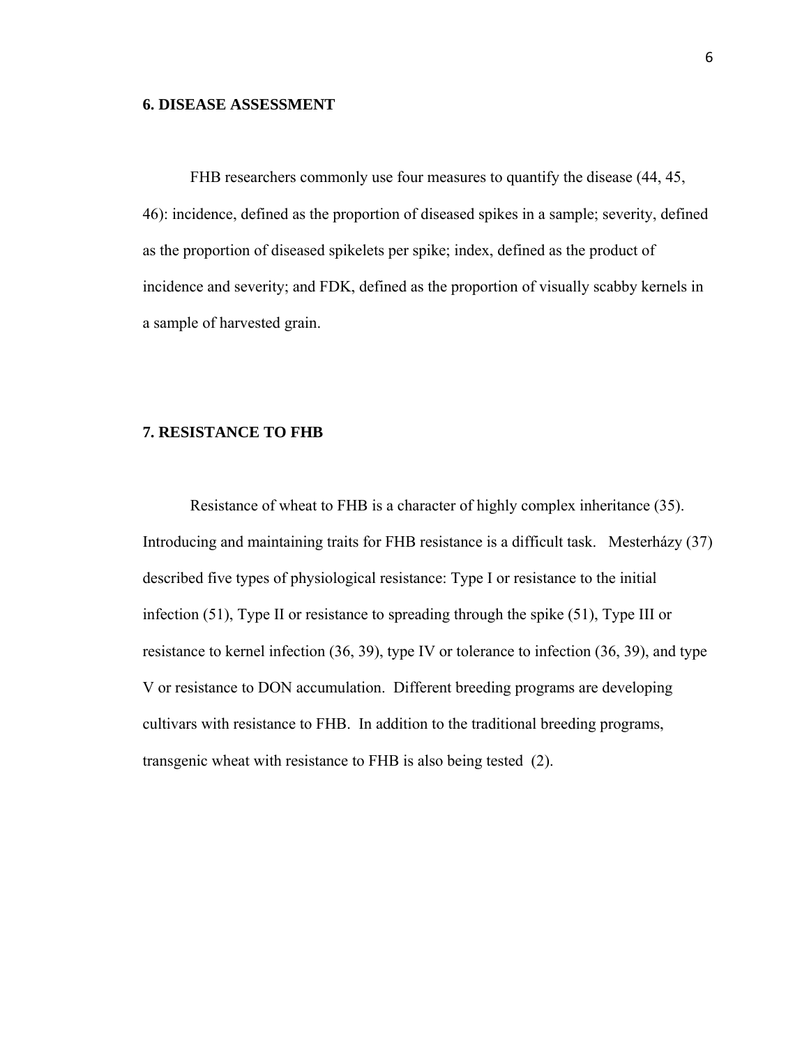## 6. DISEASE ASSESSMENT

FHB researchers commonly use four measures to quantify the disease (44, 45, 46): incidence, defined as the proportion of diseased spikes in a sample; severity, defined as the proportion of diseased spikelets per spike; index, defined as the product of incidence and severity; and FDK, defined as the proportion of visually scabby kernels in a sample of harvested grain.

## 7. RESISTANCE TO FHB

Resistance of wheat to FHB is a character of highly complex inheritance (35). Introducing and maintaining traits for FHB resistance is a difficult task. Mesterházy (37) described five types of physiological resistance: Type I or resistance to the initial infection (51), Type II or resistance to spreading through the spike (51), Type III or resistance to kernel infection (36, 39), type IV or tolerance to infection (36, 39), and type V or resistance to DON accumulation. Different breeding programs are developing cultivars with resistance to FHB. In addition to the traditional breeding programs, transgenic wheat with resistance to FHB is also being tested (2).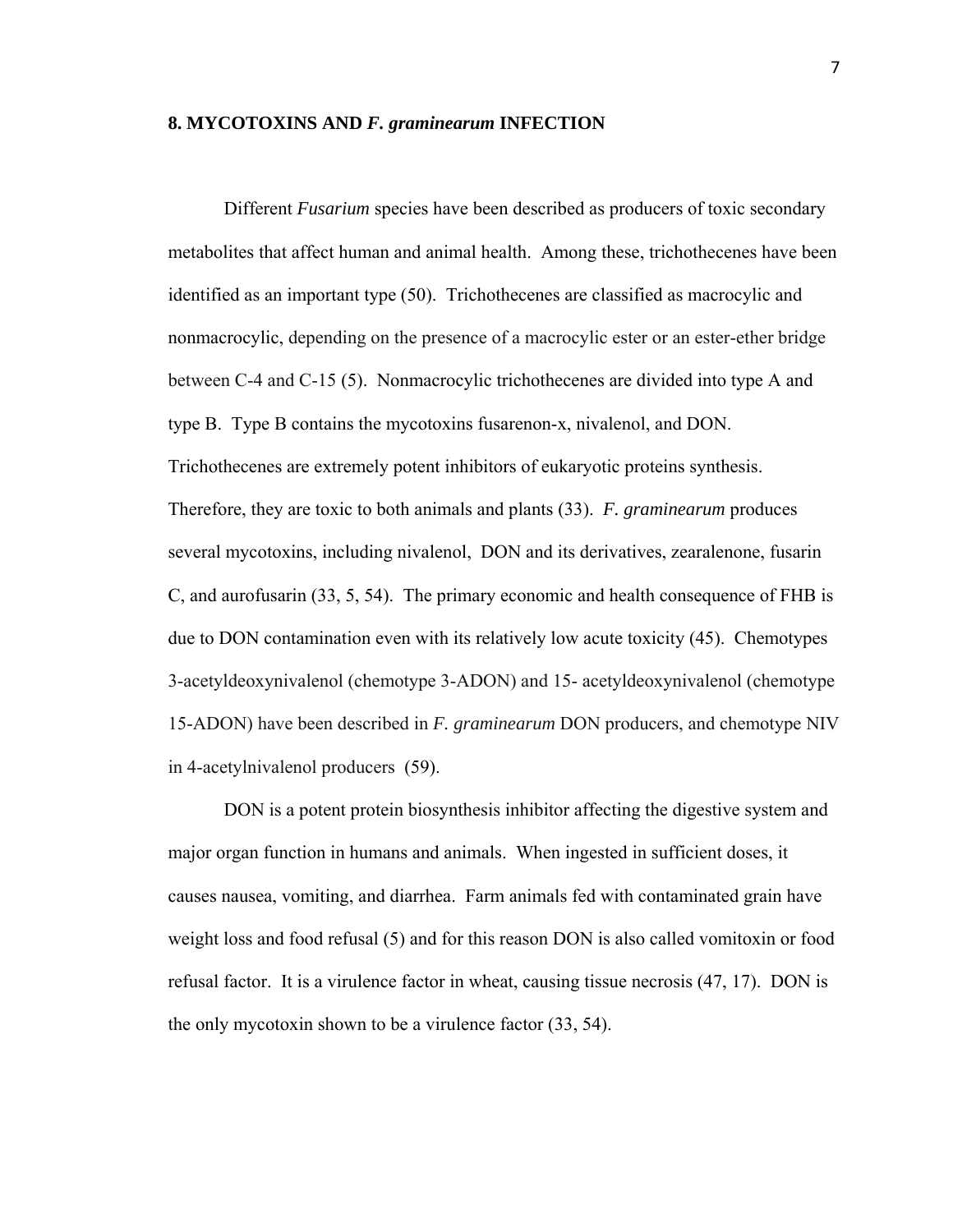## 8. MYCOTOXINS AND *F. graminearum* INFECTION

Different *Fusarium* species have been described as producers of toxic secondary metabolites that affect human and animal health. Among these, trichothecenes have been identified as an important type (50). Trichothecenes are classified as macrocylic and nonmacrocylic, depending on the presence of a macrocylic ester or an ester-ether bridge between C-4 and C-15 (5). Nonmacrocylic trichothecenes are divided into type A and type B. Type B contains the mycotoxins fusarenon-x, nivalenol, and DON. Trichothecenes are extremely potent inhibitors of eukaryotic proteins synthesis. Therefore, they are toxic to both animals and plants (33). *F. graminearum* produces several mycotoxins, including nivalenol, DON and its derivatives, zearalenone, fusarin C, and aurofusarin (33, 5, 54). The primary economic and health consequence of FHB is due to DON contamination even with its relatively low acute toxicity (45). Chemotypes 3-acetyldeoxynivalenol (chemotype 3-ADON) and 15- acetyldeoxynivalenol (chemotype 15-ADON) have been described in *F. graminearum* DON producers, and chemotype NIV in 4-acetylnivalenol producers (59).

DON is a potent protein biosynthesis inhibitor affecting the digestive system and major organ function in humans and animals. When ingested in sufficient doses, it causes nausea, vomiting, and diarrhea. Farm animals fed with contaminated grain have weight loss and food refusal (5) and for this reason DON is also called vomitoxin or food refusal factor. It is a virulence factor in wheat, causing tissue necrosis (47, 17). DON is the only mycotoxin shown to be a virulence factor (33, 54).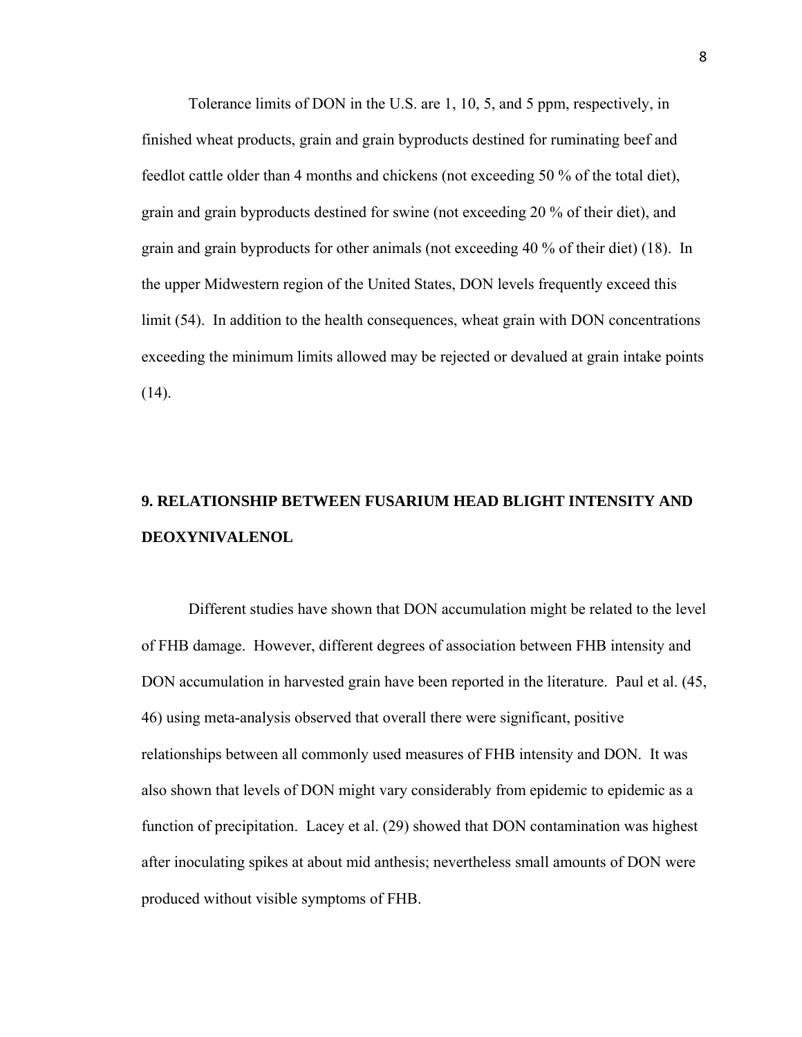Tolerance limits of DON in the U.S. are 1, 10, 5, and 5 ppm, respectively, in finished wheat products, grain and grain byproducts destined for ruminating beef and feedlot cattle older than 4 months and chickens (not exceeding 50 % of the total diet), grain and grain byproducts destined for swine (not exceeding 20 % of their diet), and grain and grain byproducts for other animals (not exceeding 40 % of their diet) (18). In the upper Midwestern region of the United States, DON levels frequently exceed this limit (54). In addition to the health consequences, wheat grain with DON concentrations exceeding the minimum limits allowed may be rejected or devalued at grain intake points (14).

## 9. RELATIONSHIP BETWEEN FUSARIUM HEAD BLIGHT INTENSITY AND DEOXYNIVALENOL

Different studies have shown that DON accumulation might be related to the level of FHB damage. However, different degrees of association between FHB intensity and DON accumulation in harvested grain have been reported in the literature. Paul et al. (45, 46) using meta-analysis observed that overall there were significant, positive relationships between all commonly used measures of FHB intensity and DON. It was also shown that levels of DON might vary considerably from epidemic to epidemic as a function of precipitation. Lacey et al. (29) showed that DON contamination was highest after inoculating spikes at about mid anthesis; nevertheless small amounts of DON were produced without visible symptoms of FHB.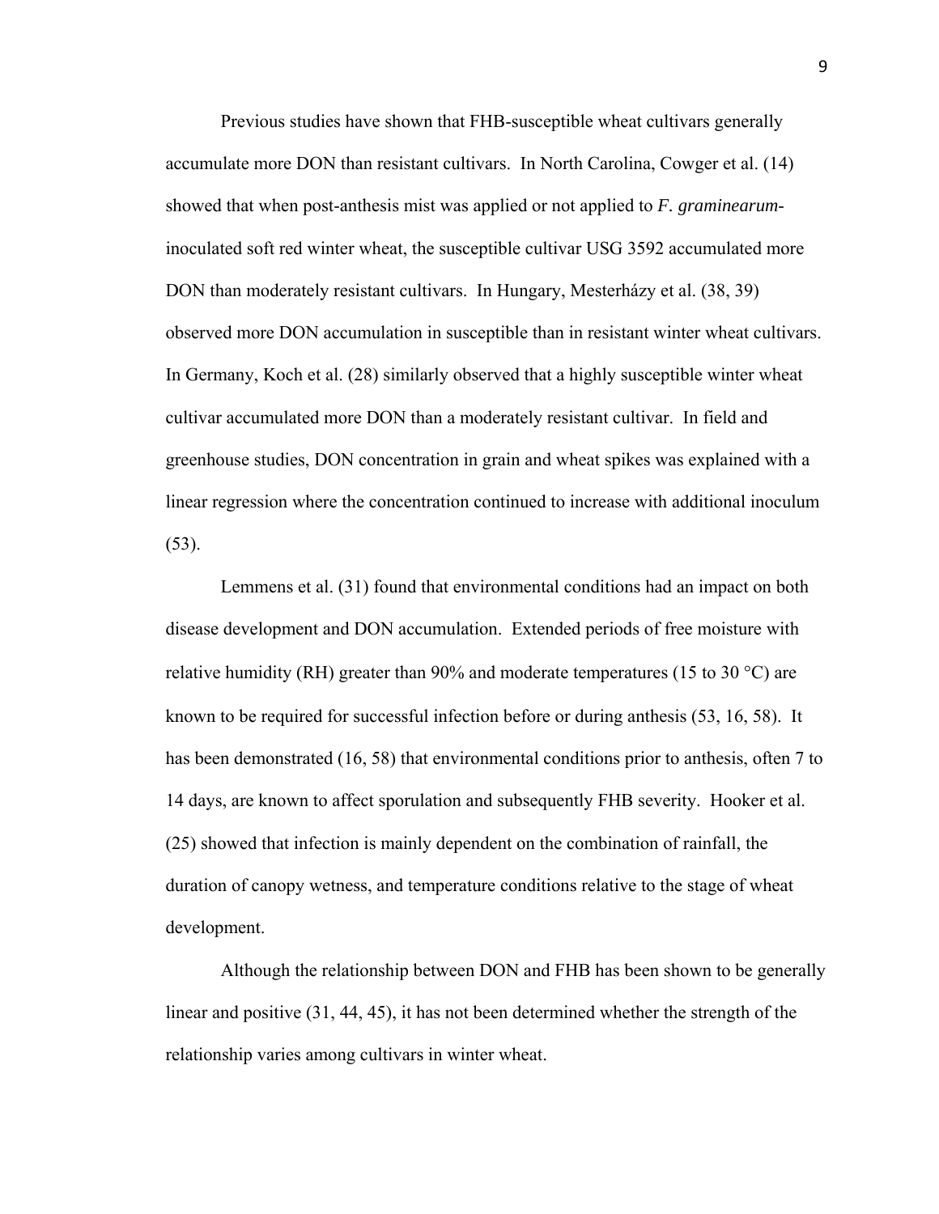Previous studies have shown that FHB-susceptible wheat cultivars generally accumulate more DON than resistant cultivars. In North Carolina, Cowger et al. (14) showed that when post-anthesis mist was applied or not applied to *F. graminearum*-inoculated soft red winter wheat, the susceptible cultivar USG 3592 accumulated more DON than moderately resistant cultivars. In Hungary, Mesterházy et al. (38, 39) observed more DON accumulation in susceptible than in resistant winter wheat cultivars. In Germany, Koch et al. (28) similarly observed that a highly susceptible winter wheat cultivar accumulated more DON than a moderately resistant cultivar. In field and greenhouse studies, DON concentration in grain and wheat spikes was explained with a linear regression where the concentration continued to increase with additional inoculum (53).

Lemmens et al. (31) found that environmental conditions had an impact on both disease development and DON accumulation. Extended periods of free moisture with relative humidity (RH) greater than 90% and moderate temperatures (15 to 30 °C) are known to be required for successful infection before or during anthesis (53, 16, 58). It has been demonstrated (16, 58) that environmental conditions prior to anthesis, often 7 to 14 days, are known to affect sporulation and subsequently FHB severity. Hooker et al. (25) showed that infection is mainly dependent on the combination of rainfall, the duration of canopy wetness, and temperature conditions relative to the stage of wheat development.

Although the relationship between DON and FHB has been shown to be generally linear and positive (31, 44, 45), it has not been determined whether the strength of the relationship varies among cultivars in winter wheat.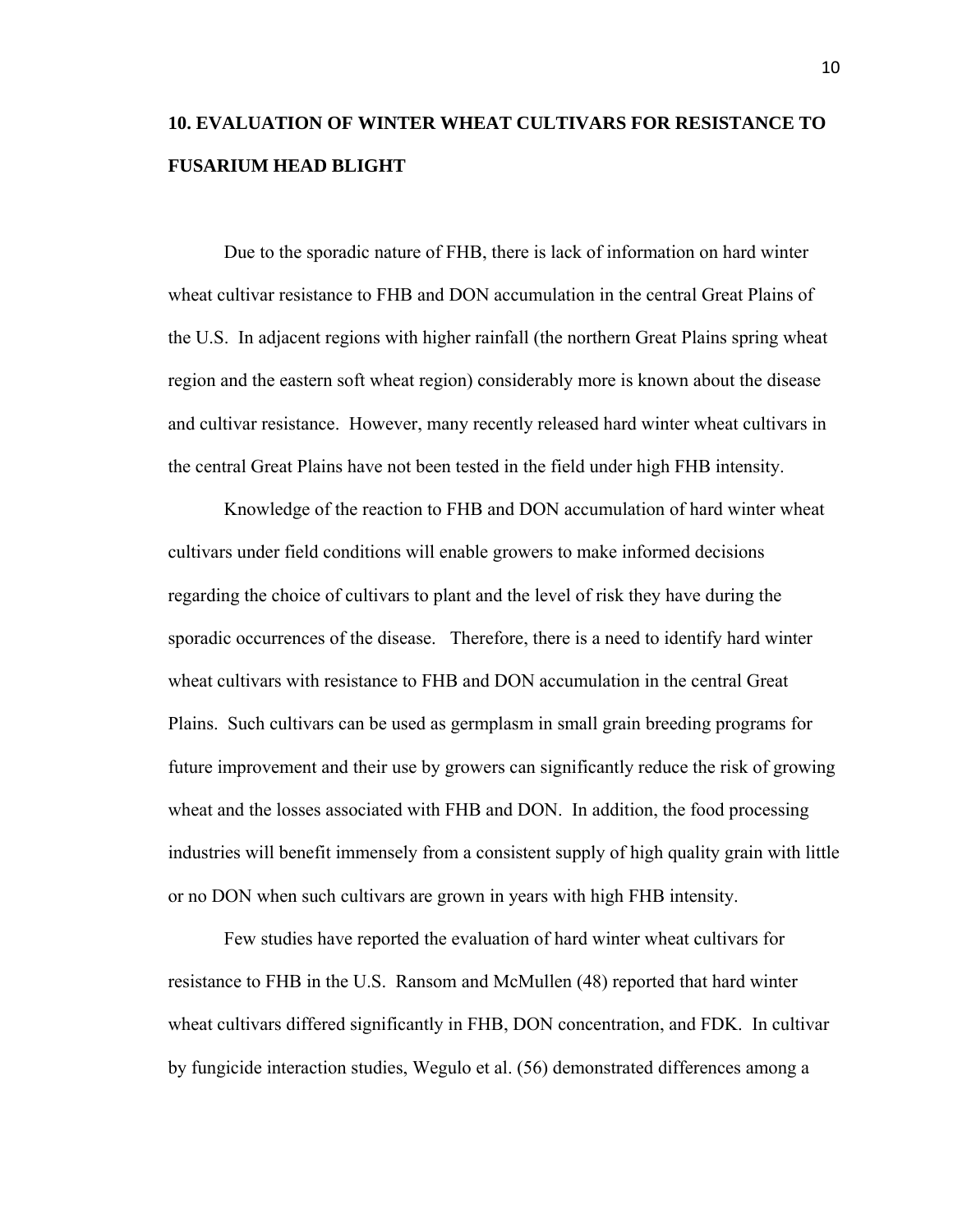## 10. EVALUATION OF WINTER WHEAT CULTIVARS FOR RESISTANCE TO FUSARIUM HEAD BLIGHT

Due to the sporadic nature of FHB, there is lack of information on hard winter wheat cultivar resistance to FHB and DON accumulation in the central Great Plains of the U.S. In adjacent regions with higher rainfall (the northern Great Plains spring wheat region and the eastern soft wheat region) considerably more is known about the disease and cultivar resistance. However, many recently released hard winter wheat cultivars in the central Great Plains have not been tested in the field under high FHB intensity.

Knowledge of the reaction to FHB and DON accumulation of hard winter wheat cultivars under field conditions will enable growers to make informed decisions regarding the choice of cultivars to plant and the level of risk they have during the sporadic occurrences of the disease. Therefore, there is a need to identify hard winter wheat cultivars with resistance to FHB and DON accumulation in the central Great Plains. Such cultivars can be used as germplasm in small grain breeding programs for future improvement and their use by growers can significantly reduce the risk of growing wheat and the losses associated with FHB and DON. In addition, the food processing industries will benefit immensely from a consistent supply of high quality grain with little or no DON when such cultivars are grown in years with high FHB intensity.

Few studies have reported the evaluation of hard winter wheat cultivars for resistance to FHB in the U.S. Ransom and McMullen (48) reported that hard winter wheat cultivars differed significantly in FHB, DON concentration, and FDK. In cultivar by fungicide interaction studies, Wegulo et al. (56) demonstrated differences among a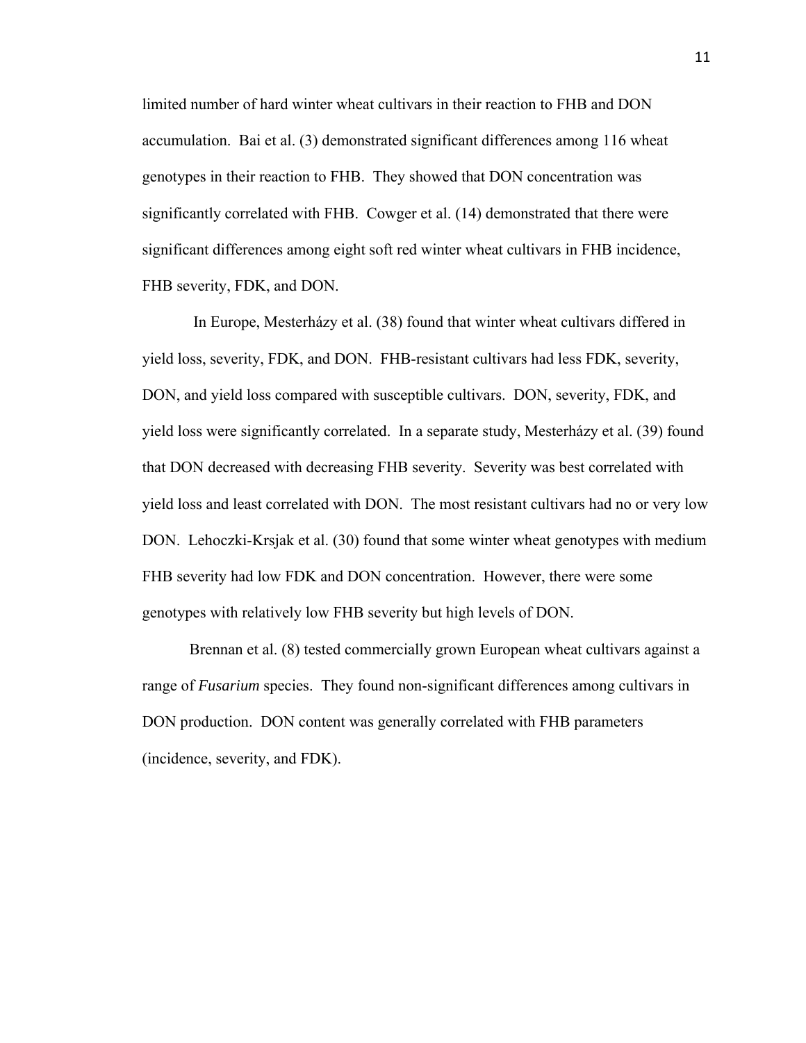limited number of hard winter wheat cultivars in their reaction to FHB and DON accumulation. Bai et al. (3) demonstrated significant differences among 116 wheat genotypes in their reaction to FHB. They showed that DON concentration was significantly correlated with FHB. Cowger et al. (14) demonstrated that there were significant differences among eight soft red winter wheat cultivars in FHB incidence, FHB severity, FDK, and DON.

In Europe, Mesterházy et al. (38) found that winter wheat cultivars differed in yield loss, severity, FDK, and DON. FHB-resistant cultivars had less FDK, severity, DON, and yield loss compared with susceptible cultivars. DON, severity, FDK, and yield loss were significantly correlated. In a separate study, Mesterházy et al. (39) found that DON decreased with decreasing FHB severity. Severity was best correlated with yield loss and least correlated with DON. The most resistant cultivars had no or very low DON. Lehoczki-Krsjak et al. (30) found that some winter wheat genotypes with medium FHB severity had low FDK and DON concentration. However, there were some genotypes with relatively low FHB severity but high levels of DON.

Brennan et al. (8) tested commercially grown European wheat cultivars against a range of *Fusarium* species. They found non-significant differences among cultivars in DON production. DON content was generally correlated with FHB parameters (incidence, severity, and FDK).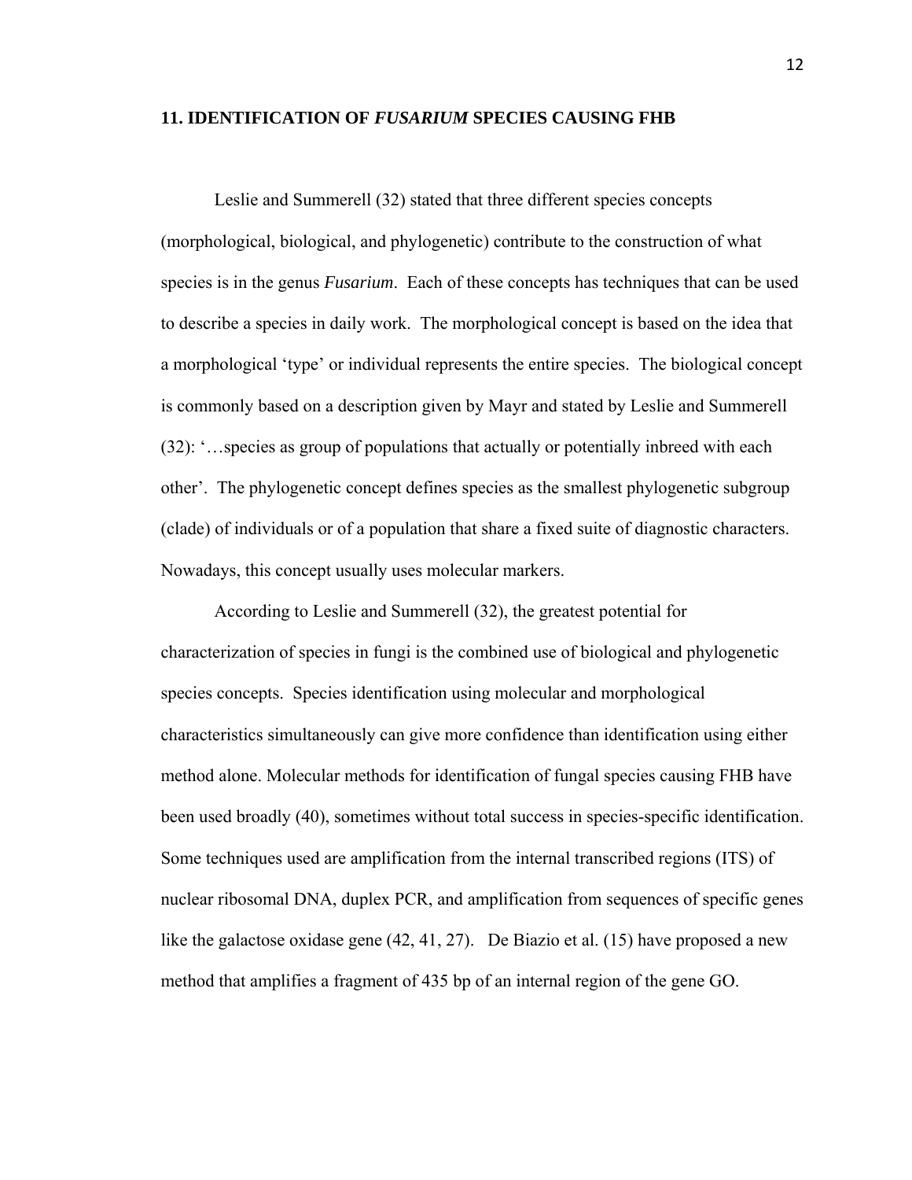## 11. IDENTIFICATION OF *FUSARIUM* SPECIES CAUSING FHB

Leslie and Summerell (32) stated that three different species concepts (morphological, biological, and phylogenetic) contribute to the construction of what species is in the genus *Fusarium*. Each of these concepts has techniques that can be used to describe a species in daily work. The morphological concept is based on the idea that a morphological 'type' or individual represents the entire species. The biological concept is commonly based on a description given by Mayr and stated by Leslie and Summerell (32): '…species as group of populations that actually or potentially inbreed with each other'. The phylogenetic concept defines species as the smallest phylogenetic subgroup (clade) of individuals or of a population that share a fixed suite of diagnostic characters. Nowadays, this concept usually uses molecular markers.

According to Leslie and Summerell (32), the greatest potential for characterization of species in fungi is the combined use of biological and phylogenetic species concepts. Species identification using molecular and morphological characteristics simultaneously can give more confidence than identification using either method alone. Molecular methods for identification of fungal species causing FHB have been used broadly (40), sometimes without total success in species-specific identification. Some techniques used are amplification from the internal transcribed regions (ITS) of nuclear ribosomal DNA, duplex PCR, and amplification from sequences of specific genes like the galactose oxidase gene (42, 41, 27). De Biazio et al. (15) have proposed a new method that amplifies a fragment of 435 bp of an internal region of the gene GO.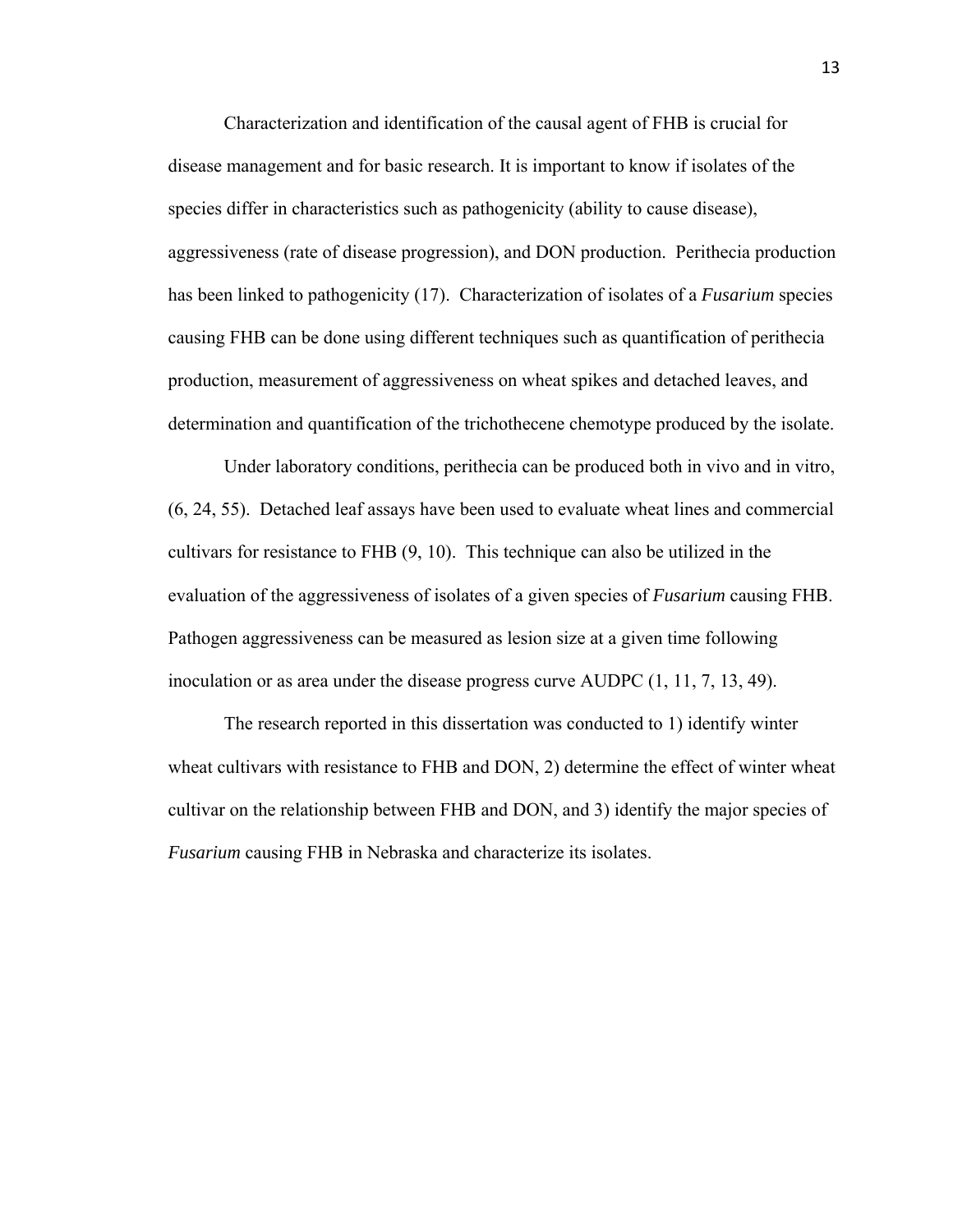Characterization and identification of the causal agent of FHB is crucial for disease management and for basic research. It is important to know if isolates of the species differ in characteristics such as pathogenicity (ability to cause disease), aggressiveness (rate of disease progression), and DON production. Perithecia production has been linked to pathogenicity (17). Characterization of isolates of a *Fusarium* species causing FHB can be done using different techniques such as quantification of perithecia production, measurement of aggressiveness on wheat spikes and detached leaves, and determination and quantification of the trichothecene chemotype produced by the isolate.

Under laboratory conditions, perithecia can be produced both in vivo and in vitro, (6, 24, 55). Detached leaf assays have been used to evaluate wheat lines and commercial cultivars for resistance to FHB (9, 10). This technique can also be utilized in the evaluation of the aggressiveness of isolates of a given species of *Fusarium* causing FHB. Pathogen aggressiveness can be measured as lesion size at a given time following inoculation or as area under the disease progress curve AUDPC (1, 11, 7, 13, 49).

The research reported in this dissertation was conducted to 1) identify winter wheat cultivars with resistance to FHB and DON, 2) determine the effect of winter wheat cultivar on the relationship between FHB and DON, and 3) identify the major species of *Fusarium* causing FHB in Nebraska and characterize its isolates.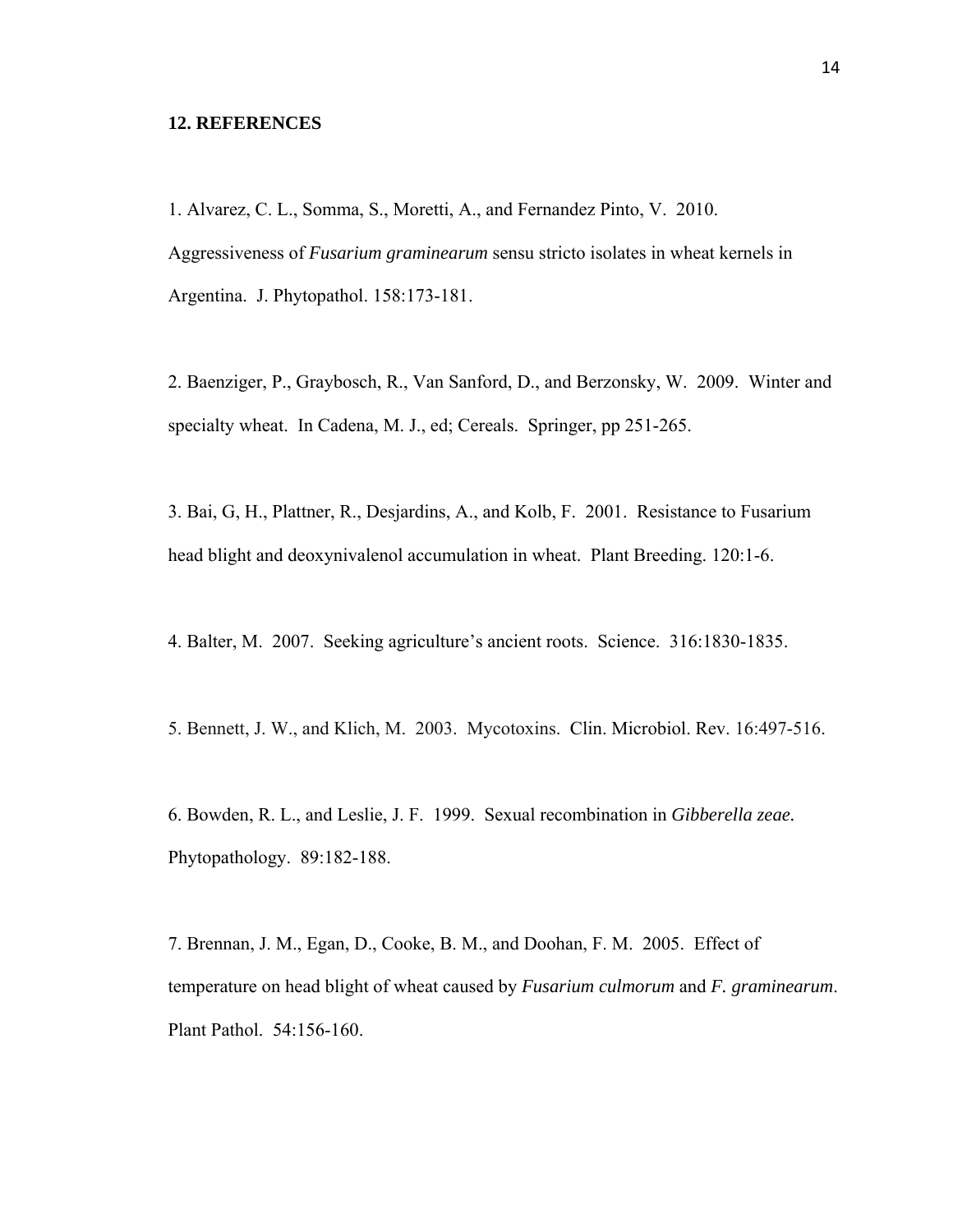## 12. REFERENCES

1. Alvarez, C. L., Somma, S., Moretti, A., and Fernandez Pinto, V. 2010. Aggressiveness of *Fusarium graminearum* sensu stricto isolates in wheat kernels in Argentina. J. Phytopathol. 158:173-181.

2. Baenziger, P., Graybosch, R., Van Sanford, D., and Berzonsky, W. 2009. Winter and specialty wheat. In Cadena, M. J., ed; Cereals. Springer, pp 251-265.

3. Bai, G, H., Plattner, R., Desjardins, A., and Kolb, F. 2001. Resistance to Fusarium head blight and deoxynivalenol accumulation in wheat. Plant Breeding. 120:1-6.

4. Balter, M. 2007. Seeking agriculture's ancient roots. Science. 316:1830-1835.

5. Bennett, J. W., and Klich, M. 2003. Mycotoxins. Clin. Microbiol. Rev. 16:497-516.

6. Bowden, R. L., and Leslie, J. F. 1999. Sexual recombination in *Gibberella zeae.* Phytopathology. 89:182-188.

7. Brennan, J. M., Egan, D., Cooke, B. M., and Doohan, F. M. 2005. Effect of temperature on head blight of wheat caused by *Fusarium culmorum* and *F. graminearum*. Plant Pathol. 54:156-160.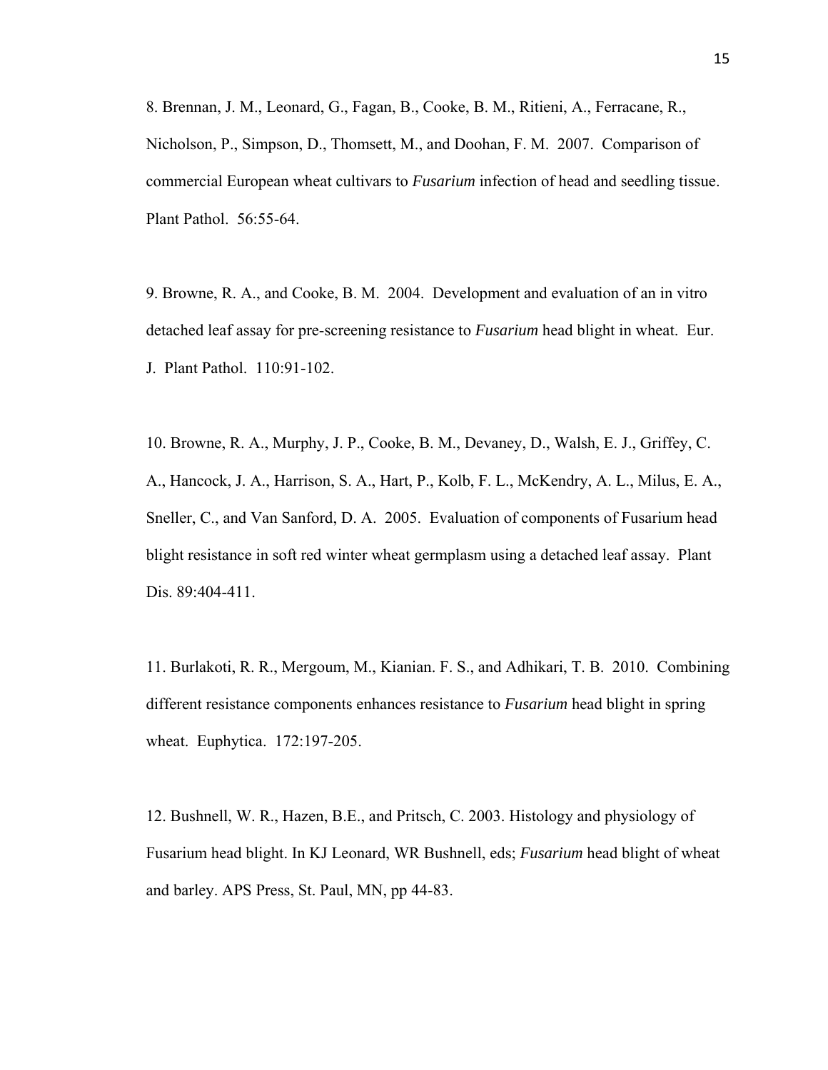8. Brennan, J. M., Leonard, G., Fagan, B., Cooke, B. M., Ritieni, A., Ferracane, R., Nicholson, P., Simpson, D., Thomsett, M., and Doohan, F. M. 2007. Comparison of commercial European wheat cultivars to *Fusarium* infection of head and seedling tissue. Plant Pathol. 56:55-64.

9. Browne, R. A., and Cooke, B. M. 2004. Development and evaluation of an in vitro detached leaf assay for pre-screening resistance to *Fusarium* head blight in wheat. Eur. J. Plant Pathol. 110:91-102.

10. Browne, R. A., Murphy, J. P., Cooke, B. M., Devaney, D., Walsh, E. J., Griffey, C. A., Hancock, J. A., Harrison, S. A., Hart, P., Kolb, F. L., McKendry, A. L., Milus, E. A., Sneller, C., and Van Sanford, D. A. 2005. Evaluation of components of Fusarium head blight resistance in soft red winter wheat germplasm using a detached leaf assay. Plant Dis. 89:404-411.

11. Burlakoti, R. R., Mergoum, M., Kianian. F. S., and Adhikari, T. B. 2010. Combining different resistance components enhances resistance to *Fusarium* head blight in spring wheat. Euphytica. 172:197-205.

12. Bushnell, W. R., Hazen, B.E., and Pritsch, C. 2003. Histology and physiology of Fusarium head blight. In KJ Leonard, WR Bushnell, eds; *Fusarium* head blight of wheat and barley. APS Press, St. Paul, MN, pp 44-83.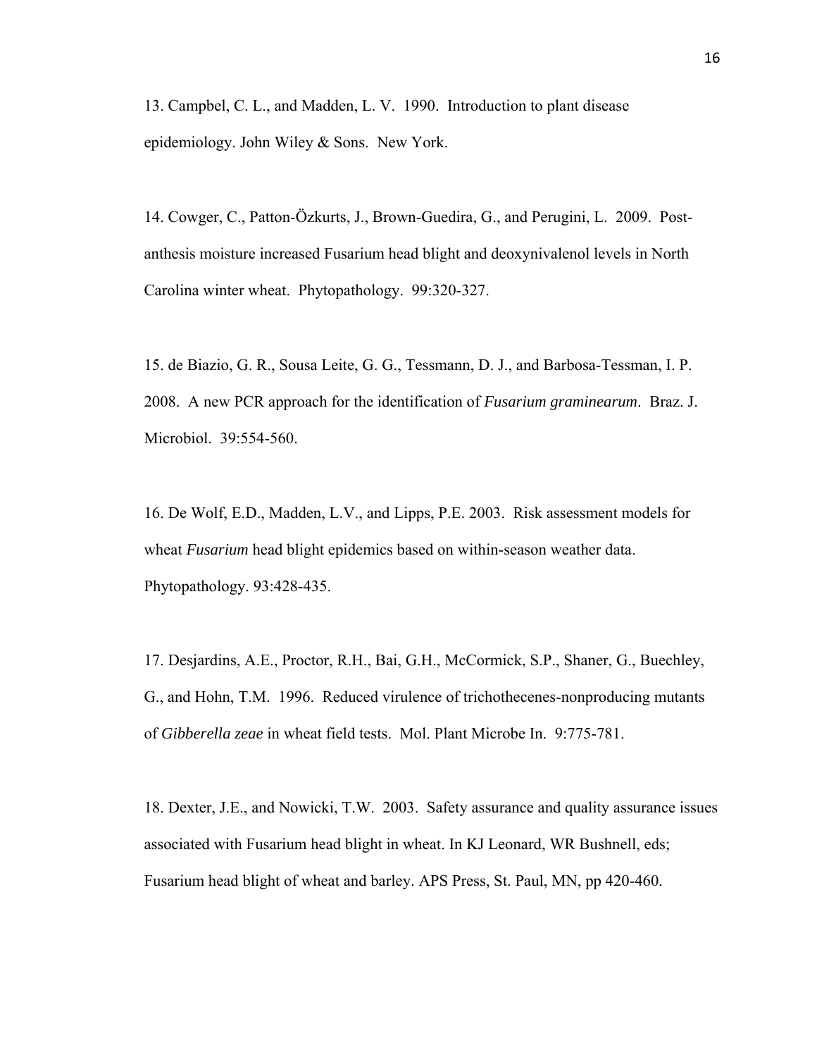13. Campbel, C. L., and Madden, L. V. 1990. Introduction to plant disease epidemiology. John Wiley & Sons. New York.

14. Cowger, C., Patton-Özkurts, J., Brown-Guedira, G., and Perugini, L. 2009. Post-anthesis moisture increased Fusarium head blight and deoxynivalenol levels in North Carolina winter wheat. Phytopathology. 99:320-327.

15. de Biazio, G. R., Sousa Leite, G. G., Tessmann, D. J., and Barbosa-Tessman, I. P. 2008. A new PCR approach for the identification of *Fusarium graminearum*. Braz. J. Microbiol. 39:554-560.

16. De Wolf, E.D., Madden, L.V., and Lipps, P.E. 2003. Risk assessment models for wheat *Fusarium* head blight epidemics based on within-season weather data. Phytopathology. 93:428-435.

17. Desjardins, A.E., Proctor, R.H., Bai, G.H., McCormick, S.P., Shaner, G., Buechley, G., and Hohn, T.M. 1996. Reduced virulence of trichothecenes-nonproducing mutants of *Gibberella zeae* in wheat field tests. Mol. Plant Microbe In. 9:775-781.

18. Dexter, J.E., and Nowicki, T.W. 2003. Safety assurance and quality assurance issues associated with Fusarium head blight in wheat. In KJ Leonard, WR Bushnell, eds; Fusarium head blight of wheat and barley. APS Press, St. Paul, MN, pp 420-460.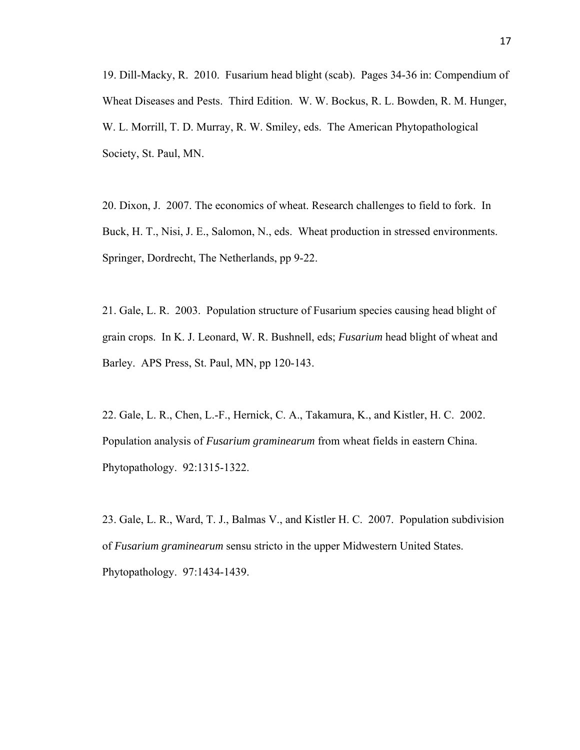19. Dill-Macky, R. 2010. Fusarium head blight (scab). Pages 34-36 in: Compendium of Wheat Diseases and Pests. Third Edition. W. W. Bockus, R. L. Bowden, R. M. Hunger, W. L. Morrill, T. D. Murray, R. W. Smiley, eds. The American Phytopathological Society, St. Paul, MN.

20. Dixon, J. 2007. The economics of wheat. Research challenges to field to fork. In Buck, H. T., Nisi, J. E., Salomon, N., eds. Wheat production in stressed environments. Springer, Dordrecht, The Netherlands, pp 9-22.

21. Gale, L. R. 2003. Population structure of Fusarium species causing head blight of grain crops. In K. J. Leonard, W. R. Bushnell, eds; *Fusarium* head blight of wheat and Barley. APS Press, St. Paul, MN, pp 120-143.

22. Gale, L. R., Chen, L.-F., Hernick, C. A., Takamura, K., and Kistler, H. C. 2002. Population analysis of *Fusarium graminearum* from wheat fields in eastern China. Phytopathology. 92:1315-1322.

23. Gale, L. R., Ward, T. J., Balmas V., and Kistler H. C. 2007. Population subdivision of *Fusarium graminearum* sensu stricto in the upper Midwestern United States. Phytopathology. 97:1434-1439.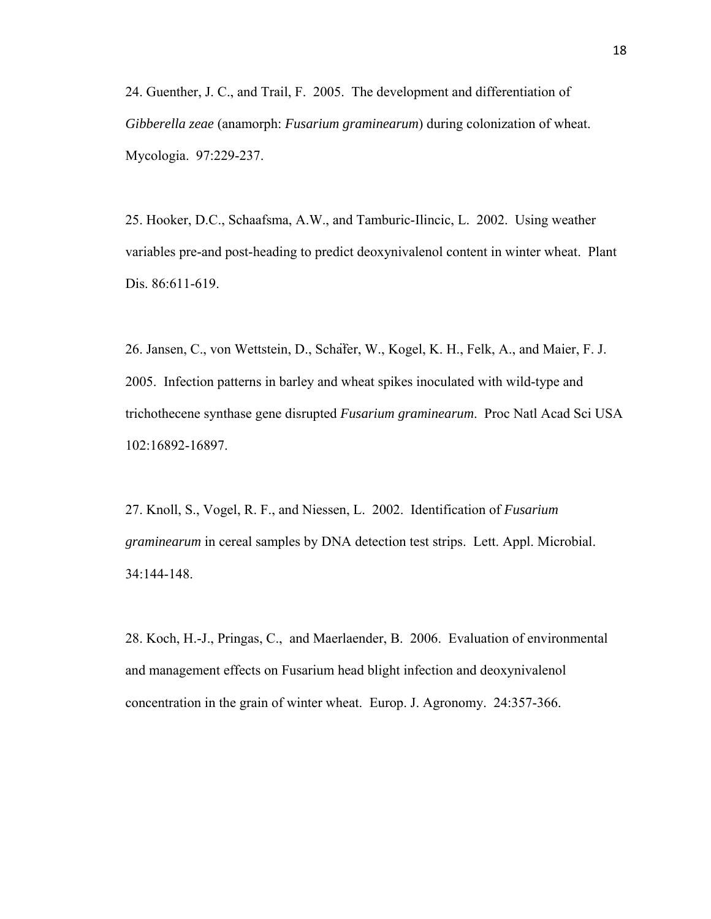24. Guenther, J. C., and Trail, F. 2005. The development and differentiation of *Gibberella zeae* (anamorph: *Fusarium graminearum*) during colonization of wheat. Mycologia. 97:229-237.

25. Hooker, D.C., Schaafsma, A.W., and Tamburic-Ilincic, L. 2002. Using weather variables pre-and post-heading to predict deoxynivalenol content in winter wheat. Plant Dis. 86:611-619.

26. Jansen, C., von Wettstein, D., Schäfer, W., Kogel, K. H., Felk, A., and Maier, F. J. 2005. Infection patterns in barley and wheat spikes inoculated with wild-type and trichothecene synthase gene disrupted *Fusarium graminearum*. Proc Natl Acad Sci USA 102:16892-16897.

27. Knoll, S., Vogel, R. F., and Niessen, L. 2002. Identification of *Fusarium graminearum* in cereal samples by DNA detection test strips. Lett. Appl. Microbial. 34:144-148.

28. Koch, H.-J., Pringas, C., and Maerlaender, B. 2006. Evaluation of environmental and management effects on Fusarium head blight infection and deoxynivalenol concentration in the grain of winter wheat. Europ. J. Agronomy. 24:357-366.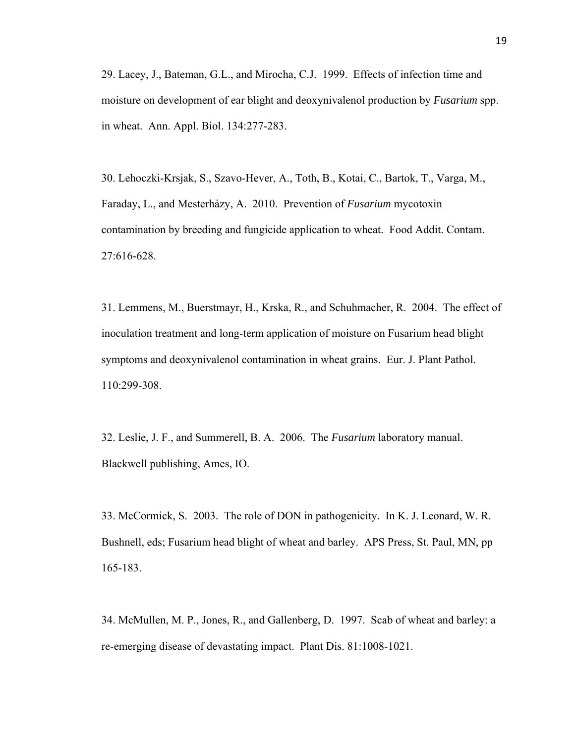29. Lacey, J., Bateman, G.L., and Mirocha, C.J. 1999. Effects of infection time and moisture on development of ear blight and deoxynivalenol production by *Fusarium* spp. in wheat. Ann. Appl. Biol. 134:277-283.

30. Lehoczki-Krsjak, S., Szavo-Hever, A., Toth, B., Kotai, C., Bartok, T., Varga, M., Faraday, L., and Mesterházy, A. 2010. Prevention of *Fusarium* mycotoxin contamination by breeding and fungicide application to wheat. Food Addit. Contam. 27:616-628.

31. Lemmens, M., Buerstmayr, H., Krska, R., and Schuhmacher, R. 2004. The effect of inoculation treatment and long-term application of moisture on Fusarium head blight symptoms and deoxynivalenol contamination in wheat grains. Eur. J. Plant Pathol. 110:299-308.

32. Leslie, J. F., and Summerell, B. A. 2006. The *Fusarium* laboratory manual. Blackwell publishing, Ames, IO.

33. McCormick, S. 2003. The role of DON in pathogenicity. In K. J. Leonard, W. R. Bushnell, eds; Fusarium head blight of wheat and barley. APS Press, St. Paul, MN, pp 165-183.

34. McMullen, M. P., Jones, R., and Gallenberg, D. 1997. Scab of wheat and barley: a re-emerging disease of devastating impact. Plant Dis. 81:1008-1021.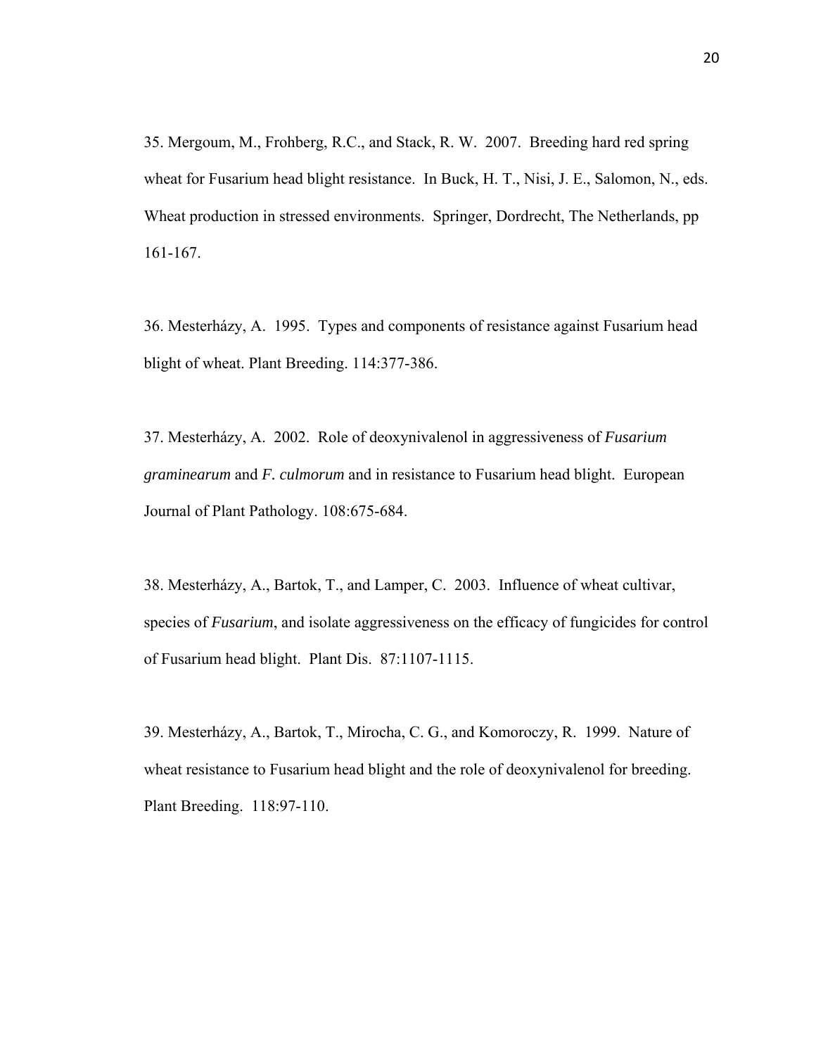35. Mergoum, M., Frohberg, R.C., and Stack, R. W. 2007. Breeding hard red spring wheat for Fusarium head blight resistance. In Buck, H. T., Nisi, J. E., Salomon, N., eds. Wheat production in stressed environments. Springer, Dordrecht, The Netherlands, pp 161-167.

36. Mesterházy, A. 1995. Types and components of resistance against Fusarium head blight of wheat. Plant Breeding. 114:377-386.

37. Mesterházy, A. 2002. Role of deoxynivalenol in aggressiveness of *Fusarium graminearum* and *F. culmorum* and in resistance to Fusarium head blight. European Journal of Plant Pathology. 108:675-684.

38. Mesterházy, A., Bartok, T., and Lamper, C. 2003. Influence of wheat cultivar, species of *Fusarium*, and isolate aggressiveness on the efficacy of fungicides for control of Fusarium head blight. Plant Dis. 87:1107-1115.

39. Mesterházy, A., Bartok, T., Mirocha, C. G., and Komoroczy, R. 1999. Nature of wheat resistance to Fusarium head blight and the role of deoxynivalenol for breeding. Plant Breeding. 118:97-110.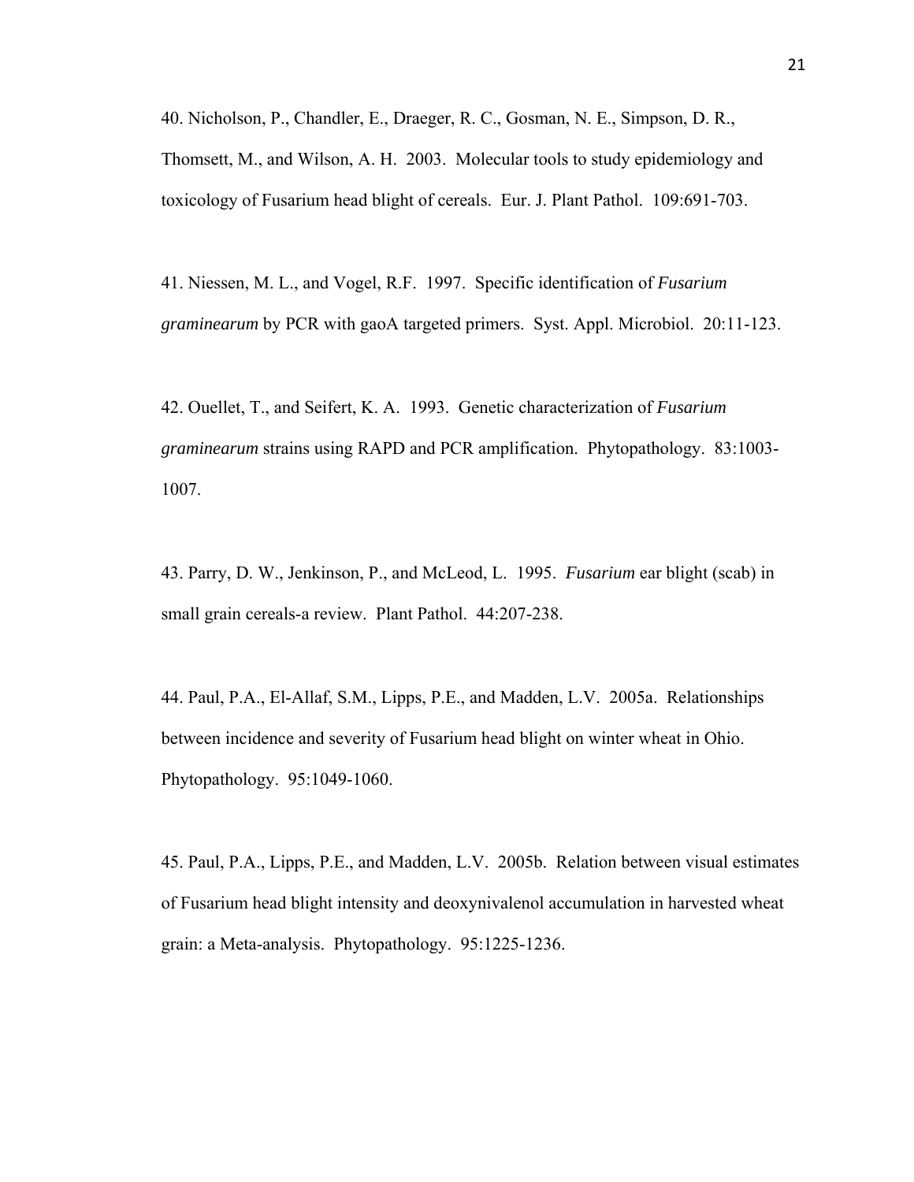40. Nicholson, P., Chandler, E., Draeger, R. C., Gosman, N. E., Simpson, D. R., Thomsett, M., and Wilson, A. H. 2003. Molecular tools to study epidemiology and toxicology of Fusarium head blight of cereals. Eur. J. Plant Pathol. 109:691-703.

41. Niessen, M. L., and Vogel, R.F. 1997. Specific identification of *Fusarium graminearum* by PCR with gaoA targeted primers. Syst. Appl. Microbiol. 20:11-123.

42. Ouellet, T., and Seifert, K. A. 1993. Genetic characterization of *Fusarium graminearum* strains using RAPD and PCR amplification. Phytopathology. 83:1003-1007.

43. Parry, D. W., Jenkinson, P., and McLeod, L. 1995. *Fusarium* ear blight (scab) in small grain cereals-a review. Plant Pathol. 44:207-238.

44. Paul, P.A., El-Allaf, S.M., Lipps, P.E., and Madden, L.V. 2005a. Relationships between incidence and severity of Fusarium head blight on winter wheat in Ohio. Phytopathology. 95:1049-1060.

45. Paul, P.A., Lipps, P.E., and Madden, L.V. 2005b. Relation between visual estimates of Fusarium head blight intensity and deoxynivalenol accumulation in harvested wheat grain: a Meta-analysis. Phytopathology. 95:1225-1236.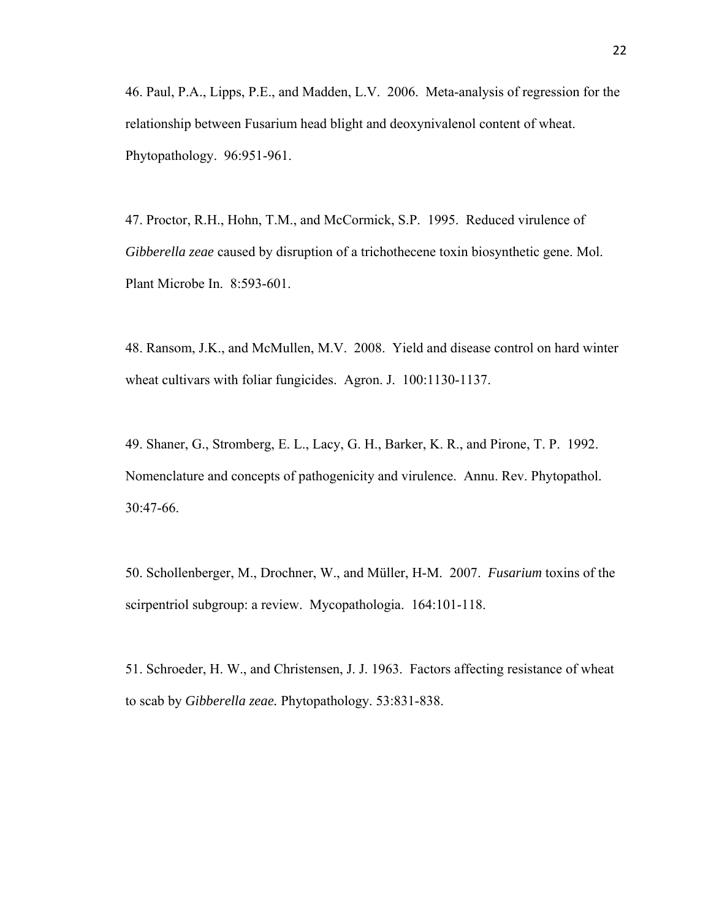46. Paul, P.A., Lipps, P.E., and Madden, L.V. 2006. Meta-analysis of regression for the relationship between Fusarium head blight and deoxynivalenol content of wheat. Phytopathology. 96:951-961.

47. Proctor, R.H., Hohn, T.M., and McCormick, S.P. 1995. Reduced virulence of *Gibberella zeae* caused by disruption of a trichothecene toxin biosynthetic gene. Mol. Plant Microbe In. 8:593-601.

48. Ransom, J.K., and McMullen, M.V. 2008. Yield and disease control on hard winter wheat cultivars with foliar fungicides. Agron. J. 100:1130-1137.

49. Shaner, G., Stromberg, E. L., Lacy, G. H., Barker, K. R., and Pirone, T. P. 1992. Nomenclature and concepts of pathogenicity and virulence. Annu. Rev. Phytopathol. 30:47-66.

50. Schollenberger, M., Drochner, W., and Müller, H-M. 2007. *Fusarium* toxins of the scirpentriol subgroup: a review. Mycopathologia. 164:101-118.

51. Schroeder, H. W., and Christensen, J. J. 1963. Factors affecting resistance of wheat to scab by *Gibberella zeae.* Phytopathology. 53:831-838.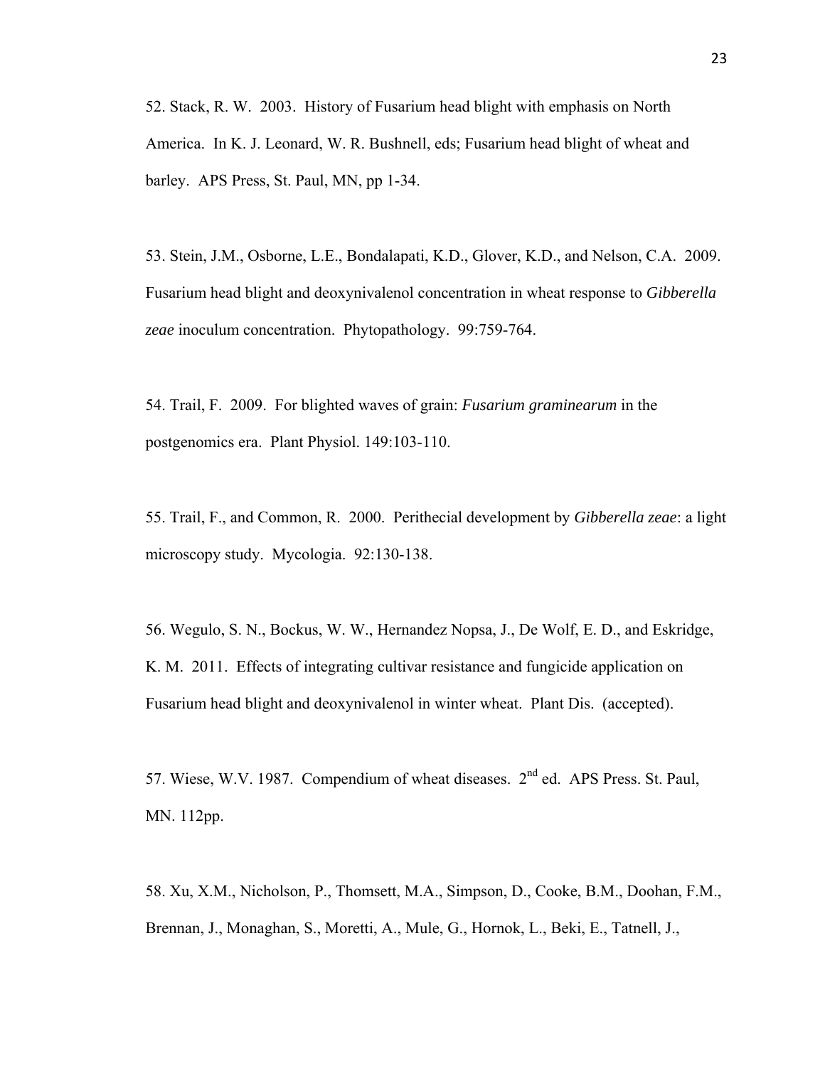52. Stack, R. W. 2003. History of Fusarium head blight with emphasis on North America. In K. J. Leonard, W. R. Bushnell, eds; Fusarium head blight of wheat and barley. APS Press, St. Paul, MN, pp 1-34.

53. Stein, J.M., Osborne, L.E., Bondalapati, K.D., Glover, K.D., and Nelson, C.A. 2009. Fusarium head blight and deoxynivalenol concentration in wheat response to *Gibberella zeae* inoculum concentration. Phytopathology. 99:759-764.

54. Trail, F. 2009. For blighted waves of grain: *Fusarium graminearum* in the postgenomics era. Plant Physiol. 149:103-110.

55. Trail, F., and Common, R. 2000. Perithecial development by *Gibberella zeae*: a light microscopy study. Mycologia. 92:130-138.

56. Wegulo, S. N., Bockus, W. W., Hernandez Nopsa, J., De Wolf, E. D., and Eskridge, K. M. 2011. Effects of integrating cultivar resistance and fungicide application on Fusarium head blight and deoxynivalenol in winter wheat. Plant Dis. (accepted).

57. Wiese, W.V. 1987. Compendium of wheat diseases. 2nd ed. APS Press. St. Paul, MN. 112pp.

58. Xu, X.M., Nicholson, P., Thomsett, M.A., Simpson, D., Cooke, B.M., Doohan, F.M., Brennan, J., Monaghan, S., Moretti, A., Mule, G., Hornok, L., Beki, E., Tatnell, J.,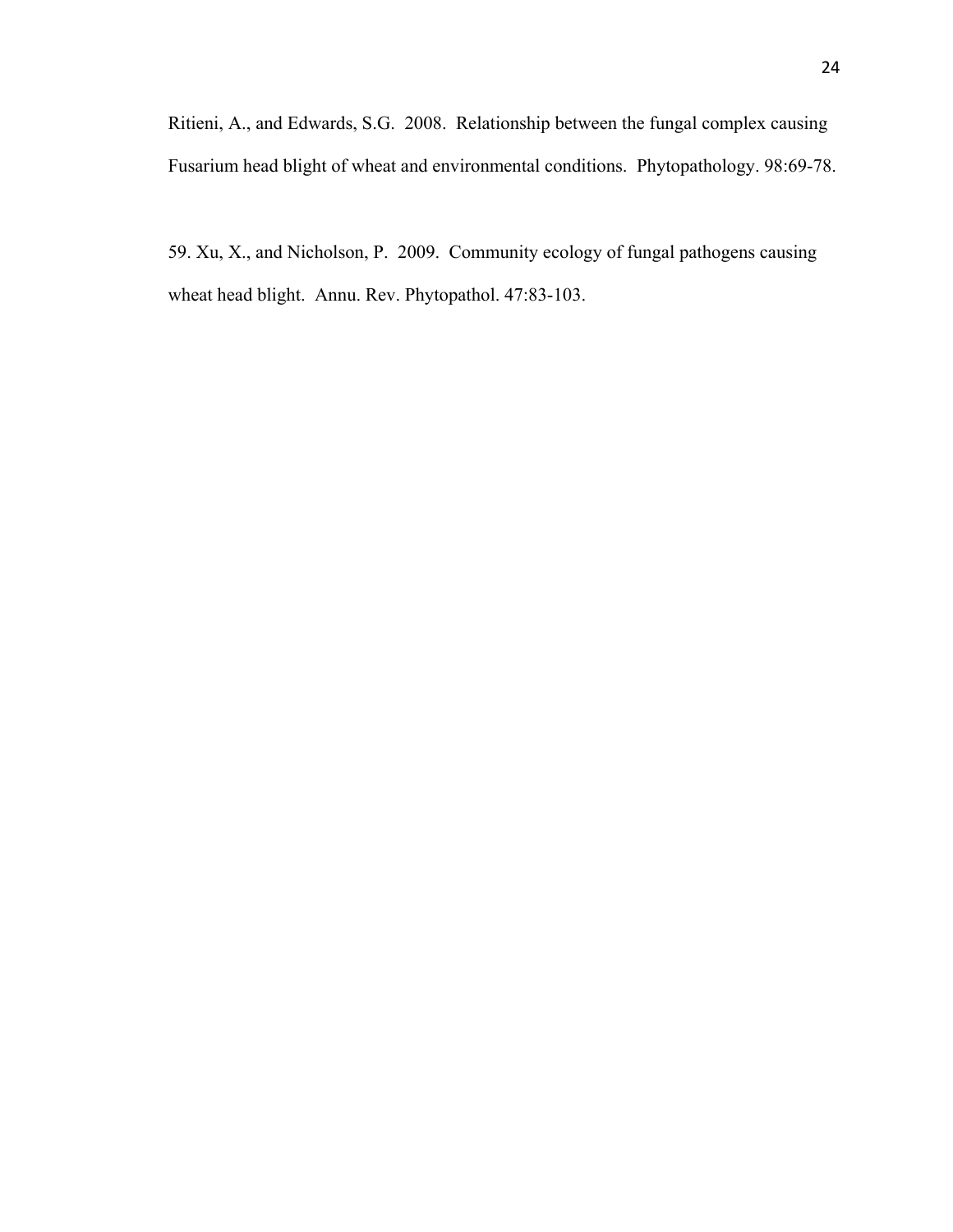Ritieni, A., and Edwards, S.G. 2008. Relationship between the fungal complex causing Fusarium head blight of wheat and environmental conditions. Phytopathology. 98:69-78.

59. Xu, X., and Nicholson, P. 2009. Community ecology of fungal pathogens causing wheat head blight. Annu. Rev. Phytopathol. 47:83-103.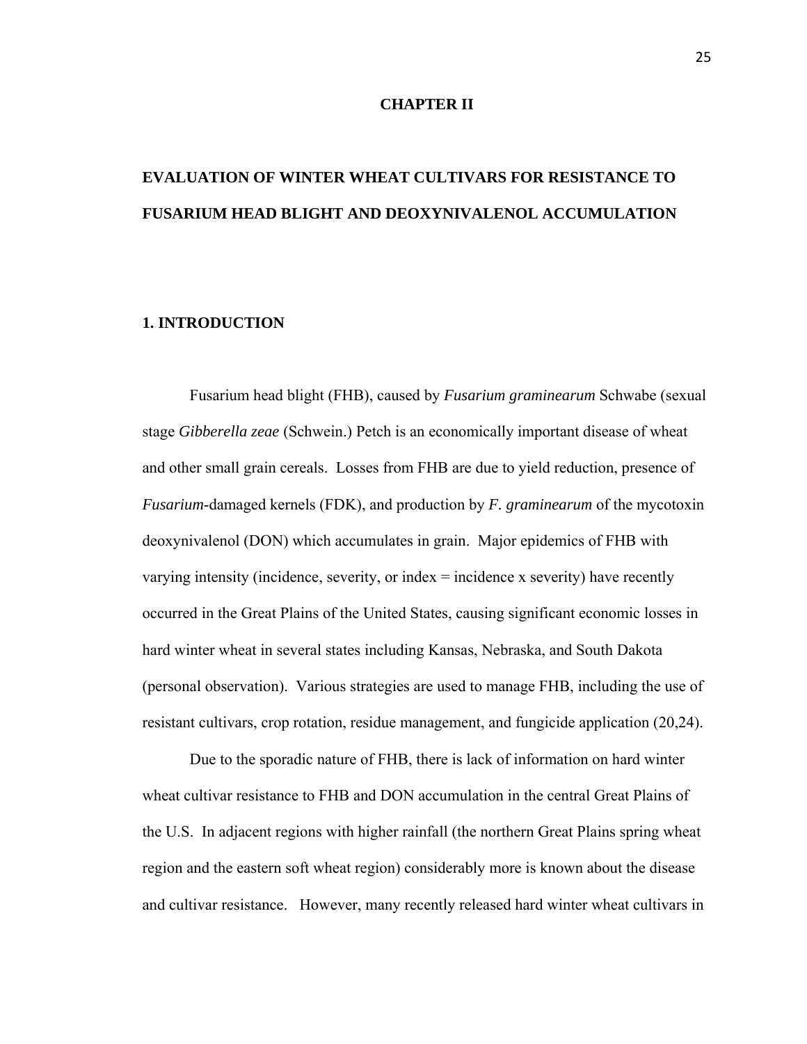# CHAPTER II

# EVALUATION OF WINTER WHEAT CULTIVARS FOR RESISTANCE TO FUSARIUM HEAD BLIGHT AND DEOXYNIVALENOL ACCUMULATION

## 1. INTRODUCTION

Fusarium head blight (FHB), caused by *Fusarium graminearum* Schwabe (sexual stage *Gibberella zeae* (Schwein.) Petch is an economically important disease of wheat and other small grain cereals. Losses from FHB are due to yield reduction, presence of *Fusarium*-damaged kernels (FDK), and production by *F. graminearum* of the mycotoxin deoxynivalenol (DON) which accumulates in grain. Major epidemics of FHB with varying intensity (incidence, severity, or index = incidence x severity) have recently occurred in the Great Plains of the United States, causing significant economic losses in hard winter wheat in several states including Kansas, Nebraska, and South Dakota (personal observation). Various strategies are used to manage FHB, including the use of resistant cultivars, crop rotation, residue management, and fungicide application (20,24).

Due to the sporadic nature of FHB, there is lack of information on hard winter wheat cultivar resistance to FHB and DON accumulation in the central Great Plains of the U.S. In adjacent regions with higher rainfall (the northern Great Plains spring wheat region and the eastern soft wheat region) considerably more is known about the disease and cultivar resistance. However, many recently released hard winter wheat cultivars in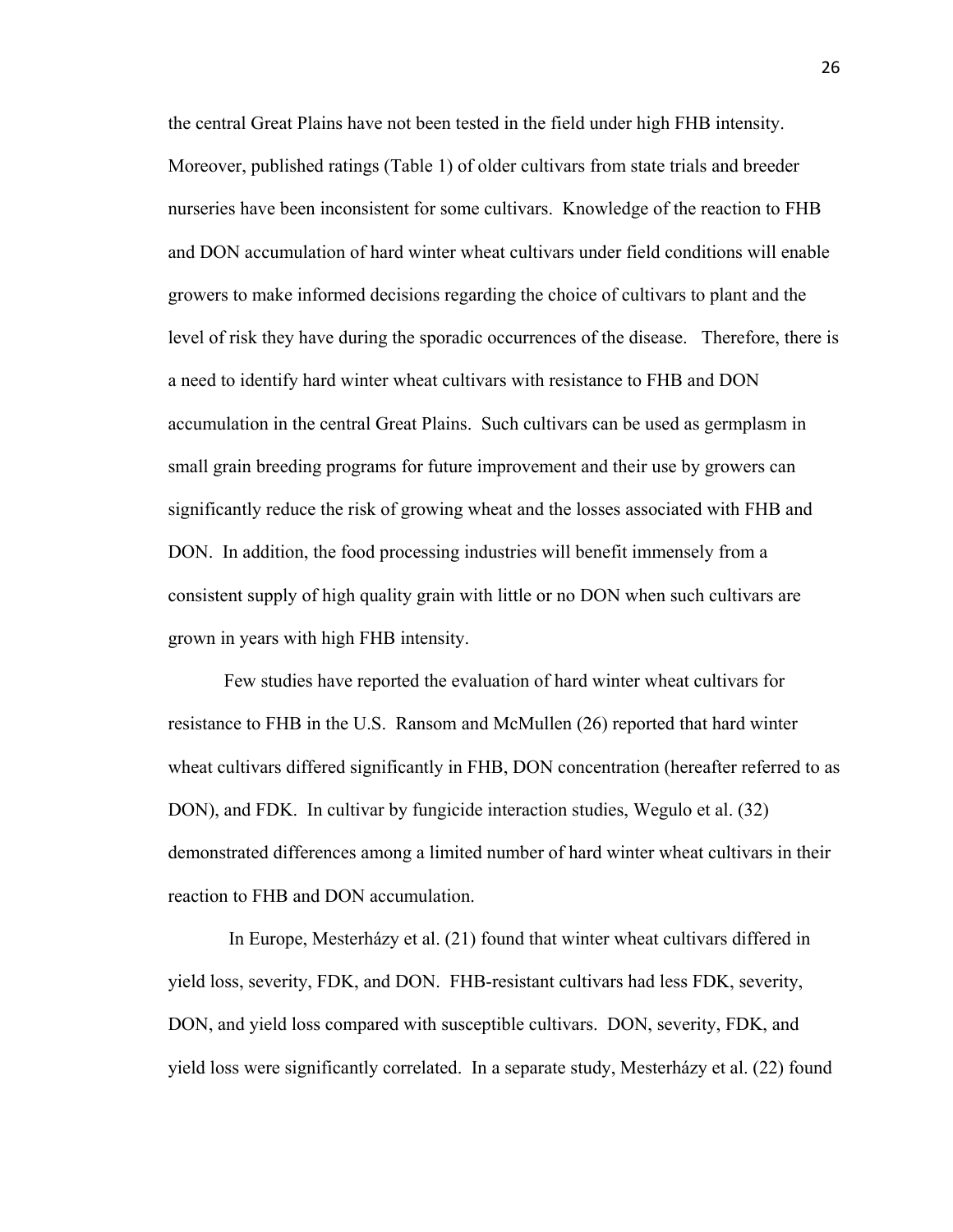the central Great Plains have not been tested in the field under high FHB intensity. Moreover, published ratings (Table 1) of older cultivars from state trials and breeder nurseries have been inconsistent for some cultivars. Knowledge of the reaction to FHB and DON accumulation of hard winter wheat cultivars under field conditions will enable growers to make informed decisions regarding the choice of cultivars to plant and the level of risk they have during the sporadic occurrences of the disease. Therefore, there is a need to identify hard winter wheat cultivars with resistance to FHB and DON accumulation in the central Great Plains. Such cultivars can be used as germplasm in small grain breeding programs for future improvement and their use by growers can significantly reduce the risk of growing wheat and the losses associated with FHB and DON. In addition, the food processing industries will benefit immensely from a consistent supply of high quality grain with little or no DON when such cultivars are grown in years with high FHB intensity.

Few studies have reported the evaluation of hard winter wheat cultivars for resistance to FHB in the U.S. Ransom and McMullen (26) reported that hard winter wheat cultivars differed significantly in FHB, DON concentration (hereafter referred to as DON), and FDK. In cultivar by fungicide interaction studies, Wegulo et al. (32) demonstrated differences among a limited number of hard winter wheat cultivars in their reaction to FHB and DON accumulation.

In Europe, Mesterházy et al. (21) found that winter wheat cultivars differed in yield loss, severity, FDK, and DON. FHB-resistant cultivars had less FDK, severity, DON, and yield loss compared with susceptible cultivars. DON, severity, FDK, and yield loss were significantly correlated. In a separate study, Mesterházy et al. (22) found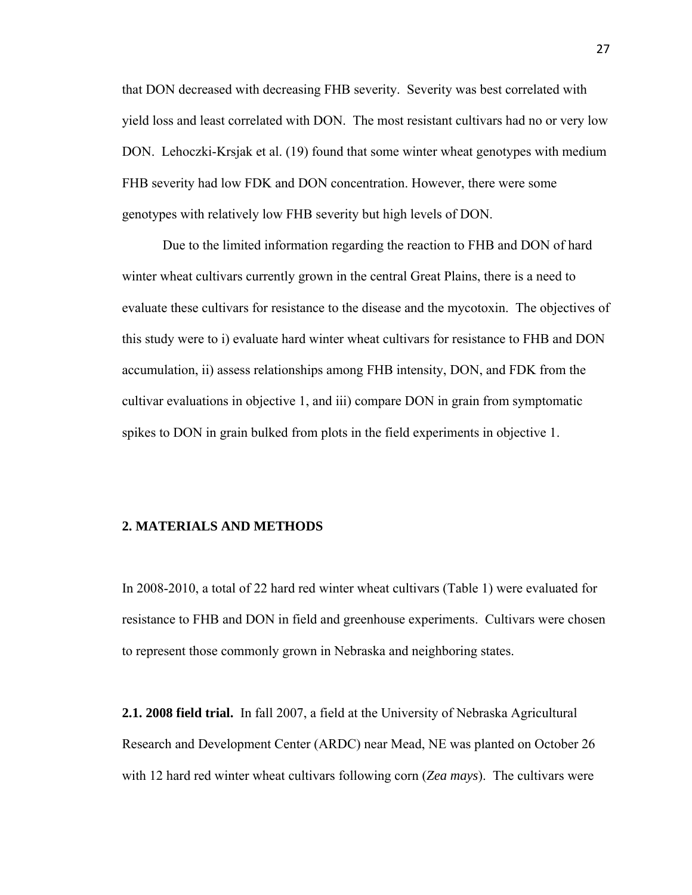that DON decreased with decreasing FHB severity. Severity was best correlated with yield loss and least correlated with DON. The most resistant cultivars had no or very low DON. Lehoczki-Krsjak et al. (19) found that some winter wheat genotypes with medium FHB severity had low FDK and DON concentration. However, there were some genotypes with relatively low FHB severity but high levels of DON.

Due to the limited information regarding the reaction to FHB and DON of hard winter wheat cultivars currently grown in the central Great Plains, there is a need to evaluate these cultivars for resistance to the disease and the mycotoxin. The objectives of this study were to i) evaluate hard winter wheat cultivars for resistance to FHB and DON accumulation, ii) assess relationships among FHB intensity, DON, and FDK from the cultivar evaluations in objective 1, and iii) compare DON in grain from symptomatic spikes to DON in grain bulked from plots in the field experiments in objective 1.

## 2. MATERIALS AND METHODS

In 2008-2010, a total of 22 hard red winter wheat cultivars (Table 1) were evaluated for resistance to FHB and DON in field and greenhouse experiments. Cultivars were chosen to represent those commonly grown in Nebraska and neighboring states.

**2.1. 2008 field trial.** In fall 2007, a field at the University of Nebraska Agricultural Research and Development Center (ARDC) near Mead, NE was planted on October 26 with 12 hard red winter wheat cultivars following corn (*Zea mays*). The cultivars were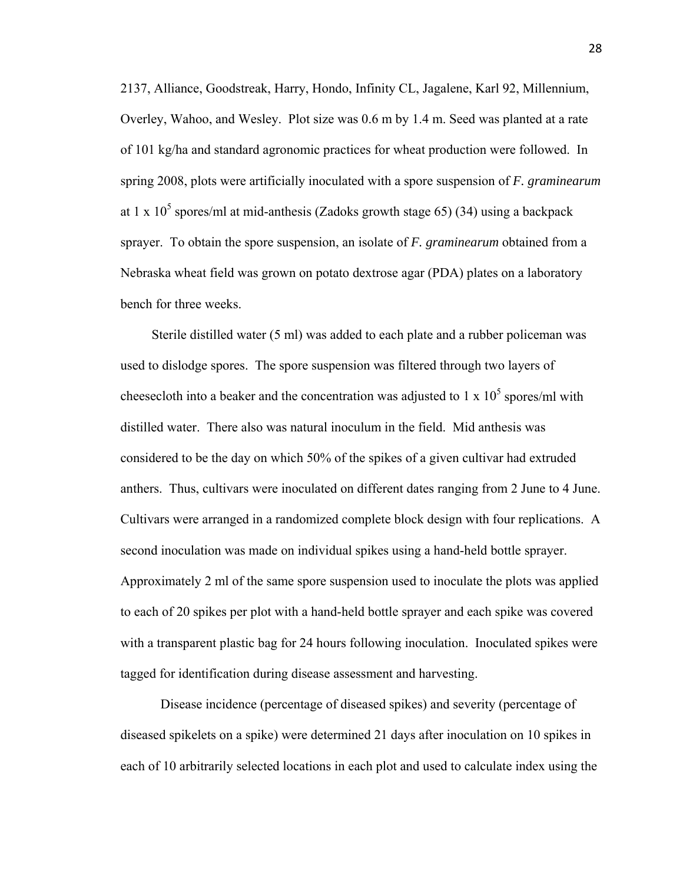2137, Alliance, Goodstreak, Harry, Hondo, Infinity CL, Jagalene, Karl 92, Millennium, Overley, Wahoo, and Wesley. Plot size was 0.6 m by 1.4 m. Seed was planted at a rate of 101 kg/ha and standard agronomic practices for wheat production were followed. In spring 2008, plots were artificially inoculated with a spore suspension of *F. graminearum* at 1 x $10^5$ spores/ml at mid-anthesis (Zadoks growth stage 65) (34) using a backpack sprayer. To obtain the spore suspension, an isolate of *F. graminearum* obtained from a Nebraska wheat field was grown on potato dextrose agar (PDA) plates on a laboratory bench for three weeks.

Sterile distilled water (5 ml) was added to each plate and a rubber policeman was used to dislodge spores. The spore suspension was filtered through two layers of cheesecloth into a beaker and the concentration was adjusted to 1 x $10^5$ spores/ml with distilled water. There also was natural inoculum in the field. Mid anthesis was considered to be the day on which 50% of the spikes of a given cultivar had extruded anthers. Thus, cultivars were inoculated on different dates ranging from 2 June to 4 June. Cultivars were arranged in a randomized complete block design with four replications. A second inoculation was made on individual spikes using a hand-held bottle sprayer. Approximately 2 ml of the same spore suspension used to inoculate the plots was applied to each of 20 spikes per plot with a hand-held bottle sprayer and each spike was covered with a transparent plastic bag for 24 hours following inoculation. Inoculated spikes were tagged for identification during disease assessment and harvesting.

Disease incidence (percentage of diseased spikes) and severity (percentage of diseased spikelets on a spike) were determined 21 days after inoculation on 10 spikes in each of 10 arbitrarily selected locations in each plot and used to calculate index using the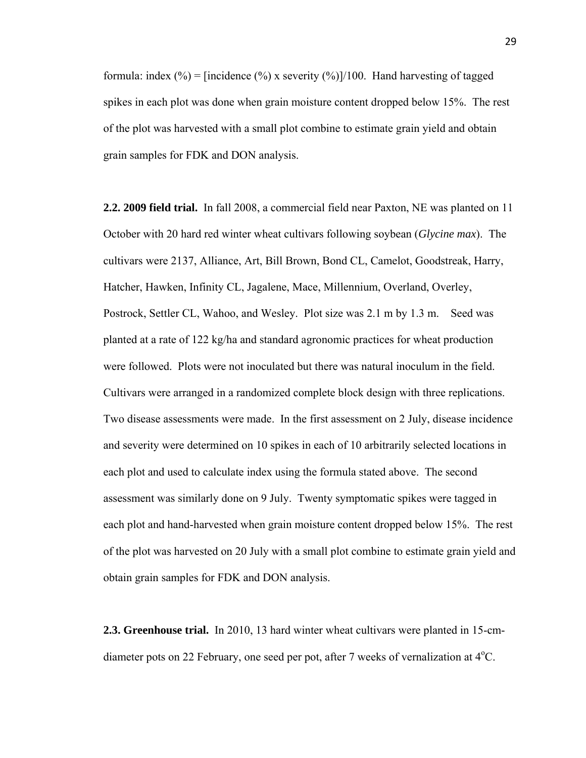formula: index (%) = [incidence (%) x severity (%)]/100. Hand harvesting of tagged spikes in each plot was done when grain moisture content dropped below 15%. The rest of the plot was harvested with a small plot combine to estimate grain yield and obtain grain samples for FDK and DON analysis.

**2.2. 2009 field trial.** In fall 2008, a commercial field near Paxton, NE was planted on 11 October with 20 hard red winter wheat cultivars following soybean (*Glycine max*). The cultivars were 2137, Alliance, Art, Bill Brown, Bond CL, Camelot, Goodstreak, Harry, Hatcher, Hawken, Infinity CL, Jagalene, Mace, Millennium, Overland, Overley, Postrock, Settler CL, Wahoo, and Wesley. Plot size was 2.1 m by 1.3 m. Seed was planted at a rate of 122 kg/ha and standard agronomic practices for wheat production were followed. Plots were not inoculated but there was natural inoculum in the field. Cultivars were arranged in a randomized complete block design with three replications. Two disease assessments were made. In the first assessment on 2 July, disease incidence and severity were determined on 10 spikes in each of 10 arbitrarily selected locations in each plot and used to calculate index using the formula stated above. The second assessment was similarly done on 9 July. Twenty symptomatic spikes were tagged in each plot and hand-harvested when grain moisture content dropped below 15%. The rest of the plot was harvested on 20 July with a small plot combine to estimate grain yield and obtain grain samples for FDK and DON analysis.

**2.3. Greenhouse trial.** In 2010, 13 hard winter wheat cultivars were planted in 15-cm-diameter pots on 22 February, one seed per pot, after 7 weeks of vernalization at $4^{o}$C.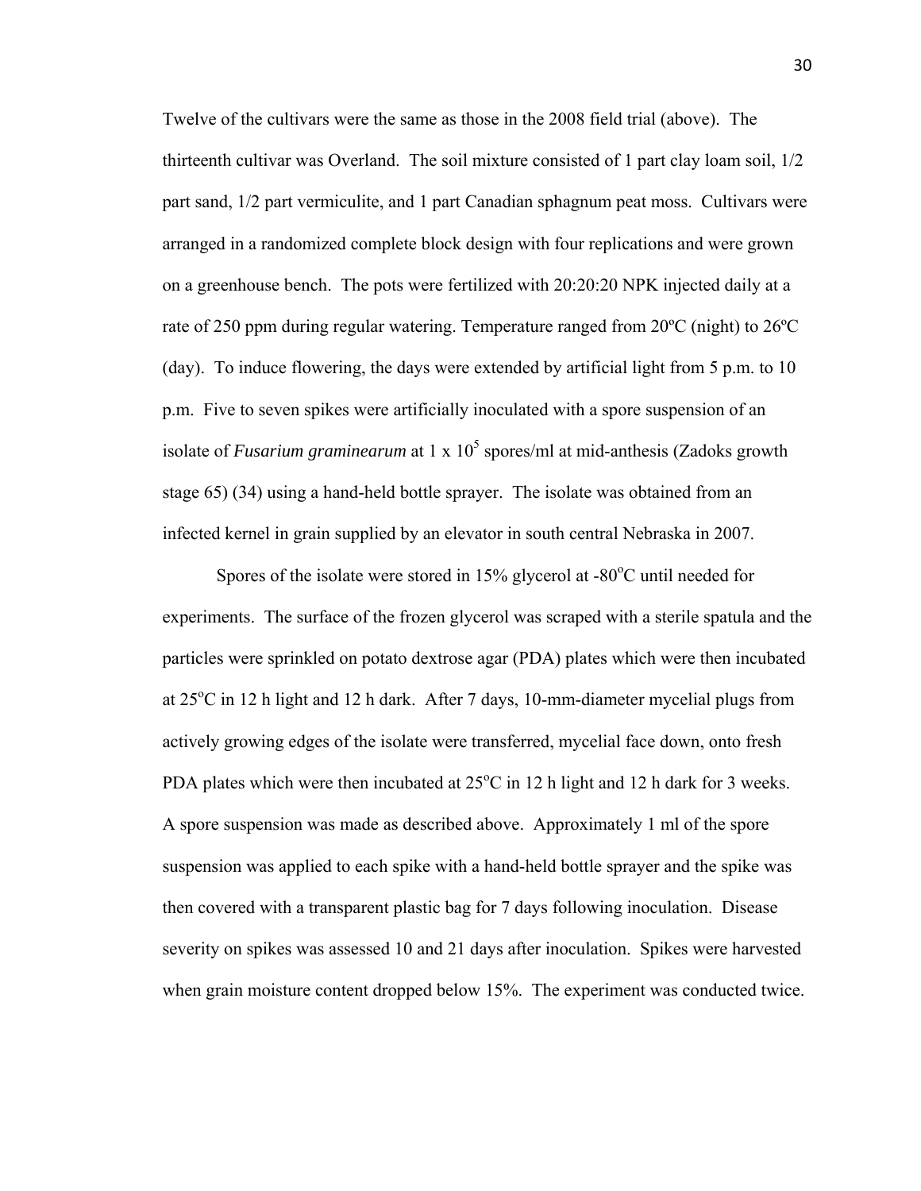Twelve of the cultivars were the same as those in the 2008 field trial (above). The thirteenth cultivar was Overland. The soil mixture consisted of 1 part clay loam soil, 1/2 part sand, 1/2 part vermiculite, and 1 part Canadian sphagnum peat moss. Cultivars were arranged in a randomized complete block design with four replications and were grown on a greenhouse bench. The pots were fertilized with 20:20:20 NPK injected daily at a rate of 250 ppm during regular watering. Temperature ranged from 20ºC (night) to 26ºC (day). To induce flowering, the days were extended by artificial light from 5 p.m. to 10 p.m. Five to seven spikes were artificially inoculated with a spore suspension of an isolate of *Fusarium graminearum* at 1 x $10^5$ spores/ml at mid-anthesis (Zadoks growth stage 65) (34) using a hand-held bottle sprayer. The isolate was obtained from an infected kernel in grain supplied by an elevator in south central Nebraska in 2007.

Spores of the isolate were stored in 15% glycerol at -80°C until needed for experiments. The surface of the frozen glycerol was scraped with a sterile spatula and the particles were sprinkled on potato dextrose agar (PDA) plates which were then incubated at 25°C in 12 h light and 12 h dark. After 7 days, 10-mm-diameter mycelial plugs from actively growing edges of the isolate were transferred, mycelial face down, onto fresh PDA plates which were then incubated at 25°C in 12 h light and 12 h dark for 3 weeks. A spore suspension was made as described above. Approximately 1 ml of the spore suspension was applied to each spike with a hand-held bottle sprayer and the spike was then covered with a transparent plastic bag for 7 days following inoculation. Disease severity on spikes was assessed 10 and 21 days after inoculation. Spikes were harvested when grain moisture content dropped below 15%. The experiment was conducted twice.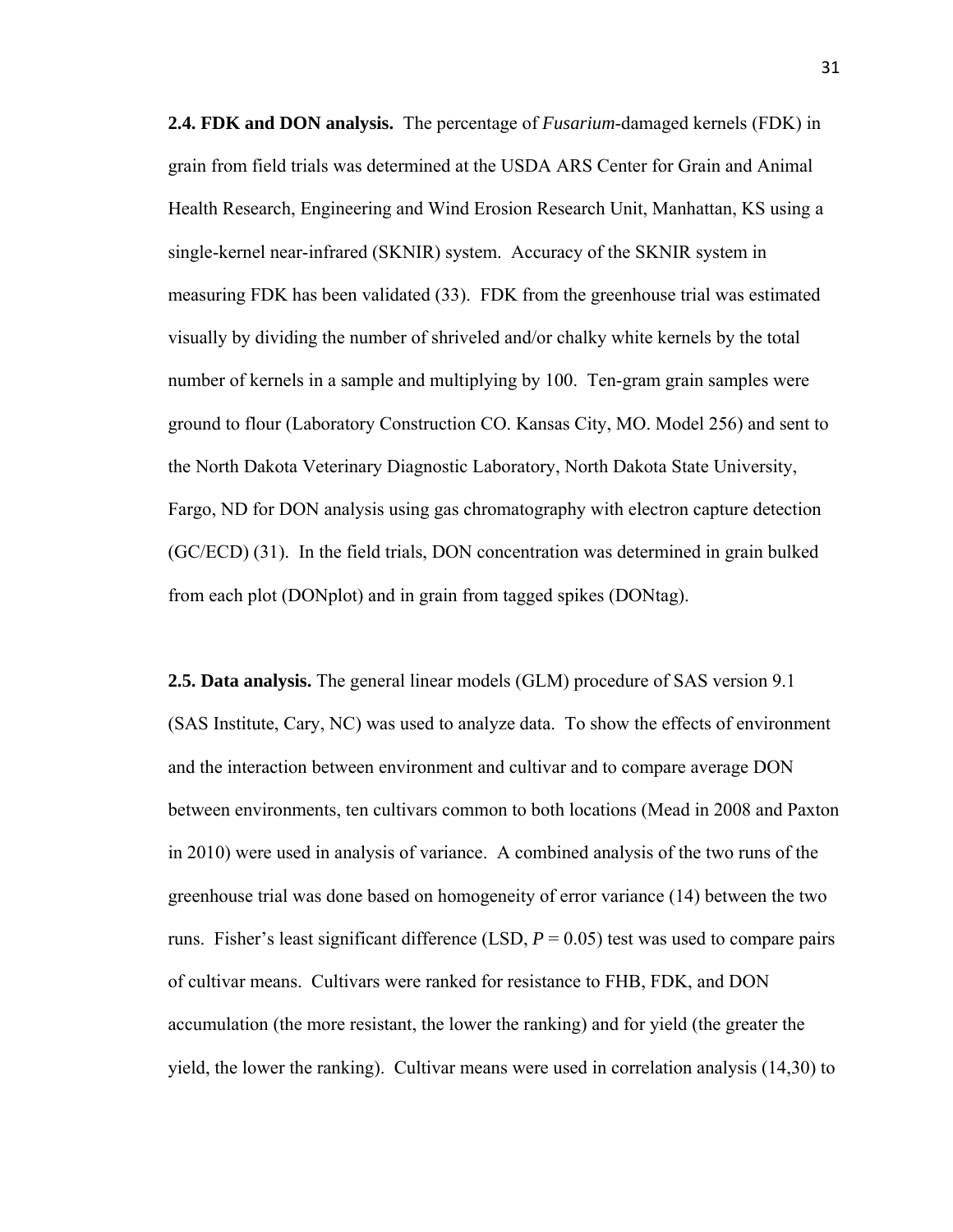**2.4. FDK and DON analysis.** The percentage of *Fusarium*-damaged kernels (FDK) in grain from field trials was determined at the USDA ARS Center for Grain and Animal Health Research, Engineering and Wind Erosion Research Unit, Manhattan, KS using a single-kernel near-infrared (SKNIR) system. Accuracy of the SKNIR system in measuring FDK has been validated (33). FDK from the greenhouse trial was estimated visually by dividing the number of shriveled and/or chalky white kernels by the total number of kernels in a sample and multiplying by 100. Ten-gram grain samples were ground to flour (Laboratory Construction CO. Kansas City, MO. Model 256) and sent to the North Dakota Veterinary Diagnostic Laboratory, North Dakota State University, Fargo, ND for DON analysis using gas chromatography with electron capture detection (GC/ECD) (31). In the field trials, DON concentration was determined in grain bulked from each plot (DONplot) and in grain from tagged spikes (DONtag).

**2.5. Data analysis.** The general linear models (GLM) procedure of SAS version 9.1 (SAS Institute, Cary, NC) was used to analyze data. To show the effects of environment and the interaction between environment and cultivar and to compare average DON between environments, ten cultivars common to both locations (Mead in 2008 and Paxton in 2010) were used in analysis of variance. A combined analysis of the two runs of the greenhouse trial was done based on homogeneity of error variance (14) between the two runs. Fisher's least significant difference (LSD, $P = 0.05$) test was used to compare pairs of cultivar means. Cultivars were ranked for resistance to FHB, FDK, and DON accumulation (the more resistant, the lower the ranking) and for yield (the greater the yield, the lower the ranking). Cultivar means were used in correlation analysis (14,30) to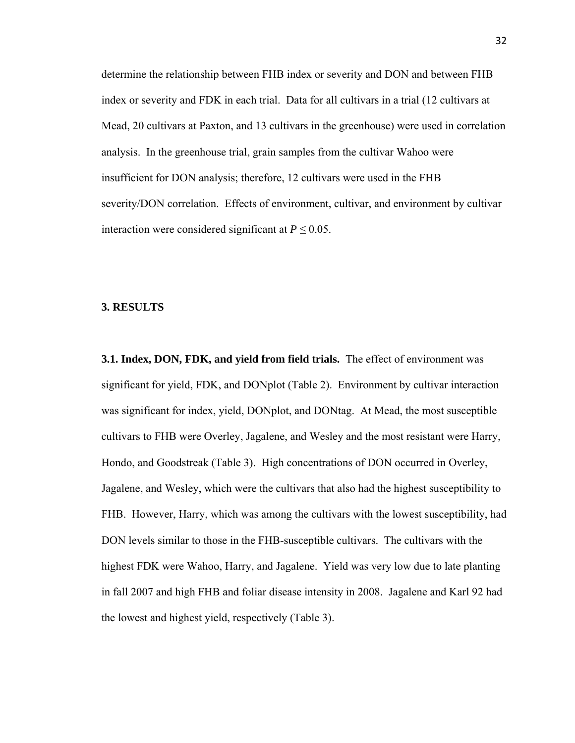determine the relationship between FHB index or severity and DON and between FHB index or severity and FDK in each trial. Data for all cultivars in a trial (12 cultivars at Mead, 20 cultivars at Paxton, and 13 cultivars in the greenhouse) were used in correlation analysis. In the greenhouse trial, grain samples from the cultivar Wahoo were insufficient for DON analysis; therefore, 12 cultivars were used in the FHB severity/DON correlation. Effects of environment, cultivar, and environment by cultivar interaction were considered significant at $P \leq 0.05$.

## 3. RESULTS

**3.1. Index, DON, FDK, and yield from field trials.** The effect of environment was significant for yield, FDK, and DONplot (Table 2). Environment by cultivar interaction was significant for index, yield, DONplot, and DONtag. At Mead, the most susceptible cultivars to FHB were Overley, Jagalene, and Wesley and the most resistant were Harry, Hondo, and Goodstreak (Table 3). High concentrations of DON occurred in Overley, Jagalene, and Wesley, which were the cultivars that also had the highest susceptibility to FHB. However, Harry, which was among the cultivars with the lowest susceptibility, had DON levels similar to those in the FHB-susceptible cultivars. The cultivars with the highest FDK were Wahoo, Harry, and Jagalene. Yield was very low due to late planting in fall 2007 and high FHB and foliar disease intensity in 2008. Jagalene and Karl 92 had the lowest and highest yield, respectively (Table 3).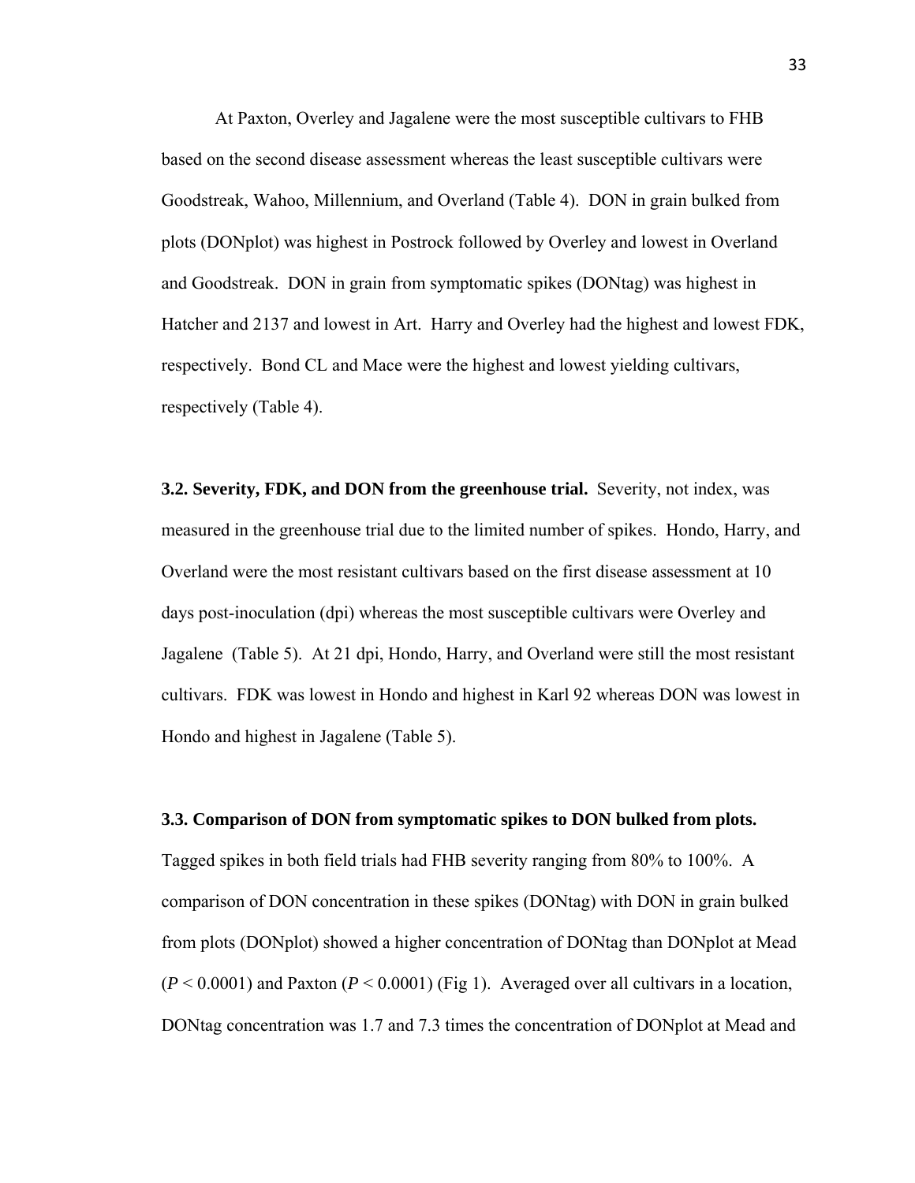At Paxton, Overley and Jagalene were the most susceptible cultivars to FHB based on the second disease assessment whereas the least susceptible cultivars were Goodstreak, Wahoo, Millennium, and Overland (Table 4). DON in grain bulked from plots (DONplot) was highest in Postrock followed by Overley and lowest in Overland and Goodstreak. DON in grain from symptomatic spikes (DONtag) was highest in Hatcher and 2137 and lowest in Art. Harry and Overley had the highest and lowest FDK, respectively. Bond CL and Mace were the highest and lowest yielding cultivars, respectively (Table 4).

**3.2. Severity, FDK, and DON from the greenhouse trial.** Severity, not index, was measured in the greenhouse trial due to the limited number of spikes. Hondo, Harry, and Overland were the most resistant cultivars based on the first disease assessment at 10 days post-inoculation (dpi) whereas the most susceptible cultivars were Overley and Jagalene (Table 5). At 21 dpi, Hondo, Harry, and Overland were still the most resistant cultivars. FDK was lowest in Hondo and highest in Karl 92 whereas DON was lowest in Hondo and highest in Jagalene (Table 5).

**3.3. Comparison of DON from symptomatic spikes to DON bulked from plots.** Tagged spikes in both field trials had FHB severity ranging from 80% to 100%. A comparison of DON concentration in these spikes (DONtag) with DON in grain bulked from plots (DONplot) showed a higher concentration of DONtag than DONplot at Mead ($P < 0.0001$) and Paxton ($P < 0.0001$) (Fig 1). Averaged over all cultivars in a location, DONtag concentration was 1.7 and 7.3 times the concentration of DONplot at Mead and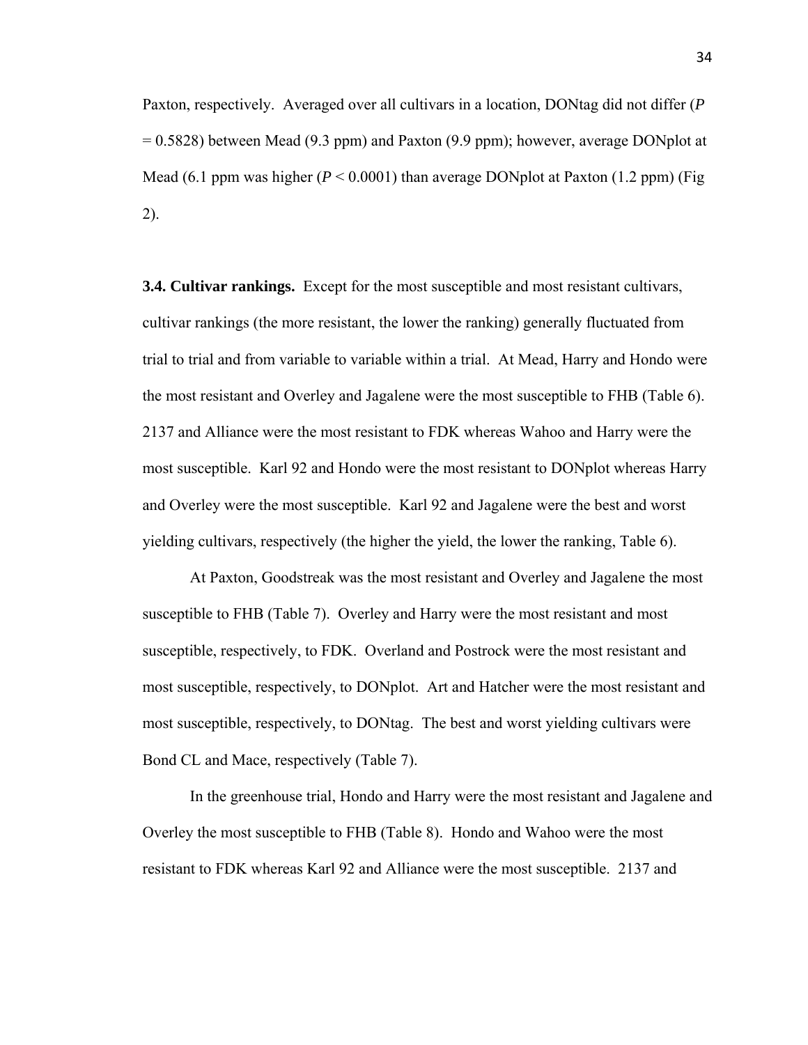Paxton, respectively. Averaged over all cultivars in a location, DONtag did not differ ($P = 0.5828$) between Mead (9.3 ppm) and Paxton (9.9 ppm); however, average DONplot at Mead (6.1 ppm was higher ($P < 0.0001$) than average DONplot at Paxton (1.2 ppm) (Fig 2).

**3.4. Cultivar rankings.** Except for the most susceptible and most resistant cultivars, cultivar rankings (the more resistant, the lower the ranking) generally fluctuated from trial to trial and from variable to variable within a trial. At Mead, Harry and Hondo were the most resistant and Overley and Jagalene were the most susceptible to FHB (Table 6). 2137 and Alliance were the most resistant to FDK whereas Wahoo and Harry were the most susceptible. Karl 92 and Hondo were the most resistant to DONplot whereas Harry and Overley were the most susceptible. Karl 92 and Jagalene were the best and worst yielding cultivars, respectively (the higher the yield, the lower the ranking, Table 6).

At Paxton, Goodstreak was the most resistant and Overley and Jagalene the most susceptible to FHB (Table 7). Overley and Harry were the most resistant and most susceptible, respectively, to FDK. Overland and Postrock were the most resistant and most susceptible, respectively, to DONplot. Art and Hatcher were the most resistant and most susceptible, respectively, to DONtag. The best and worst yielding cultivars were Bond CL and Mace, respectively (Table 7).

In the greenhouse trial, Hondo and Harry were the most resistant and Jagalene and Overley the most susceptible to FHB (Table 8). Hondo and Wahoo were the most resistant to FDK whereas Karl 92 and Alliance were the most susceptible. 2137 and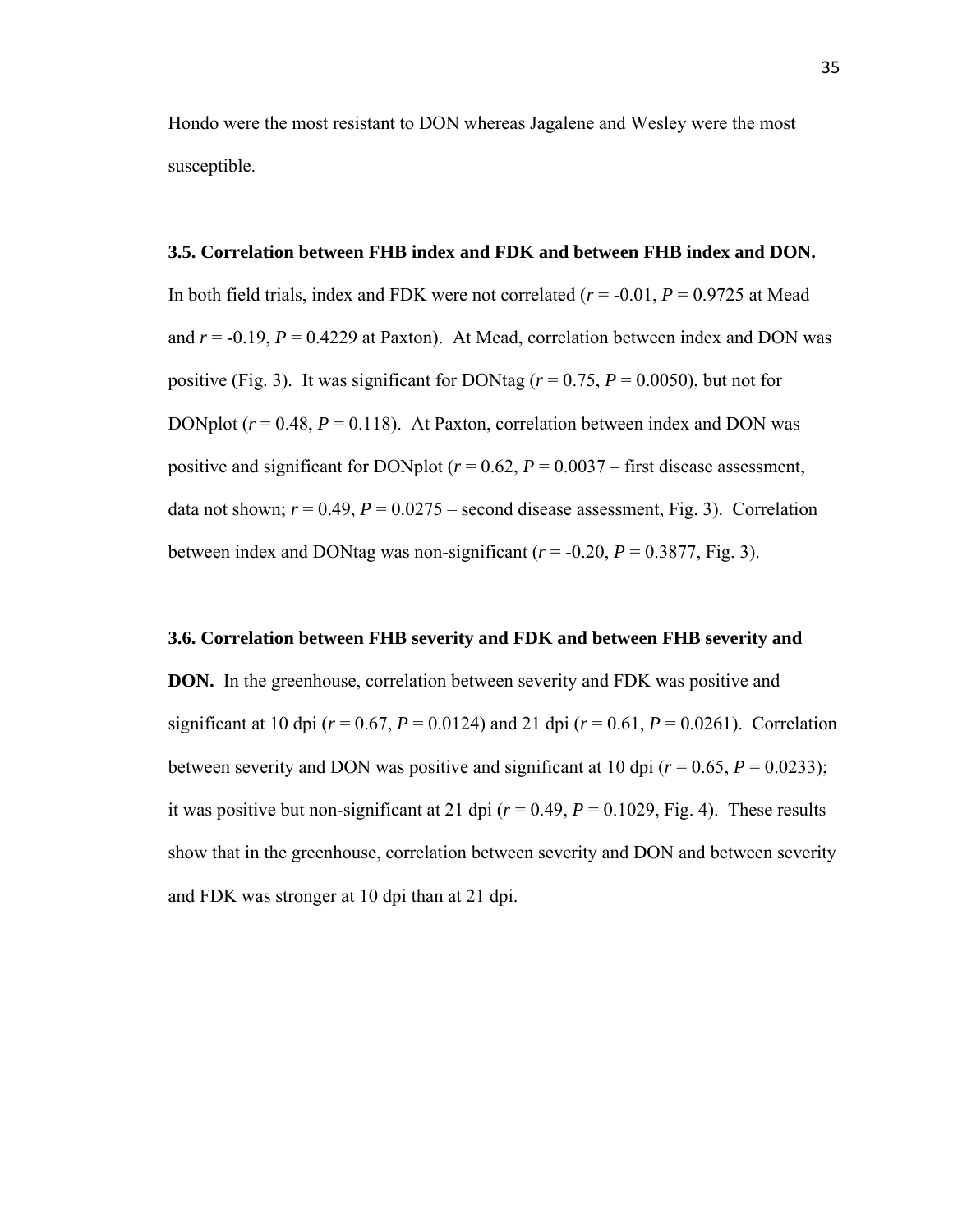Hondo were the most resistant to DON whereas Jagalene and Wesley were the most susceptible.

**3.5. Correlation between FHB index and FDK and between FHB index and DON.** In both field trials, index and FDK were not correlated (*r* = -0.01, *P* = 0.9725 at Mead and *r* = -0.19, *P* = 0.4229 at Paxton). At Mead, correlation between index and DON was positive (Fig. 3). It was significant for DONtag (*r* = 0.75, *P* = 0.0050), but not for DONplot (*r* = 0.48, *P* = 0.118). At Paxton, correlation between index and DON was positive and significant for DONplot (*r* = 0.62, *P* = 0.0037 – first disease assessment, data not shown; *r* = 0.49, *P* = 0.0275 – second disease assessment, Fig. 3). Correlation between index and DONtag was non-significant (*r* = -0.20, *P* = 0.3877, Fig. 3).

**3.6. Correlation between FHB severity and FDK and between FHB severity and DON.** In the greenhouse, correlation between severity and FDK was positive and significant at 10 dpi (*r* = 0.67, *P* = 0.0124) and 21 dpi (*r* = 0.61, *P* = 0.0261). Correlation between severity and DON was positive and significant at 10 dpi (*r* = 0.65, *P* = 0.0233); it was positive but non-significant at 21 dpi (*r* = 0.49, *P* = 0.1029, Fig. 4). These results show that in the greenhouse, correlation between severity and DON and between severity and FDK was stronger at 10 dpi than at 21 dpi.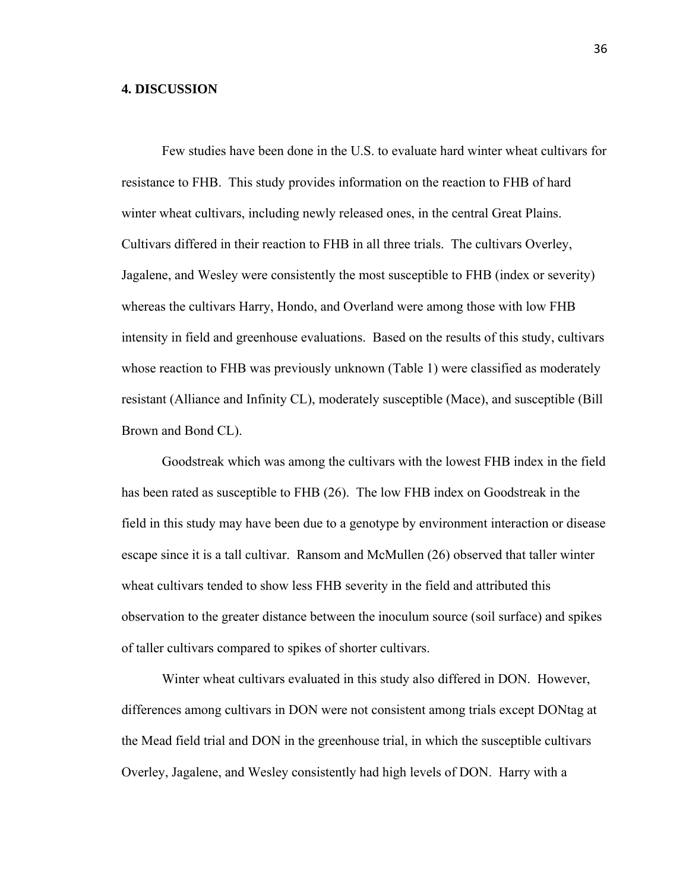# 4. DISCUSSION

Few studies have been done in the U.S. to evaluate hard winter wheat cultivars for resistance to FHB. This study provides information on the reaction to FHB of hard winter wheat cultivars, including newly released ones, in the central Great Plains. Cultivars differed in their reaction to FHB in all three trials. The cultivars Overley, Jagalene, and Wesley were consistently the most susceptible to FHB (index or severity) whereas the cultivars Harry, Hondo, and Overland were among those with low FHB intensity in field and greenhouse evaluations. Based on the results of this study, cultivars whose reaction to FHB was previously unknown (Table 1) were classified as moderately resistant (Alliance and Infinity CL), moderately susceptible (Mace), and susceptible (Bill Brown and Bond CL).

Goodstreak which was among the cultivars with the lowest FHB index in the field has been rated as susceptible to FHB (26). The low FHB index on Goodstreak in the field in this study may have been due to a genotype by environment interaction or disease escape since it is a tall cultivar. Ransom and McMullen (26) observed that taller winter wheat cultivars tended to show less FHB severity in the field and attributed this observation to the greater distance between the inoculum source (soil surface) and spikes of taller cultivars compared to spikes of shorter cultivars.

Winter wheat cultivars evaluated in this study also differed in DON. However, differences among cultivars in DON were not consistent among trials except DONtag at the Mead field trial and DON in the greenhouse trial, in which the susceptible cultivars Overley, Jagalene, and Wesley consistently had high levels of DON. Harry with a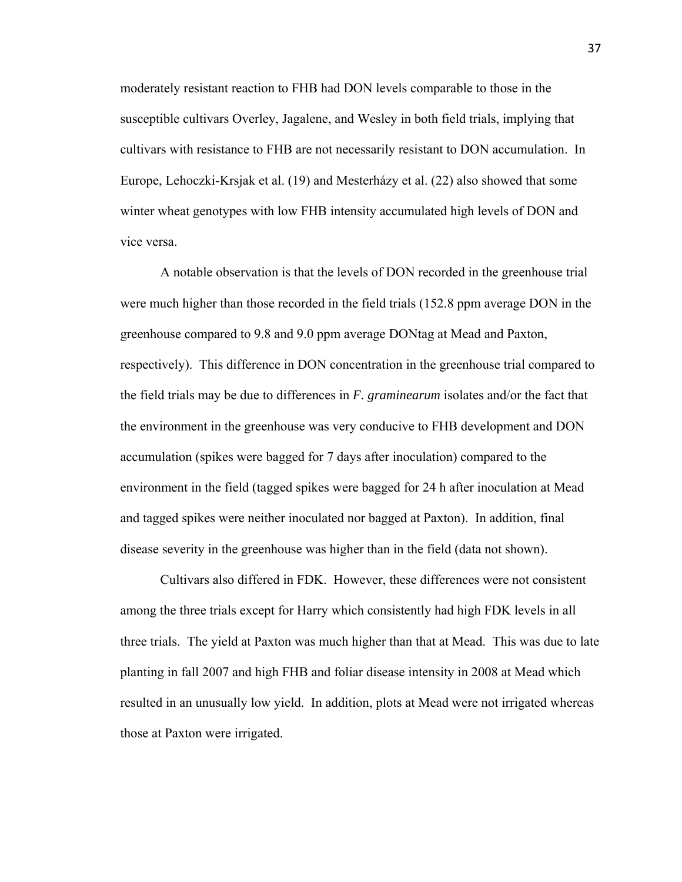moderately resistant reaction to FHB had DON levels comparable to those in the susceptible cultivars Overley, Jagalene, and Wesley in both field trials, implying that cultivars with resistance to FHB are not necessarily resistant to DON accumulation. In Europe, Lehoczki-Krsjak et al. (19) and Mesterházy et al. (22) also showed that some winter wheat genotypes with low FHB intensity accumulated high levels of DON and vice versa.

A notable observation is that the levels of DON recorded in the greenhouse trial were much higher than those recorded in the field trials (152.8 ppm average DON in the greenhouse compared to 9.8 and 9.0 ppm average DONtag at Mead and Paxton, respectively). This difference in DON concentration in the greenhouse trial compared to the field trials may be due to differences in *F. graminearum* isolates and/or the fact that the environment in the greenhouse was very conducive to FHB development and DON accumulation (spikes were bagged for 7 days after inoculation) compared to the environment in the field (tagged spikes were bagged for 24 h after inoculation at Mead and tagged spikes were neither inoculated nor bagged at Paxton). In addition, final disease severity in the greenhouse was higher than in the field (data not shown).

Cultivars also differed in FDK. However, these differences were not consistent among the three trials except for Harry which consistently had high FDK levels in all three trials. The yield at Paxton was much higher than that at Mead. This was due to late planting in fall 2007 and high FHB and foliar disease intensity in 2008 at Mead which resulted in an unusually low yield. In addition, plots at Mead were not irrigated whereas those at Paxton were irrigated.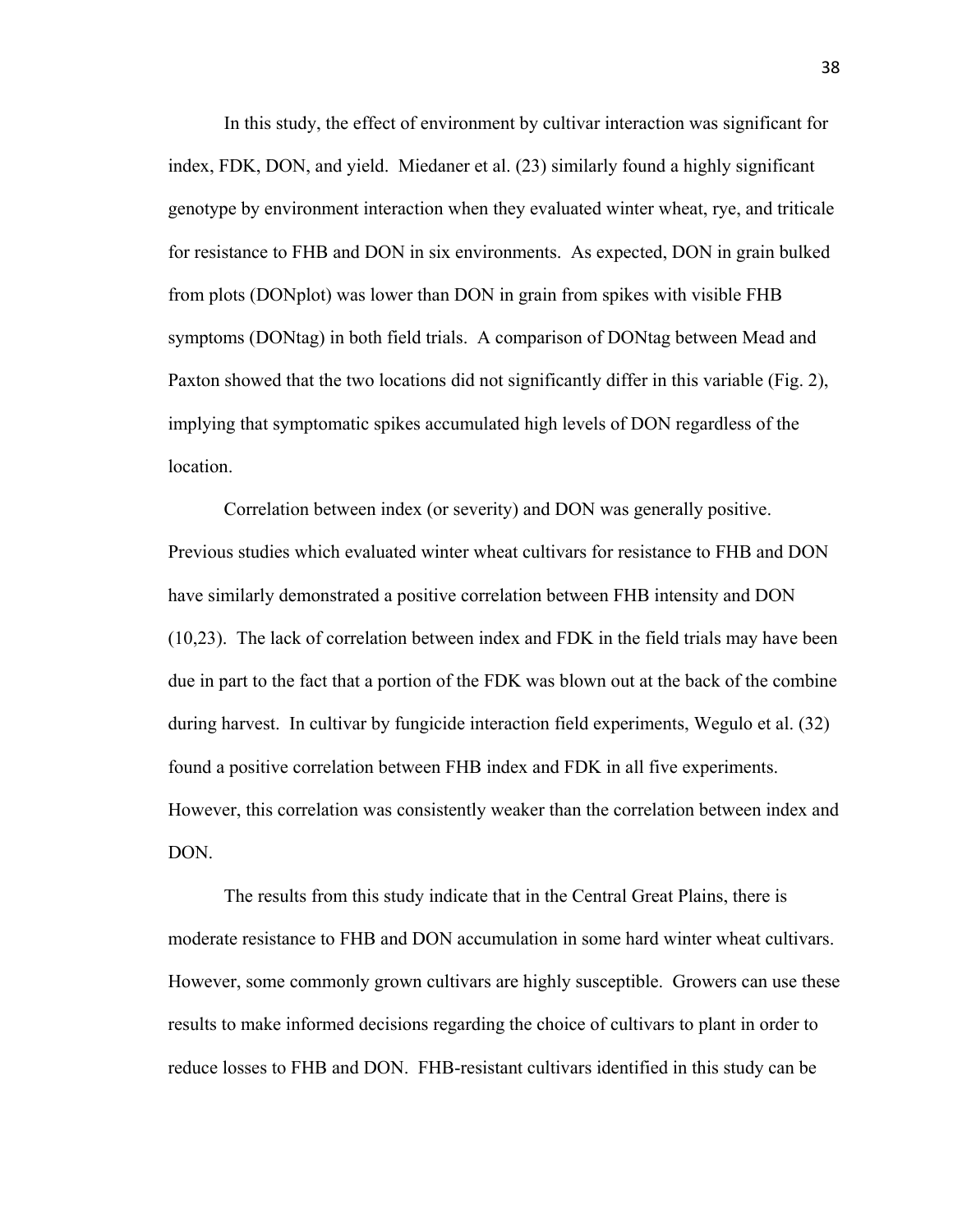In this study, the effect of environment by cultivar interaction was significant for index, FDK, DON, and yield. Miedaner et al. (23) similarly found a highly significant genotype by environment interaction when they evaluated winter wheat, rye, and triticale for resistance to FHB and DON in six environments. As expected, DON in grain bulked from plots (DONplot) was lower than DON in grain from spikes with visible FHB symptoms (DONtag) in both field trials. A comparison of DONtag between Mead and Paxton showed that the two locations did not significantly differ in this variable (Fig. 2), implying that symptomatic spikes accumulated high levels of DON regardless of the location.

Correlation between index (or severity) and DON was generally positive. Previous studies which evaluated winter wheat cultivars for resistance to FHB and DON have similarly demonstrated a positive correlation between FHB intensity and DON (10,23). The lack of correlation between index and FDK in the field trials may have been due in part to the fact that a portion of the FDK was blown out at the back of the combine during harvest. In cultivar by fungicide interaction field experiments, Wegulo et al. (32) found a positive correlation between FHB index and FDK in all five experiments. However, this correlation was consistently weaker than the correlation between index and DON.

The results from this study indicate that in the Central Great Plains, there is moderate resistance to FHB and DON accumulation in some hard winter wheat cultivars. However, some commonly grown cultivars are highly susceptible. Growers can use these results to make informed decisions regarding the choice of cultivars to plant in order to reduce losses to FHB and DON. FHB-resistant cultivars identified in this study can be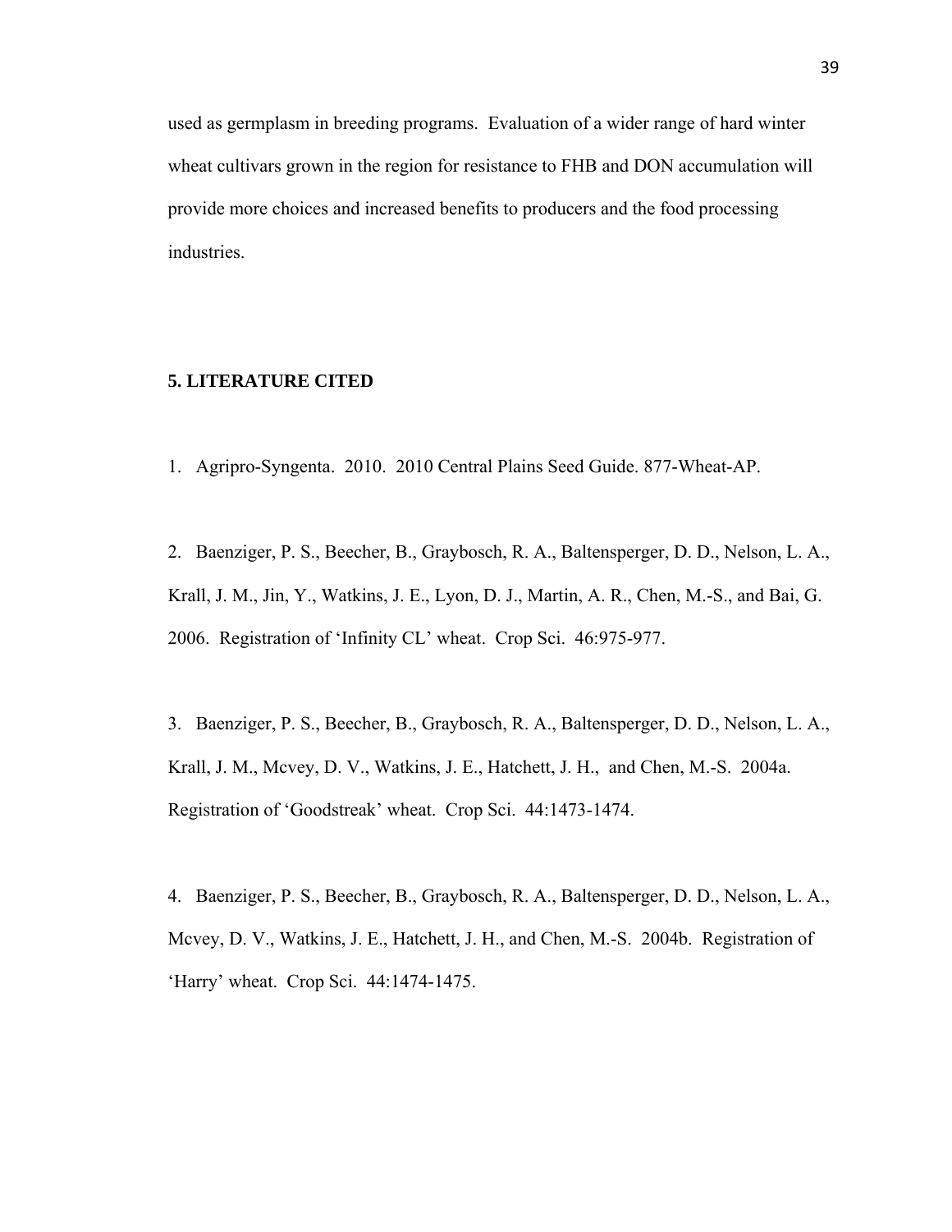used as germplasm in breeding programs. Evaluation of a wider range of hard winter wheat cultivars grown in the region for resistance to FHB and DON accumulation will provide more choices and increased benefits to producers and the food processing industries.

## 5. LITERATURE CITED

1. Agripro-Syngenta. 2010. 2010 Central Plains Seed Guide. 877-Wheat-AP.

2. Baenziger, P. S., Beecher, B., Graybosch, R. A., Baltensperger, D. D., Nelson, L. A., Krall, J. M., Jin, Y., Watkins, J. E., Lyon, D. J., Martin, A. R., Chen, M.-S., and Bai, G. 2006. Registration of 'Infinity CL' wheat. Crop Sci. 46:975-977.

3. Baenziger, P. S., Beecher, B., Graybosch, R. A., Baltensperger, D. D., Nelson, L. A., Krall, J. M., Mcvey, D. V., Watkins, J. E., Hatchett, J. H., and Chen, M.-S. 2004a. Registration of 'Goodstreak' wheat. Crop Sci. 44:1473-1474.

4. Baenziger, P. S., Beecher, B., Graybosch, R. A., Baltensperger, D. D., Nelson, L. A., Mcvey, D. V., Watkins, J. E., Hatchett, J. H., and Chen, M.-S. 2004b. Registration of 'Harry' wheat. Crop Sci. 44:1474-1475.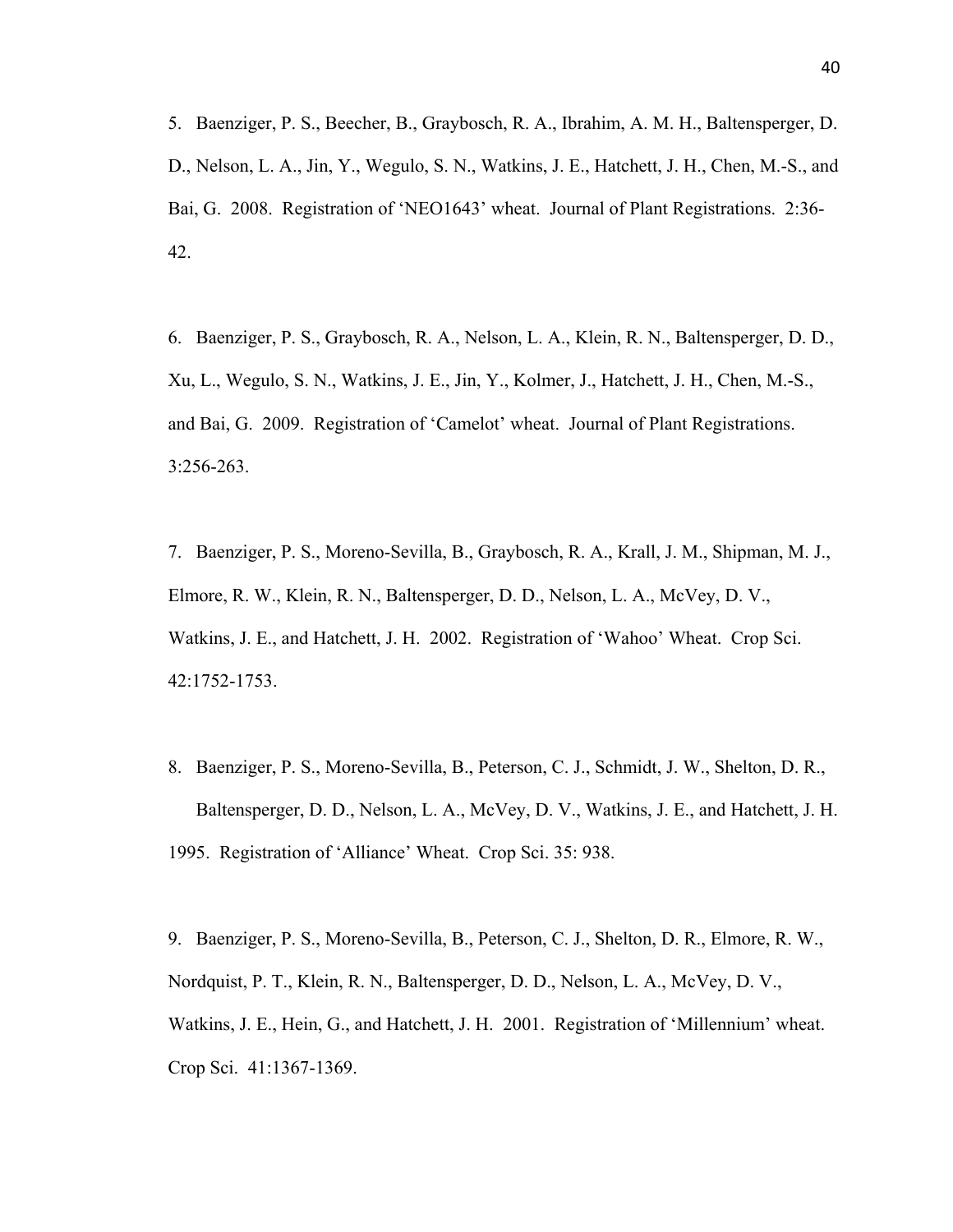5. Baenziger, P. S., Beecher, B., Graybosch, R. A., Ibrahim, A. M. H., Baltensperger, D. D., Nelson, L. A., Jin, Y., Wegulo, S. N., Watkins, J. E., Hatchett, J. H., Chen, M.-S., and Bai, G. 2008. Registration of 'NEO1643' wheat. Journal of Plant Registrations. 2:36-42.

6. Baenziger, P. S., Graybosch, R. A., Nelson, L. A., Klein, R. N., Baltensperger, D. D., Xu, L., Wegulo, S. N., Watkins, J. E., Jin, Y., Kolmer, J., Hatchett, J. H., Chen, M.-S., and Bai, G. 2009. Registration of 'Camelot' wheat. Journal of Plant Registrations. 3:256-263.

7. Baenziger, P. S., Moreno-Sevilla, B., Graybosch, R. A., Krall, J. M., Shipman, M. J., Elmore, R. W., Klein, R. N., Baltensperger, D. D., Nelson, L. A., McVey, D. V., Watkins, J. E., and Hatchett, J. H. 2002. Registration of 'Wahoo' Wheat. Crop Sci. 42:1752-1753.

8. Baenziger, P. S., Moreno-Sevilla, B., Peterson, C. J., Schmidt, J. W., Shelton, D. R., Baltensperger, D. D., Nelson, L. A., McVey, D. V., Watkins, J. E., and Hatchett, J. H. 1995. Registration of 'Alliance' Wheat. Crop Sci. 35: 938.

9. Baenziger, P. S., Moreno-Sevilla, B., Peterson, C. J., Shelton, D. R., Elmore, R. W., Nordquist, P. T., Klein, R. N., Baltensperger, D. D., Nelson, L. A., McVey, D. V., Watkins, J. E., Hein, G., and Hatchett, J. H. 2001. Registration of 'Millennium' wheat. Crop Sci. 41:1367-1369.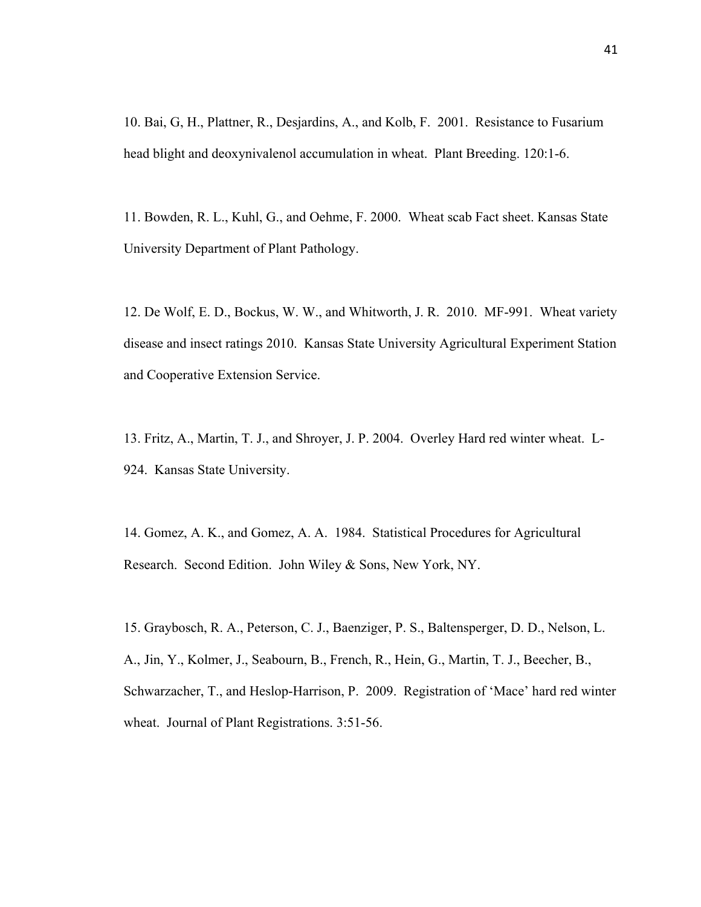10. Bai, G, H., Plattner, R., Desjardins, A., and Kolb, F. 2001. Resistance to Fusarium head blight and deoxynivalenol accumulation in wheat. Plant Breeding. 120:1-6.

11. Bowden, R. L., Kuhl, G., and Oehme, F. 2000. Wheat scab Fact sheet. Kansas State University Department of Plant Pathology.

12. De Wolf, E. D., Bockus, W. W., and Whitworth, J. R. 2010. MF-991. Wheat variety disease and insect ratings 2010. Kansas State University Agricultural Experiment Station and Cooperative Extension Service.

13. Fritz, A., Martin, T. J., and Shroyer, J. P. 2004. Overley Hard red winter wheat. L-924. Kansas State University.

14. Gomez, A. K., and Gomez, A. A. 1984. Statistical Procedures for Agricultural Research. Second Edition. John Wiley & Sons, New York, NY.

15. Graybosch, R. A., Peterson, C. J., Baenziger, P. S., Baltensperger, D. D., Nelson, L. A., Jin, Y., Kolmer, J., Seabourn, B., French, R., Hein, G., Martin, T. J., Beecher, B., Schwarzacher, T., and Heslop-Harrison, P. 2009. Registration of 'Mace' hard red winter wheat. Journal of Plant Registrations. 3:51-56.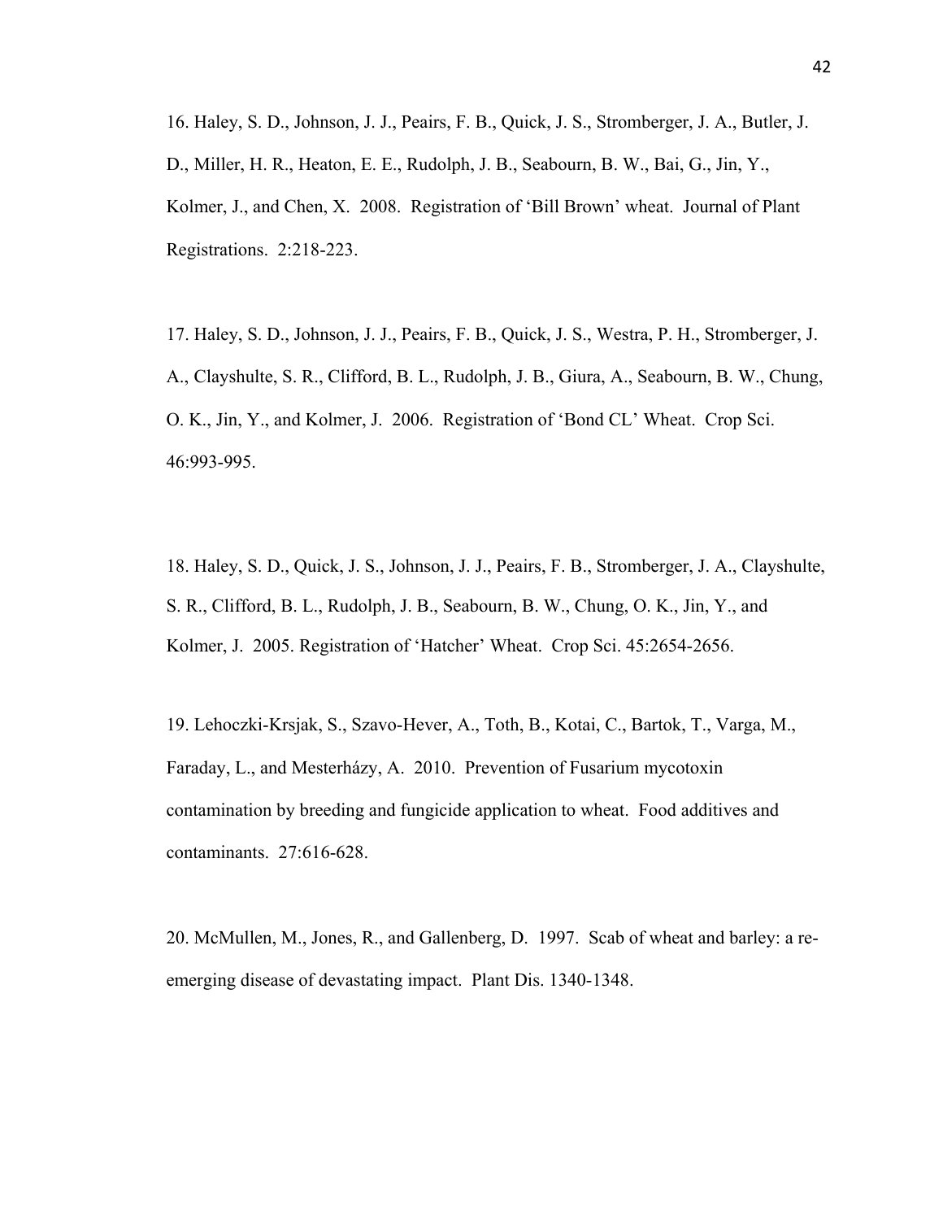16. Haley, S. D., Johnson, J. J., Peairs, F. B., Quick, J. S., Stromberger, J. A., Butler, J. D., Miller, H. R., Heaton, E. E., Rudolph, J. B., Seabourn, B. W., Bai, G., Jin, Y., Kolmer, J., and Chen, X. 2008. Registration of 'Bill Brown' wheat. Journal of Plant Registrations. 2:218-223.

17. Haley, S. D., Johnson, J. J., Peairs, F. B., Quick, J. S., Westra, P. H., Stromberger, J. A., Clayshulte, S. R., Clifford, B. L., Rudolph, J. B., Giura, A., Seabourn, B. W., Chung, O. K., Jin, Y., and Kolmer, J. 2006. Registration of 'Bond CL' Wheat. Crop Sci. 46:993-995.

18. Haley, S. D., Quick, J. S., Johnson, J. J., Peairs, F. B., Stromberger, J. A., Clayshulte, S. R., Clifford, B. L., Rudolph, J. B., Seabourn, B. W., Chung, O. K., Jin, Y., and Kolmer, J. 2005. Registration of 'Hatcher' Wheat. Crop Sci. 45:2654-2656.

19. Lehoczki-Krsjak, S., Szavo-Hever, A., Toth, B., Kotai, C., Bartok, T., Varga, M., Faraday, L., and Mesterházy, A. 2010. Prevention of Fusarium mycotoxin contamination by breeding and fungicide application to wheat. Food additives and contaminants. 27:616-628.

20. McMullen, M., Jones, R., and Gallenberg, D. 1997. Scab of wheat and barley: a re-emerging disease of devastating impact. Plant Dis. 1340-1348.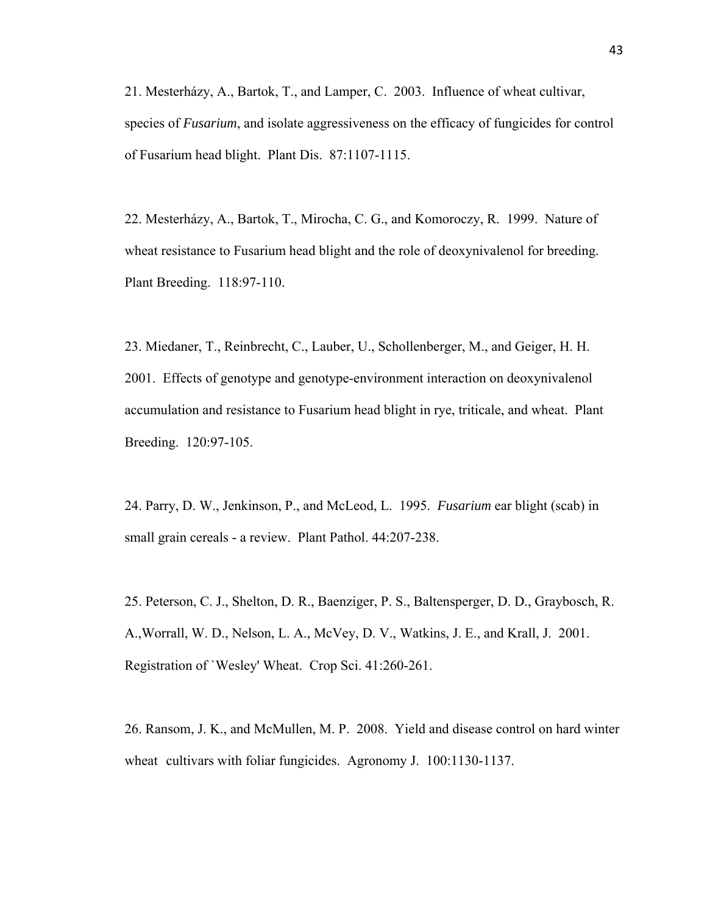21. Mesterházy, A., Bartok, T., and Lamper, C. 2003. Influence of wheat cultivar, species of *Fusarium*, and isolate aggressiveness on the efficacy of fungicides for control of Fusarium head blight. Plant Dis. 87:1107-1115.

22. Mesterházy, A., Bartok, T., Mirocha, C. G., and Komoroczy, R. 1999. Nature of wheat resistance to Fusarium head blight and the role of deoxynivalenol for breeding. Plant Breeding. 118:97-110.

23. Miedaner, T., Reinbrecht, C., Lauber, U., Schollenberger, M., and Geiger, H. H. 2001. Effects of genotype and genotype-environment interaction on deoxynivalenol accumulation and resistance to Fusarium head blight in rye, triticale, and wheat. Plant Breeding. 120:97-105.

24. Parry, D. W., Jenkinson, P., and McLeod, L. 1995. *Fusarium* ear blight (scab) in small grain cereals - a review. Plant Pathol. 44:207-238.

25. Peterson, C. J., Shelton, D. R., Baenziger, P. S., Baltensperger, D. D., Graybosch, R. A.,Worrall, W. D., Nelson, L. A., McVey, D. V., Watkins, J. E., and Krall, J. 2001. Registration of `Wesley' Wheat. Crop Sci. 41:260-261.

26. Ransom, J. K., and McMullen, M. P. 2008. Yield and disease control on hard winter wheat cultivars with foliar fungicides. Agronomy J. 100:1130-1137.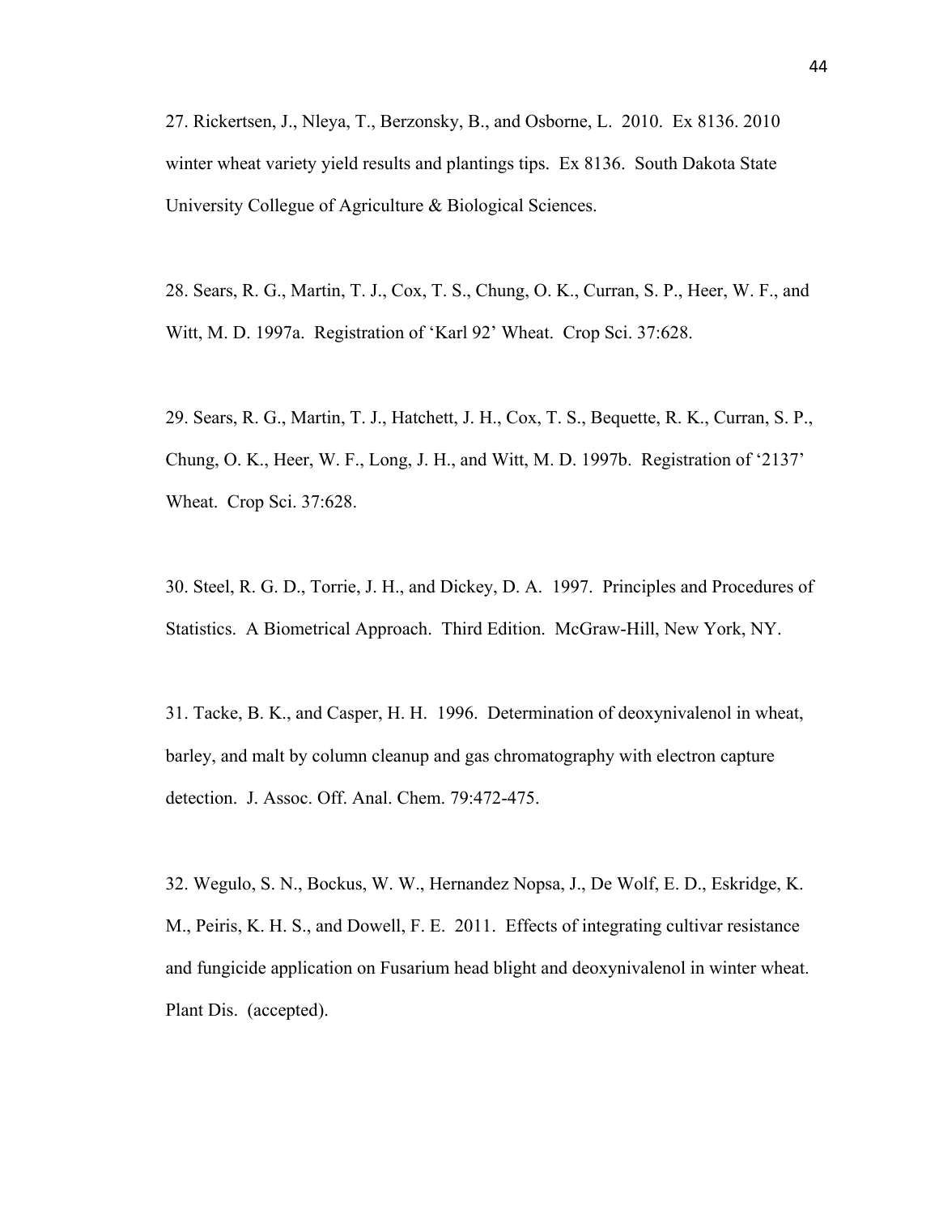27. Rickertsen, J., Nleya, T., Berzonsky, B., and Osborne, L. 2010. Ex 8136. 2010 winter wheat variety yield results and plantings tips. Ex 8136. South Dakota State University College of Agriculture & Biological Sciences.

28. Sears, R. G., Martin, T. J., Cox, T. S., Chung, O. K., Curran, S. P., Heer, W. F., and Witt, M. D. 1997a. Registration of 'Karl 92' Wheat. Crop Sci. 37:628.

29. Sears, R. G., Martin, T. J., Hatchett, J. H., Cox, T. S., Bequette, R. K., Curran, S. P., Chung, O. K., Heer, W. F., Long, J. H., and Witt, M. D. 1997b. Registration of '2137' Wheat. Crop Sci. 37:628.

30. Steel, R. G. D., Torrie, J. H., and Dickey, D. A. 1997. Principles and Procedures of Statistics. A Biometrical Approach. Third Edition. McGraw-Hill, New York, NY.

31. Tacke, B. K., and Casper, H. H. 1996. Determination of deoxynivalenol in wheat, barley, and malt by column cleanup and gas chromatography with electron capture detection. J. Assoc. Off. Anal. Chem. 79:472-475.

32. Wegulo, S. N., Bockus, W. W., Hernandez Nopsa, J., De Wolf, E. D., Eskridge, K. M., Peiris, K. H. S., and Dowell, F. E. 2011. Effects of integrating cultivar resistance and fungicide application on Fusarium head blight and deoxynivalenol in winter wheat. Plant Dis. (accepted).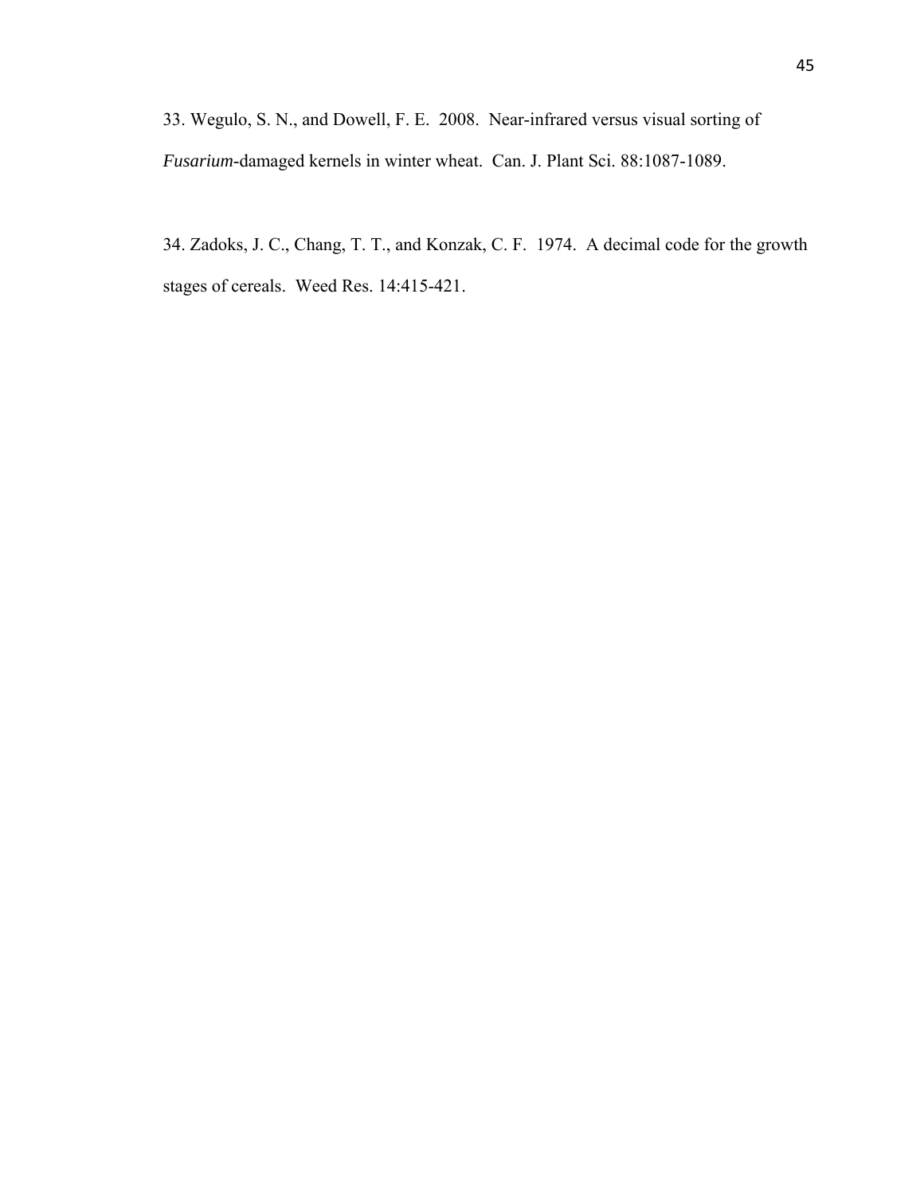33. Wegulo, S. N., and Dowell, F. E. 2008. Near-infrared versus visual sorting of *Fusarium*-damaged kernels in winter wheat. Can. J. Plant Sci. 88:1087-1089.

34. Zadoks, J. C., Chang, T. T., and Konzak, C. F. 1974. A decimal code for the growth stages of cereals. Weed Res. 14:415-421.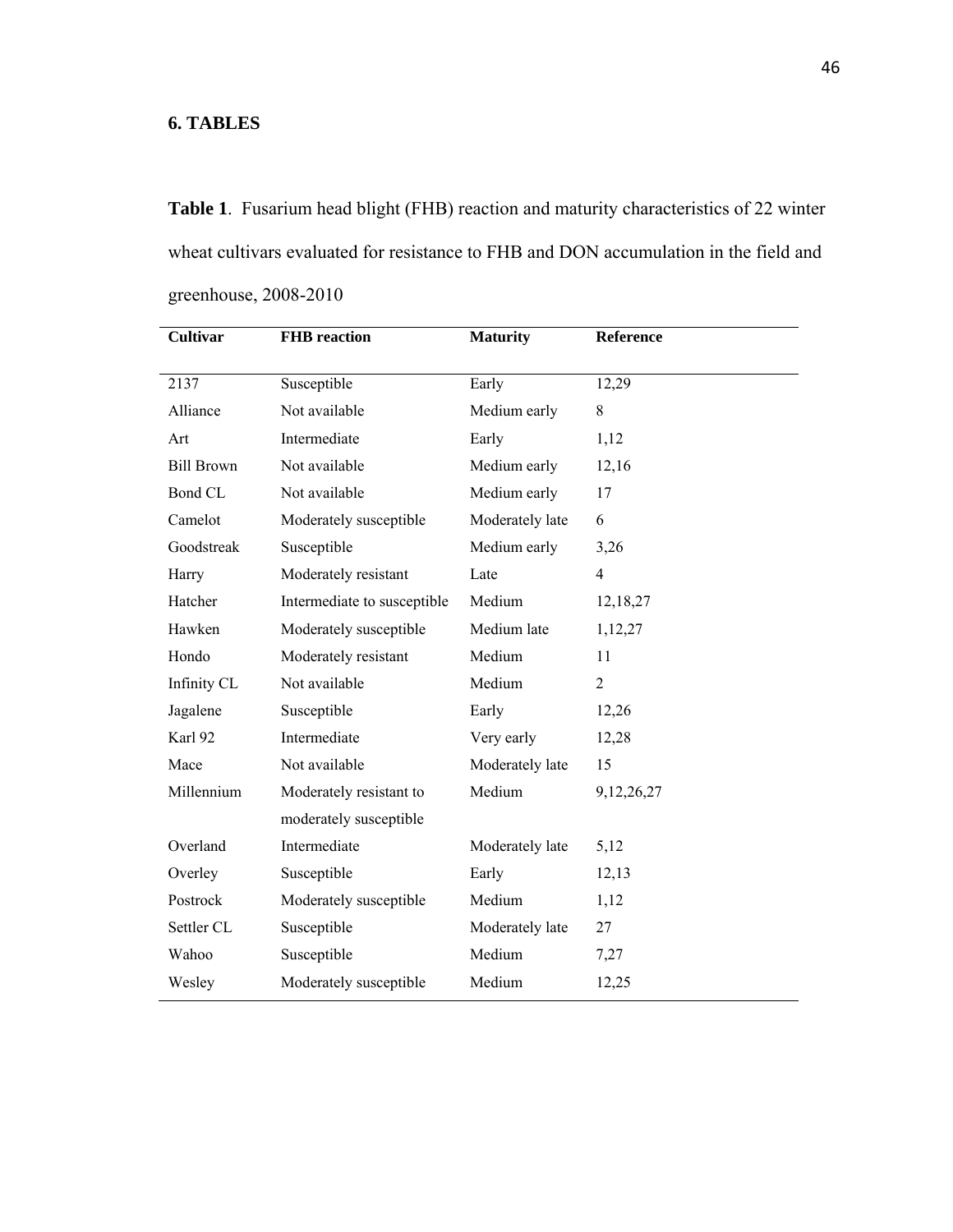## 6. TABLES

**Table 1**. Fusarium head blight (FHB) reaction and maturity characteristics of 22 winter wheat cultivars evaluated for resistance to FHB and DON accumulation in the field and greenhouse, 2008-2010

| Cultivar | FHB reaction | Maturity | Reference |
|---|---|---|---|
| 2137 | Susceptible | Early | 12,29 |
| Alliance | Not available | Medium early | 8 |
| Art | Intermediate | Early | 1,12 |
| Bill Brown | Not available | Medium early | 12,16 |
| Bond CL | Not available | Medium early | 17 |
| Camelot | Moderately susceptible | Moderately late | 6 |
| Goodstreak | Susceptible | Medium early | 3,26 |
| Harry | Moderately resistant | Late | 4 |
| Hatcher | Intermediate to susceptible | Medium | 12,18,27 |
| Hawken | Moderately susceptible | Medium late | 1,12,27 |
| Hondo | Moderately resistant | Medium | 11 |
| Infinity CL | Not available | Medium | 2 |
| Jagalene | Susceptible | Early | 12,26 |
| Karl 92 | Intermediate | Very early | 12,28 |
| Mace | Not available | Moderately late | 15 |
| Millennium | Moderately resistant to moderately susceptible | Medium | 9,12,26,27 |
| Overland | Intermediate | Moderately late | 5,12 |
| Overley | Susceptible | Early | 12,13 |
| Postrock | Moderately susceptible | Medium | 1,12 |
| Settler CL | Susceptible | Moderately late | 27 |
| Wahoo | Susceptible | Medium | 7,27 |
| Wesley | Moderately susceptible | Medium | 12,25 |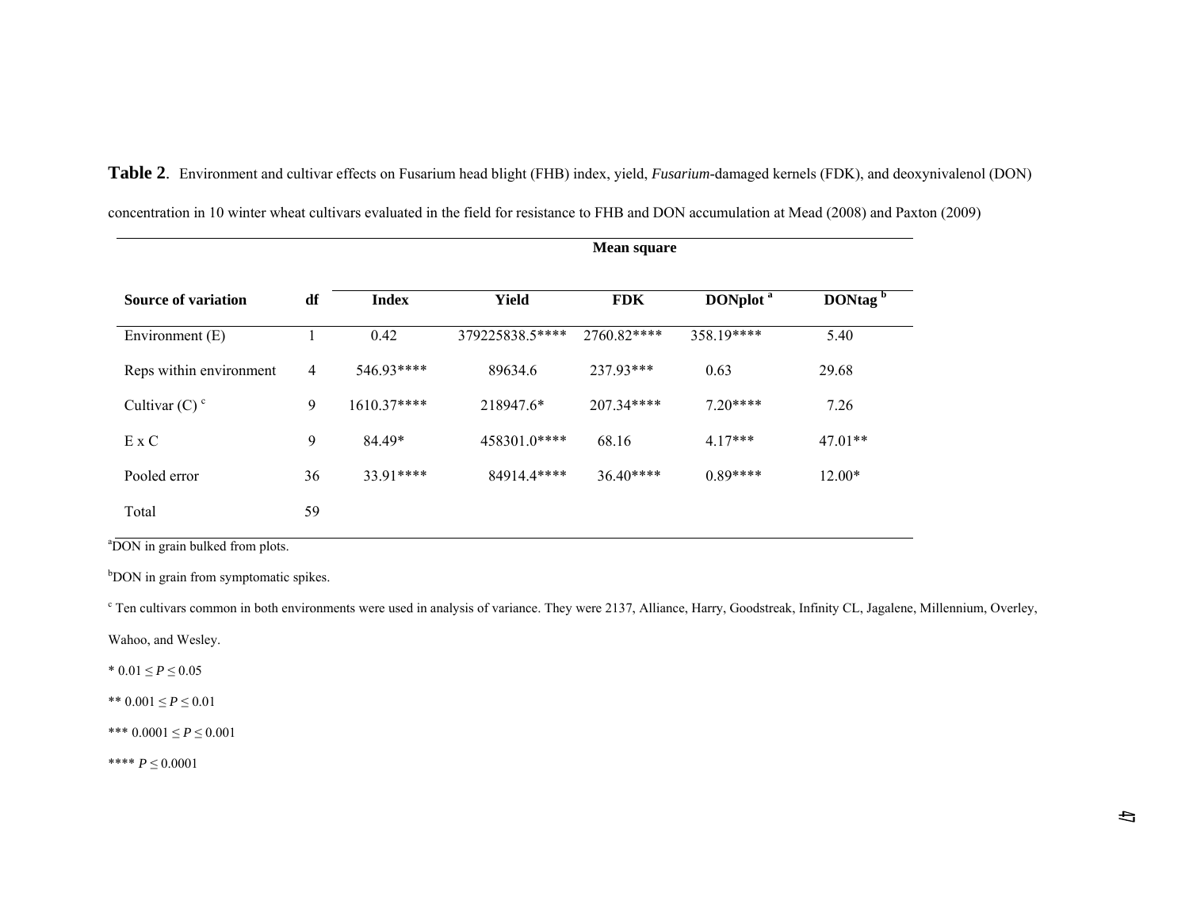**Table 2**. Environment and cultivar effects on Fusarium head blight (FHB) index, yield, *Fusarium*-damaged kernels (FDK), and deoxynivalenol (DON) concentration in 10 winter wheat cultivars evaluated in the field for resistance to FHB and DON accumulation at Mead (2008) and Paxton (2009)

| | | Mean square | | | | |
|---|---|---|---|---|---|---|
| **Source of variation** | **df** | **Index** | **Yield** | **FDK** | **DONplot** [a] | **DONtag** [b] |
| Environment (E) | 1 | 0.42 | 379225838.5**** | 2760.82**** | 358.19**** | 5.40 |
| Reps within environment | 4 | 546.93**** | 89634.6 | 237.93*** | 0.63 | 29.68 |
| Cultivar (C) [c] | 9 | 1610.37**** | 218947.6* | 207.34**** | 7.20**** | 7.26 |
| E x C | 9 | 84.49* | 458301.0**** | 68.16 | 4.17*** | 47.01** |
| Pooled error | 36 | 33.91**** | 84914.4**** | 36.40**** | 0.89**** | 12.00* |
| Total | 59 | | | | | |

[a]DON in grain bulked from plots.

[b]DON in grain from symptomatic spikes.

[c] Ten cultivars common in both environments were used in analysis of variance. They were 2137, Alliance, Harry, Goodstreak, Infinity CL, Jagalene, Millennium, Overley, Wahoo, and Wesley.

* $0.01 \leq P \leq 0.05$

** $0.001 \leq P \leq 0.01$

*** $0.0001 \leq P \leq 0.001$

**** $P \leq 0.0001$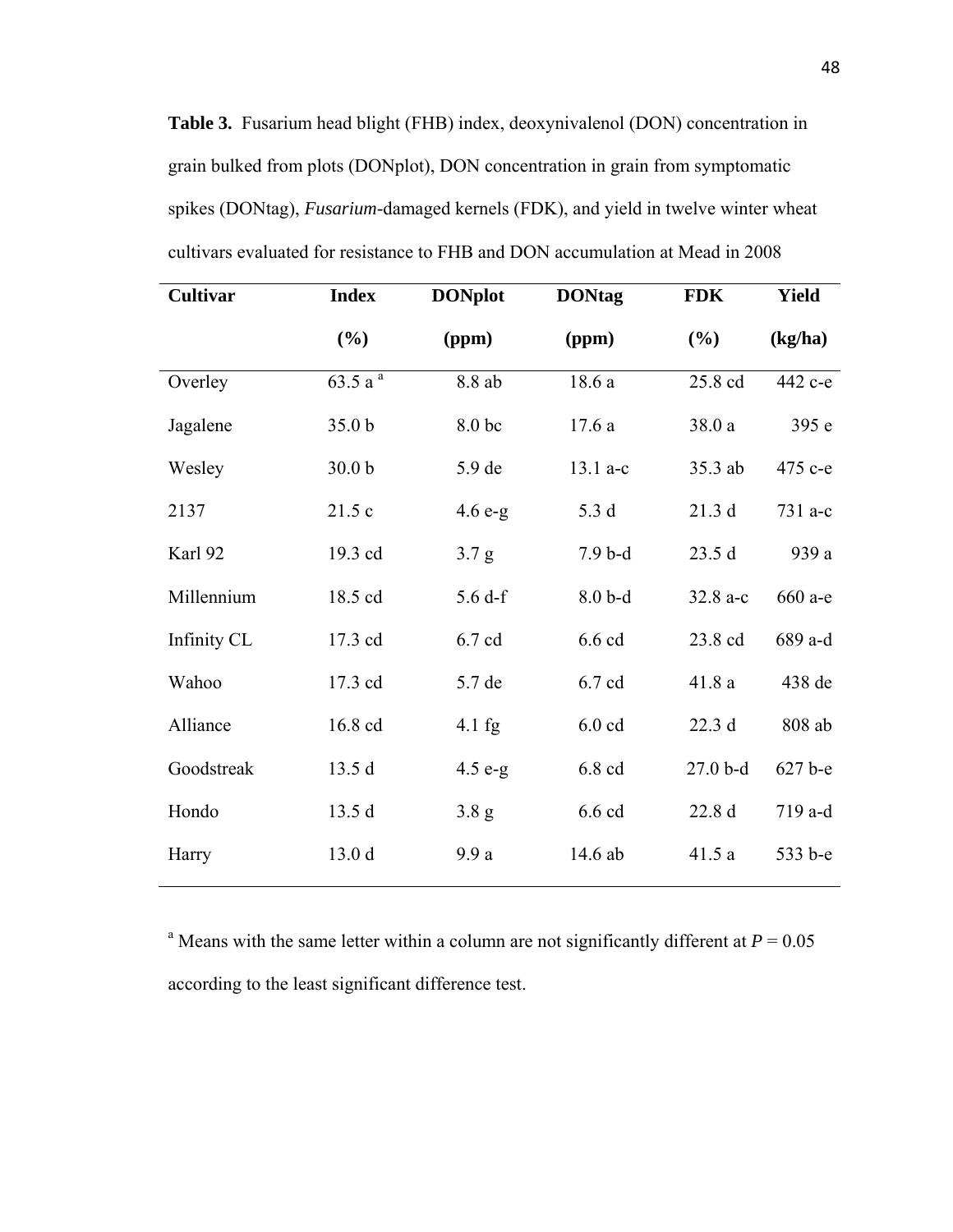**Table 3.** Fusarium head blight (FHB) index, deoxynivalenol (DON) concentration in grain bulked from plots (DONplot), DON concentration in grain from symptomatic spikes (DONtag), *Fusarium*-damaged kernels (FDK), and yield in twelve winter wheat cultivars evaluated for resistance to FHB and DON accumulation at Mead in 2008

| Cultivar | Index (%) | DONplot (ppm) | DONtag (ppm) | FDK (%) | Yield (kg/ha) |
|---|---|---|---|---|---|
| Overley | 63.5 a [a] | 8.8 ab | 18.6 a | 25.8 cd | 442 c-e |
| Jagalene | 35.0 b | 8.0 bc | 17.6 a | 38.0 a | 395 e |
| Wesley | 30.0 b | 5.9 de | 13.1 a-c | 35.3 ab | 475 c-e |
| 2137 | 21.5 c | 4.6 e-g | 5.3 d | 21.3 d | 731 a-c |
| Karl 92 | 19.3 cd | 3.7 g | 7.9 b-d | 23.5 d | 939 a |
| Millennium | 18.5 cd | 5.6 d-f | 8.0 b-d | 32.8 a-c | 660 a-e |
| Infinity CL | 17.3 cd | 6.7 cd | 6.6 cd | 23.8 cd | 689 a-d |
| Wahoo | 17.3 cd | 5.7 de | 6.7 cd | 41.8 a | 438 de |
| Alliance | 16.8 cd | 4.1 fg | 6.0 cd | 22.3 d | 808 ab |
| Goodstreak | 13.5 d | 4.5 e-g | 6.8 cd | 27.0 b-d | 627 b-e |
| Hondo | 13.5 d | 3.8 g | 6.6 cd | 22.8 d | 719 a-d |
| Harry | 13.0 d | 9.9 a | 14.6 ab | 41.5 a | 533 b-e |

[a] Means with the same letter within a column are not significantly different at $P = 0.05$ according to the least significant difference test.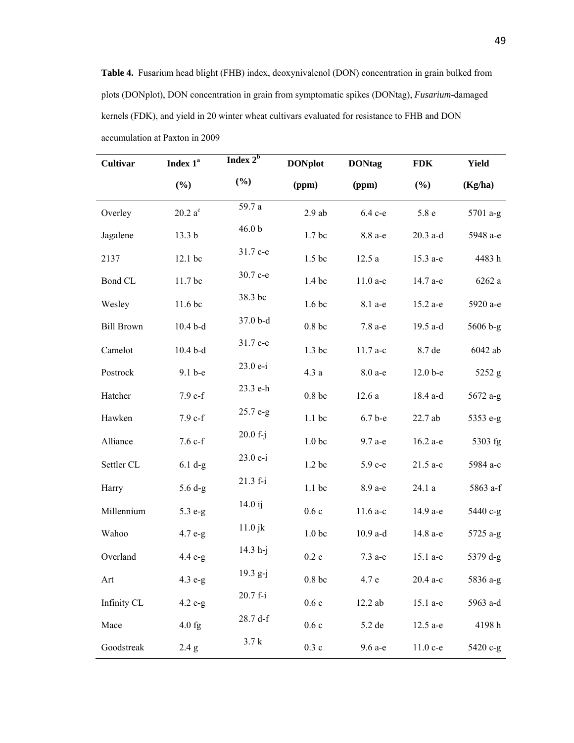**Table 4.** Fusarium head blight (FHB) index, deoxynivalenol (DON) concentration in grain bulked from plots (DONplot), DON concentration in grain from symptomatic spikes (DONtag), *Fusarium*-damaged kernels (FDK), and yield in 20 winter wheat cultivars evaluated for resistance to FHB and DON accumulation at Paxton in 2009

| Cultivar | Index 1[a] (%) | Index 2[b] (%) | DONplot (ppm) | DONtag (ppm) | FDK (%) | Yield (Kg/ha) |
|---|---|---|---|---|---|---|
| Overley | 20.2 a[c] | 59.7 a | 2.9 ab | 6.4 c-e | 5.8 e | 5701 a-g |
| Jagalene | 13.3 b | 46.0 b | 1.7 bc | 8.8 a-e | 20.3 a-d | 5948 a-e |
| 2137 | 12.1 bc | 31.7 c-e | 1.5 bc | 12.5 a | 15.3 a-e | 4483 h |
| Bond CL | 11.7 bc | 30.7 c-e | 1.4 bc | 11.0 a-c | 14.7 a-e | 6262 a |
| Wesley | 11.6 bc | 38.3 bc | 1.6 bc | 8.1 a-e | 15.2 a-e | 5920 a-e |
| Bill Brown | 10.4 b-d | 37.0 b-d | 0.8 bc | 7.8 a-e | 19.5 a-d | 5606 b-g |
| Camelot | 10.4 b-d | 31.7 c-e | 1.3 bc | 11.7 a-c | 8.7 de | 6042 ab |
| Postrock | 9.1 b-e | 23.0 e-i | 4.3 a | 8.0 a-e | 12.0 b-e | 5252 g |
| Hatcher | 7.9 c-f | 23.3 e-h | 0.8 bc | 12.6 a | 18.4 a-d | 5672 a-g |
| Hawken | 7.9 c-f | 25.7 e-g | 1.1 bc | 6.7 b-e | 22.7 ab | 5353 e-g |
| Alliance | 7.6 c-f | 20.0 f-j | 1.0 bc | 9.7 a-e | 16.2 a-e | 5303 fg |
| Settler CL | 6.1 d-g | 23.0 e-i | 1.2 bc | 5.9 c-e | 21.5 a-c | 5984 a-c |
| Harry | 5.6 d-g | 21.3 f-i | 1.1 bc | 8.9 a-e | 24.1 a | 5863 a-f |
| Millennium | 5.3 e-g | 14.0 ij | 0.6 c | 11.6 a-c | 14.9 a-e | 5440 c-g |
| Wahoo | 4.7 e-g | 11.0 jk | 1.0 bc | 10.9 a-d | 14.8 a-e | 5725 a-g |
| Overland | 4.4 e-g | 14.3 h-j | 0.2 c | 7.3 a-e | 15.1 a-e | 5379 d-g |
| Art | 4.3 e-g | 19.3 g-j | 0.8 bc | 4.7 e | 20.4 a-c | 5836 a-g |
| Infinity CL | 4.2 e-g | 20.7 f-i | 0.6 c | 12.2 ab | 15.1 a-e | 5963 a-d |
| Mace | 4.0 fg | 28.7 d-f | 0.6 c | 5.2 de | 12.5 a-e | 4198 h |
| Goodstreak | 2.4 g | 3.7 k | 0.3 c | 9.6 a-e | 11.0 c-e | 5420 c-g |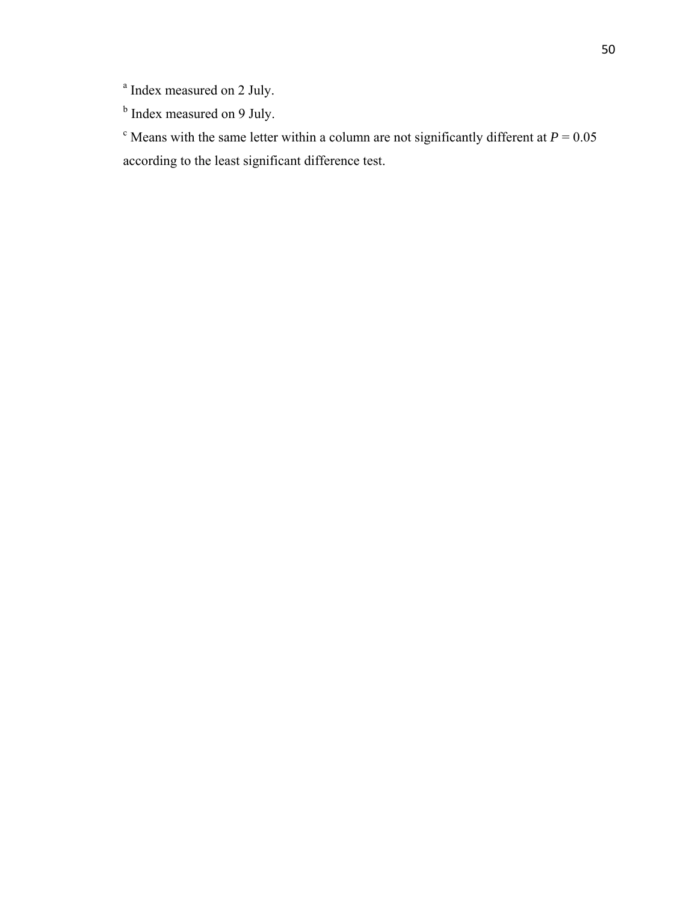[a] Index measured on 2 July.

[b] Index measured on 9 July.

[c] Means with the same letter within a column are not significantly different at $P = 0.05$ according to the least significant difference test.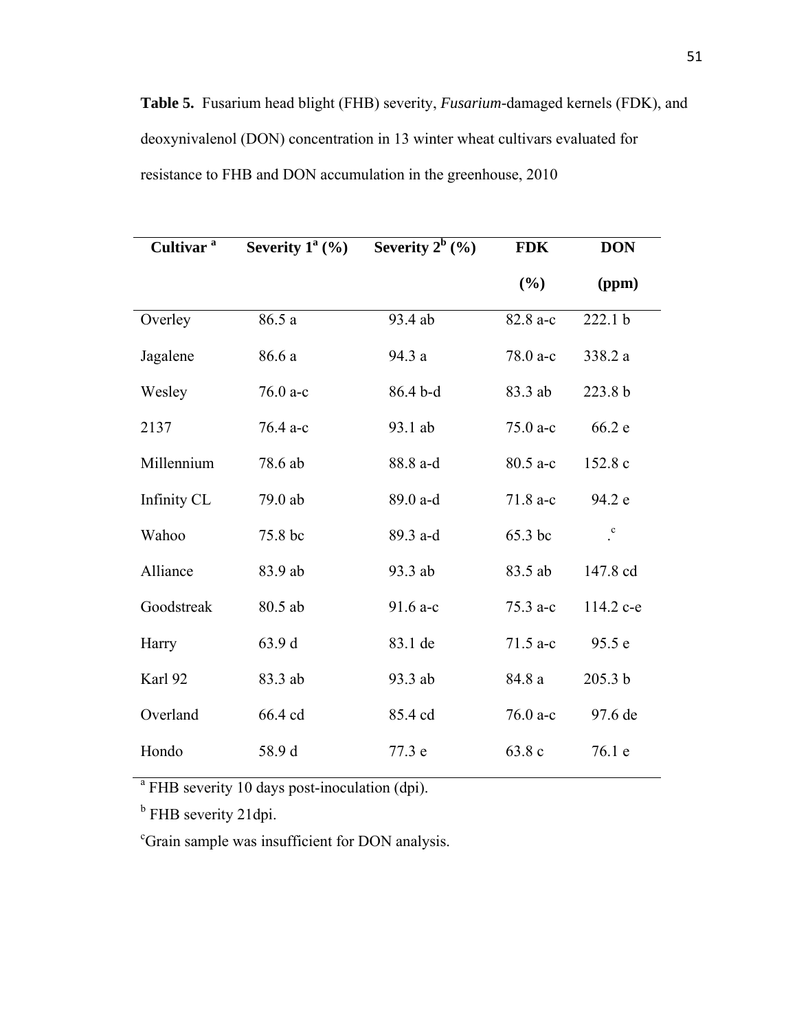**Table 5.** Fusarium head blight (FHB) severity, *Fusarium*-damaged kernels (FDK), and deoxynivalenol (DON) concentration in 13 winter wheat cultivars evaluated for resistance to FHB and DON accumulation in the greenhouse, 2010

| Cultivar [a] | Severity 1[a] (%) | Severity 2[b] (%) | FDK (%) | DON (ppm) |
|---|---|---|---|---|
| Overley | 86.5 a | 93.4 ab | 82.8 a-c | 222.1 b |
| Jagalene | 86.6 a | 94.3 a | 78.0 a-c | 338.2 a |
| Wesley | 76.0 a-c | 86.4 b-d | 83.3 ab | 223.8 b |
| 2137 | 76.4 a-c | 93.1 ab | 75.0 a-c | 66.2 e |
| Millennium | 78.6 ab | 88.8 a-d | 80.5 a-c | 152.8 c |
| Infinity CL | 79.0 ab | 89.0 a-d | 71.8 a-c | 94.2 e |
| Wahoo | 75.8 bc | 89.3 a-d | 65.3 bc | .[c] |
| Alliance | 83.9 ab | 93.3 ab | 83.5 ab | 147.8 cd |
| Goodstreak | 80.5 ab | 91.6 a-c | 75.3 a-c | 114.2 c-e |
| Harry | 63.9 d | 83.1 de | 71.5 a-c | 95.5 e |
| Karl 92 | 83.3 ab | 93.3 ab | 84.8 a | 205.3 b |
| Overland | 66.4 cd | 85.4 cd | 76.0 a-c | 97.6 de |
| Hondo | 58.9 d | 77.3 e | 63.8 c | 76.1 e |

[a] FHB severity 10 days post-inoculation (dpi).

[b] FHB severity 21dpi.

[c] Grain sample was insufficient for DON analysis.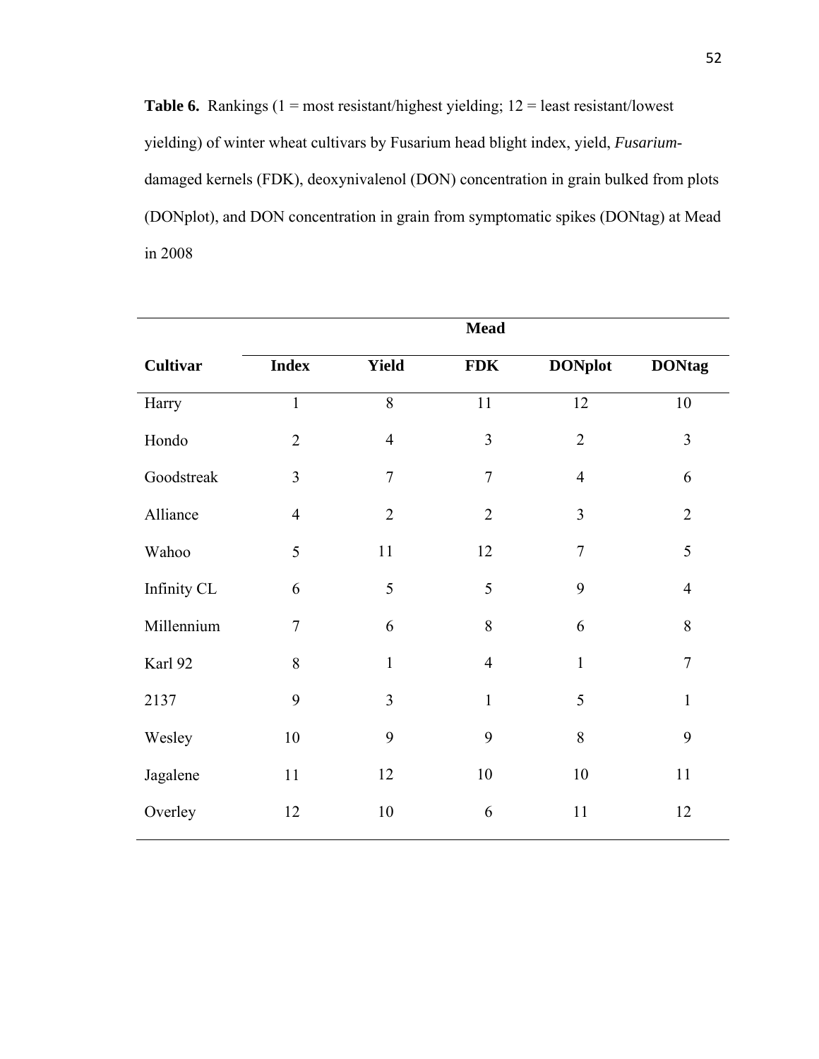**Table 6.** Rankings (1 = most resistant/highest yielding; 12 = least resistant/lowest yielding) of winter wheat cultivars by Fusarium head blight index, yield, *Fusarium*-damaged kernels (FDK), deoxynivalenol (DON) concentration in grain bulked from plots (DONplot), and DON concentration in grain from symptomatic spikes (DONtag) at Mead in 2008

| | **Mead** | | | | |
|---|---|---|---|---|---|
| **Cultivar** | **Index** | **Yield** | **FDK** | **DONplot** | **DONtag** |
| Harry | 1 | 8 | 11 | 12 | 10 |
| Hondo | 2 | 4 | 3 | 2 | 3 |
| Goodstreak | 3 | 7 | 7 | 4 | 6 |
| Alliance | 4 | 2 | 2 | 3 | 2 |
| Wahoo | 5 | 11 | 12 | 7 | 5 |
| Infinity CL | 6 | 5 | 5 | 9 | 4 |
| Millennium | 7 | 6 | 8 | 6 | 8 |
| Karl 92 | 8 | 1 | 4 | 1 | 7 |
| 2137 | 9 | 3 | 1 | 5 | 1 |
| Wesley | 10 | 9 | 9 | 8 | 9 |
| Jagalene | 11 | 12 | 10 | 10 | 11 |
| Overley | 12 | 10 | 6 | 11 | 12 |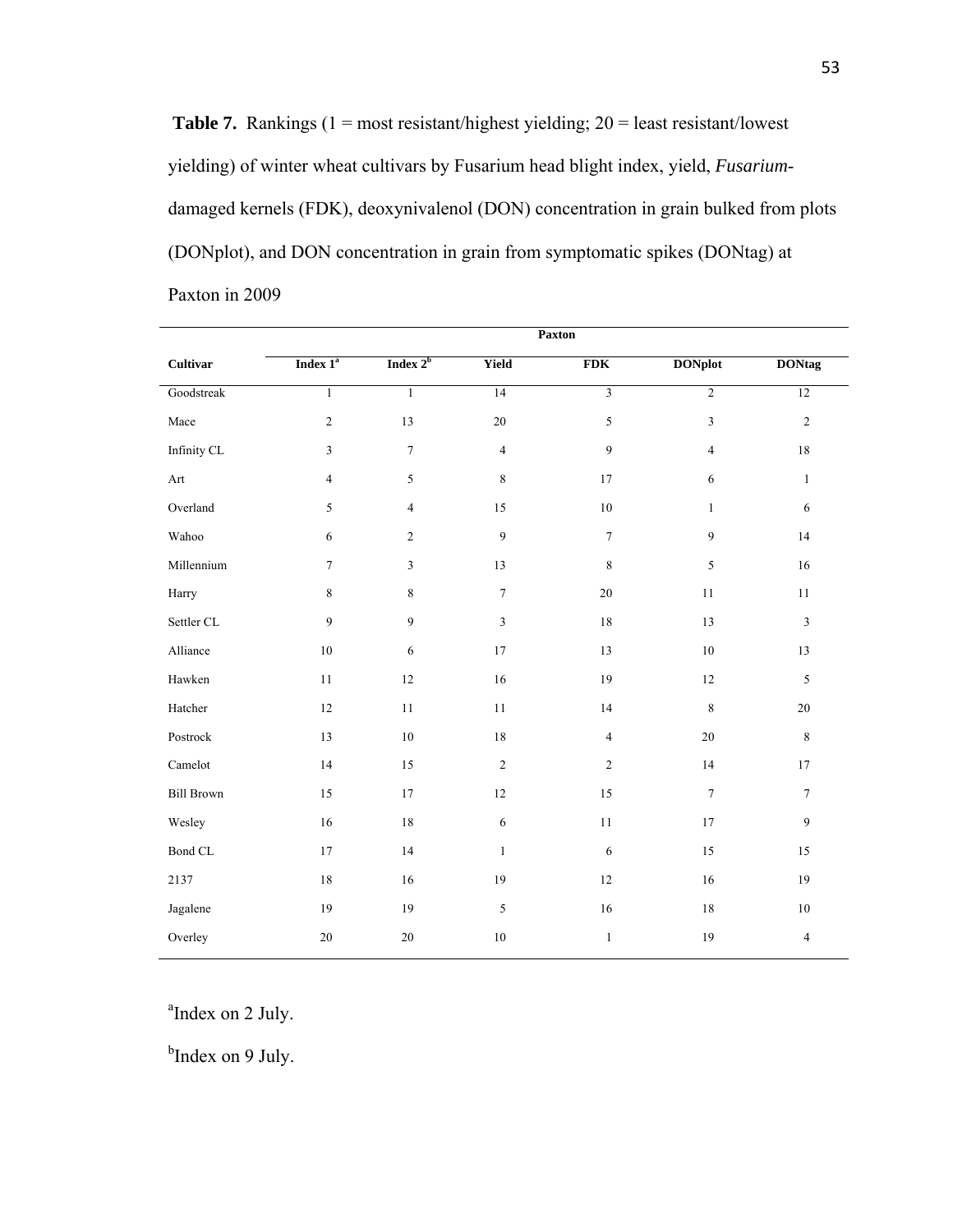**Table 7.** Rankings (1 = most resistant/highest yielding; 20 = least resistant/lowest yielding) of winter wheat cultivars by Fusarium head blight index, yield, *Fusarium*-damaged kernels (FDK), deoxynivalenol (DON) concentration in grain bulked from plots (DONplot), and DON concentration in grain from symptomatic spikes (DONtag) at Paxton in 2009

| | Paxton | | | | | |
|---|---|---|---|---|---|---|
| **Cultivar** | **Index 1**[a] | **Index 2**[b] | **Yield** | **FDK** | **DONplot** | **DONtag** |
| Goodstreak | 1 | 1 | 14 | 3 | 2 | 12 |
| Mace | 2 | 13 | 20 | 5 | 3 | 2 |
| Infinity CL | 3 | 7 | 4 | 9 | 4 | 18 |
| Art | 4 | 5 | 8 | 17 | 6 | 1 |
| Overland | 5 | 4 | 15 | 10 | 1 | 6 |
| Wahoo | 6 | 2 | 9 | 7 | 9 | 14 |
| Millennium | 7 | 3 | 13 | 8 | 5 | 16 |
| Harry | 8 | 8 | 7 | 20 | 11 | 11 |
| Settler CL | 9 | 9 | 3 | 18 | 13 | 3 |
| Alliance | 10 | 6 | 17 | 13 | 10 | 13 |
| Hawken | 11 | 12 | 16 | 19 | 12 | 5 |
| Hatcher | 12 | 11 | 11 | 14 | 8 | 20 |
| Postrock | 13 | 10 | 18 | 4 | 20 | 8 |
| Camelot | 14 | 15 | 2 | 2 | 14 | 17 |
| Bill Brown | 15 | 17 | 12 | 15 | 7 | 7 |
| Wesley | 16 | 18 | 6 | 11 | 17 | 9 |
| Bond CL | 17 | 14 | 1 | 6 | 15 | 15 |
| 2137 | 18 | 16 | 19 | 12 | 16 | 19 |
| Jagalene | 19 | 19 | 5 | 16 | 18 | 10 |
| Overley | 20 | 20 | 10 | 1 | 19 | 4 |

[a]Index on 2 July.

[b]Index on 9 July.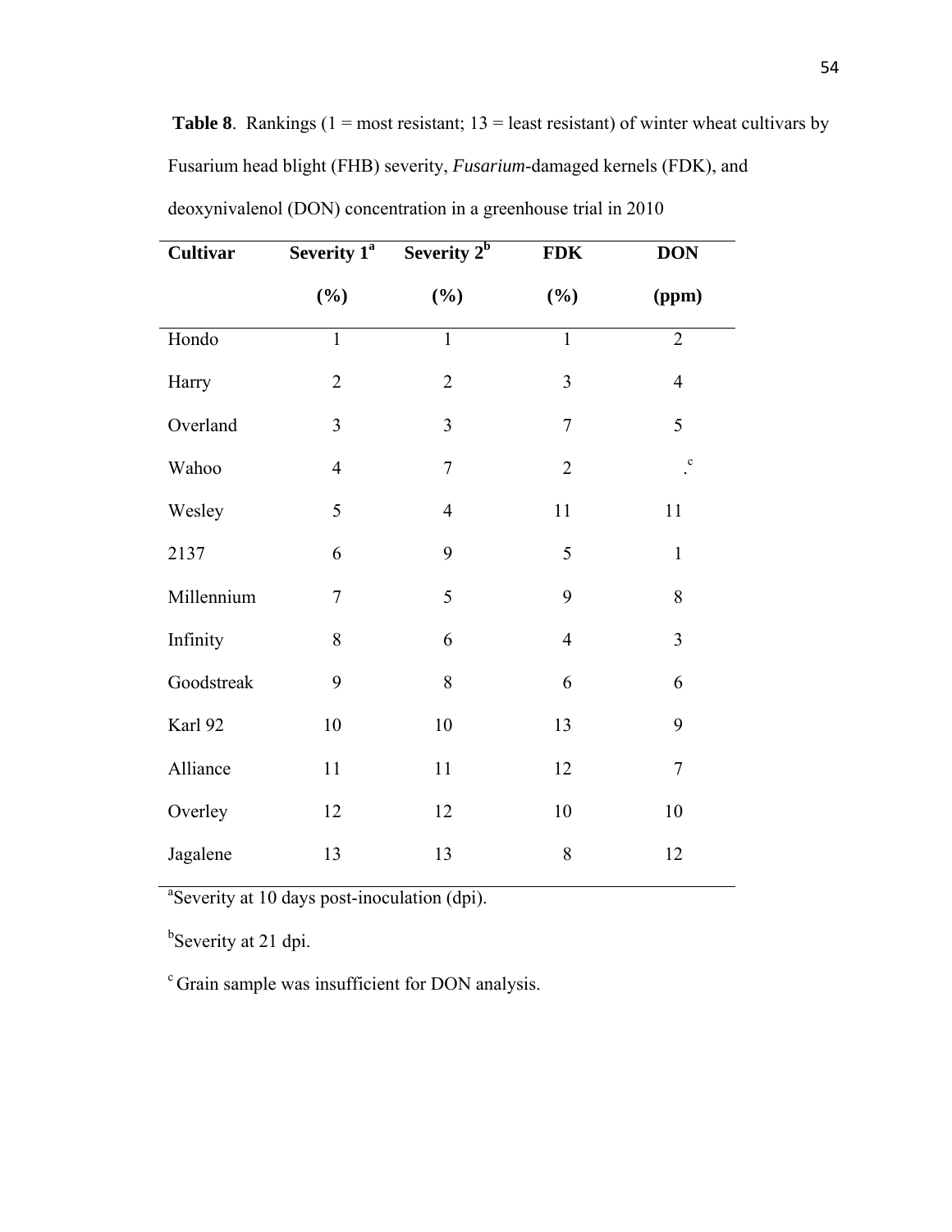**Table 8**. Rankings (1 = most resistant; 13 = least resistant) of winter wheat cultivars by Fusarium head blight (FHB) severity, *Fusarium*-damaged kernels (FDK), and deoxynivalenol (DON) concentration in a greenhouse trial in 2010

| **Cultivar** | **Severity 1[a] (%)** | **Severity 2[b] (%)** | **FDK (%)** | **DON (ppm)** |
|---|---|---|---|---|
| Hondo | 1 | 1 | 1 | 2 |
| Harry | 2 | 2 | 3 | 4 |
| Overland | 3 | 3 | 7 | 5 |
| Wahoo | 4 | 7 | 2 | .[c] |
| Wesley | 5 | 4 | 11 | 11 |
| 2137 | 6 | 9 | 5 | 1 |
| Millennium | 7 | 5 | 9 | 8 |
| Infinity | 8 | 6 | 4 | 3 |
| Goodstreak | 9 | 8 | 6 | 6 |
| Karl 92 | 10 | 10 | 13 | 9 |
| Alliance | 11 | 11 | 12 | 7 |
| Overley | 12 | 12 | 10 | 10 |
| Jagalene | 13 | 13 | 8 | 12 |

[a]Severity at 10 days post-inoculation (dpi).

[b]Severity at 21 dpi.

[c] Grain sample was insufficient for DON analysis.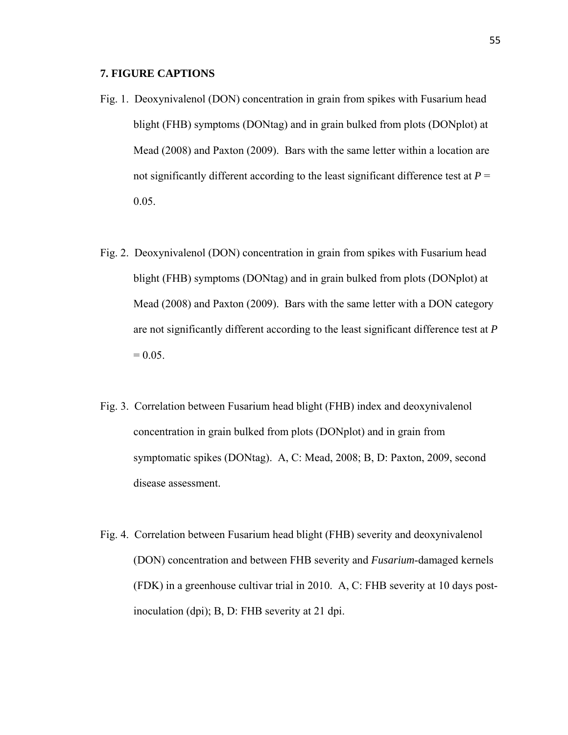## 7. FIGURE CAPTIONS

Fig. 1. Deoxynivalenol (DON) concentration in grain from spikes with Fusarium head blight (FHB) symptoms (DONtag) and in grain bulked from plots (DONplot) at Mead (2008) and Paxton (2009). Bars with the same letter within a location are not significantly different according to the least significant difference test at $P = 0.05$.

Fig. 2. Deoxynivalenol (DON) concentration in grain from spikes with Fusarium head blight (FHB) symptoms (DONtag) and in grain bulked from plots (DONplot) at Mead (2008) and Paxton (2009). Bars with the same letter with a DON category are not significantly different according to the least significant difference test at $P = 0.05$.

Fig. 3. Correlation between Fusarium head blight (FHB) index and deoxynivalenol concentration in grain bulked from plots (DONplot) and in grain from symptomatic spikes (DONtag). A, C: Mead, 2008; B, D: Paxton, 2009, second disease assessment.

Fig. 4. Correlation between Fusarium head blight (FHB) severity and deoxynivalenol (DON) concentration and between FHB severity and *Fusarium*-damaged kernels (FDK) in a greenhouse cultivar trial in 2010. A, C: FHB severity at 10 days post-inoculation (dpi); B, D: FHB severity at 21 dpi.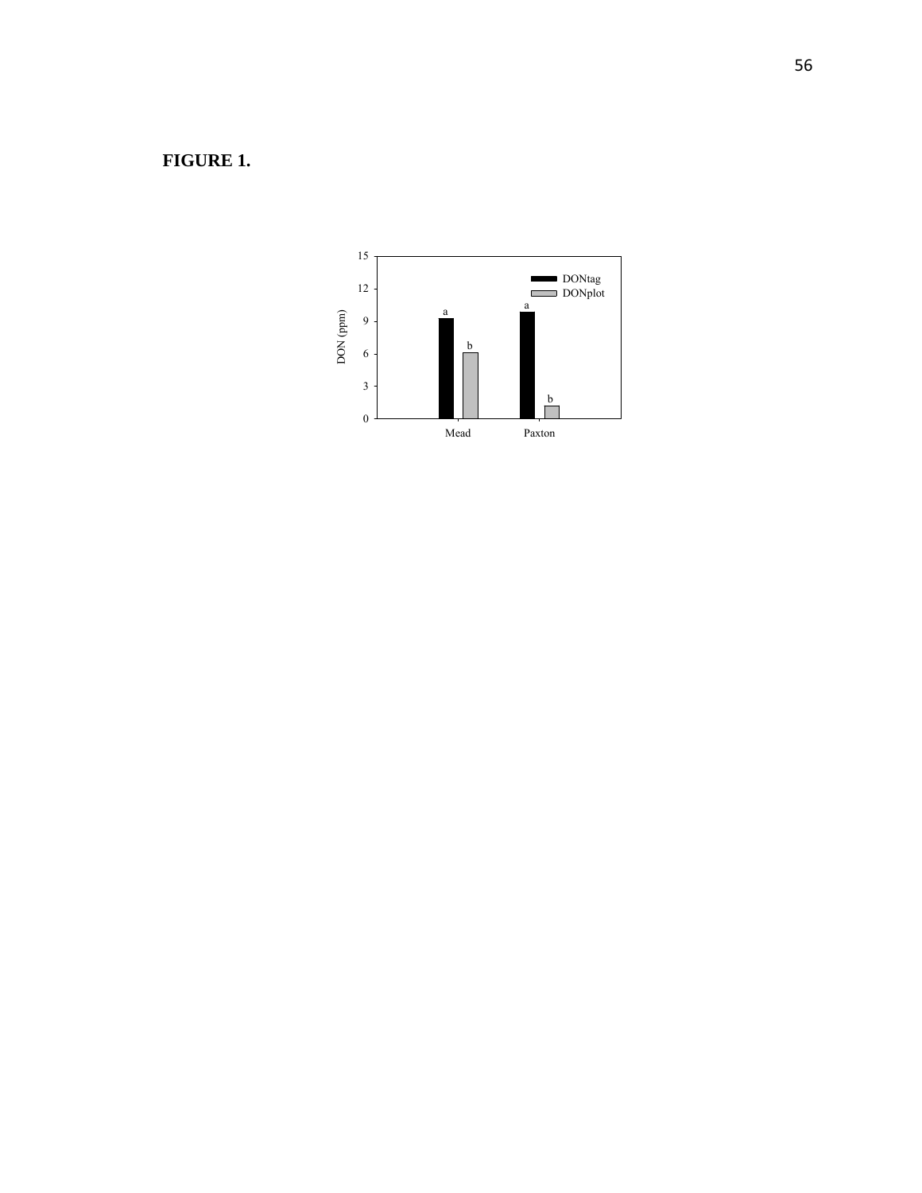**FIGURE 1.**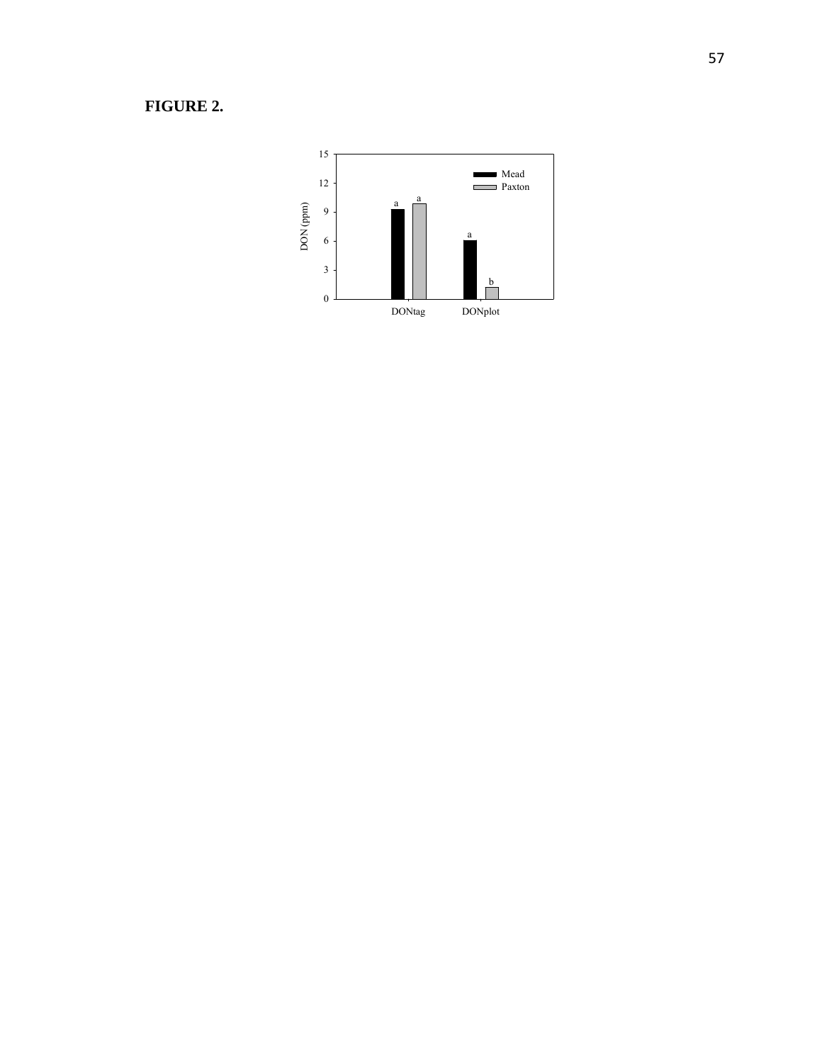**FIGURE 2.**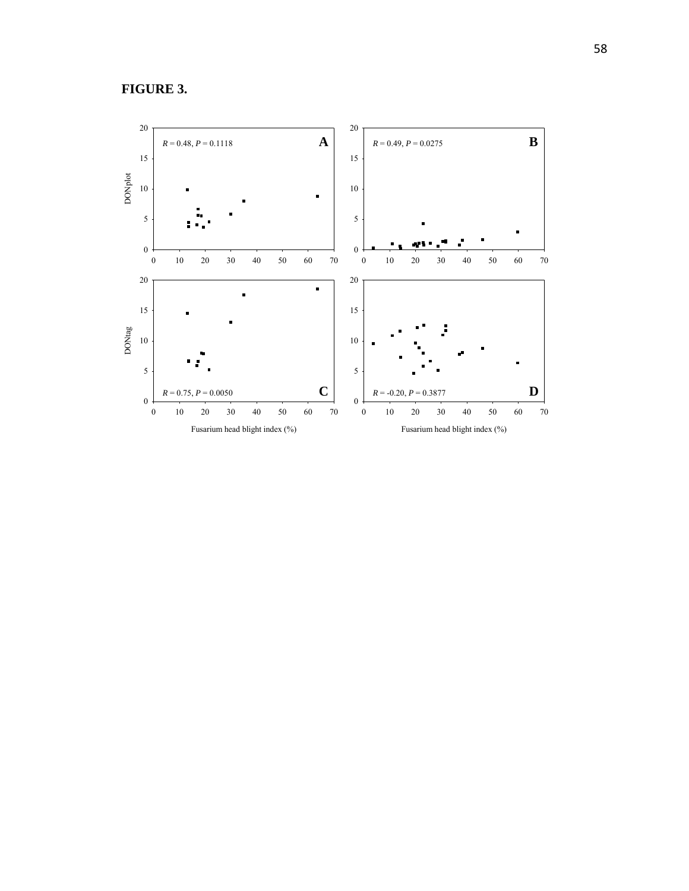**FIGURE 3.**

$R = 0.48$, $P = 0.1118$ **A**

$R = 0.49$, $P = 0.0275$ **B**

$R = 0.75$, $P = 0.0050$ **C**

$R = -0.20$, $P = 0.3877$ **D**

DONplot

DONtag

Fusarium head blight index (%)

Fusarium head blight index (%)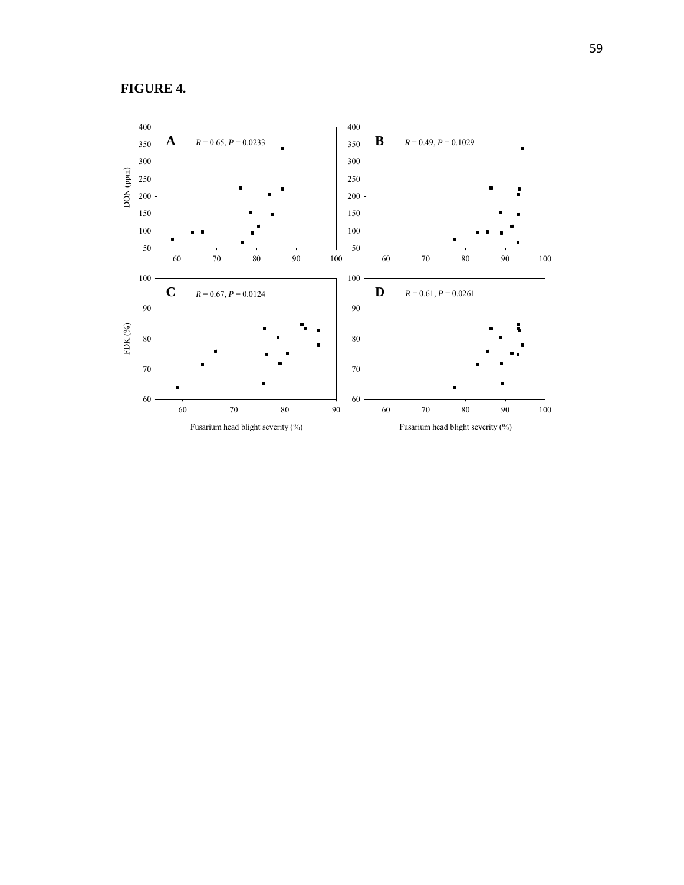**FIGURE 4.**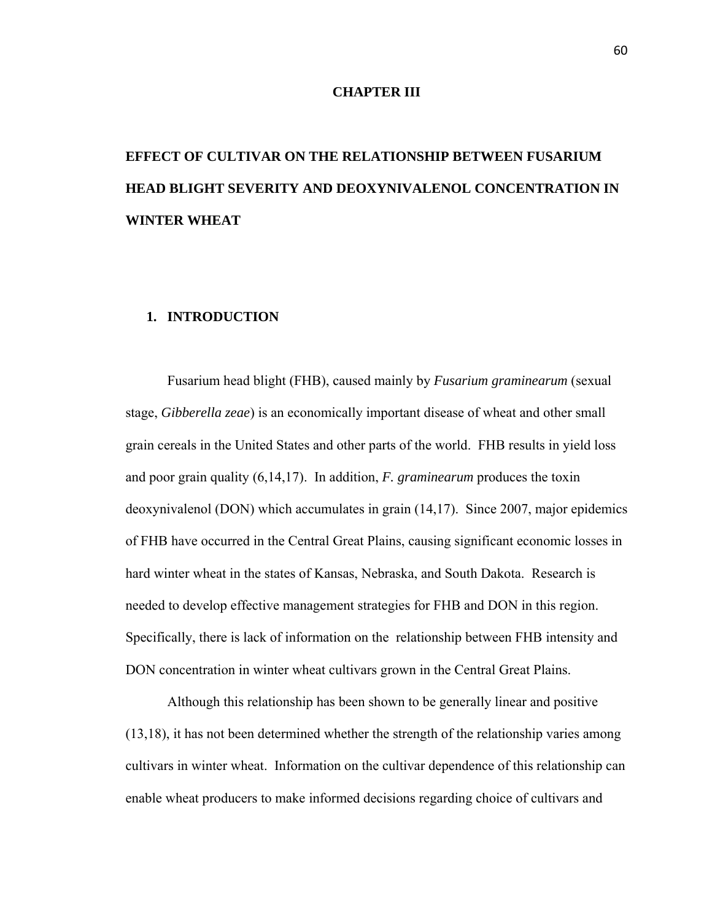# CHAPTER III

# EFFECT OF CULTIVAR ON THE RELATIONSHIP BETWEEN FUSARIUM HEAD BLIGHT SEVERITY AND DEOXYNIVALENOL CONCENTRATION IN WINTER WHEAT

## 1. INTRODUCTION

Fusarium head blight (FHB), caused mainly by *Fusarium graminearum* (sexual stage, *Gibberella zeae*) is an economically important disease of wheat and other small grain cereals in the United States and other parts of the world. FHB results in yield loss and poor grain quality (6,14,17). In addition, *F. graminearum* produces the toxin deoxynivalenol (DON) which accumulates in grain (14,17). Since 2007, major epidemics of FHB have occurred in the Central Great Plains, causing significant economic losses in hard winter wheat in the states of Kansas, Nebraska, and South Dakota. Research is needed to develop effective management strategies for FHB and DON in this region. Specifically, there is lack of information on the relationship between FHB intensity and DON concentration in winter wheat cultivars grown in the Central Great Plains.

Although this relationship has been shown to be generally linear and positive (13,18), it has not been determined whether the strength of the relationship varies among cultivars in winter wheat. Information on the cultivar dependence of this relationship can enable wheat producers to make informed decisions regarding choice of cultivars and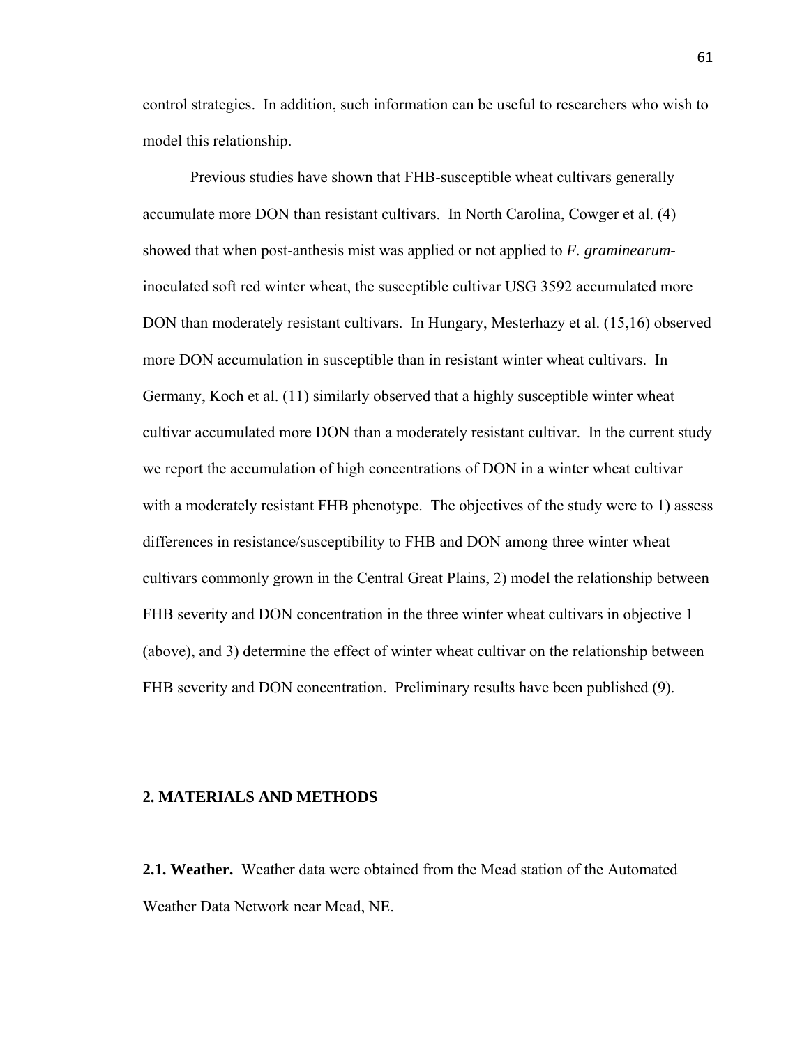control strategies. In addition, such information can be useful to researchers who wish to model this relationship.

Previous studies have shown that FHB-susceptible wheat cultivars generally accumulate more DON than resistant cultivars. In North Carolina, Cowger et al. (4) showed that when post-anthesis mist was applied or not applied to *F. graminearum*-inoculated soft red winter wheat, the susceptible cultivar USG 3592 accumulated more DON than moderately resistant cultivars. In Hungary, Mesterhazy et al. (15,16) observed more DON accumulation in susceptible than in resistant winter wheat cultivars. In Germany, Koch et al. (11) similarly observed that a highly susceptible winter wheat cultivar accumulated more DON than a moderately resistant cultivar. In the current study we report the accumulation of high concentrations of DON in a winter wheat cultivar with a moderately resistant FHB phenotype. The objectives of the study were to 1) assess differences in resistance/susceptibility to FHB and DON among three winter wheat cultivars commonly grown in the Central Great Plains, 2) model the relationship between FHB severity and DON concentration in the three winter wheat cultivars in objective 1 (above), and 3) determine the effect of winter wheat cultivar on the relationship between FHB severity and DON concentration. Preliminary results have been published (9).

## 2. MATERIALS AND METHODS

**2.1. Weather.** Weather data were obtained from the Mead station of the Automated Weather Data Network near Mead, NE.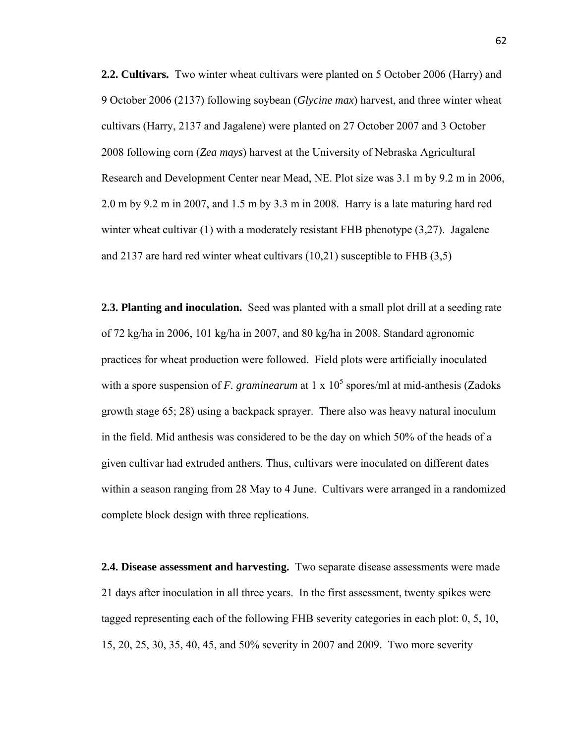**2.2. Cultivars.** Two winter wheat cultivars were planted on 5 October 2006 (Harry) and 9 October 2006 (2137) following soybean (*Glycine max*) harvest, and three winter wheat cultivars (Harry, 2137 and Jagalene) were planted on 27 October 2007 and 3 October 2008 following corn (*Zea mays*) harvest at the University of Nebraska Agricultural Research and Development Center near Mead, NE. Plot size was 3.1 m by 9.2 m in 2006, 2.0 m by 9.2 m in 2007, and 1.5 m by 3.3 m in 2008. Harry is a late maturing hard red winter wheat cultivar (1) with a moderately resistant FHB phenotype (3,27). Jagalene and 2137 are hard red winter wheat cultivars (10,21) susceptible to FHB (3,5)

**2.3. Planting and inoculation.** Seed was planted with a small plot drill at a seeding rate of 72 kg/ha in 2006, 101 kg/ha in 2007, and 80 kg/ha in 2008. Standard agronomic practices for wheat production were followed. Field plots were artificially inoculated with a spore suspension of *F. graminearum* at 1 x $10^5$ spores/ml at mid-anthesis (Zadoks growth stage 65; 28) using a backpack sprayer. There also was heavy natural inoculum in the field. Mid anthesis was considered to be the day on which 50% of the heads of a given cultivar had extruded anthers. Thus, cultivars were inoculated on different dates within a season ranging from 28 May to 4 June. Cultivars were arranged in a randomized complete block design with three replications.

**2.4. Disease assessment and harvesting.** Two separate disease assessments were made 21 days after inoculation in all three years. In the first assessment, twenty spikes were tagged representing each of the following FHB severity categories in each plot: 0, 5, 10, 15, 20, 25, 30, 35, 40, 45, and 50% severity in 2007 and 2009. Two more severity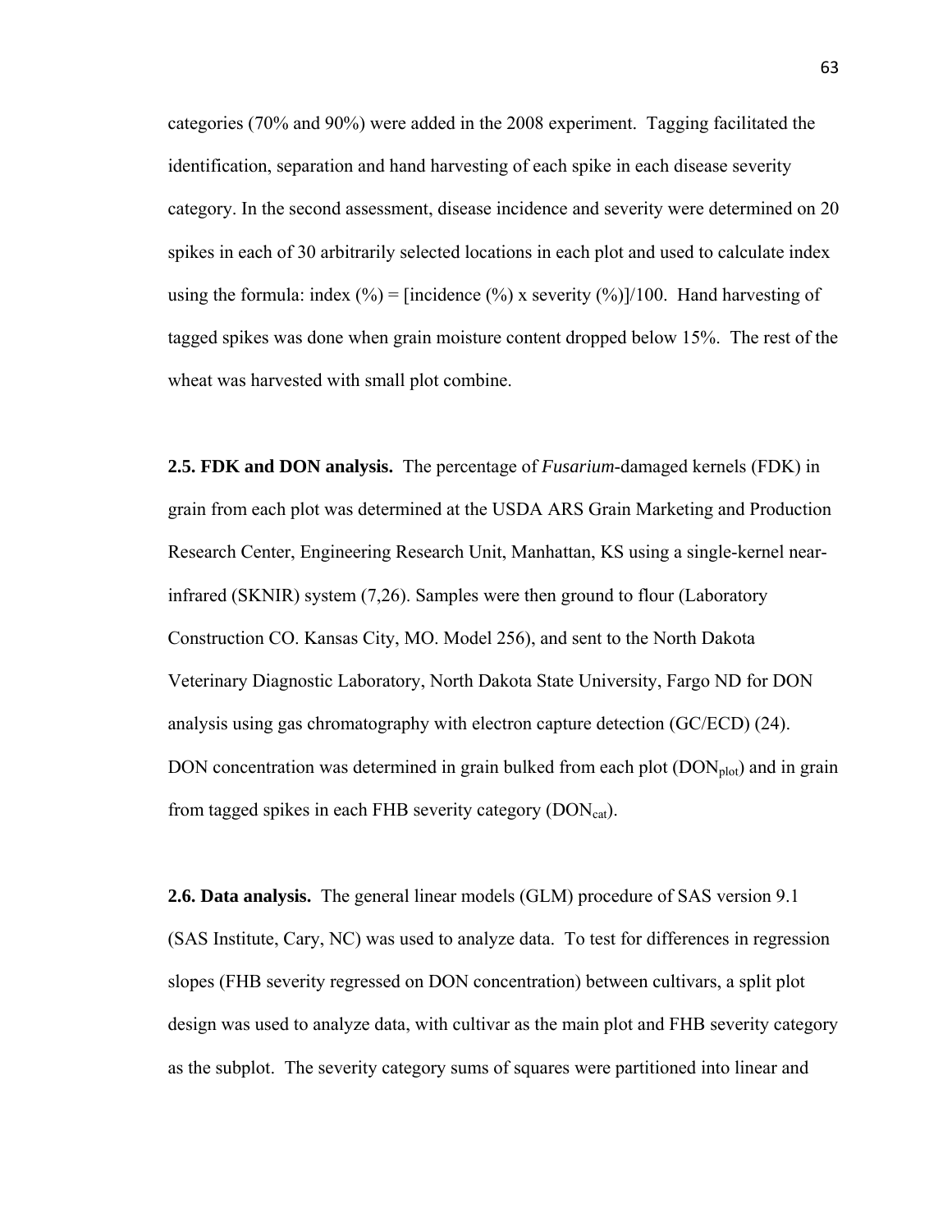categories (70% and 90%) were added in the 2008 experiment. Tagging facilitated the identification, separation and hand harvesting of each spike in each disease severity category. In the second assessment, disease incidence and severity were determined on 20 spikes in each of 30 arbitrarily selected locations in each plot and used to calculate index using the formula: index (%) = [incidence (%) x severity (%)]/100. Hand harvesting of tagged spikes was done when grain moisture content dropped below 15%. The rest of the wheat was harvested with small plot combine.

**2.5. FDK and DON analysis.** The percentage of *Fusarium*-damaged kernels (FDK) in grain from each plot was determined at the USDA ARS Grain Marketing and Production Research Center, Engineering Research Unit, Manhattan, KS using a single-kernel near-infrared (SKNIR) system (7,26). Samples were then ground to flour (Laboratory Construction CO. Kansas City, MO. Model 256), and sent to the North Dakota Veterinary Diagnostic Laboratory, North Dakota State University, Fargo ND for DON analysis using gas chromatography with electron capture detection (GC/ECD) (24). DON concentration was determined in grain bulked from each plot ($DON_{plot}$) and in grain from tagged spikes in each FHB severity category ($DON_{cat}$).

**2.6. Data analysis.** The general linear models (GLM) procedure of SAS version 9.1 (SAS Institute, Cary, NC) was used to analyze data. To test for differences in regression slopes (FHB severity regressed on DON concentration) between cultivars, a split plot design was used to analyze data, with cultivar as the main plot and FHB severity category as the subplot. The severity category sums of squares were partitioned into linear and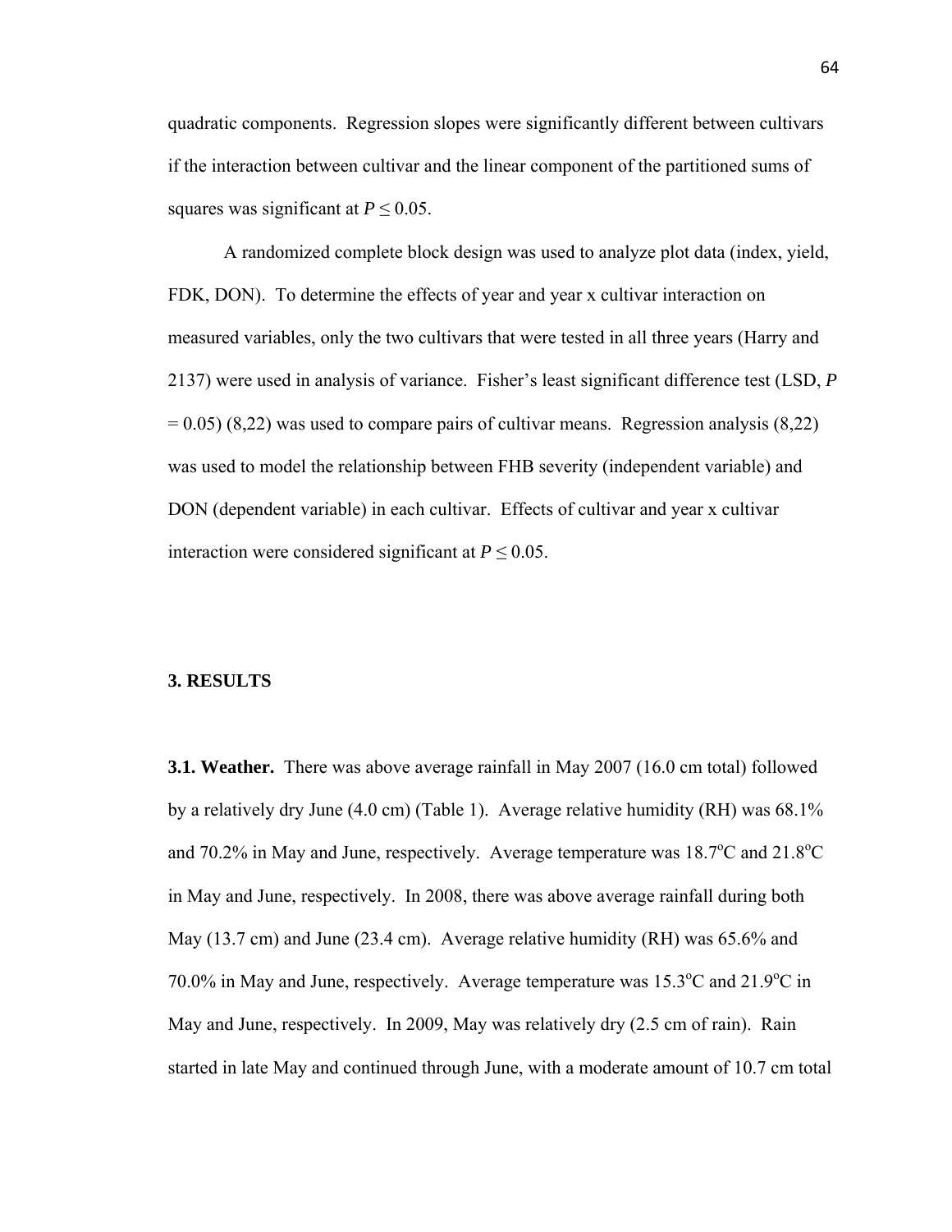quadratic components. Regression slopes were significantly different between cultivars if the interaction between cultivar and the linear component of the partitioned sums of squares was significant at $P \leq 0.05$.

A randomized complete block design was used to analyze plot data (index, yield, FDK, DON). To determine the effects of year and year x cultivar interaction on measured variables, only the two cultivars that were tested in all three years (Harry and 2137) were used in analysis of variance. Fisher's least significant difference test (LSD, $P = 0.05$) (8,22) was used to compare pairs of cultivar means. Regression analysis (8,22) was used to model the relationship between FHB severity (independent variable) and DON (dependent variable) in each cultivar. Effects of cultivar and year x cultivar interaction were considered significant at $P \leq 0.05$.

## 3. RESULTS

**3.1. Weather.** There was above average rainfall in May 2007 (16.0 cm total) followed by a relatively dry June (4.0 cm) (Table 1). Average relative humidity (RH) was 68.1% and 70.2% in May and June, respectively. Average temperature was 18.7°C and 21.8°C in May and June, respectively. In 2008, there was above average rainfall during both May (13.7 cm) and June (23.4 cm). Average relative humidity (RH) was 65.6% and 70.0% in May and June, respectively. Average temperature was 15.3°C and 21.9°C in May and June, respectively. In 2009, May was relatively dry (2.5 cm of rain). Rain started in late May and continued through June, with a moderate amount of 10.7 cm total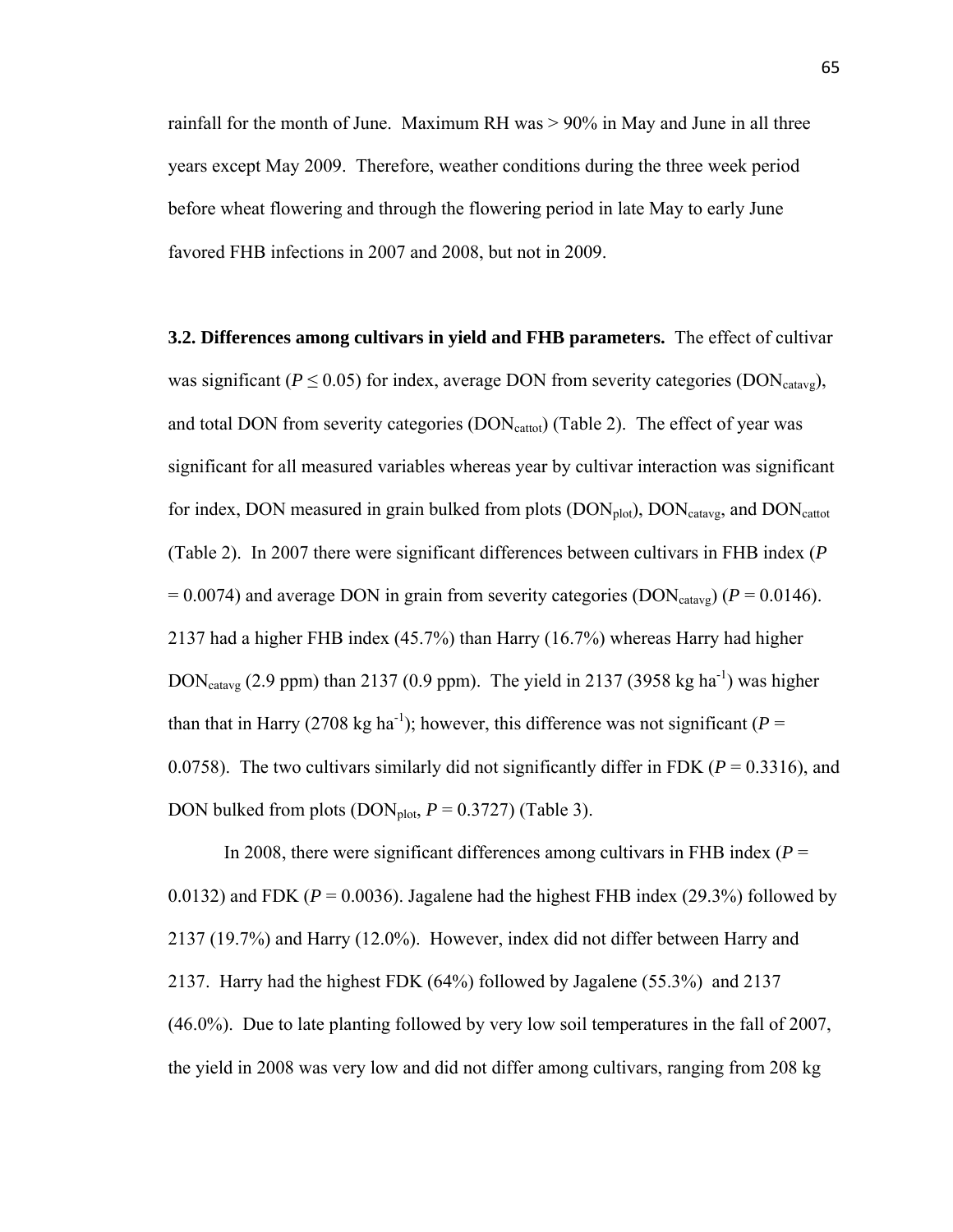rainfall for the month of June. Maximum RH was > 90% in May and June in all three years except May 2009. Therefore, weather conditions during the three week period before wheat flowering and through the flowering period in late May to early June favored FHB infections in 2007 and 2008, but not in 2009.

**3.2. Differences among cultivars in yield and FHB parameters.** The effect of cultivar was significant ($P \leq 0.05$) for index, average DON from severity categories ($DON_{catavg}$), and total DON from severity categories ($DON_{cattot}$) (Table 2). The effect of year was significant for all measured variables whereas year by cultivar interaction was significant for index, DON measured in grain bulked from plots ($DON_{plot}$), $DON_{catavg}$, and $DON_{cattot}$ (Table 2). In 2007 there were significant differences between cultivars in FHB index ($P = 0.0074$) and average DON in grain from severity categories ($DON_{catavg}$) ($P = 0.0146$). 2137 had a higher FHB index (45.7%) than Harry (16.7%) whereas Harry had higher $DON_{catavg}$ (2.9 ppm) than 2137 (0.9 ppm). The yield in 2137 (3958 kg $ha^{-1}$) was higher than that in Harry (2708 kg $ha^{-1}$); however, this difference was not significant ($P = 0.0758$). The two cultivars similarly did not significantly differ in FDK ($P = 0.3316$), and DON bulked from plots ($DON_{plot}$, $P = 0.3727$) (Table 3).

In 2008, there were significant differences among cultivars in FHB index ($P = 0.0132$) and FDK ($P = 0.0036$). Jagalene had the highest FHB index (29.3%) followed by 2137 (19.7%) and Harry (12.0%). However, index did not differ between Harry and 2137. Harry had the highest FDK (64%) followed by Jagalene (55.3%) and 2137 (46.0%). Due to late planting followed by very low soil temperatures in the fall of 2007, the yield in 2008 was very low and did not differ among cultivars, ranging from 208 kg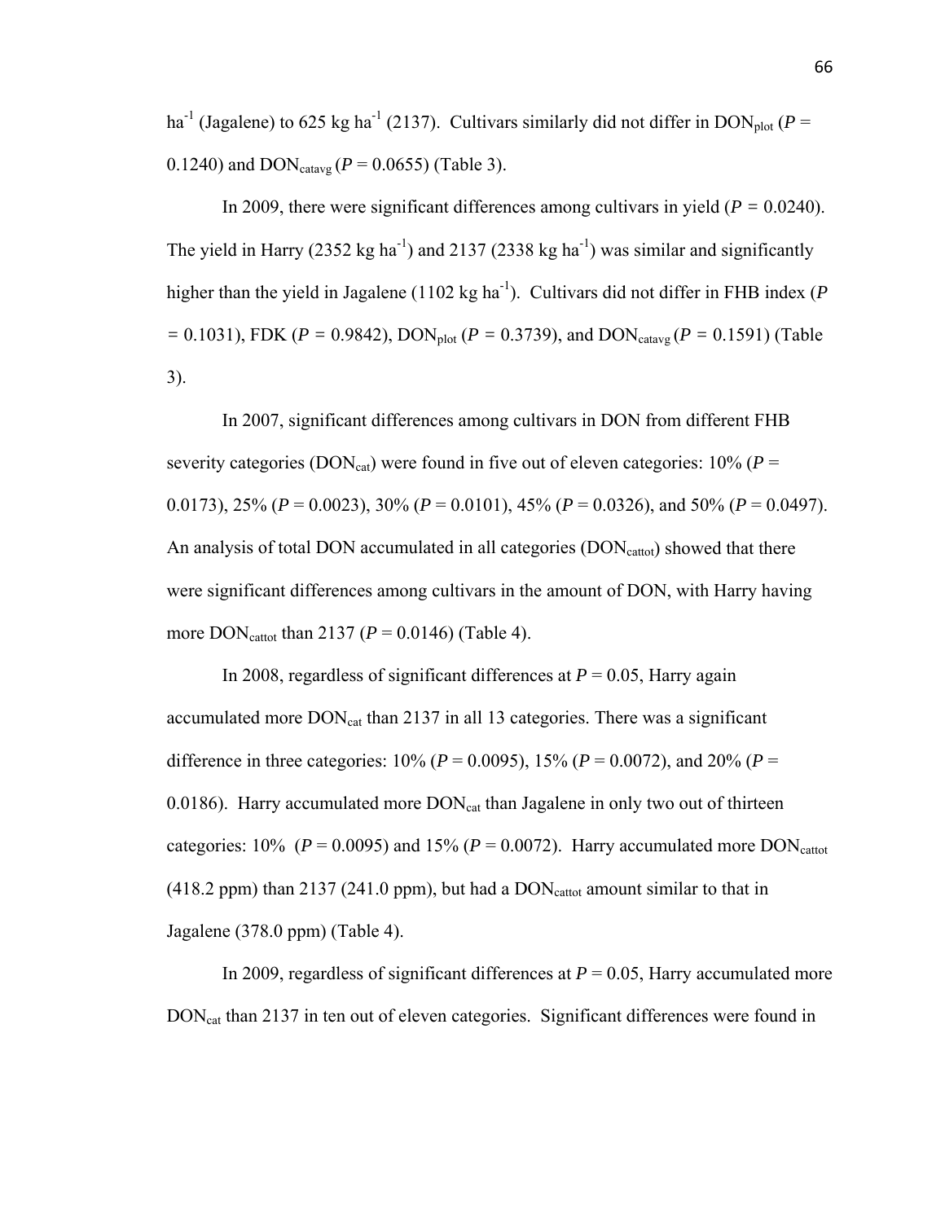ha$^{-1}$ (Jagalene) to 625 kg ha$^{-1}$ (2137). Cultivars similarly did not differ in $DON_{plot}$ ($P$ = 0.1240) and $DON_{catavg}$ ($P$ = 0.0655) (Table 3).

In 2009, there were significant differences among cultivars in yield ($P$ = 0.0240). The yield in Harry (2352 kg ha$^{-1}$) and 2137 (2338 kg ha$^{-1}$) was similar and significantly higher than the yield in Jagalene (1102 kg ha$^{-1}$). Cultivars did not differ in FHB index ($P$ = 0.1031), FDK ($P$ = 0.9842), $DON_{plot}$ ($P$ = 0.3739), and $DON_{catavg}$ ($P$ = 0.1591) (Table 3).

In 2007, significant differences among cultivars in DON from different FHB severity categories ($DON_{cat}$) were found in five out of eleven categories: 10% ($P$ = 0.0173), 25% ($P$ = 0.0023), 30% ($P$ = 0.0101), 45% ($P$ = 0.0326), and 50% ($P$ = 0.0497). An analysis of total DON accumulated in all categories ($DON_{cattot}$) showed that there were significant differences among cultivars in the amount of DON, with Harry having more $DON_{cattot}$ than 2137 ($P$ = 0.0146) (Table 4).

In 2008, regardless of significant differences at $P$ = 0.05, Harry again accumulated more $DON_{cat}$ than 2137 in all 13 categories. There was a significant difference in three categories: 10% ($P$ = 0.0095), 15% ($P$ = 0.0072), and 20% ($P$ = 0.0186). Harry accumulated more $DON_{cat}$ than Jagalene in only two out of thirteen categories: 10% ($P$ = 0.0095) and 15% ($P$ = 0.0072). Harry accumulated more $DON_{cattot}$ (418.2 ppm) than 2137 (241.0 ppm), but had a $DON_{cattot}$ amount similar to that in Jagalene (378.0 ppm) (Table 4).

In 2009, regardless of significant differences at $P$ = 0.05, Harry accumulated more $DON_{cat}$ than 2137 in ten out of eleven categories. Significant differences were found in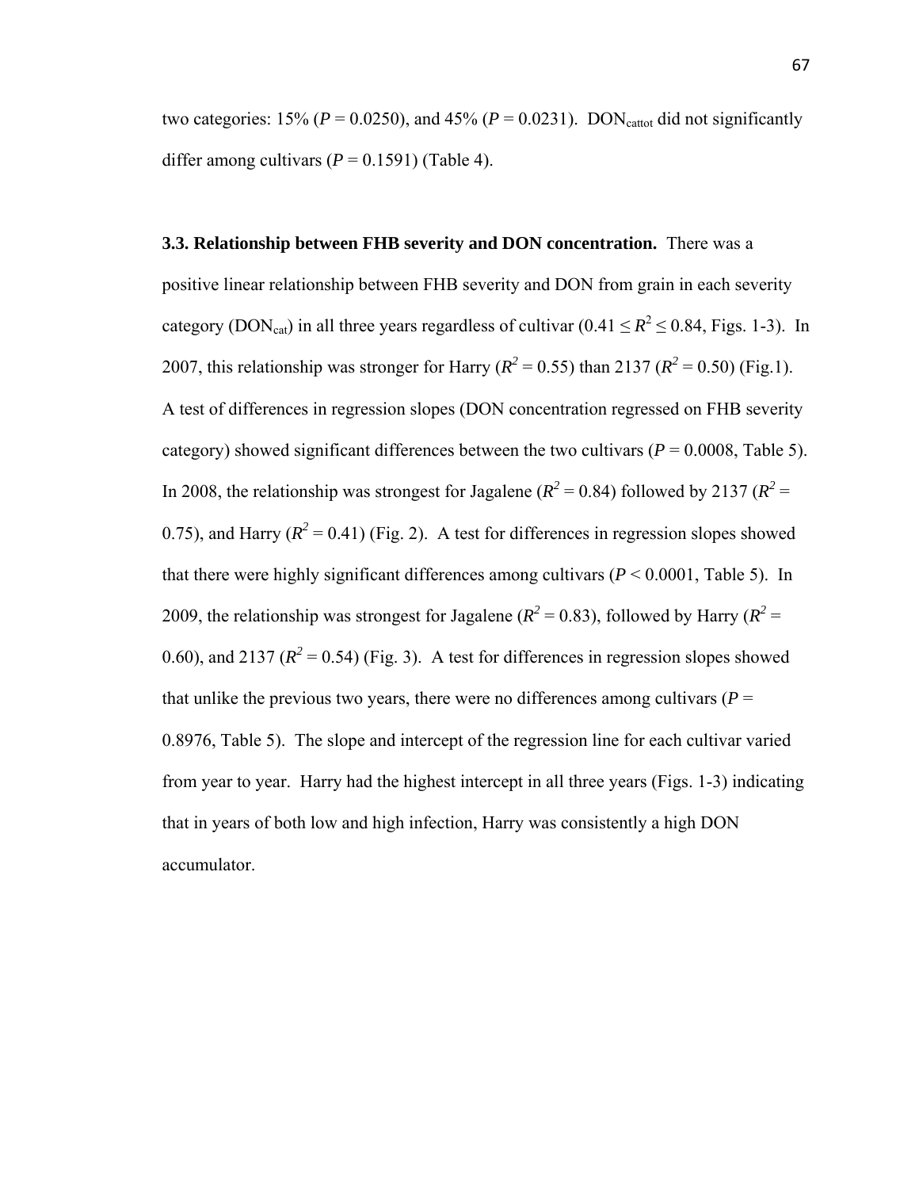two categories: 15% ($P = 0.0250$), and 45% ($P = 0.0231$). $DON_{cattot}$ did not significantly differ among cultivars ($P = 0.1591$) (Table 4).

**3.3. Relationship between FHB severity and DON concentration.** There was a positive linear relationship between FHB severity and DON from grain in each severity category ($DON_{cat}$) in all three years regardless of cultivar ($0.41 \leq R^2 \leq 0.84$, Figs. 1-3). In 2007, this relationship was stronger for Harry ($R^2 = 0.55$) than 2137 ($R^2 = 0.50$) (Fig.1). A test of differences in regression slopes (DON concentration regressed on FHB severity category) showed significant differences between the two cultivars ($P = 0.0008$, Table 5). In 2008, the relationship was strongest for Jagalene ($R^2 = 0.84$) followed by 2137 ($R^2 = 0.75$), and Harry ($R^2 = 0.41$) (Fig. 2). A test for differences in regression slopes showed that there were highly significant differences among cultivars ($P < 0.0001$, Table 5). In 2009, the relationship was strongest for Jagalene ($R^2 = 0.83$), followed by Harry ($R^2 = 0.60$), and 2137 ($R^2 = 0.54$) (Fig. 3). A test for differences in regression slopes showed that unlike the previous two years, there were no differences among cultivars ($P = 0.8976$, Table 5). The slope and intercept of the regression line for each cultivar varied from year to year. Harry had the highest intercept in all three years (Figs. 1-3) indicating that in years of both low and high infection, Harry was consistently a high DON accumulator.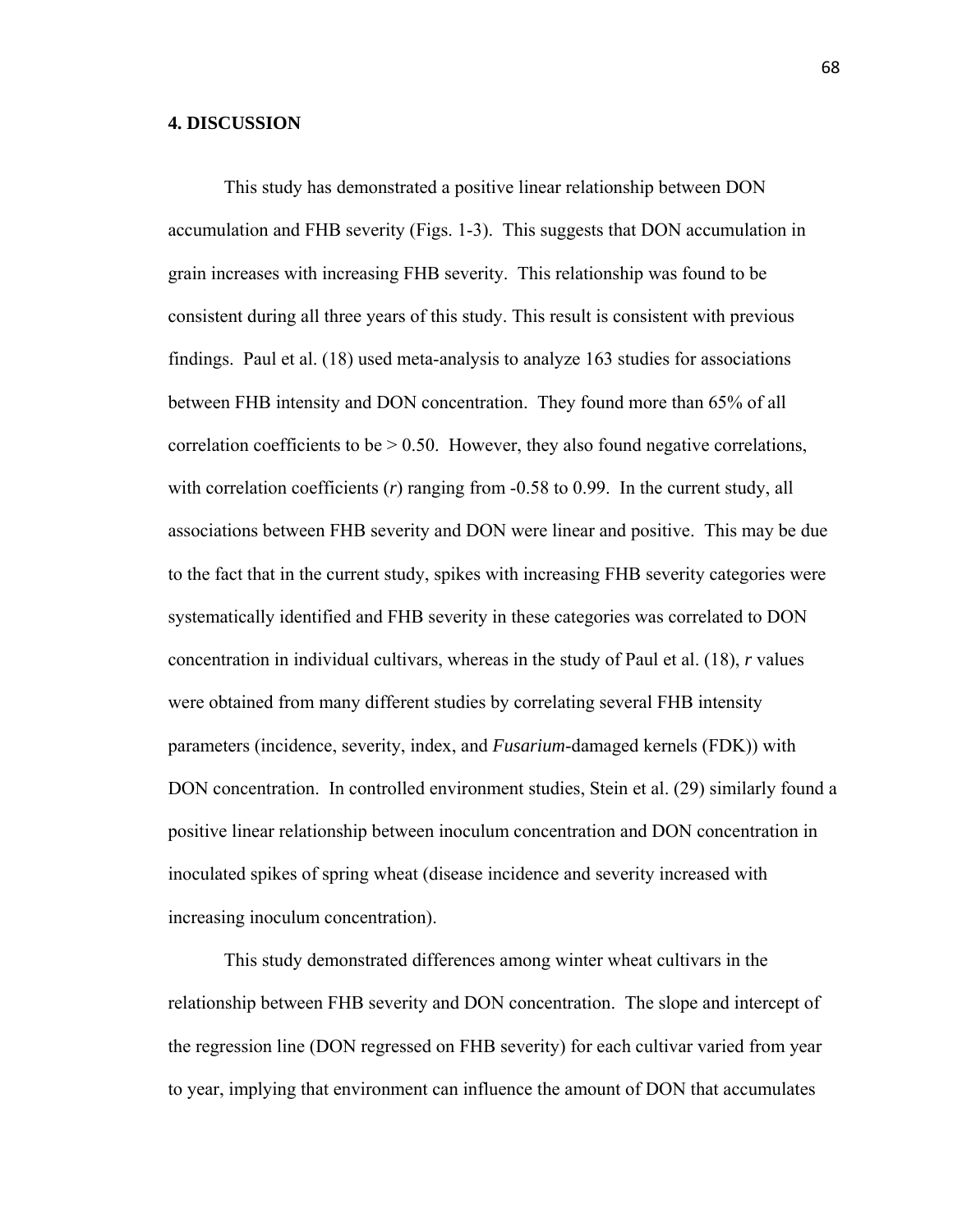## 4. DISCUSSION

This study has demonstrated a positive linear relationship between DON accumulation and FHB severity (Figs. 1-3). This suggests that DON accumulation in grain increases with increasing FHB severity. This relationship was found to be consistent during all three years of this study. This result is consistent with previous findings. Paul et al. (18) used meta-analysis to analyze 163 studies for associations between FHB intensity and DON concentration. They found more than 65% of all correlation coefficients to be > 0.50. However, they also found negative correlations, with correlation coefficients (*r*) ranging from -0.58 to 0.99. In the current study, all associations between FHB severity and DON were linear and positive. This may be due to the fact that in the current study, spikes with increasing FHB severity categories were systematically identified and FHB severity in these categories was correlated to DON concentration in individual cultivars, whereas in the study of Paul et al. (18), *r* values were obtained from many different studies by correlating several FHB intensity parameters (incidence, severity, index, and *Fusarium*-damaged kernels (FDK)) with DON concentration. In controlled environment studies, Stein et al. (29) similarly found a positive linear relationship between inoculum concentration and DON concentration in inoculated spikes of spring wheat (disease incidence and severity increased with increasing inoculum concentration).

This study demonstrated differences among winter wheat cultivars in the relationship between FHB severity and DON concentration. The slope and intercept of the regression line (DON regressed on FHB severity) for each cultivar varied from year to year, implying that environment can influence the amount of DON that accumulates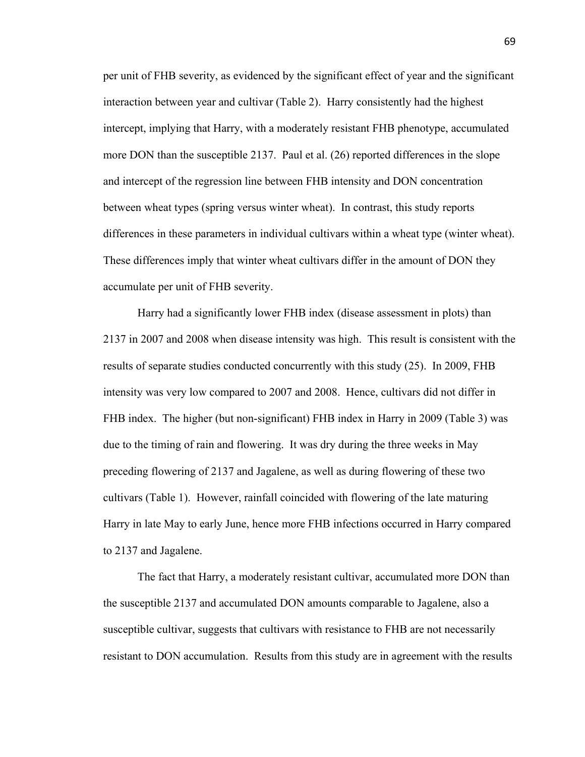per unit of FHB severity, as evidenced by the significant effect of year and the significant interaction between year and cultivar (Table 2). Harry consistently had the highest intercept, implying that Harry, with a moderately resistant FHB phenotype, accumulated more DON than the susceptible 2137. Paul et al. (26) reported differences in the slope and intercept of the regression line between FHB intensity and DON concentration between wheat types (spring versus winter wheat). In contrast, this study reports differences in these parameters in individual cultivars within a wheat type (winter wheat). These differences imply that winter wheat cultivars differ in the amount of DON they accumulate per unit of FHB severity.

Harry had a significantly lower FHB index (disease assessment in plots) than 2137 in 2007 and 2008 when disease intensity was high. This result is consistent with the results of separate studies conducted concurrently with this study (25). In 2009, FHB intensity was very low compared to 2007 and 2008. Hence, cultivars did not differ in FHB index. The higher (but non-significant) FHB index in Harry in 2009 (Table 3) was due to the timing of rain and flowering. It was dry during the three weeks in May preceding flowering of 2137 and Jagalene, as well as during flowering of these two cultivars (Table 1). However, rainfall coincided with flowering of the late maturing Harry in late May to early June, hence more FHB infections occurred in Harry compared to 2137 and Jagalene.

The fact that Harry, a moderately resistant cultivar, accumulated more DON than the susceptible 2137 and accumulated DON amounts comparable to Jagalene, also a susceptible cultivar, suggests that cultivars with resistance to FHB are not necessarily resistant to DON accumulation. Results from this study are in agreement with the results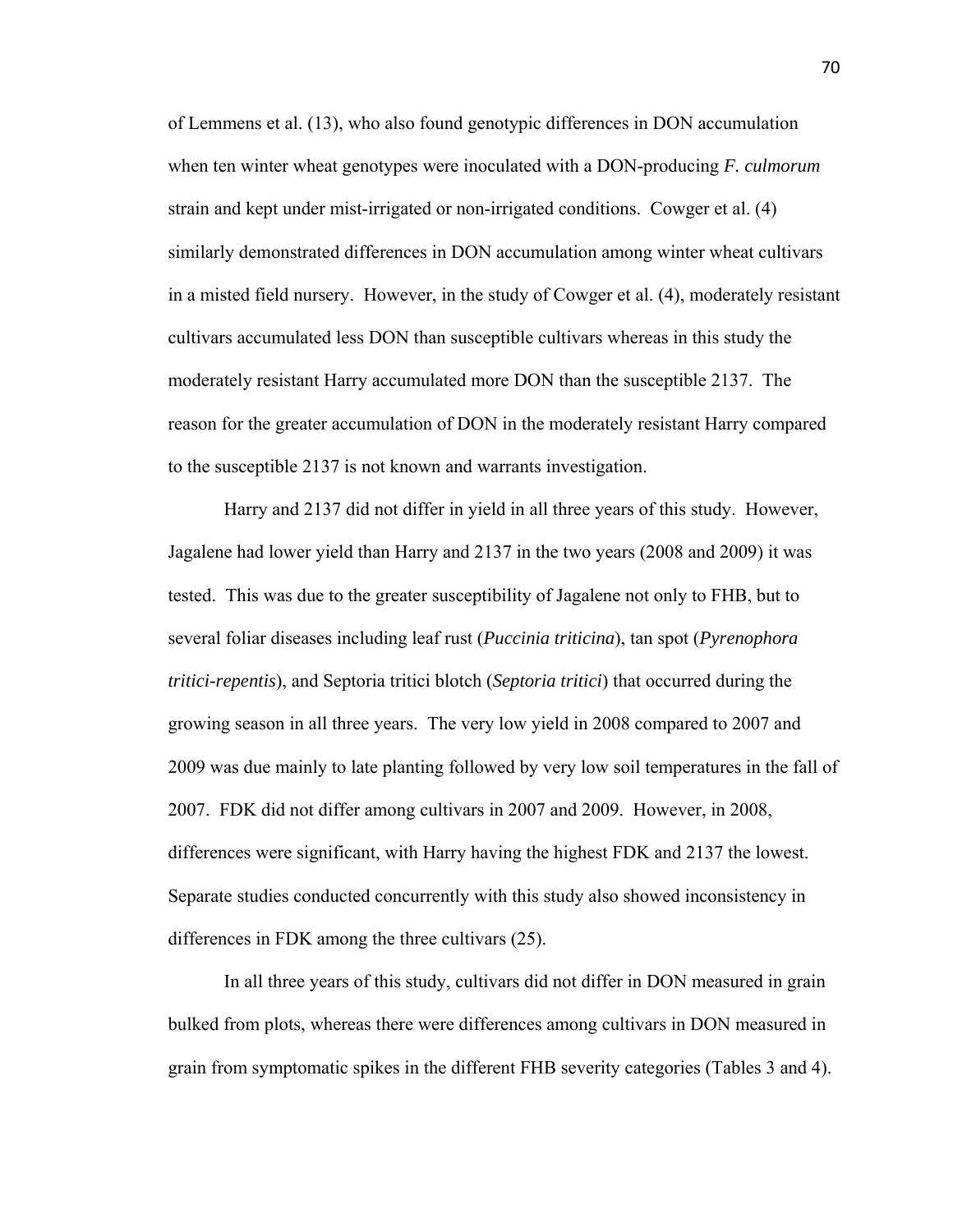of Lemmens et al. (13), who also found genotypic differences in DON accumulation when ten winter wheat genotypes were inoculated with a DON-producing *F. culmorum* strain and kept under mist-irrigated or non-irrigated conditions. Cowger et al. (4) similarly demonstrated differences in DON accumulation among winter wheat cultivars in a misted field nursery. However, in the study of Cowger et al. (4), moderately resistant cultivars accumulated less DON than susceptible cultivars whereas in this study the moderately resistant Harry accumulated more DON than the susceptible 2137. The reason for the greater accumulation of DON in the moderately resistant Harry compared to the susceptible 2137 is not known and warrants investigation.

Harry and 2137 did not differ in yield in all three years of this study. However, Jagalene had lower yield than Harry and 2137 in the two years (2008 and 2009) it was tested. This was due to the greater susceptibility of Jagalene not only to FHB, but to several foliar diseases including leaf rust (*Puccinia triticina*), tan spot (*Pyrenophora tritici-repentis*), and Septoria tritici blotch (*Septoria tritici*) that occurred during the growing season in all three years. The very low yield in 2008 compared to 2007 and 2009 was due mainly to late planting followed by very low soil temperatures in the fall of 2007. FDK did not differ among cultivars in 2007 and 2009. However, in 2008, differences were significant, with Harry having the highest FDK and 2137 the lowest. Separate studies conducted concurrently with this study also showed inconsistency in differences in FDK among the three cultivars (25).

In all three years of this study, cultivars did not differ in DON measured in grain bulked from plots, whereas there were differences among cultivars in DON measured in grain from symptomatic spikes in the different FHB severity categories (Tables 3 and 4).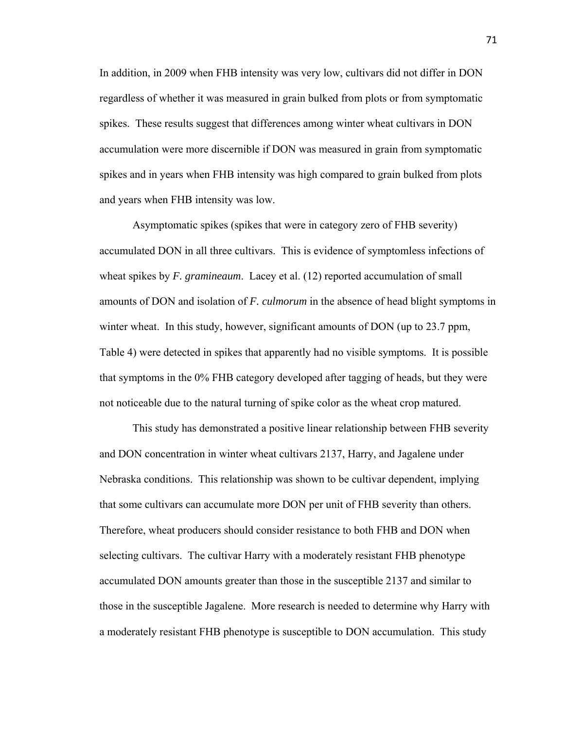In addition, in 2009 when FHB intensity was very low, cultivars did not differ in DON regardless of whether it was measured in grain bulked from plots or from symptomatic spikes. These results suggest that differences among winter wheat cultivars in DON accumulation were more discernible if DON was measured in grain from symptomatic spikes and in years when FHB intensity was high compared to grain bulked from plots and years when FHB intensity was low.

Asymptomatic spikes (spikes that were in category zero of FHB severity) accumulated DON in all three cultivars. This is evidence of symptomless infections of wheat spikes by *F. gramineaum*. Lacey et al. (12) reported accumulation of small amounts of DON and isolation of *F. culmorum* in the absence of head blight symptoms in winter wheat. In this study, however, significant amounts of DON (up to 23.7 ppm, Table 4) were detected in spikes that apparently had no visible symptoms. It is possible that symptoms in the 0% FHB category developed after tagging of heads, but they were not noticeable due to the natural turning of spike color as the wheat crop matured.

This study has demonstrated a positive linear relationship between FHB severity and DON concentration in winter wheat cultivars 2137, Harry, and Jagalene under Nebraska conditions. This relationship was shown to be cultivar dependent, implying that some cultivars can accumulate more DON per unit of FHB severity than others. Therefore, wheat producers should consider resistance to both FHB and DON when selecting cultivars. The cultivar Harry with a moderately resistant FHB phenotype accumulated DON amounts greater than those in the susceptible 2137 and similar to those in the susceptible Jagalene. More research is needed to determine why Harry with a moderately resistant FHB phenotype is susceptible to DON accumulation. This study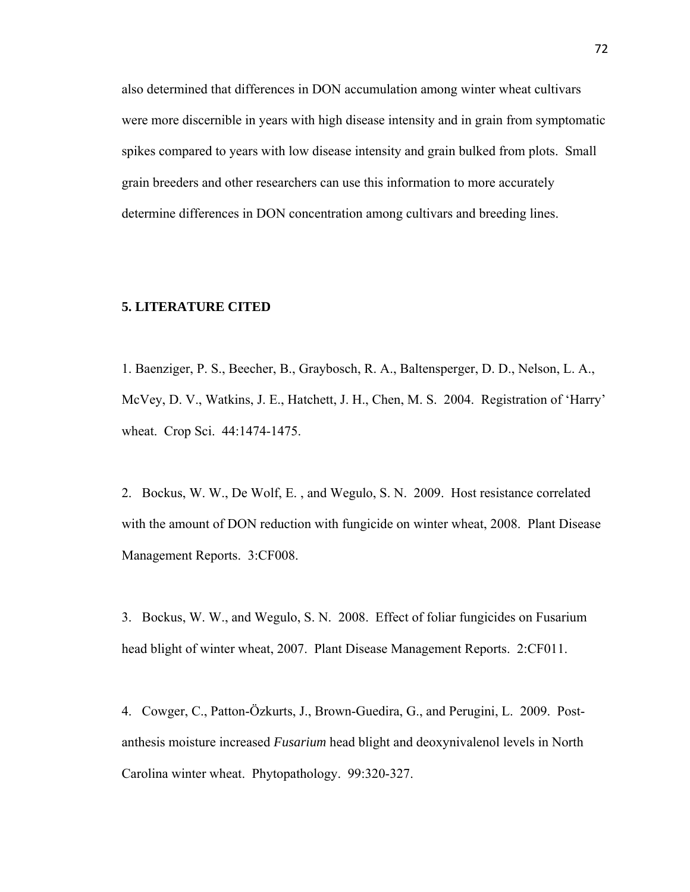also determined that differences in DON accumulation among winter wheat cultivars were more discernible in years with high disease intensity and in grain from symptomatic spikes compared to years with low disease intensity and grain bulked from plots. Small grain breeders and other researchers can use this information to more accurately determine differences in DON concentration among cultivars and breeding lines.

## 5. LITERATURE CITED

1. Baenziger, P. S., Beecher, B., Graybosch, R. A., Baltensperger, D. D., Nelson, L. A., McVey, D. V., Watkins, J. E., Hatchett, J. H., Chen, M. S. 2004. Registration of 'Harry' wheat. Crop Sci. 44:1474-1475.

2. Bockus, W. W., De Wolf, E. , and Wegulo, S. N. 2009. Host resistance correlated with the amount of DON reduction with fungicide on winter wheat, 2008. Plant Disease Management Reports. 3:CF008.

3. Bockus, W. W., and Wegulo, S. N. 2008. Effect of foliar fungicides on Fusarium head blight of winter wheat, 2007. Plant Disease Management Reports. 2:CF011.

4. Cowger, C., Patton-Özkurts, J., Brown-Guedira, G., and Perugini, L. 2009. Post-anthesis moisture increased *Fusarium* head blight and deoxynivalenol levels in North Carolina winter wheat. Phytopathology. 99:320-327.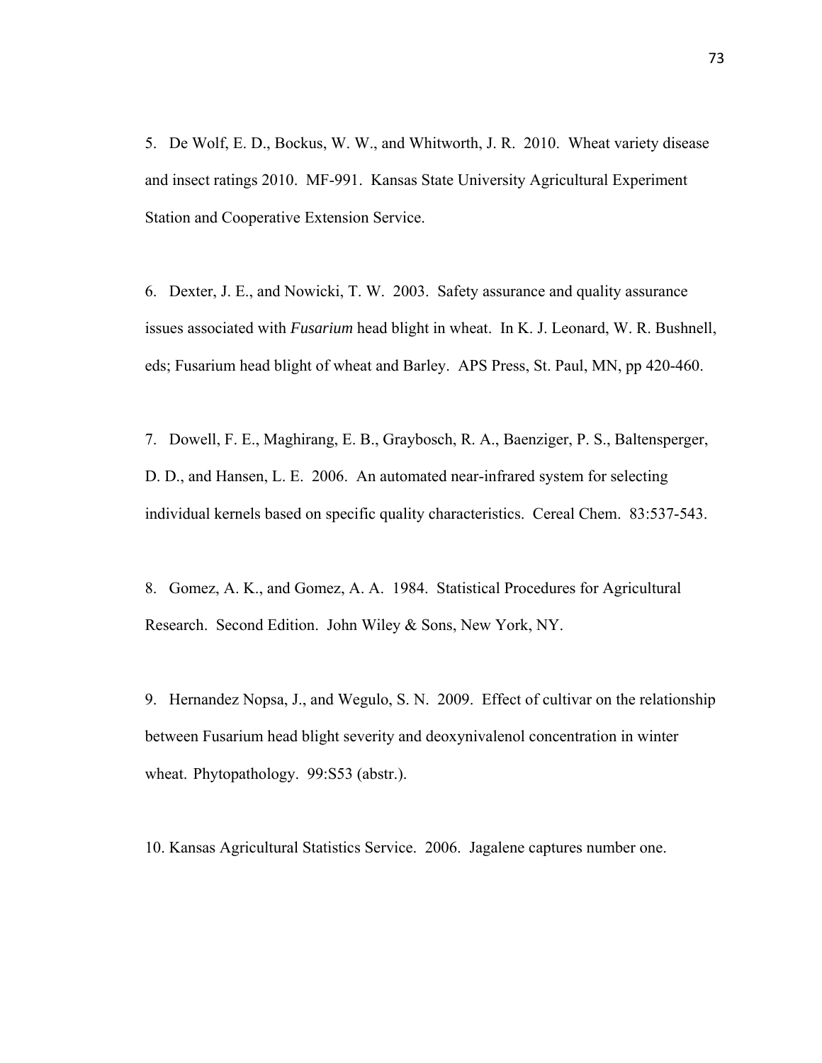5. De Wolf, E. D., Bockus, W. W., and Whitworth, J. R. 2010. Wheat variety disease and insect ratings 2010. MF-991. Kansas State University Agricultural Experiment Station and Cooperative Extension Service.

6. Dexter, J. E., and Nowicki, T. W. 2003. Safety assurance and quality assurance issues associated with *Fusarium* head blight in wheat. In K. J. Leonard, W. R. Bushnell, eds; Fusarium head blight of wheat and Barley. APS Press, St. Paul, MN, pp 420-460.

7. Dowell, F. E., Maghirang, E. B., Graybosch, R. A., Baenziger, P. S., Baltensperger, D. D., and Hansen, L. E. 2006. An automated near-infrared system for selecting individual kernels based on specific quality characteristics. Cereal Chem. 83:537-543.

8. Gomez, A. K., and Gomez, A. A. 1984. Statistical Procedures for Agricultural Research. Second Edition. John Wiley & Sons, New York, NY.

9. Hernandez Nopsa, J., and Wegulo, S. N. 2009. Effect of cultivar on the relationship between Fusarium head blight severity and deoxynivalenol concentration in winter wheat. Phytopathology. 99:S53 (abstr.).

10. Kansas Agricultural Statistics Service. 2006. Jagalene captures number one.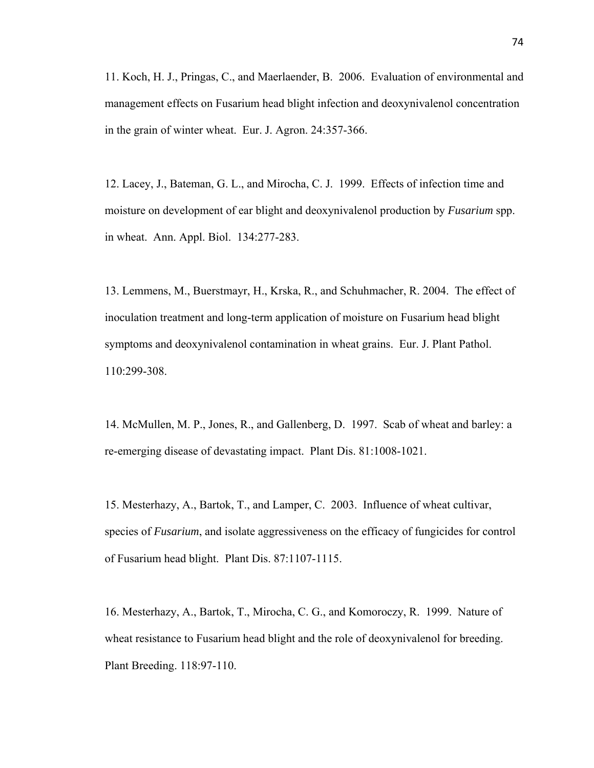11. Koch, H. J., Pringas, C., and Maerlaender, B. 2006. Evaluation of environmental and management effects on Fusarium head blight infection and deoxynivalenol concentration in the grain of winter wheat. Eur. J. Agron. 24:357-366.

12. Lacey, J., Bateman, G. L., and Mirocha, C. J. 1999. Effects of infection time and moisture on development of ear blight and deoxynivalenol production by *Fusarium* spp. in wheat. Ann. Appl. Biol. 134:277-283.

13. Lemmens, M., Buerstmayr, H., Krska, R., and Schuhmacher, R. 2004. The effect of inoculation treatment and long-term application of moisture on Fusarium head blight symptoms and deoxynivalenol contamination in wheat grains. Eur. J. Plant Pathol. 110:299-308.

14. McMullen, M. P., Jones, R., and Gallenberg, D. 1997. Scab of wheat and barley: a re-emerging disease of devastating impact. Plant Dis. 81:1008-1021.

15. Mesterhazy, A., Bartok, T., and Lamper, C. 2003. Influence of wheat cultivar, species of *Fusarium*, and isolate aggressiveness on the efficacy of fungicides for control of Fusarium head blight. Plant Dis. 87:1107-1115.

16. Mesterhazy, A., Bartok, T., Mirocha, C. G., and Komoroczy, R. 1999. Nature of wheat resistance to Fusarium head blight and the role of deoxynivalenol for breeding. Plant Breeding. 118:97-110.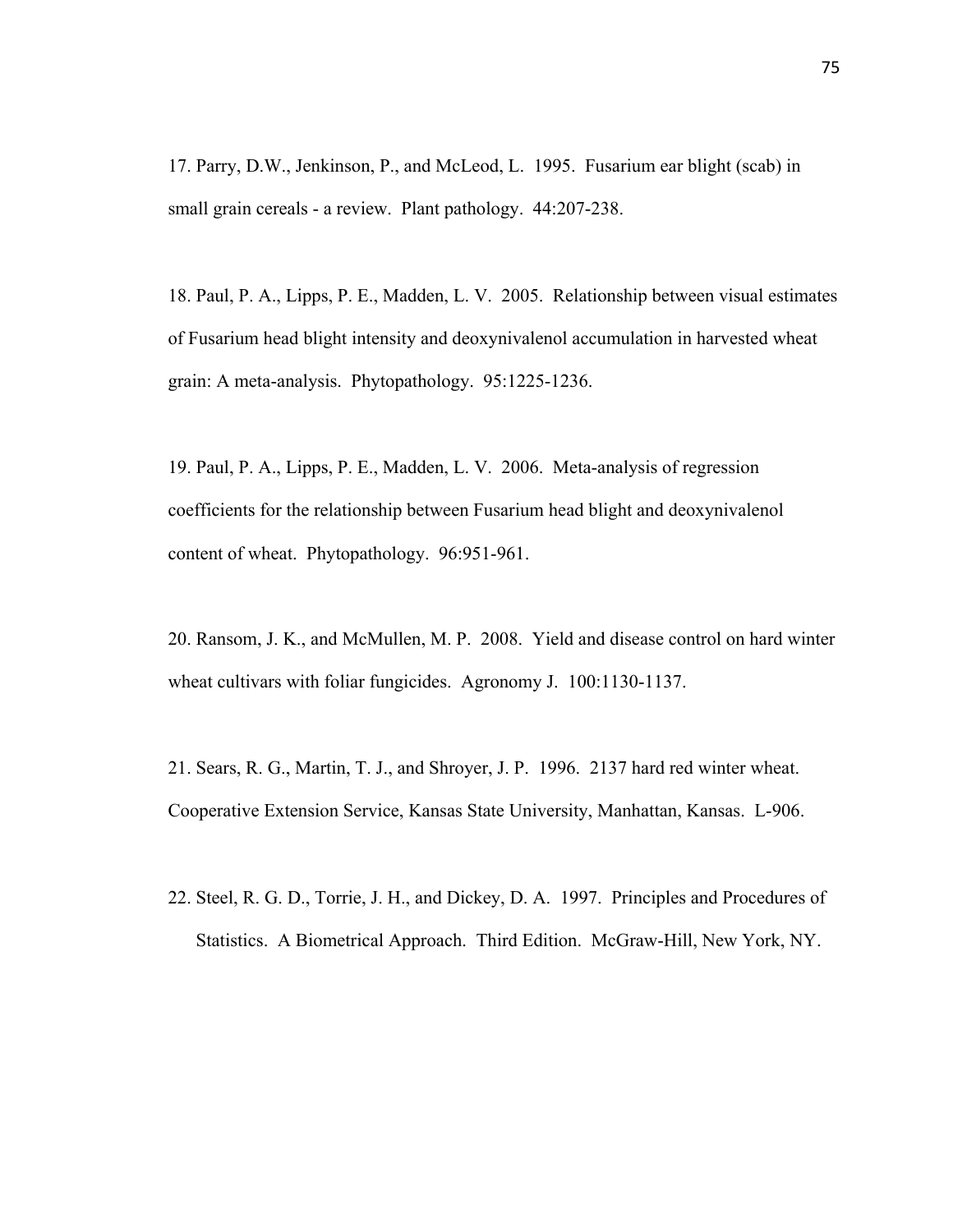17. Parry, D.W., Jenkinson, P., and McLeod, L. 1995. Fusarium ear blight (scab) in small grain cereals - a review. Plant pathology. 44:207-238.

18. Paul, P. A., Lipps, P. E., Madden, L. V. 2005. Relationship between visual estimates of Fusarium head blight intensity and deoxynivalenol accumulation in harvested wheat grain: A meta-analysis. Phytopathology. 95:1225-1236.

19. Paul, P. A., Lipps, P. E., Madden, L. V. 2006. Meta-analysis of regression coefficients for the relationship between Fusarium head blight and deoxynivalenol content of wheat. Phytopathology. 96:951-961.

20. Ransom, J. K., and McMullen, M. P. 2008. Yield and disease control on hard winter wheat cultivars with foliar fungicides. Agronomy J. 100:1130-1137.

21. Sears, R. G., Martin, T. J., and Shroyer, J. P. 1996. 2137 hard red winter wheat. Cooperative Extension Service, Kansas State University, Manhattan, Kansas. L-906.

22. Steel, R. G. D., Torrie, J. H., and Dickey, D. A. 1997. Principles and Procedures of Statistics. A Biometrical Approach. Third Edition. McGraw-Hill, New York, NY.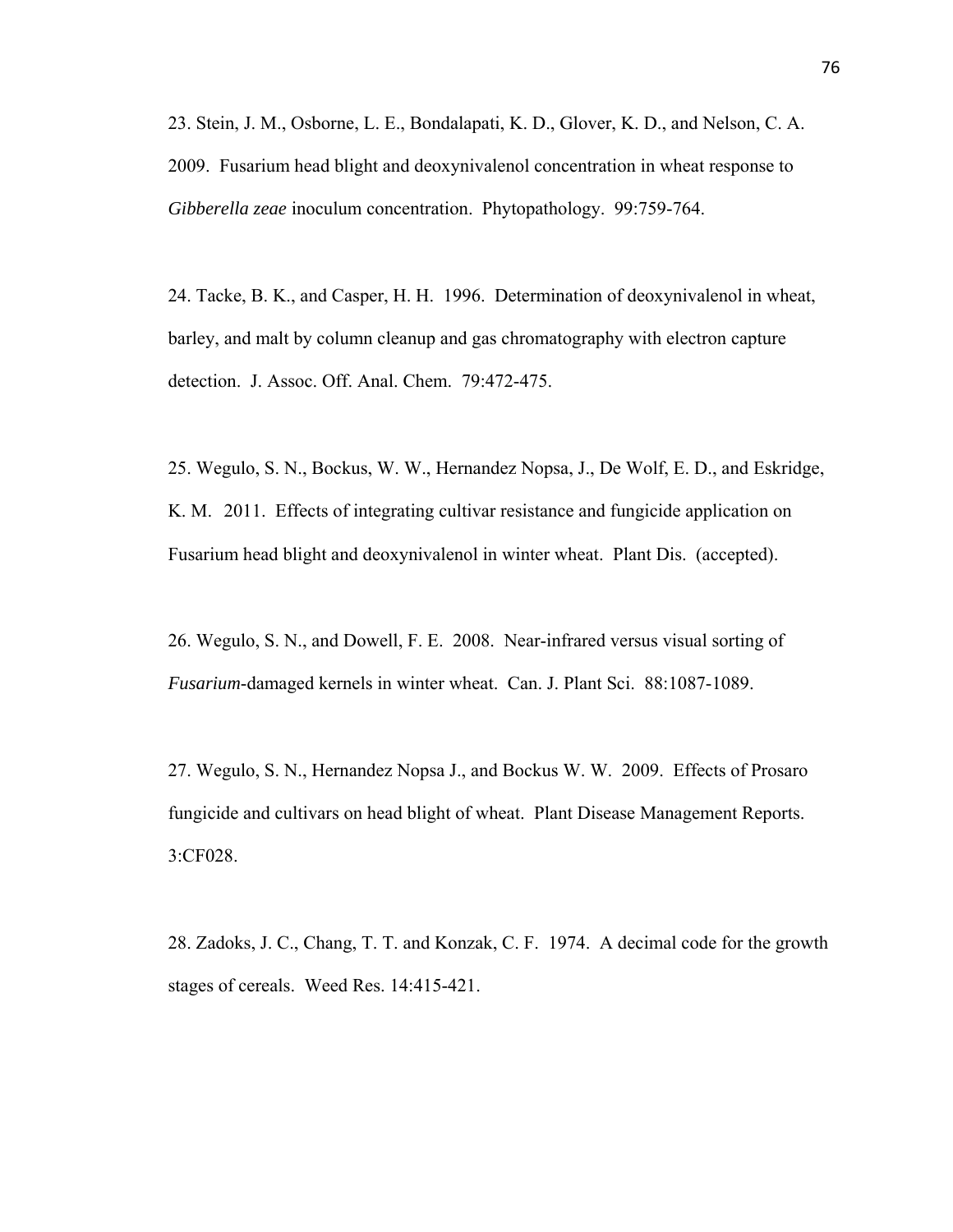23. Stein, J. M., Osborne, L. E., Bondalapati, K. D., Glover, K. D., and Nelson, C. A. 2009. Fusarium head blight and deoxynivalenol concentration in wheat response to *Gibberella zeae* inoculum concentration. Phytopathology. 99:759-764.

24. Tacke, B. K., and Casper, H. H. 1996. Determination of deoxynivalenol in wheat, barley, and malt by column cleanup and gas chromatography with electron capture detection. J. Assoc. Off. Anal. Chem. 79:472-475.

25. Wegulo, S. N., Bockus, W. W., Hernandez Nopsa, J., De Wolf, E. D., and Eskridge, K. M. 2011. Effects of integrating cultivar resistance and fungicide application on Fusarium head blight and deoxynivalenol in winter wheat. Plant Dis. (accepted).

26. Wegulo, S. N., and Dowell, F. E. 2008. Near-infrared versus visual sorting of *Fusarium*-damaged kernels in winter wheat. Can. J. Plant Sci. 88:1087-1089.

27. Wegulo, S. N., Hernandez Nopsa J., and Bockus W. W. 2009. Effects of Prosaro fungicide and cultivars on head blight of wheat. Plant Disease Management Reports. 3:CF028.

28. Zadoks, J. C., Chang, T. T. and Konzak, C. F. 1974. A decimal code for the growth stages of cereals. Weed Res. 14:415-421.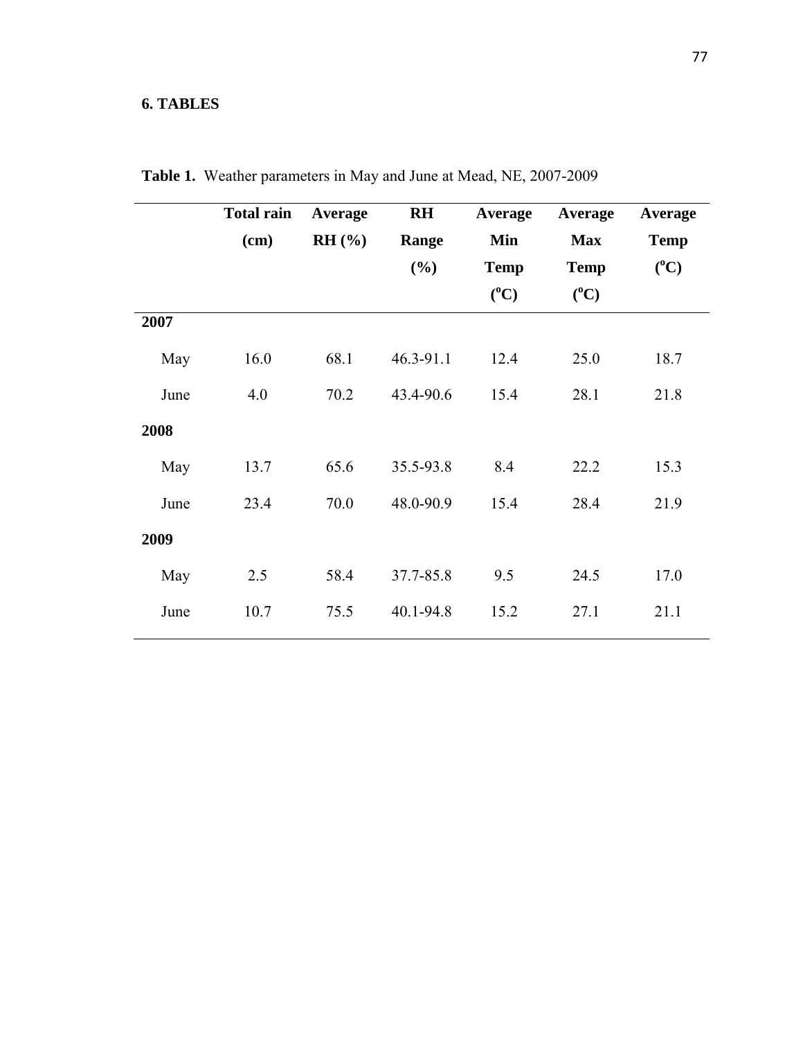## 6. TABLES

**Table 1.** Weather parameters in May and June at Mead, NE, 2007-2009

| | Total rain (cm) | Average RH (%) | RH Range (%) | Average Min Temp (°C) | Average Max Temp (°C) | Average Temp (°C) |
|---|---|---|---|---|---|---|
| **2007** | | | | | | |
| May | 16.0 | 68.1 | 46.3-91.1 | 12.4 | 25.0 | 18.7 |
| June | 4.0 | 70.2 | 43.4-90.6 | 15.4 | 28.1 | 21.8 |
| **2008** | | | | | | |
| May | 13.7 | 65.6 | 35.5-93.8 | 8.4 | 22.2 | 15.3 |
| June | 23.4 | 70.0 | 48.0-90.9 | 15.4 | 28.4 | 21.9 |
| **2009** | | | | | | |
| May | 2.5 | 58.4 | 37.7-85.8 | 9.5 | 24.5 | 17.0 |
| June | 10.7 | 75.5 | 40.1-94.8 | 15.2 | 27.1 | 21.1 |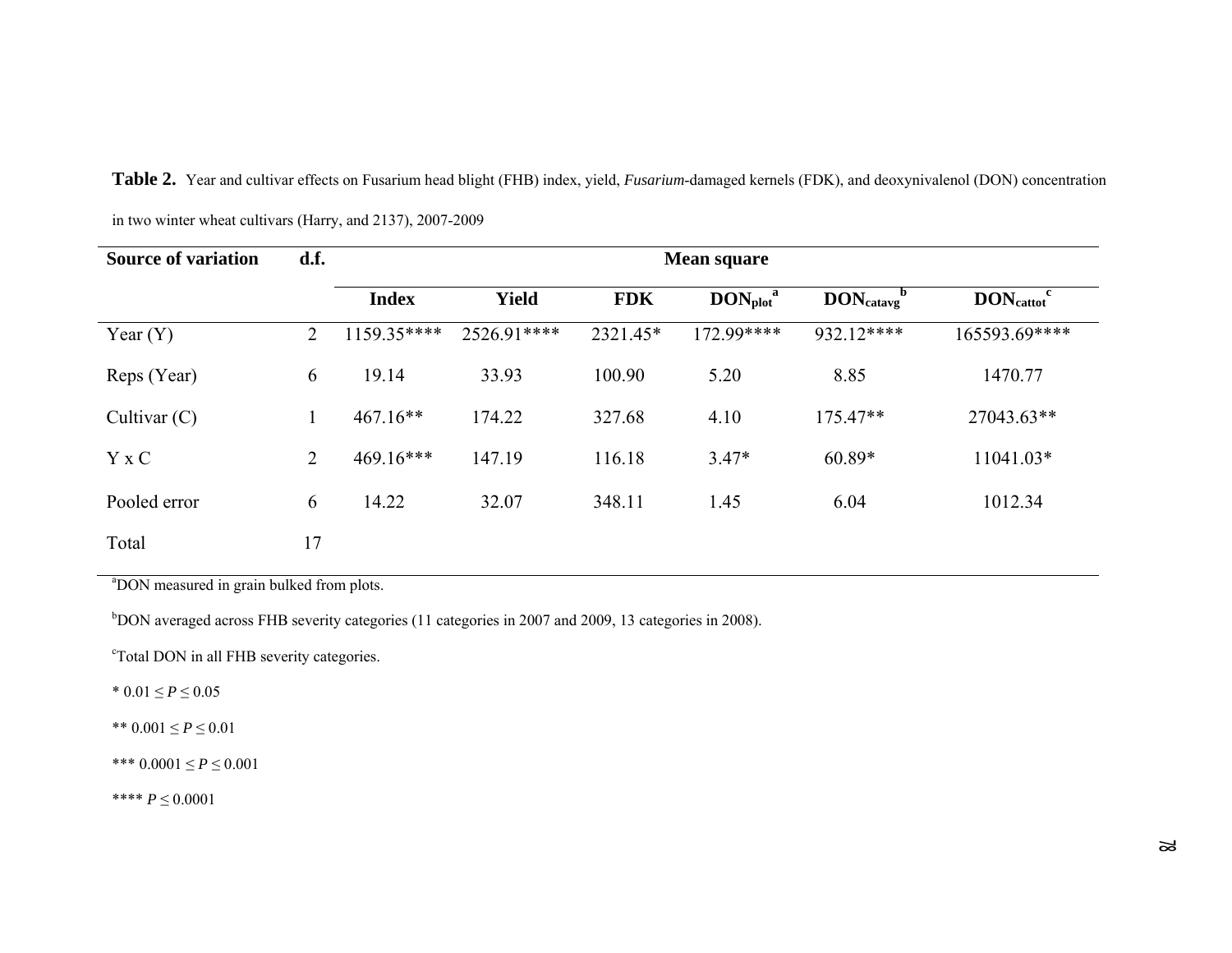**Table 2.** Year and cultivar effects on Fusarium head blight (FHB) index, yield, *Fusarium*-damaged kernels (FDK), and deoxynivalenol (DON) concentration in two winter wheat cultivars (Harry, and 2137), 2007-2009

| Source of variation | d.f. | Mean square | | | | | |
|---|---|---|---|---|---|---|---|
| | | Index | Yield | FDK | $DON_{plot}$ [a] | $DON_{catavg}$ [b] | $DON_{cattot}$ [c] |
| Year (Y) | 2 | 1159.35**** | 2526.91**** | 2321.45* | 172.99**** | 932.12**** | 165593.69**** |
| Reps (Year) | 6 | 19.14 | 33.93 | 100.90 | 5.20 | 8.85 | 1470.77 |
| Cultivar (C) | 1 | 467.16** | 174.22 | 327.68 | 4.10 | 175.47** | 27043.63** |
| Y x C | 2 | 469.16*** | 147.19 | 116.18 | 3.47* | 60.89* | 11041.03* |
| Pooled error | 6 | 14.22 | 32.07 | 348.11 | 1.45 | 6.04 | 1012.34 |
| Total | 17 | | | | | | |

[a]DON measured in grain bulked from plots.

[b]DON averaged across FHB severity categories (11 categories in 2007 and 2009, 13 categories in 2008).

[c]Total DON in all FHB severity categories.

\* $0.01 \leq P \leq 0.05$

\*\* $0.001 \leq P \leq 0.01$

\*\*\* $0.0001 \leq P \leq 0.001$

\*\*\*\* $P \leq 0.0001$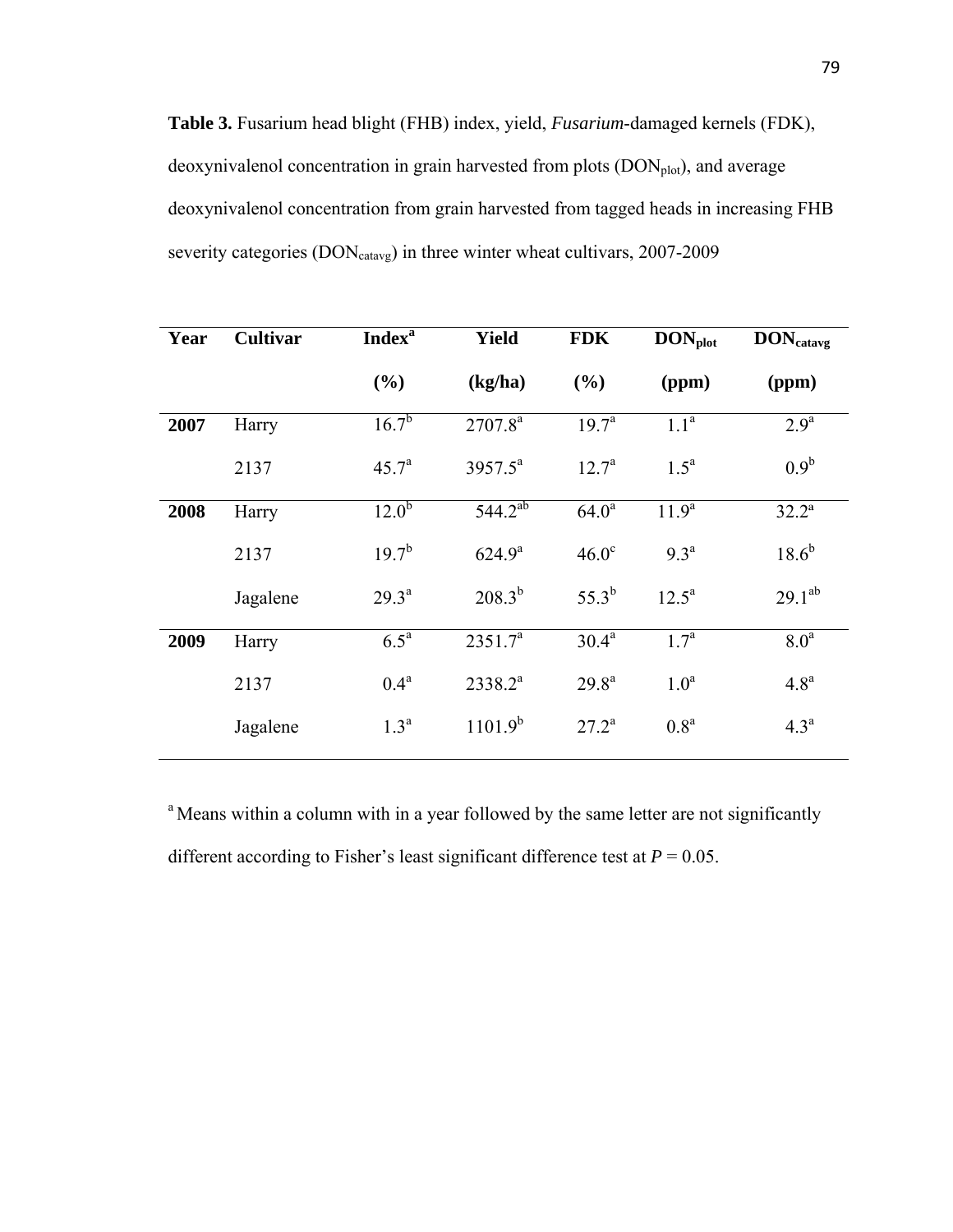**Table 3.** Fusarium head blight (FHB) index, yield, *Fusarium*-damaged kernels (FDK), deoxynivalenol concentration in grain harvested from plots ($DON_{plot}$), and average deoxynivalenol concentration from grain harvested from tagged heads in increasing FHB severity categories ($DON_{catavg}$) in three winter wheat cultivars, 2007-2009

| Year | Cultivar | Index[a] (%) | Yield (kg/ha) | FDK (%) | $DON_{plot}$ (ppm) | $DON_{catavg}$ (ppm) |
|---|---|---|---|---|---|---|
| **2007** | Harry | 16.7[b] | 2707.8[a] | 19.7[a] | 1.1[a] | 2.9[a] |
| | 2137 | 45.7[a] | 3957.5[a] | 12.7[a] | 1.5[a] | 0.9[b] |
| **2008** | Harry | 12.0[b] | 544.2[ab] | 64.0[a] | 11.9[a] | 32.2[a] |
| | 2137 | 19.7[b] | 624.9[a] | 46.0[c] | 9.3[a] | 18.6[b] |
| | Jagalene | 29.3[a] | 208.3[b] | 55.3[b] | 12.5[a] | 29.1[ab] |
| **2009** | Harry | 6.5[a] | 2351.7[a] | 30.4[a] | 1.7[a] | 8.0[a] |
| | 2137 | 0.4[a] | 2338.2[a] | 29.8[a] | 1.0[a] | 4.8[a] |
| | Jagalene | 1.3[a] | 1101.9[b] | 27.2[a] | 0.8[a] | 4.3[a] |

[a] Means within a column with in a year followed by the same letter are not significantly different according to Fisher's least significant difference test at $P = 0.05$.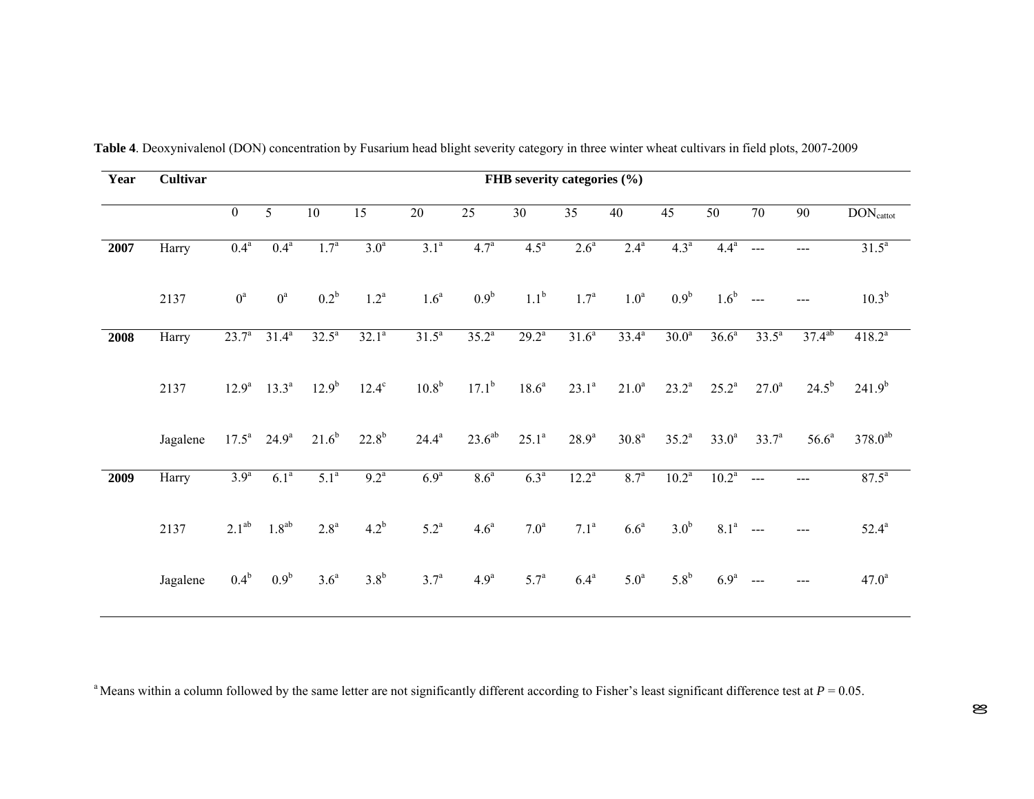**Table 4**. Deoxynivalenol (DON) concentration by Fusarium head blight severity category in three winter wheat cultivars in field plots, 2007-2009

| Year | Cultivar | FHB severity categories (%) | | | | | | | | | | | | | |
|---|---|---|---|---|---|---|---|---|---|---|---|---|---|---|---|
| | | 0 | 5 | 10 | 15 | 20 | 25 | 30 | 35 | 40 | 45 | 50 | 70 | 90 | $DON_{cattot}$ |
| **2007** | Harry | 0.4[a] | 0.4[a] | 1.7[a] | 3.0[a] | 3.1[a] | 4.7[a] | 4.5[a] | 2.6[a] | 2.4[a] | 4.3[a] | 4.4[a] | --- | --- | 31.5[a] |
| | 2137 | 0[a] | 0[a] | 0.2[b] | 1.2[a] | 1.6[a] | 0.9[b] | 1.1[b] | 1.7[a] | 1.0[a] | 0.9[b] | 1.6[b] | --- | --- | 10.3[b] |
| **2008** | Harry | 23.7[a] | 31.4[a] | 32.5[a] | 32.1[a] | 31.5[a] | 35.2[a] | 29.2[a] | 31.6[a] | 33.4[a] | 30.0[a] | 36.6[a] | 33.5[a] | 37.4[ab] | 418.2[a] |
| | 2137 | 12.9[a] | 13.3[a] | 12.9[b] | 12.4[c] | 10.8[b] | 17.1[b] | 18.6[a] | 23.1[a] | 21.0[a] | 23.2[a] | 25.2[a] | 27.0[a] | 24.5[b] | 241.9[b] |
| | Jagalene | 17.5[a] | 24.9[a] | 21.6[b] | 22.8[b] | 24.4[a] | 23.6[ab] | 25.1[a] | 28.9[a] | 30.8[a] | 35.2[a] | 33.0[a] | 33.7[a] | 56.6[a] | 378.0[ab] |
| **2009** | Harry | 3.9[a] | 6.1[a] | 5.1[a] | 9.2[a] | 6.9[a] | 8.6[a] | 6.3[a] | 12.2[a] | 8.7[a] | 10.2[a] | 10.2[a] | --- | --- | 87.5[a] |
| | 2137 | 2.1[ab] | 1.8[ab] | 2.8[a] | 4.2[b] | 5.2[a] | 4.6[a] | 7.0[a] | 7.1[a] | 6.6[a] | 3.0[b] | 8.1[a] | --- | --- | 52.4[a] |
| | Jagalene | 0.4[b] | 0.9[b] | 3.6[a] | 3.8[b] | 3.7[a] | 4.9[a] | 5.7[a] | 6.4[a] | 5.0[a] | 5.8[b] | 6.9[a] | --- | --- | 47.0[a] |

[a] Means within a column followed by the same letter are not significantly different according to Fisher's least significant difference test at $P = 0.05$.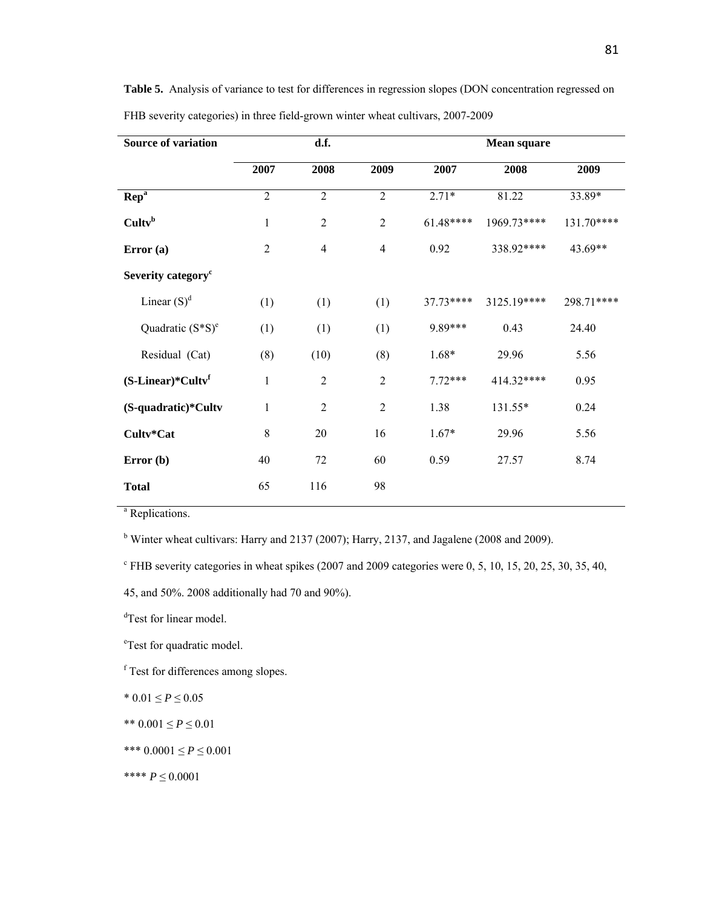**Table 5.** Analysis of variance to test for differences in regression slopes (DON concentration regressed on FHB severity categories) in three field-grown winter wheat cultivars, 2007-2009

| Source of variation | d.f. | | | Mean square | | |
|---|---|---|---|---|---|---|
| | 2007 | 2008 | 2009 | 2007 | 2008 | 2009 |
| **Rep**[a] | 2 | 2 | 2 | 2.71* | 81.22 | 33.89* |
| **Cultv**[b] | 1 | 2 | 2 | 61.48**** | 1969.73**** | 131.70**** |
| **Error (a)** | 2 | 4 | 4 | 0.92 | 338.92**** | 43.69** |
| **Severity category**[c] | | | | | | |
| Linear (S)[d] | (1) | (1) | (1) | 37.73**** | 3125.19**** | 298.71**** |
| Quadratic (S*S)[e] | (1) | (1) | (1) | 9.89*** | 0.43 | 24.40 |
| Residual (Cat) | (8) | (10) | (8) | 1.68* | 29.96 | 5.56 |
| **(S-Linear)*Cultv**[f] | 1 | 2 | 2 | 7.72*** | 414.32**** | 0.95 |
| **(S-quadratic)*Cultv** | 1 | 2 | 2 | 1.38 | 131.55* | 0.24 |
| **Cultv*Cat** | 8 | 20 | 16 | 1.67* | 29.96 | 5.56 |
| **Error (b)** | 40 | 72 | 60 | 0.59 | 27.57 | 8.74 |
| **Total** | 65 | 116 | 98 | | | |

[a] Replications.

[b] Winter wheat cultivars: Harry and 2137 (2007); Harry, 2137, and Jagalene (2008 and 2009).

[c] FHB severity categories in wheat spikes (2007 and 2009 categories were 0, 5, 10, 15, 20, 25, 30, 35, 40, 45, and 50%. 2008 additionally had 70 and 90%).

[d]Test for linear model.

[e]Test for quadratic model.

[f] Test for differences among slopes.

* $0.01 \leq P \leq 0.05$

** $0.001 \leq P \leq 0.01$

*** $0.0001 \leq P \leq 0.001$

**** $P \leq 0.0001$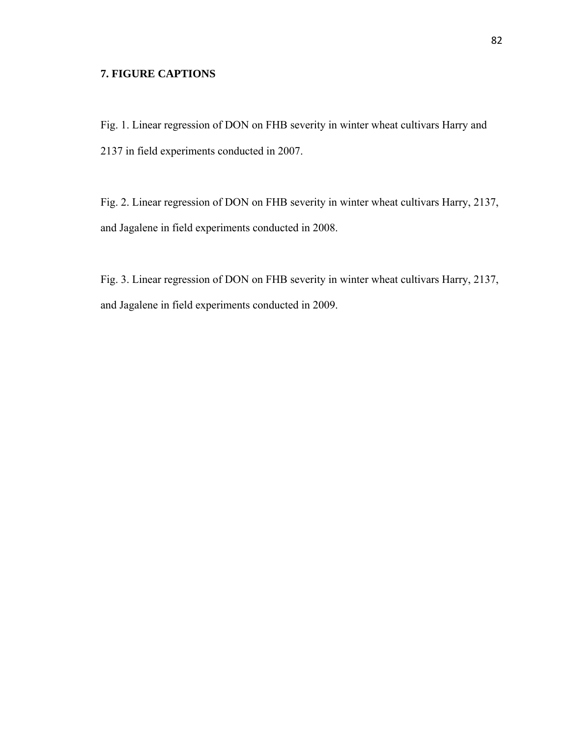## 7. FIGURE CAPTIONS

Fig. 1. Linear regression of DON on FHB severity in winter wheat cultivars Harry and 2137 in field experiments conducted in 2007.

Fig. 2. Linear regression of DON on FHB severity in winter wheat cultivars Harry, 2137, and Jagalene in field experiments conducted in 2008.

Fig. 3. Linear regression of DON on FHB severity in winter wheat cultivars Harry, 2137, and Jagalene in field experiments conducted in 2009.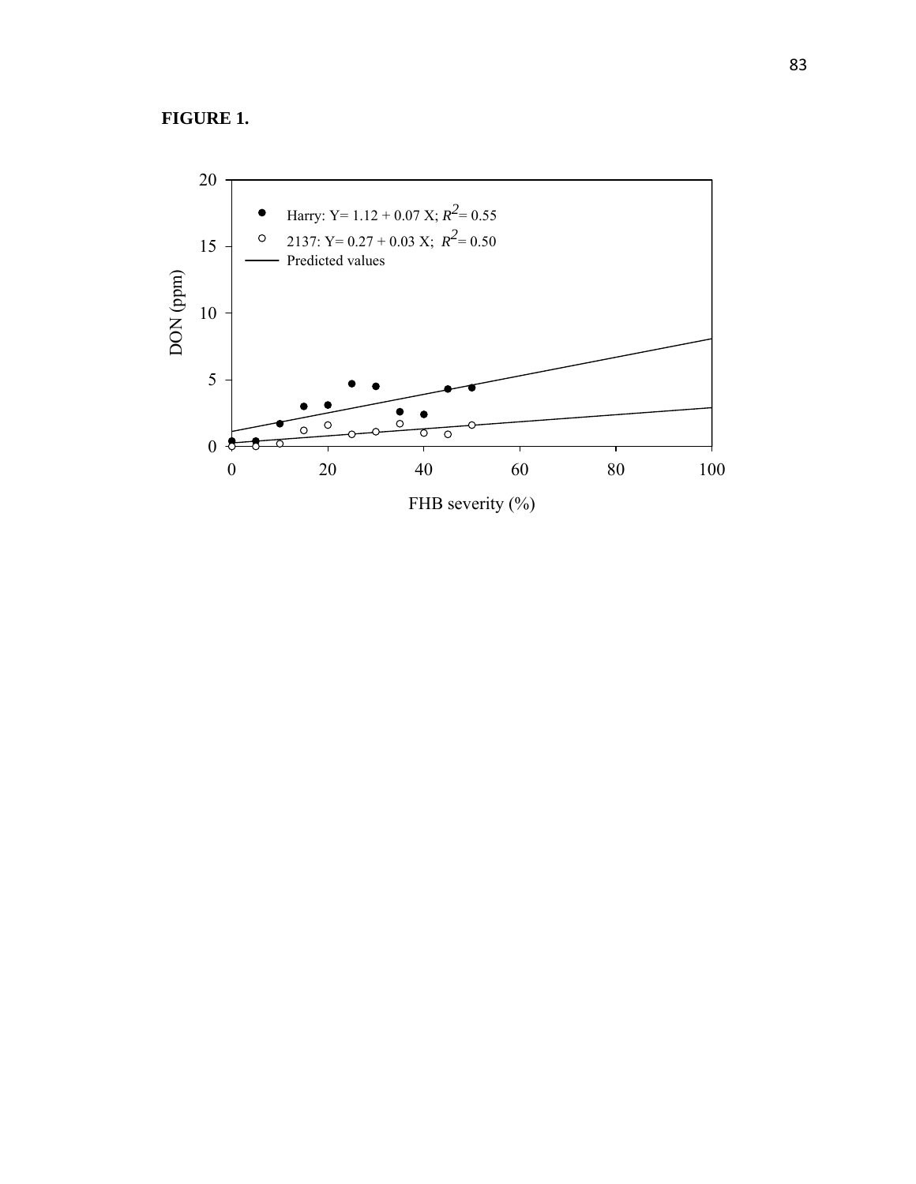**FIGURE 1.**

Harry: Y= 1.12 + 0.07 X; $R^2$= 0.55

2137: Y= 0.27 + 0.03 X; $R^2$= 0.50

Predicted values

DON (ppm)

FHB severity (%)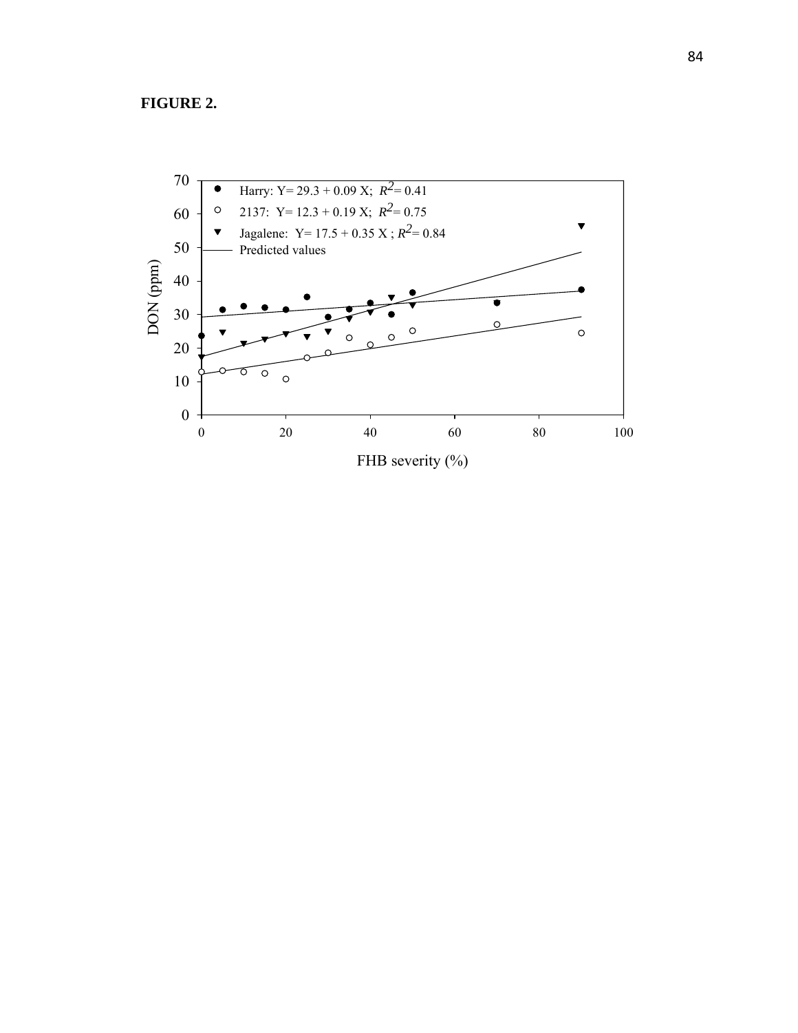**FIGURE 2.**

Harry: $Y = 29.3 + 0.09\,X$; $R^2 = 0.41$

2137: $Y = 12.3 + 0.19\,X$; $R^2 = 0.75$

Jagalene: $Y = 17.5 + 0.35\,X$; $R^2 = 0.84$

Predicted values

DON (ppm)

FHB severity (%)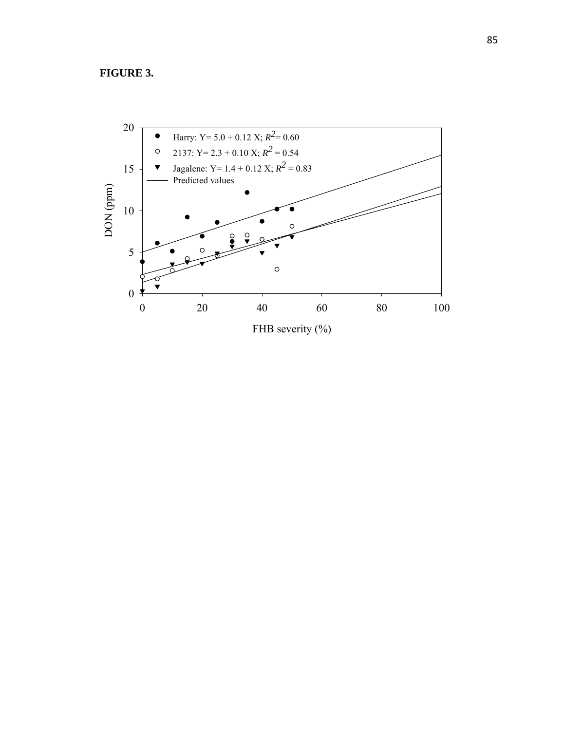**FIGURE 3.**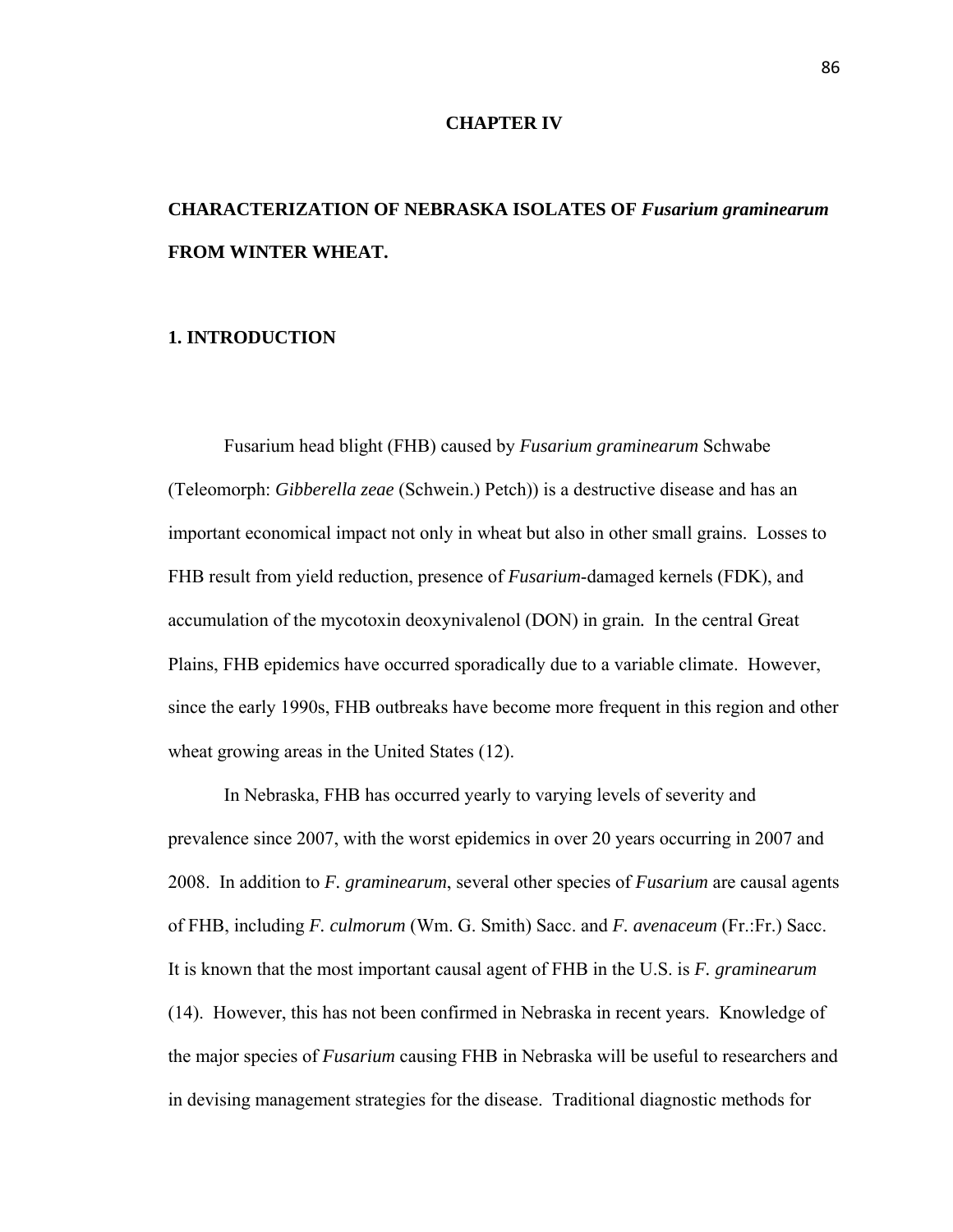# CHAPTER IV

# CHARACTERIZATION OF NEBRASKA ISOLATES OF *Fusarium graminearum* FROM WINTER WHEAT.

## 1. INTRODUCTION

Fusarium head blight (FHB) caused by *Fusarium graminearum* Schwabe (Teleomorph: *Gibberella zeae* (Schwein.) Petch)) is a destructive disease and has an important economical impact not only in wheat but also in other small grains. Losses to FHB result from yield reduction, presence of *Fusarium*-damaged kernels (FDK), and accumulation of the mycotoxin deoxynivalenol (DON) in grain. In the central Great Plains, FHB epidemics have occurred sporadically due to a variable climate. However, since the early 1990s, FHB outbreaks have become more frequent in this region and other wheat growing areas in the United States (12).

In Nebraska, FHB has occurred yearly to varying levels of severity and prevalence since 2007, with the worst epidemics in over 20 years occurring in 2007 and 2008. In addition to *F. graminearum*, several other species of *Fusarium* are causal agents of FHB, including *F. culmorum* (Wm. G. Smith) Sacc. and *F. avenaceum* (Fr.:Fr.) Sacc. It is known that the most important causal agent of FHB in the U.S. is *F. graminearum* (14). However, this has not been confirmed in Nebraska in recent years. Knowledge of the major species of *Fusarium* causing FHB in Nebraska will be useful to researchers and in devising management strategies for the disease. Traditional diagnostic methods for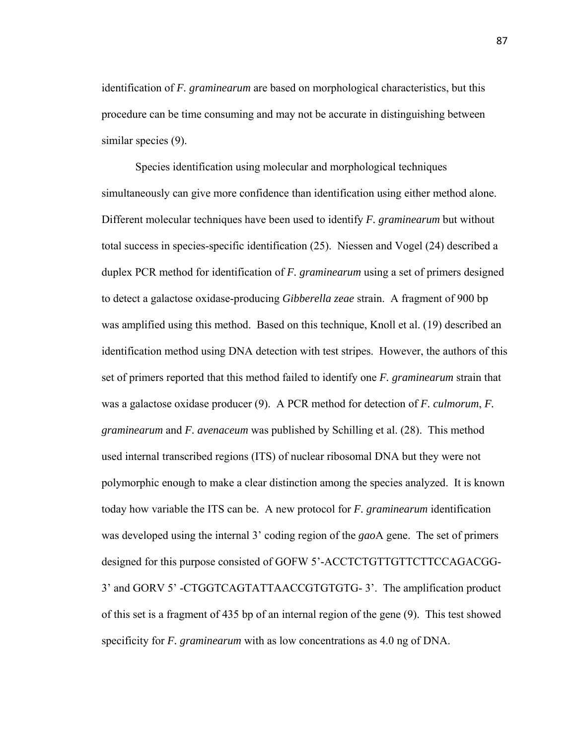identification of *F. graminearum* are based on morphological characteristics, but this procedure can be time consuming and may not be accurate in distinguishing between similar species (9).

Species identification using molecular and morphological techniques simultaneously can give more confidence than identification using either method alone. Different molecular techniques have been used to identify *F. graminearum* but without total success in species-specific identification (25). Niessen and Vogel (24) described a duplex PCR method for identification of *F. graminearum* using a set of primers designed to detect a galactose oxidase-producing *Gibberella zeae* strain. A fragment of 900 bp was amplified using this method. Based on this technique, Knoll et al. (19) described an identification method using DNA detection with test stripes. However, the authors of this set of primers reported that this method failed to identify one *F. graminearum* strain that was a galactose oxidase producer (9). A PCR method for detection of *F. culmorum*, *F. graminearum* and *F. avenaceum* was published by Schilling et al. (28). This method used internal transcribed regions (ITS) of nuclear ribosomal DNA but they were not polymorphic enough to make a clear distinction among the species analyzed. It is known today how variable the ITS can be. A new protocol for *F. graminearum* identification was developed using the internal 3' coding region of the *gao*A gene. The set of primers designed for this purpose consisted of GOFW 5'-ACCTCTGTTGTTCTTCCAGACGG-3' and GORV 5' -CTGGTCAGTATTAACCGTGTGTG- 3'. The amplification product of this set is a fragment of 435 bp of an internal region of the gene (9). This test showed specificity for *F. graminearum* with as low concentrations as 4.0 ng of DNA.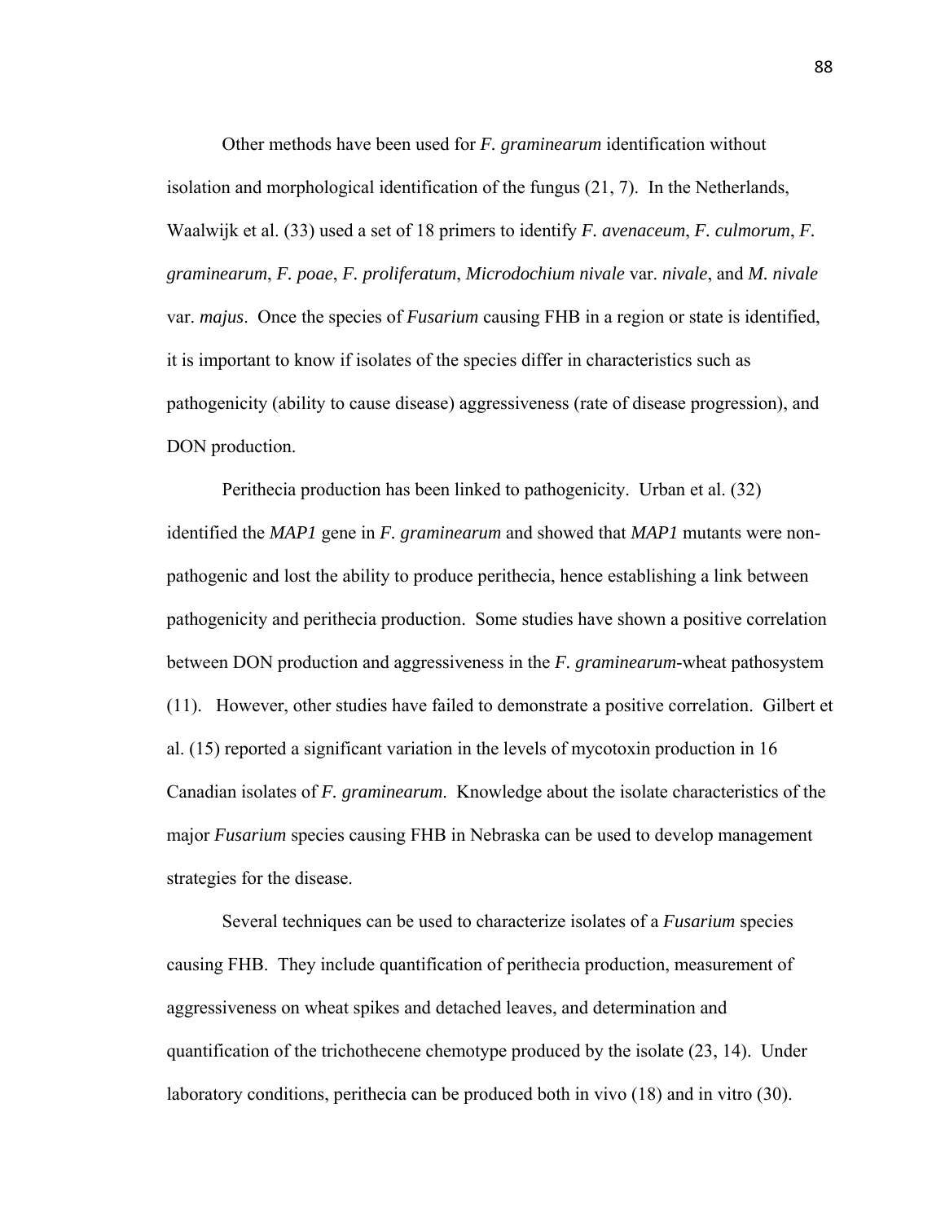Other methods have been used for *F. graminearum* identification without isolation and morphological identification of the fungus (21, 7). In the Netherlands, Waalwijk et al. (33) used a set of 18 primers to identify *F. avenaceum*, *F. culmorum*, *F. graminearum*, *F. poae*, *F. proliferatum*, *Microdochium nivale* var. *nivale*, and *M. nivale* var. *majus*. Once the species of *Fusarium* causing FHB in a region or state is identified, it is important to know if isolates of the species differ in characteristics such as pathogenicity (ability to cause disease) aggressiveness (rate of disease progression), and DON production.

Perithecia production has been linked to pathogenicity. Urban et al. (32) identified the *MAP1* gene in *F. graminearum* and showed that *MAP1* mutants were non-pathogenic and lost the ability to produce perithecia, hence establishing a link between pathogenicity and perithecia production. Some studies have shown a positive correlation between DON production and aggressiveness in the *F. graminearum*-wheat pathosystem (11). However, other studies have failed to demonstrate a positive correlation. Gilbert et al. (15) reported a significant variation in the levels of mycotoxin production in 16 Canadian isolates of *F. graminearum*. Knowledge about the isolate characteristics of the major *Fusarium* species causing FHB in Nebraska can be used to develop management strategies for the disease.

Several techniques can be used to characterize isolates of a *Fusarium* species causing FHB. They include quantification of perithecia production, measurement of aggressiveness on wheat spikes and detached leaves, and determination and quantification of the trichothecene chemotype produced by the isolate (23, 14). Under laboratory conditions, perithecia can be produced both in vivo (18) and in vitro (30).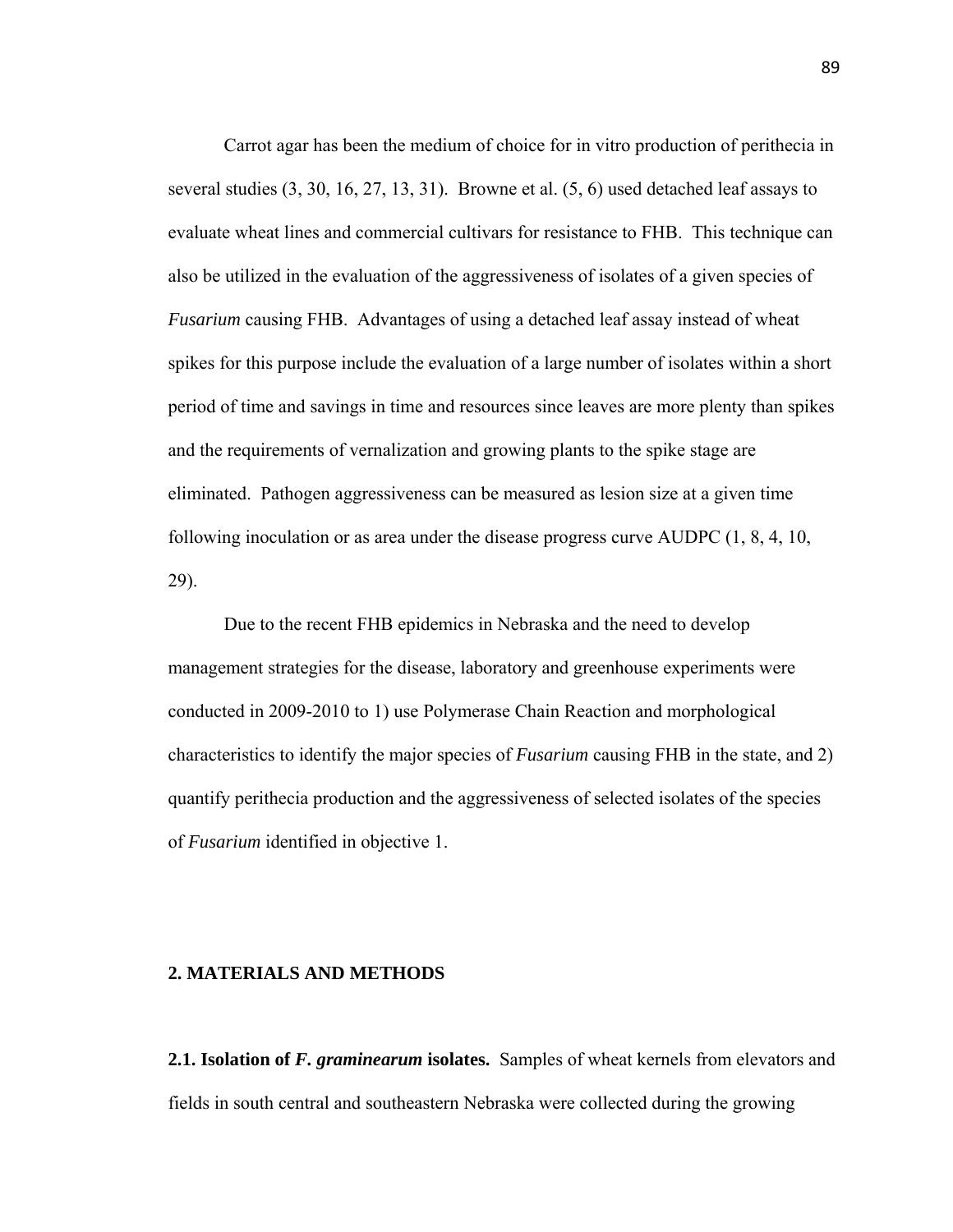Carrot agar has been the medium of choice for in vitro production of perithecia in several studies (3, 30, 16, 27, 13, 31). Browne et al. (5, 6) used detached leaf assays to evaluate wheat lines and commercial cultivars for resistance to FHB. This technique can also be utilized in the evaluation of the aggressiveness of isolates of a given species of *Fusarium* causing FHB. Advantages of using a detached leaf assay instead of wheat spikes for this purpose include the evaluation of a large number of isolates within a short period of time and savings in time and resources since leaves are more plenty than spikes and the requirements of vernalization and growing plants to the spike stage are eliminated. Pathogen aggressiveness can be measured as lesion size at a given time following inoculation or as area under the disease progress curve AUDPC (1, 8, 4, 10, 29).

Due to the recent FHB epidemics in Nebraska and the need to develop management strategies for the disease, laboratory and greenhouse experiments were conducted in 2009-2010 to 1) use Polymerase Chain Reaction and morphological characteristics to identify the major species of *Fusarium* causing FHB in the state, and 2) quantify perithecia production and the aggressiveness of selected isolates of the species of *Fusarium* identified in objective 1.

## 2. MATERIALS AND METHODS

**2.1. Isolation of *F. graminearum* isolates.** Samples of wheat kernels from elevators and fields in south central and southeastern Nebraska were collected during the growing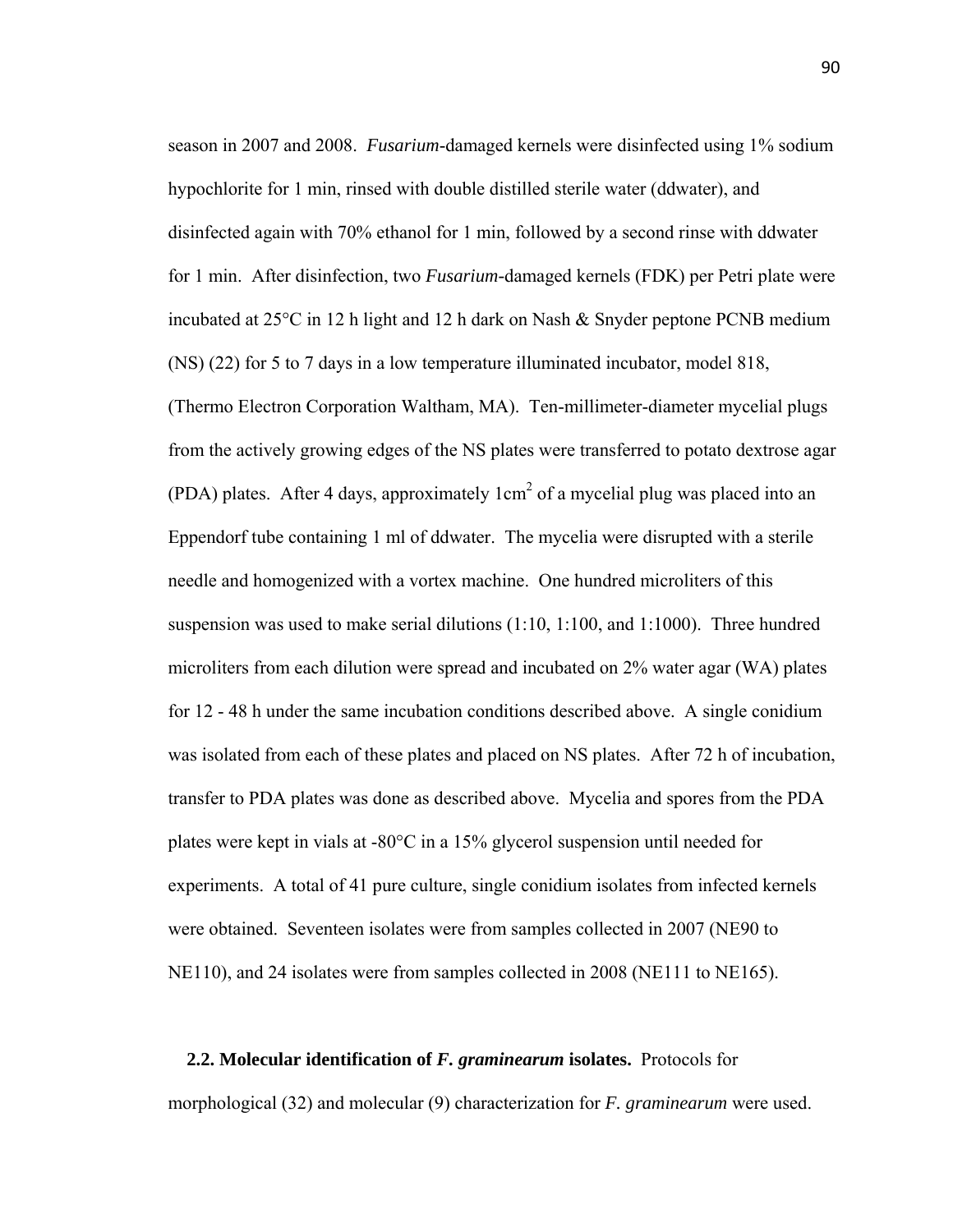season in 2007 and 2008. *Fusarium*-damaged kernels were disinfected using 1% sodium hypochlorite for 1 min, rinsed with double distilled sterile water (ddwater), and disinfected again with 70% ethanol for 1 min, followed by a second rinse with ddwater for 1 min. After disinfection, two *Fusarium*-damaged kernels (FDK) per Petri plate were incubated at 25°C in 12 h light and 12 h dark on Nash & Snyder peptone PCNB medium (NS) (22) for 5 to 7 days in a low temperature illuminated incubator, model 818, (Thermo Electron Corporation Waltham, MA). Ten-millimeter-diameter mycelial plugs from the actively growing edges of the NS plates were transferred to potato dextrose agar (PDA) plates. After 4 days, approximately 1cm$^2$ of a mycelial plug was placed into an Eppendorf tube containing 1 ml of ddwater. The mycelia were disrupted with a sterile needle and homogenized with a vortex machine. One hundred microliters of this suspension was used to make serial dilutions (1:10, 1:100, and 1:1000). Three hundred microliters from each dilution were spread and incubated on 2% water agar (WA) plates for 12 - 48 h under the same incubation conditions described above. A single conidium was isolated from each of these plates and placed on NS plates. After 72 h of incubation, transfer to PDA plates was done as described above. Mycelia and spores from the PDA plates were kept in vials at -80°C in a 15% glycerol suspension until needed for experiments. A total of 41 pure culture, single conidium isolates from infected kernels were obtained. Seventeen isolates were from samples collected in 2007 (NE90 to NE110), and 24 isolates were from samples collected in 2008 (NE111 to NE165).

**2.2. Molecular identification of *F. graminearum* isolates.** Protocols for morphological (32) and molecular (9) characterization for *F. graminearum* were used.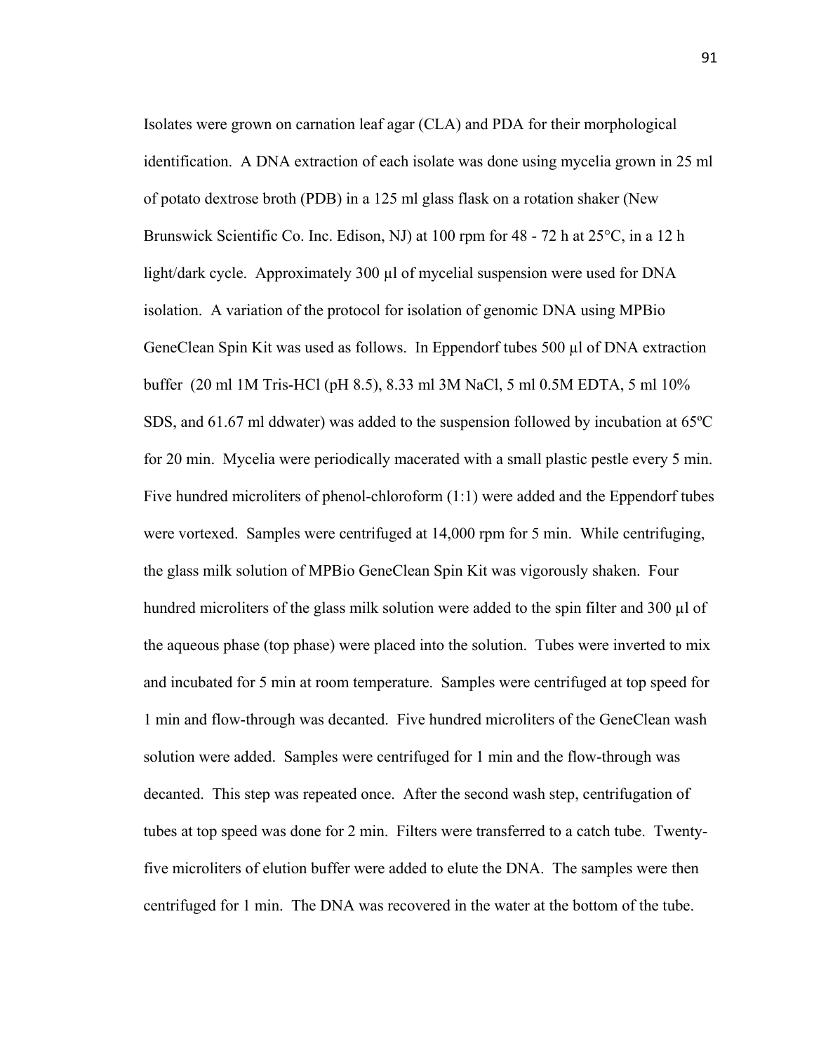Isolates were grown on carnation leaf agar (CLA) and PDA for their morphological identification. A DNA extraction of each isolate was done using mycelia grown in 25 ml of potato dextrose broth (PDB) in a 125 ml glass flask on a rotation shaker (New Brunswick Scientific Co. Inc. Edison, NJ) at 100 rpm for 48 - 72 h at 25°C, in a 12 h light/dark cycle. Approximately 300 µl of mycelial suspension were used for DNA isolation. A variation of the protocol for isolation of genomic DNA using MPBio GeneClean Spin Kit was used as follows. In Eppendorf tubes 500 µl of DNA extraction buffer (20 ml 1M Tris-HCl (pH 8.5), 8.33 ml 3M NaCl, 5 ml 0.5M EDTA, 5 ml 10% SDS, and 61.67 ml ddwater) was added to the suspension followed by incubation at 65ºC for 20 min. Mycelia were periodically macerated with a small plastic pestle every 5 min. Five hundred microliters of phenol-chloroform (1:1) were added and the Eppendorf tubes were vortexed. Samples were centrifuged at 14,000 rpm for 5 min. While centrifuging, the glass milk solution of MPBio GeneClean Spin Kit was vigorously shaken. Four hundred microliters of the glass milk solution were added to the spin filter and 300 µl of the aqueous phase (top phase) were placed into the solution. Tubes were inverted to mix and incubated for 5 min at room temperature. Samples were centrifuged at top speed for 1 min and flow-through was decanted. Five hundred microliters of the GeneClean wash solution were added. Samples were centrifuged for 1 min and the flow-through was decanted. This step was repeated once. After the second wash step, centrifugation of tubes at top speed was done for 2 min. Filters were transferred to a catch tube. Twenty-five microliters of elution buffer were added to elute the DNA. The samples were then centrifuged for 1 min. The DNA was recovered in the water at the bottom of the tube.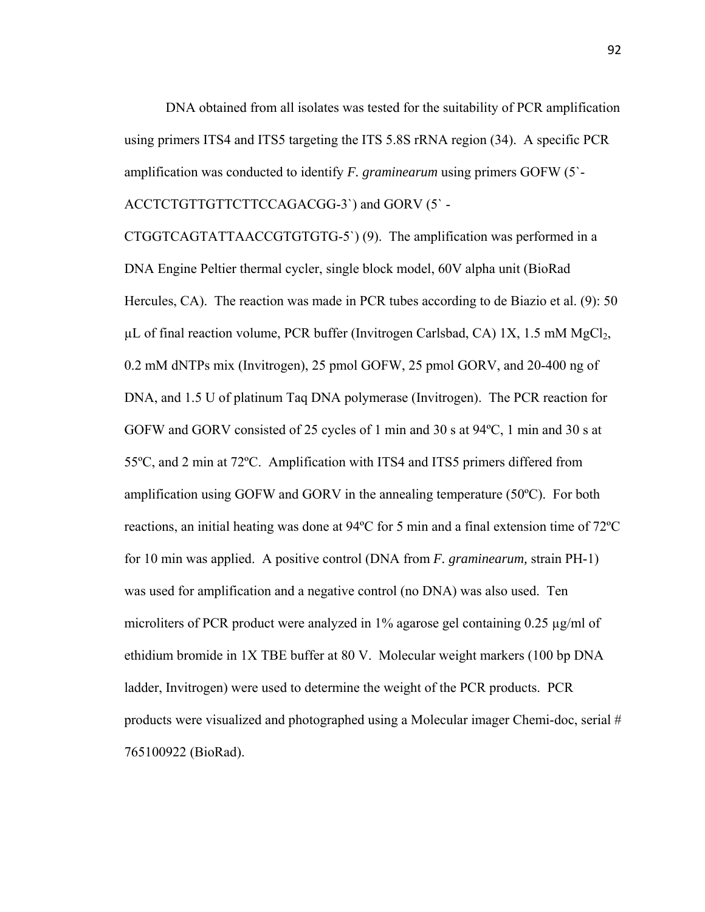DNA obtained from all isolates was tested for the suitability of PCR amplification using primers ITS4 and ITS5 targeting the ITS 5.8S rRNA region (34). A specific PCR amplification was conducted to identify *F. graminearum* using primers GOFW (5`-ACCTCTGTTGTTCTTCCAGACGG-3`) and GORV (5` -CTGGTCAGTATTAACCGTGTGTG-5`) (9). The amplification was performed in a DNA Engine Peltier thermal cycler, single block model, 60V alpha unit (BioRad Hercules, CA). The reaction was made in PCR tubes according to de Biazio et al. (9): 50 µL of final reaction volume, PCR buffer (Invitrogen Carlsbad, CA) 1X, 1.5 mM $MgCl_2$, 0.2 mM dNTPs mix (Invitrogen), 25 pmol GOFW, 25 pmol GORV, and 20-400 ng of DNA, and 1.5 U of platinum Taq DNA polymerase (Invitrogen). The PCR reaction for GOFW and GORV consisted of 25 cycles of 1 min and 30 s at 94ºC, 1 min and 30 s at 55ºC, and 2 min at 72ºC. Amplification with ITS4 and ITS5 primers differed from amplification using GOFW and GORV in the annealing temperature (50ºC). For both reactions, an initial heating was done at 94ºC for 5 min and a final extension time of 72ºC for 10 min was applied. A positive control (DNA from *F. graminearum,* strain PH-1) was used for amplification and a negative control (no DNA) was also used. Ten microliters of PCR product were analyzed in 1% agarose gel containing 0.25 µg/ml of ethidium bromide in 1X TBE buffer at 80 V. Molecular weight markers (100 bp DNA ladder, Invitrogen) were used to determine the weight of the PCR products. PCR products were visualized and photographed using a Molecular imager Chemi-doc, serial # 765100922 (BioRad).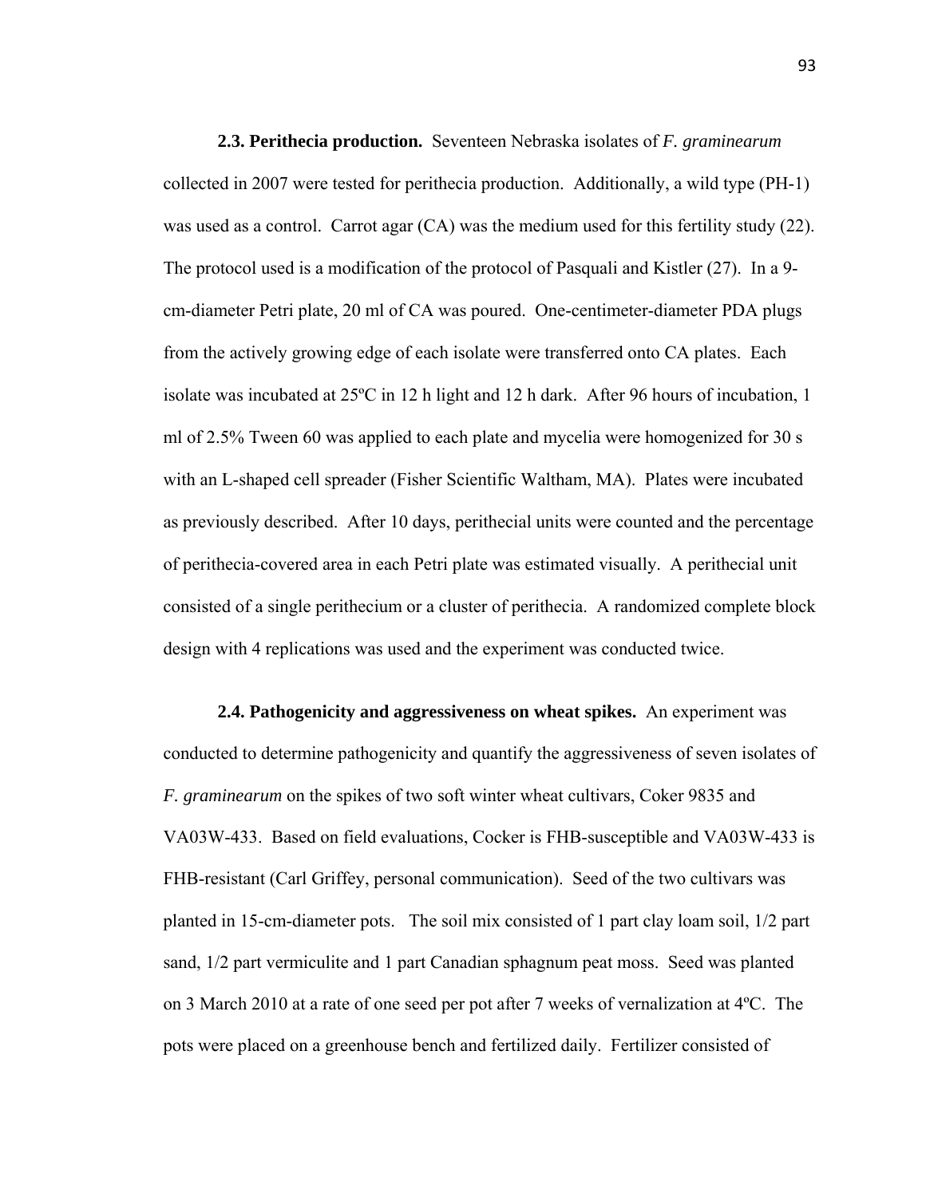**2.3. Perithecia production.** Seventeen Nebraska isolates of *F. graminearum* collected in 2007 were tested for perithecia production. Additionally, a wild type (PH-1) was used as a control. Carrot agar (CA) was the medium used for this fertility study (22). The protocol used is a modification of the protocol of Pasquali and Kistler (27). In a 9-cm-diameter Petri plate, 20 ml of CA was poured. One-centimeter-diameter PDA plugs from the actively growing edge of each isolate were transferred onto CA plates. Each isolate was incubated at 25ºC in 12 h light and 12 h dark. After 96 hours of incubation, 1 ml of 2.5% Tween 60 was applied to each plate and mycelia were homogenized for 30 s with an L-shaped cell spreader (Fisher Scientific Waltham, MA). Plates were incubated as previously described. After 10 days, perithecial units were counted and the percentage of perithecia-covered area in each Petri plate was estimated visually. A perithecial unit consisted of a single perithecium or a cluster of perithecia. A randomized complete block design with 4 replications was used and the experiment was conducted twice.

**2.4. Pathogenicity and aggressiveness on wheat spikes.** An experiment was conducted to determine pathogenicity and quantify the aggressiveness of seven isolates of *F. graminearum* on the spikes of two soft winter wheat cultivars, Coker 9835 and VA03W-433. Based on field evaluations, Cocker is FHB-susceptible and VA03W-433 is FHB-resistant (Carl Griffey, personal communication). Seed of the two cultivars was planted in 15-cm-diameter pots. The soil mix consisted of 1 part clay loam soil, 1/2 part sand, 1/2 part vermiculite and 1 part Canadian sphagnum peat moss. Seed was planted on 3 March 2010 at a rate of one seed per pot after 7 weeks of vernalization at 4ºC. The pots were placed on a greenhouse bench and fertilized daily. Fertilizer consisted of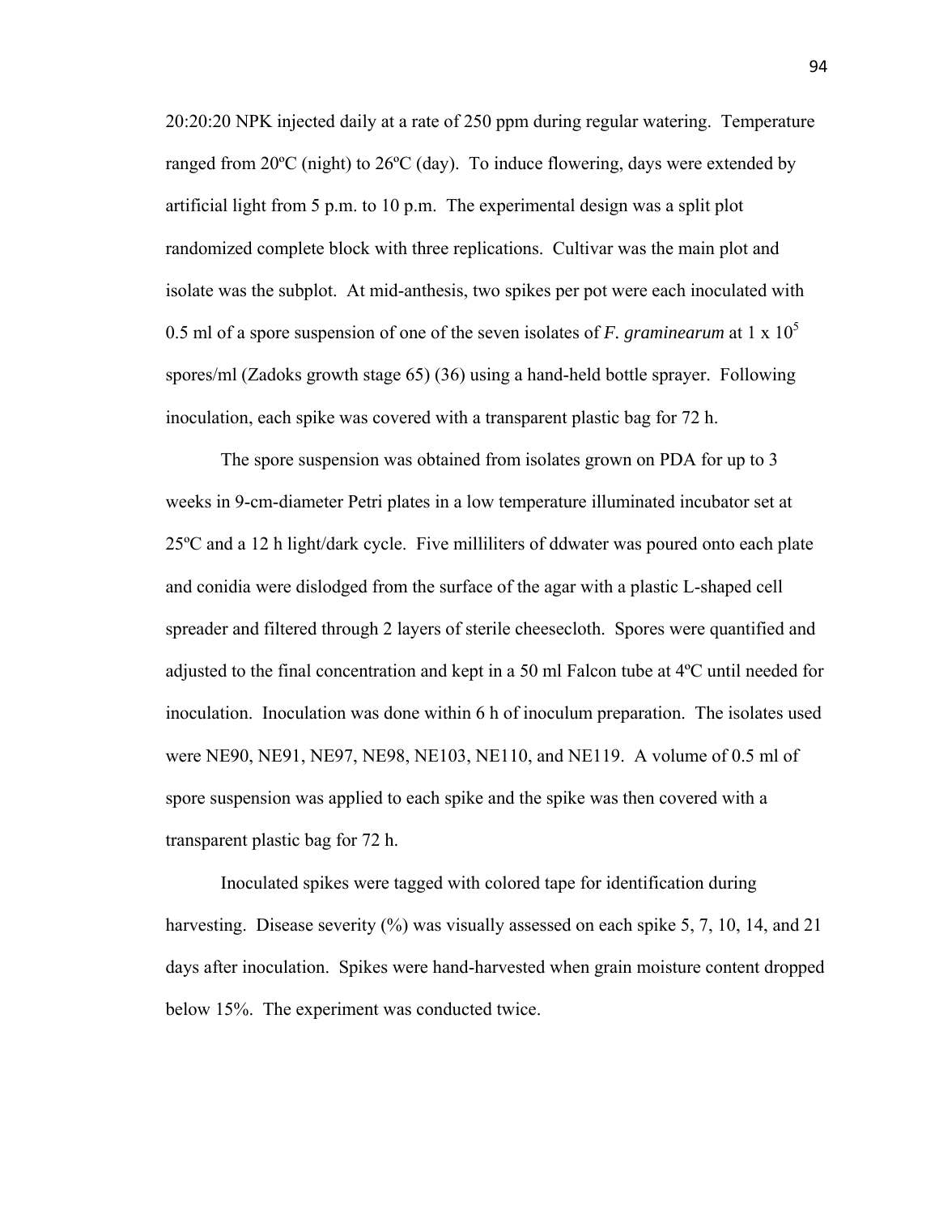20:20:20 NPK injected daily at a rate of 250 ppm during regular watering. Temperature ranged from 20ºC (night) to 26ºC (day). To induce flowering, days were extended by artificial light from 5 p.m. to 10 p.m. The experimental design was a split plot randomized complete block with three replications. Cultivar was the main plot and isolate was the subplot. At mid-anthesis, two spikes per pot were each inoculated with 0.5 ml of a spore suspension of one of the seven isolates of *F. graminearum* at $1 \times 10^5$ spores/ml (Zadoks growth stage 65) (36) using a hand-held bottle sprayer. Following inoculation, each spike was covered with a transparent plastic bag for 72 h.

The spore suspension was obtained from isolates grown on PDA for up to 3 weeks in 9-cm-diameter Petri plates in a low temperature illuminated incubator set at 25ºC and a 12 h light/dark cycle. Five milliliters of ddwater was poured onto each plate and conidia were dislodged from the surface of the agar with a plastic L-shaped cell spreader and filtered through 2 layers of sterile cheesecloth. Spores were quantified and adjusted to the final concentration and kept in a 50 ml Falcon tube at 4ºC until needed for inoculation. Inoculation was done within 6 h of inoculum preparation. The isolates used were NE90, NE91, NE97, NE98, NE103, NE110, and NE119. A volume of 0.5 ml of spore suspension was applied to each spike and the spike was then covered with a transparent plastic bag for 72 h.

Inoculated spikes were tagged with colored tape for identification during harvesting. Disease severity (%) was visually assessed on each spike 5, 7, 10, 14, and 21 days after inoculation. Spikes were hand-harvested when grain moisture content dropped below 15%. The experiment was conducted twice.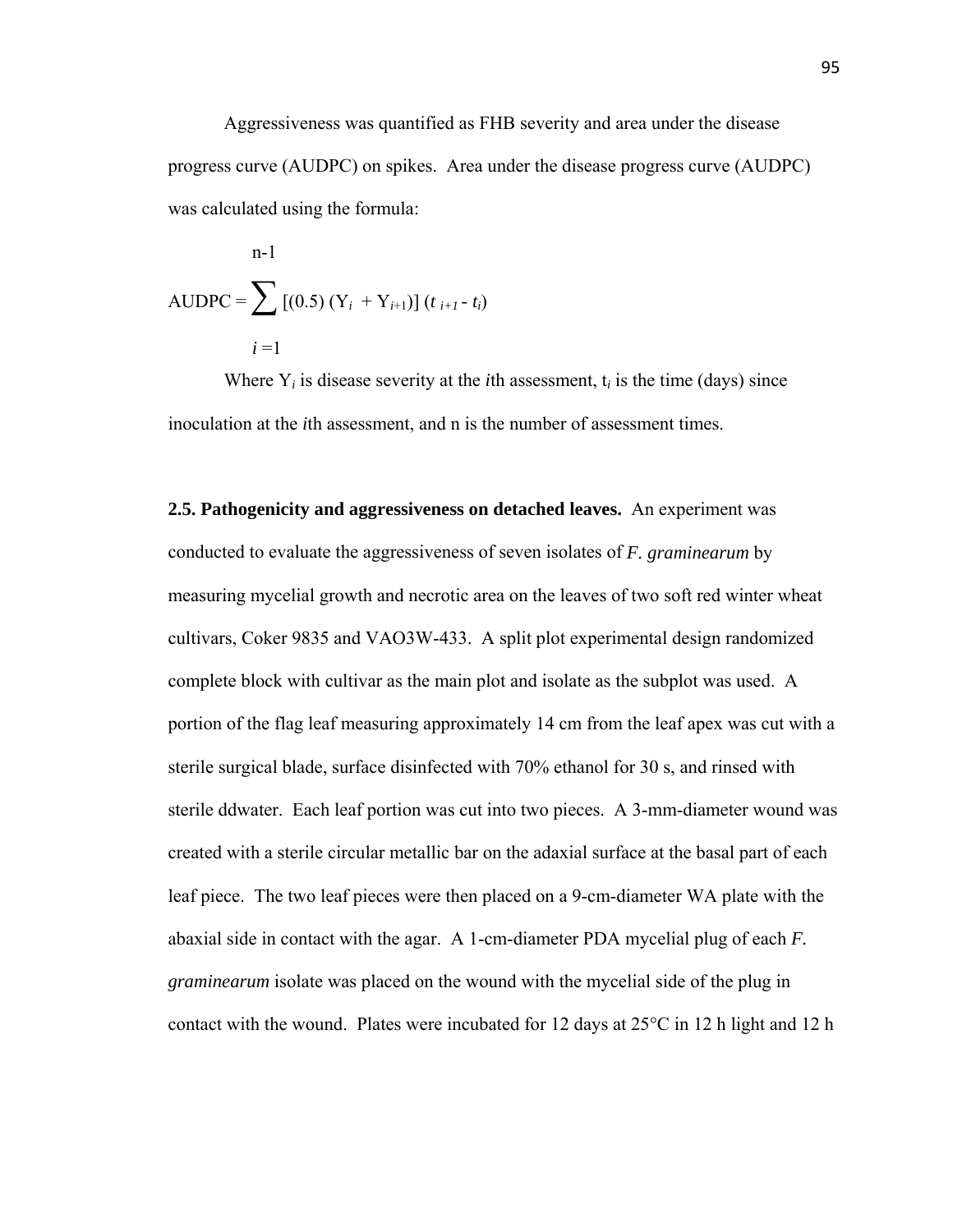Aggressiveness was quantified as FHB severity and area under the disease progress curve (AUDPC) on spikes. Area under the disease progress curve (AUDPC) was calculated using the formula:

$$\text{AUDPC} = \sum_{i=1}^{n-1} [(0.5)(Y_i + Y_{i+1})](t_{i+1} - t_i)$$

Where $Y_i$ is disease severity at the *i*th assessment, $t_i$ is the time (days) since inoculation at the *i*th assessment, and n is the number of assessment times.

**2.5. Pathogenicity and aggressiveness on detached leaves.** An experiment was conducted to evaluate the aggressiveness of seven isolates of *F. graminearum* by measuring mycelial growth and necrotic area on the leaves of two soft red winter wheat cultivars, Coker 9835 and VAO3W-433. A split plot experimental design randomized complete block with cultivar as the main plot and isolate as the subplot was used. A portion of the flag leaf measuring approximately 14 cm from the leaf apex was cut with a sterile surgical blade, surface disinfected with 70% ethanol for 30 s, and rinsed with sterile ddwater. Each leaf portion was cut into two pieces. A 3-mm-diameter wound was created with a sterile circular metallic bar on the adaxial surface at the basal part of each leaf piece. The two leaf pieces were then placed on a 9-cm-diameter WA plate with the abaxial side in contact with the agar. A 1-cm-diameter PDA mycelial plug of each *F. graminearum* isolate was placed on the wound with the mycelial side of the plug in contact with the wound. Plates were incubated for 12 days at 25°C in 12 h light and 12 h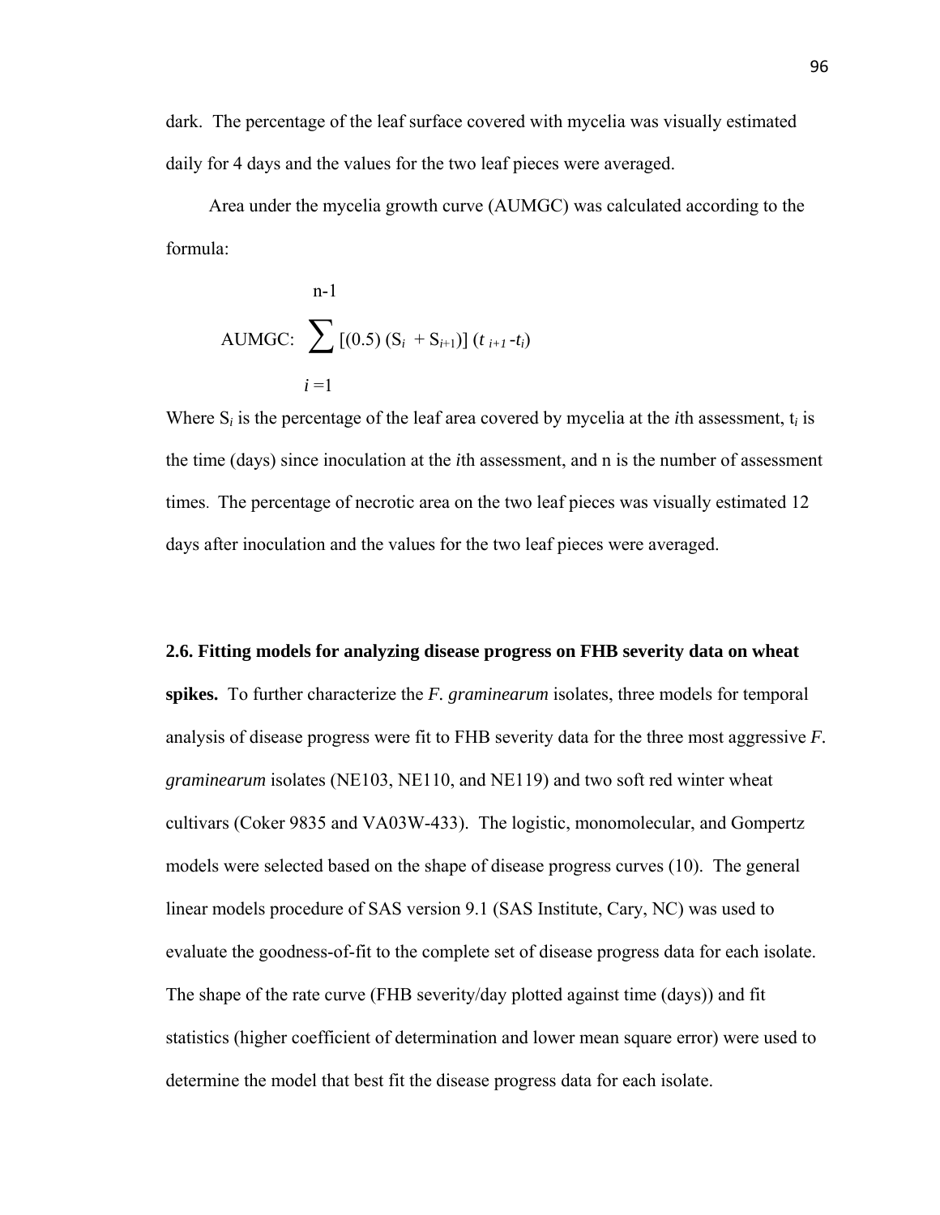dark. The percentage of the leaf surface covered with mycelia was visually estimated daily for 4 days and the values for the two leaf pieces were averaged.

Area under the mycelia growth curve (AUMGC) was calculated according to the formula:

$$\text{AUMGC:} \sum_{i=1}^{n-1} [(0.5)(S_i + S_{i+1})](t_{i+1} - t_i)$$

Where $S_i$ is the percentage of the leaf area covered by mycelia at the *i*th assessment, $t_i$ is the time (days) since inoculation at the *i*th assessment, and n is the number of assessment times. The percentage of necrotic area on the two leaf pieces was visually estimated 12 days after inoculation and the values for the two leaf pieces were averaged.

**2.6. Fitting models for analyzing disease progress on FHB severity data on wheat spikes.** To further characterize the *F. graminearum* isolates, three models for temporal analysis of disease progress were fit to FHB severity data for the three most aggressive *F. graminearum* isolates (NE103, NE110, and NE119) and two soft red winter wheat cultivars (Coker 9835 and VA03W-433). The logistic, monomolecular, and Gompertz models were selected based on the shape of disease progress curves (10). The general linear models procedure of SAS version 9.1 (SAS Institute, Cary, NC) was used to evaluate the goodness-of-fit to the complete set of disease progress data for each isolate. The shape of the rate curve (FHB severity/day plotted against time (days)) and fit statistics (higher coefficient of determination and lower mean square error) were used to determine the model that best fit the disease progress data for each isolate.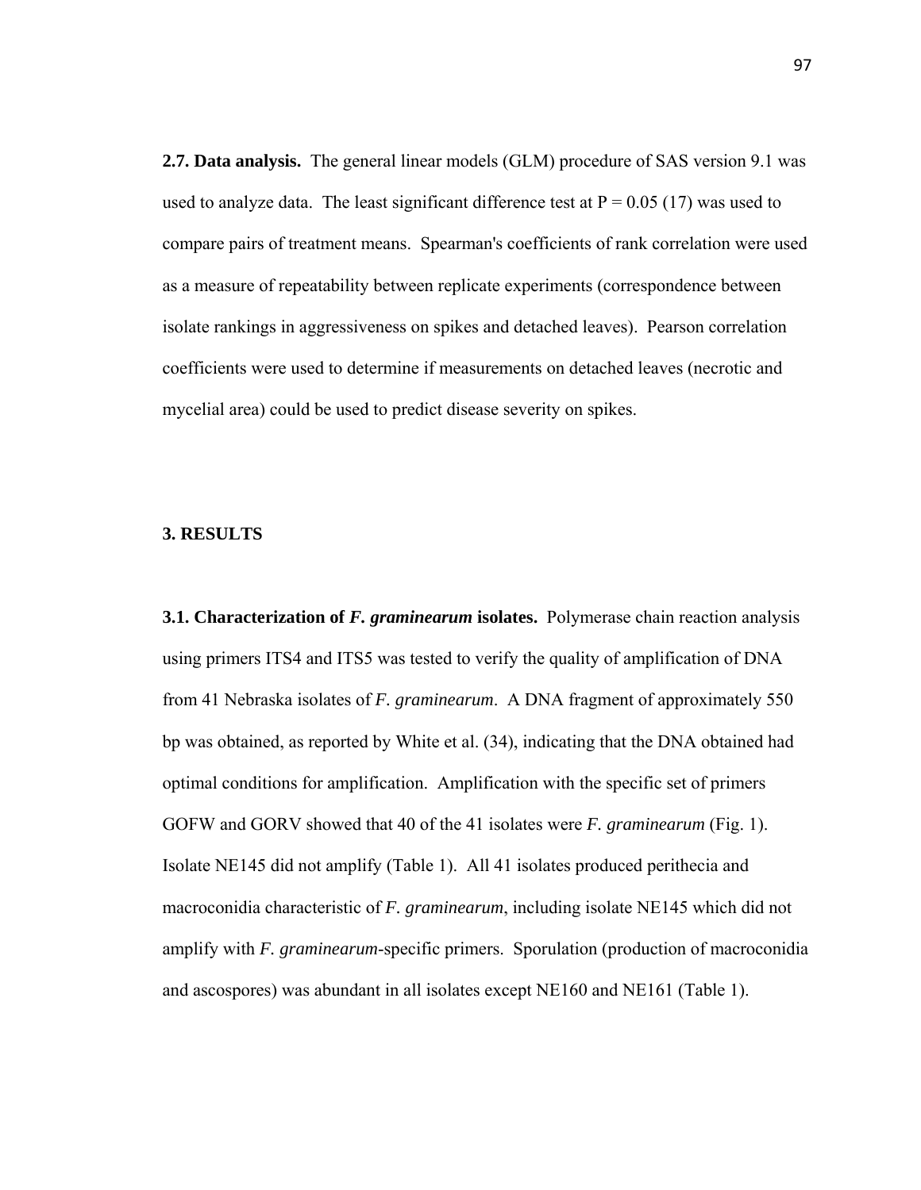**2.7. Data analysis.** The general linear models (GLM) procedure of SAS version 9.1 was used to analyze data. The least significant difference test at $P = 0.05$ (17) was used to compare pairs of treatment means. Spearman's coefficients of rank correlation were used as a measure of repeatability between replicate experiments (correspondence between isolate rankings in aggressiveness on spikes and detached leaves). Pearson correlation coefficients were used to determine if measurements on detached leaves (necrotic and mycelial area) could be used to predict disease severity on spikes.

## 3. RESULTS

**3.1. Characterization of *F. graminearum* isolates.** Polymerase chain reaction analysis using primers ITS4 and ITS5 was tested to verify the quality of amplification of DNA from 41 Nebraska isolates of *F. graminearum*. A DNA fragment of approximately 550 bp was obtained, as reported by White et al. (34), indicating that the DNA obtained had optimal conditions for amplification. Amplification with the specific set of primers GOFW and GORV showed that 40 of the 41 isolates were *F. graminearum* (Fig. 1). Isolate NE145 did not amplify (Table 1). All 41 isolates produced perithecia and macroconidia characteristic of *F. graminearum*, including isolate NE145 which did not amplify with *F. graminearum*-specific primers. Sporulation (production of macroconidia and ascospores) was abundant in all isolates except NE160 and NE161 (Table 1).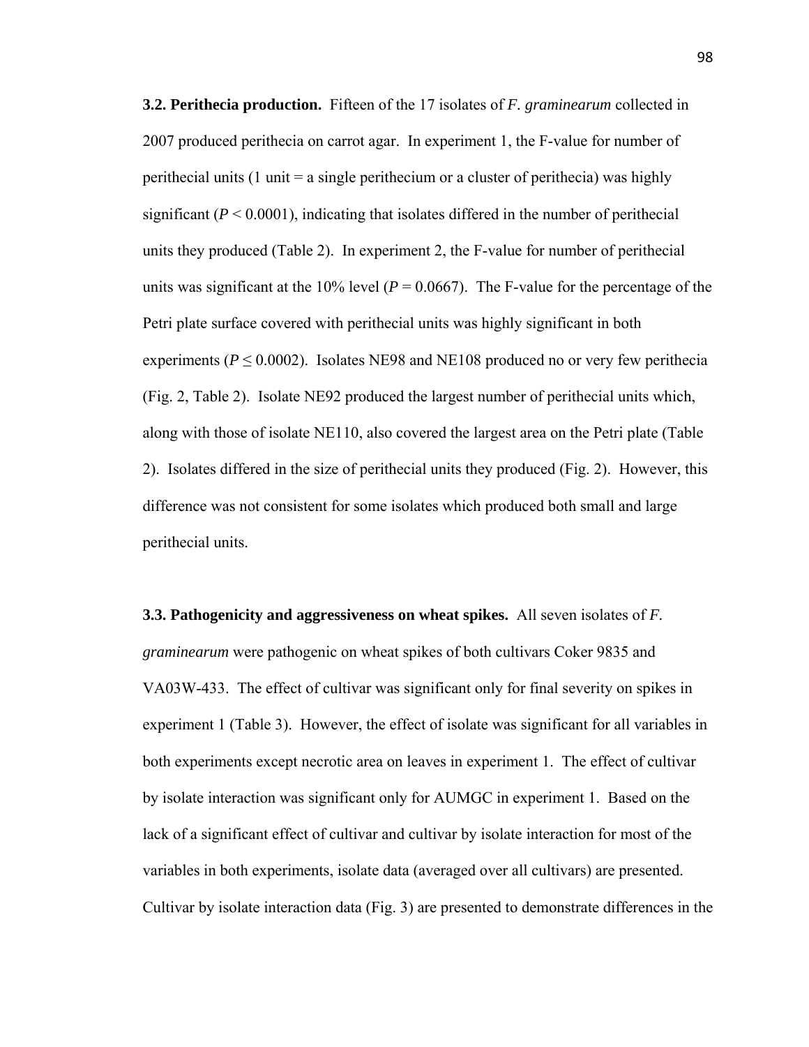**3.2. Perithecia production.** Fifteen of the 17 isolates of *F. graminearum* collected in 2007 produced perithecia on carrot agar. In experiment 1, the F-value for number of perithecial units (1 unit = a single perithecium or a cluster of perithecia) was highly significant ($P < 0.0001$), indicating that isolates differed in the number of perithecial units they produced (Table 2). In experiment 2, the F-value for number of perithecial units was significant at the 10% level ($P = 0.0667$). The F-value for the percentage of the Petri plate surface covered with perithecial units was highly significant in both experiments ($P \leq 0.0002$). Isolates NE98 and NE108 produced no or very few perithecia (Fig. 2, Table 2). Isolate NE92 produced the largest number of perithecial units which, along with those of isolate NE110, also covered the largest area on the Petri plate (Table 2). Isolates differed in the size of perithecial units they produced (Fig. 2). However, this difference was not consistent for some isolates which produced both small and large perithecial units.

**3.3. Pathogenicity and aggressiveness on wheat spikes.** All seven isolates of *F. graminearum* were pathogenic on wheat spikes of both cultivars Coker 9835 and VA03W-433. The effect of cultivar was significant only for final severity on spikes in experiment 1 (Table 3). However, the effect of isolate was significant for all variables in both experiments except necrotic area on leaves in experiment 1. The effect of cultivar by isolate interaction was significant only for AUMGC in experiment 1. Based on the lack of a significant effect of cultivar and cultivar by isolate interaction for most of the variables in both experiments, isolate data (averaged over all cultivars) are presented. Cultivar by isolate interaction data (Fig. 3) are presented to demonstrate differences in the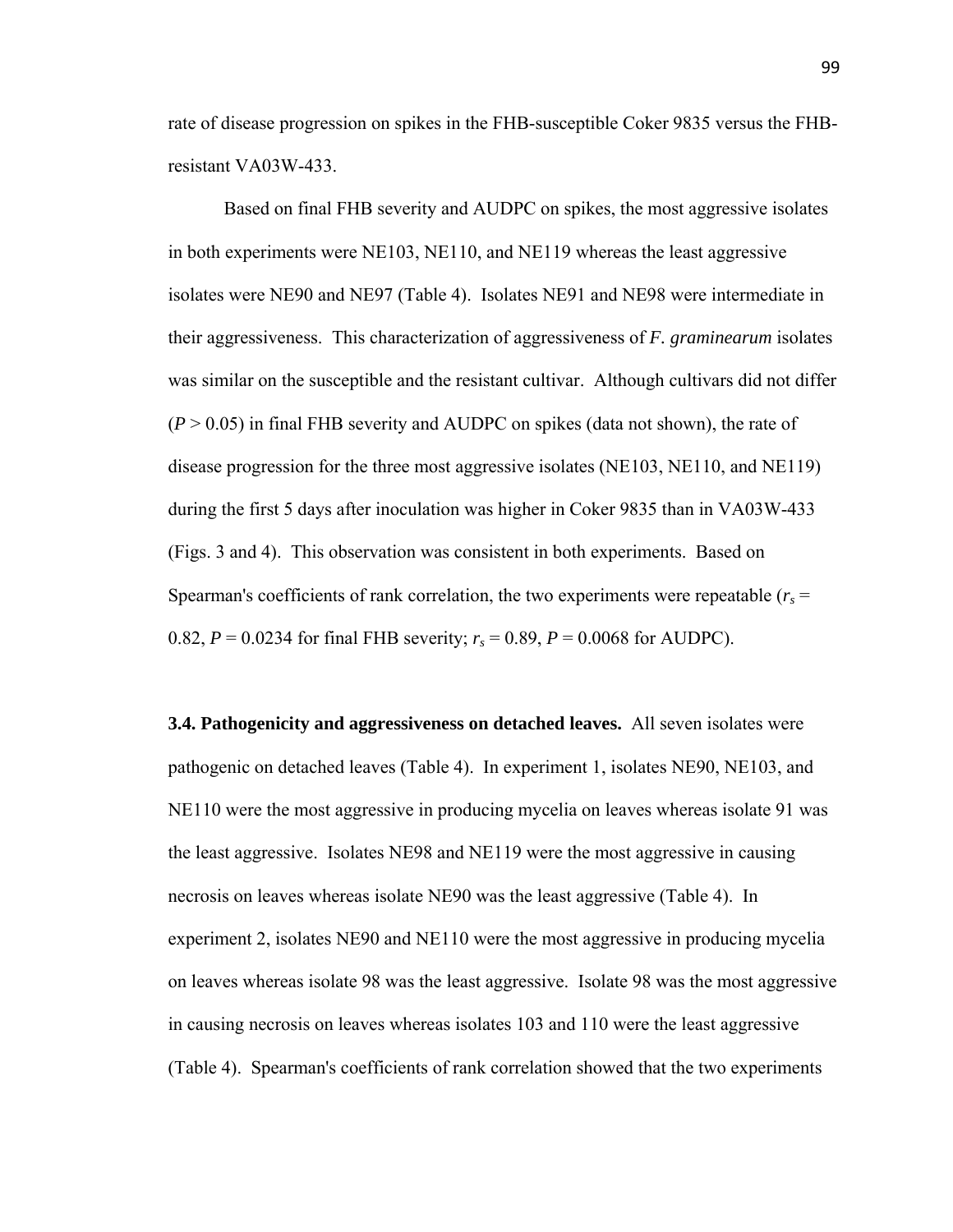rate of disease progression on spikes in the FHB-susceptible Coker 9835 versus the FHB-resistant VA03W-433.

Based on final FHB severity and AUDPC on spikes, the most aggressive isolates in both experiments were NE103, NE110, and NE119 whereas the least aggressive isolates were NE90 and NE97 (Table 4). Isolates NE91 and NE98 were intermediate in their aggressiveness. This characterization of aggressiveness of *F. graminearum* isolates was similar on the susceptible and the resistant cultivar. Although cultivars did not differ ($P > 0.05$) in final FHB severity and AUDPC on spikes (data not shown), the rate of disease progression for the three most aggressive isolates (NE103, NE110, and NE119) during the first 5 days after inoculation was higher in Coker 9835 than in VA03W-433 (Figs. 3 and 4). This observation was consistent in both experiments. Based on Spearman's coefficients of rank correlation, the two experiments were repeatable ($r_s$ = 0.82, $P$ = 0.0234 for final FHB severity; $r_s$ = 0.89, $P$ = 0.0068 for AUDPC).

**3.4. Pathogenicity and aggressiveness on detached leaves.** All seven isolates were pathogenic on detached leaves (Table 4). In experiment 1, isolates NE90, NE103, and NE110 were the most aggressive in producing mycelia on leaves whereas isolate 91 was the least aggressive. Isolates NE98 and NE119 were the most aggressive in causing necrosis on leaves whereas isolate NE90 was the least aggressive (Table 4). In experiment 2, isolates NE90 and NE110 were the most aggressive in producing mycelia on leaves whereas isolate 98 was the least aggressive. Isolate 98 was the most aggressive in causing necrosis on leaves whereas isolates 103 and 110 were the least aggressive (Table 4). Spearman's coefficients of rank correlation showed that the two experiments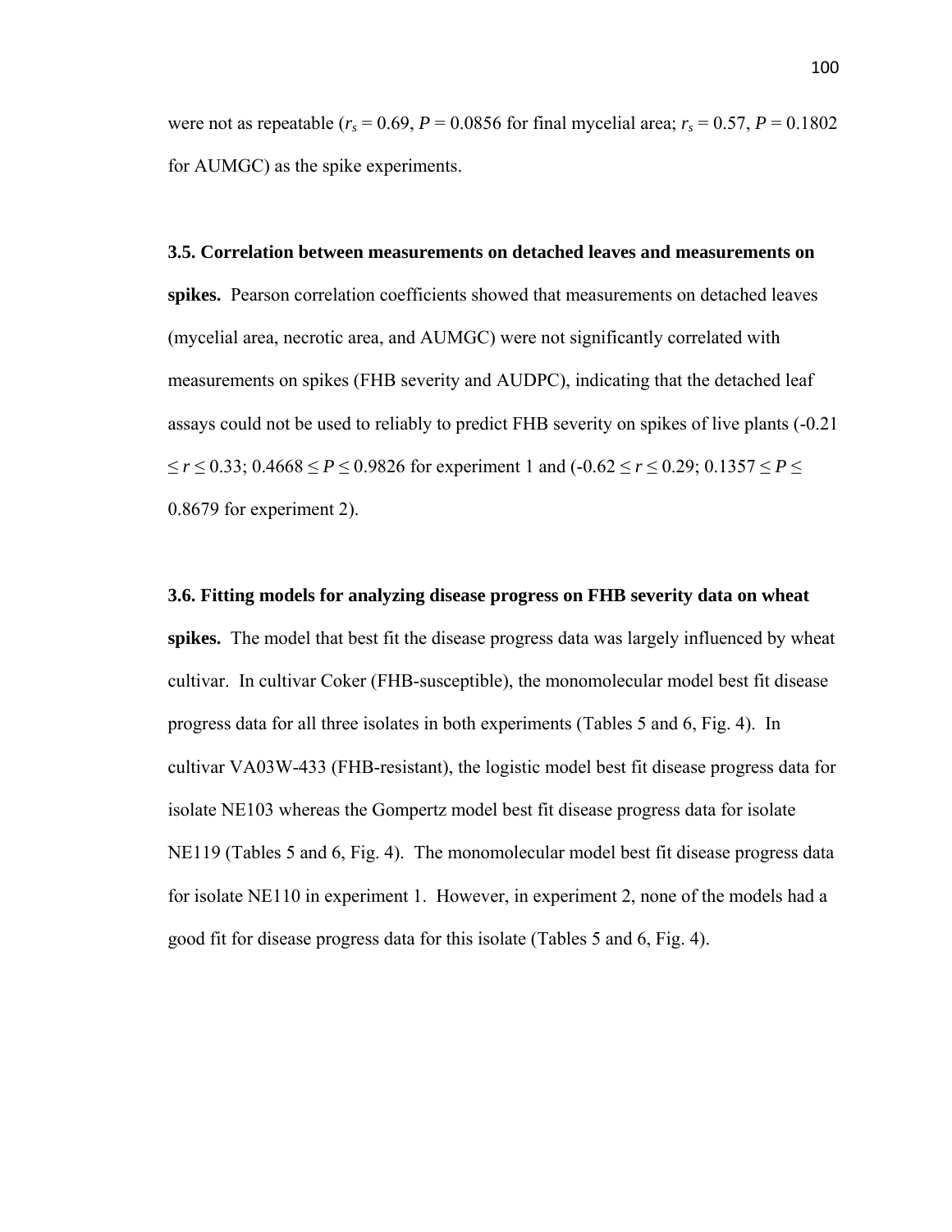were not as repeatable ($r_s$ = 0.69, $P$ = 0.0856 for final mycelial area; $r_s$ = 0.57, $P$ = 0.1802 for AUMGC) as the spike experiments.

**3.5. Correlation between measurements on detached leaves and measurements on spikes.** Pearson correlation coefficients showed that measurements on detached leaves (mycelial area, necrotic area, and AUMGC) were not significantly correlated with measurements on spikes (FHB severity and AUDPC), indicating that the detached leaf assays could not be used to reliably to predict FHB severity on spikes of live plants ($-0.21 \leq r \leq 0.33$; $0.4668 \leq P \leq 0.9826$ for experiment 1 and ($-0.62 \leq r \leq 0.29$; $0.1357 \leq P \leq 0.8679$ for experiment 2).

**3.6. Fitting models for analyzing disease progress on FHB severity data on wheat spikes.** The model that best fit the disease progress data was largely influenced by wheat cultivar. In cultivar Coker (FHB-susceptible), the monomolecular model best fit disease progress data for all three isolates in both experiments (Tables 5 and 6, Fig. 4). In cultivar VA03W-433 (FHB-resistant), the logistic model best fit disease progress data for isolate NE103 whereas the Gompertz model best fit disease progress data for isolate NE119 (Tables 5 and 6, Fig. 4). The monomolecular model best fit disease progress data for isolate NE110 in experiment 1. However, in experiment 2, none of the models had a good fit for disease progress data for this isolate (Tables 5 and 6, Fig. 4).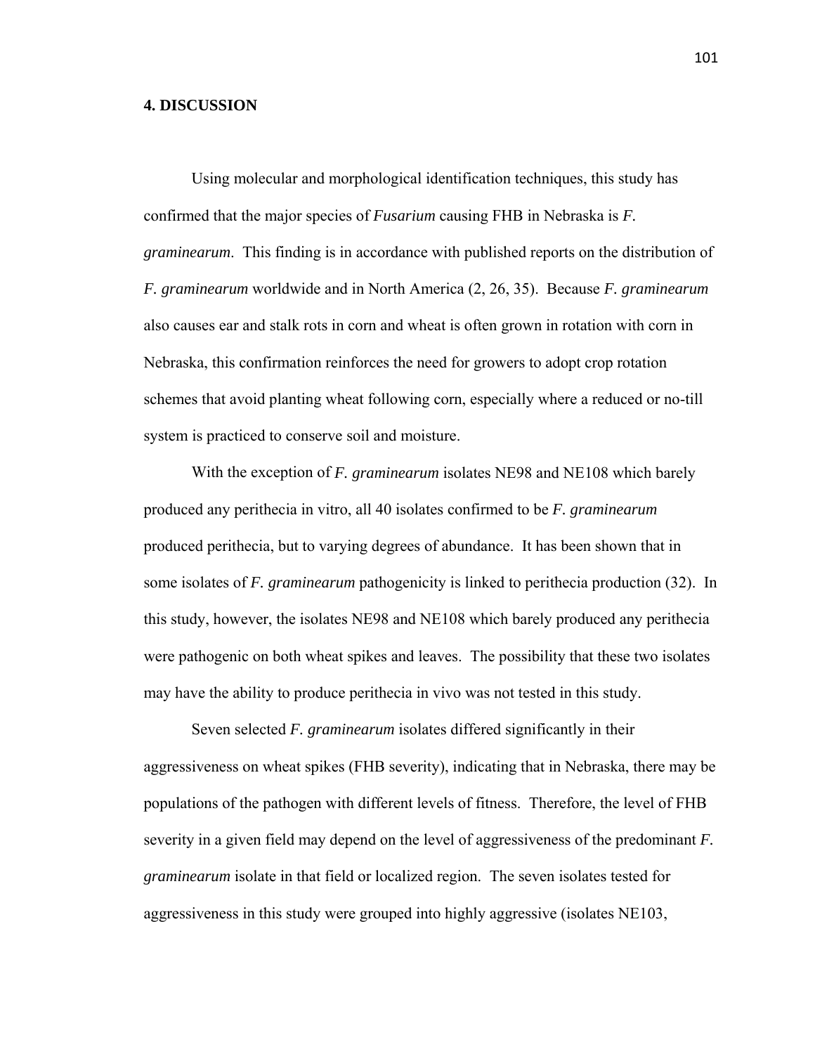## 4. DISCUSSION

Using molecular and morphological identification techniques, this study has confirmed that the major species of ***Fusarium*** causing FHB in Nebraska is *F. graminearum*. This finding is in accordance with published reports on the distribution of *F. graminearum* worldwide and in North America (2, 26, 35). Because *F. graminearum* also causes ear and stalk rots in corn and wheat is often grown in rotation with corn in Nebraska, this confirmation reinforces the need for growers to adopt crop rotation schemes that avoid planting wheat following corn, especially where a reduced or no-till system is practiced to conserve soil and moisture.

With the exception of *F. graminearum* isolates NE98 and NE108 which barely produced any perithecia in vitro, all 40 isolates confirmed to be *F. graminearum* produced perithecia, but to varying degrees of abundance. It has been shown that in some isolates of *F. graminearum* pathogenicity is linked to perithecia production (32). In this study, however, the isolates NE98 and NE108 which barely produced any perithecia were pathogenic on both wheat spikes and leaves. The possibility that these two isolates may have the ability to produce perithecia in vivo was not tested in this study.

Seven selected *F. graminearum* isolates differed significantly in their aggressiveness on wheat spikes (FHB severity), indicating that in Nebraska, there may be populations of the pathogen with different levels of fitness. Therefore, the level of FHB severity in a given field may depend on the level of aggressiveness of the predominant *F. graminearum* isolate in that field or localized region. The seven isolates tested for aggressiveness in this study were grouped into highly aggressive (isolates NE103,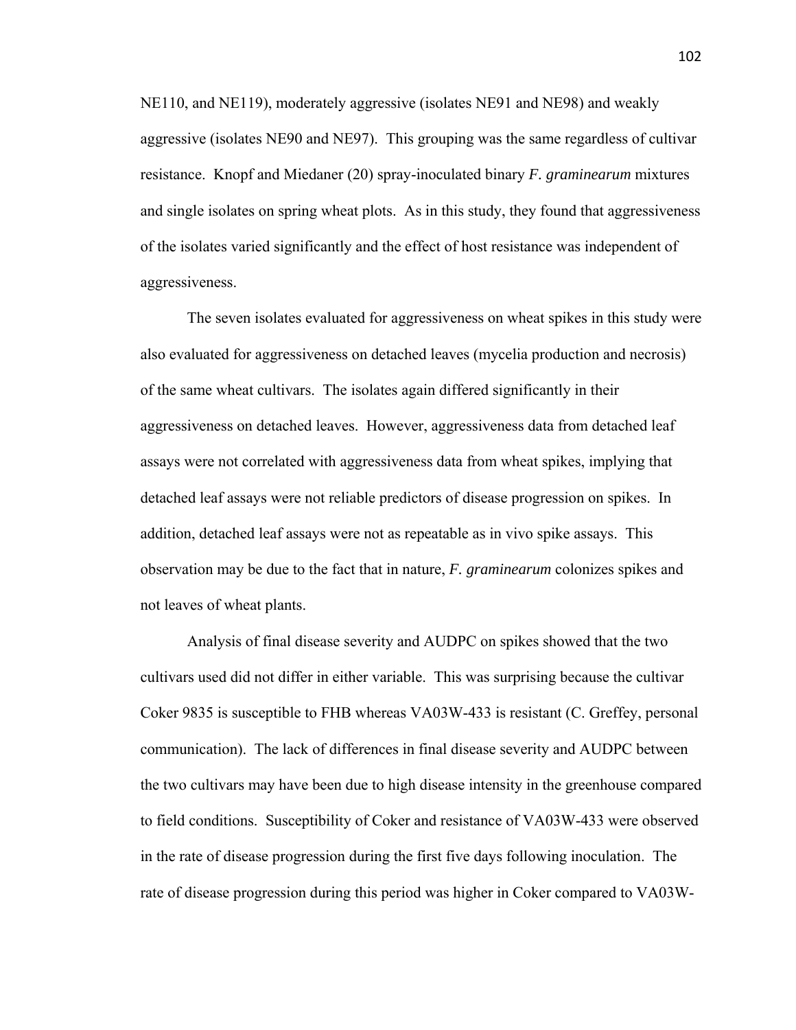NE110, and NE119), moderately aggressive (isolates NE91 and NE98) and weakly aggressive (isolates NE90 and NE97). This grouping was the same regardless of cultivar resistance. Knopf and Miedaner (20) spray-inoculated binary *F. graminearum* mixtures and single isolates on spring wheat plots. As in this study, they found that aggressiveness of the isolates varied significantly and the effect of host resistance was independent of aggressiveness.

The seven isolates evaluated for aggressiveness on wheat spikes in this study were also evaluated for aggressiveness on detached leaves (mycelia production and necrosis) of the same wheat cultivars. The isolates again differed significantly in their aggressiveness on detached leaves. However, aggressiveness data from detached leaf assays were not correlated with aggressiveness data from wheat spikes, implying that detached leaf assays were not reliable predictors of disease progression on spikes. In addition, detached leaf assays were not as repeatable as in vivo spike assays. This observation may be due to the fact that in nature, *F. graminearum* colonizes spikes and not leaves of wheat plants.

Analysis of final disease severity and AUDPC on spikes showed that the two cultivars used did not differ in either variable. This was surprising because the cultivar Coker 9835 is susceptible to FHB whereas VA03W-433 is resistant (C. Greffey, personal communication). The lack of differences in final disease severity and AUDPC between the two cultivars may have been due to high disease intensity in the greenhouse compared to field conditions. Susceptibility of Coker and resistance of VA03W-433 were observed in the rate of disease progression during the first five days following inoculation. The rate of disease progression during this period was higher in Coker compared to VA03W-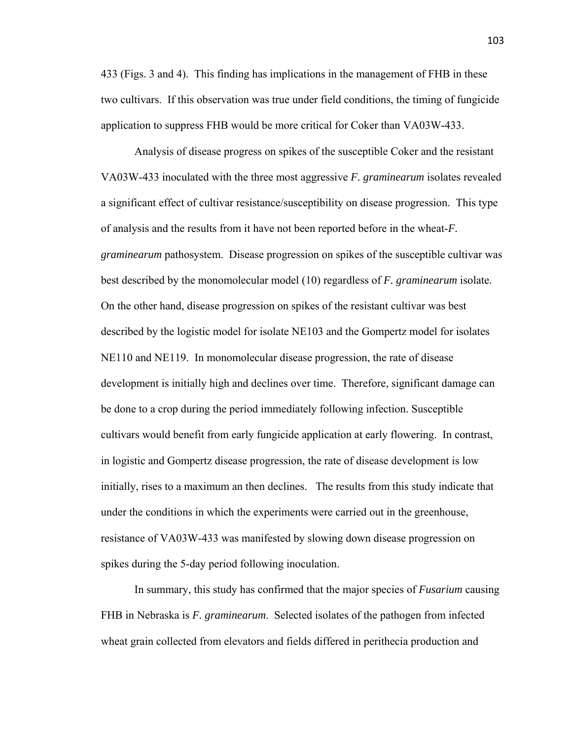433 (Figs. 3 and 4). This finding has implications in the management of FHB in these two cultivars. If this observation was true under field conditions, the timing of fungicide application to suppress FHB would be more critical for Coker than VA03W-433.

Analysis of disease progress on spikes of the susceptible Coker and the resistant VA03W-433 inoculated with the three most aggressive *F. graminearum* isolates revealed a significant effect of cultivar resistance/susceptibility on disease progression. This type of analysis and the results from it have not been reported before in the wheat-*F. graminearum* pathosystem. Disease progression on spikes of the susceptible cultivar was best described by the monomolecular model (10) regardless of *F. graminearum* isolate. On the other hand, disease progression on spikes of the resistant cultivar was best described by the logistic model for isolate NE103 and the Gompertz model for isolates NE110 and NE119. In monomolecular disease progression, the rate of disease development is initially high and declines over time. Therefore, significant damage can be done to a crop during the period immediately following infection. Susceptible cultivars would benefit from early fungicide application at early flowering. In contrast, in logistic and Gompertz disease progression, the rate of disease development is low initially, rises to a maximum an then declines. The results from this study indicate that under the conditions in which the experiments were carried out in the greenhouse, resistance of VA03W-433 was manifested by slowing down disease progression on spikes during the 5-day period following inoculation.

In summary, this study has confirmed that the major species of *Fusarium* causing FHB in Nebraska is *F. graminearum*. Selected isolates of the pathogen from infected wheat grain collected from elevators and fields differed in perithecia production and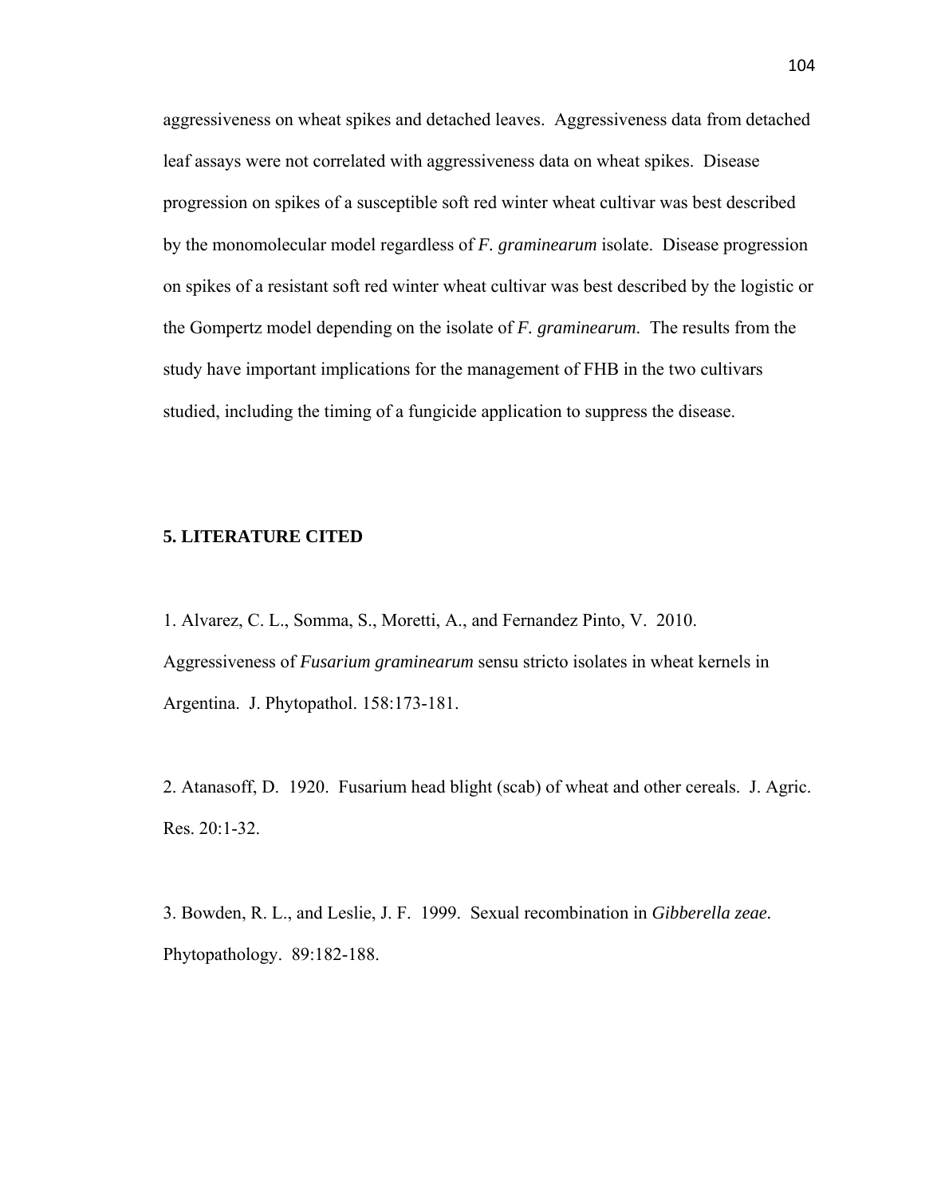aggressiveness on wheat spikes and detached leaves. Aggressiveness data from detached leaf assays were not correlated with aggressiveness data on wheat spikes. Disease progression on spikes of a susceptible soft red winter wheat cultivar was best described by the monomolecular model regardless of *F. graminearum* isolate. Disease progression on spikes of a resistant soft red winter wheat cultivar was best described by the logistic or the Gompertz model depending on the isolate of *F. graminearum*. The results from the study have important implications for the management of FHB in the two cultivars studied, including the timing of a fungicide application to suppress the disease.

## 5. LITERATURE CITED

1. Alvarez, C. L., Somma, S., Moretti, A., and Fernandez Pinto, V. 2010. Aggressiveness of *Fusarium graminearum* sensu stricto isolates in wheat kernels in Argentina. J. Phytopathol. 158:173-181.

2. Atanasoff, D. 1920. Fusarium head blight (scab) of wheat and other cereals. J. Agric. Res. 20:1-32.

3. Bowden, R. L., and Leslie, J. F. 1999. Sexual recombination in *Gibberella zeae.* Phytopathology. 89:182-188.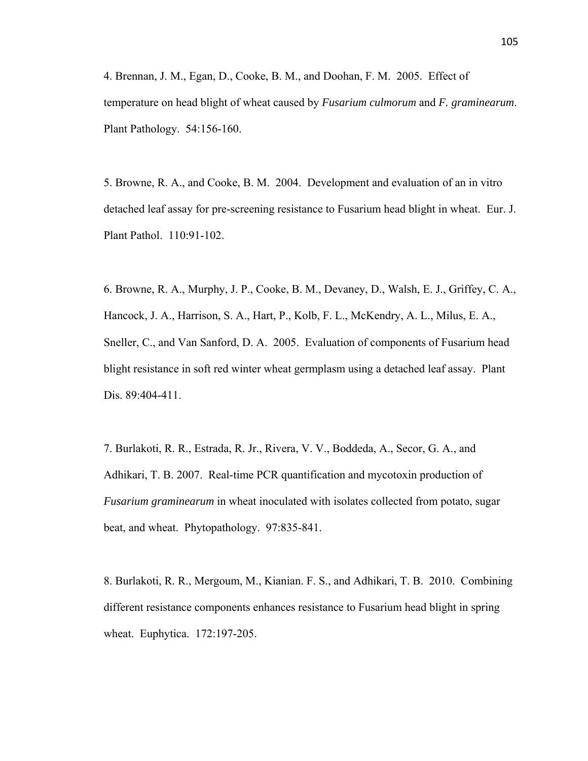4. Brennan, J. M., Egan, D., Cooke, B. M., and Doohan, F. M. 2005. Effect of temperature on head blight of wheat caused by *Fusarium culmorum* and *F. graminearum*. Plant Pathology. 54:156-160.

5. Browne, R. A., and Cooke, B. M. 2004. Development and evaluation of an in vitro detached leaf assay for pre-screening resistance to Fusarium head blight in wheat. Eur. J. Plant Pathol. 110:91-102.

6. Browne, R. A., Murphy, J. P., Cooke, B. M., Devaney, D., Walsh, E. J., Griffey, C. A., Hancock, J. A., Harrison, S. A., Hart, P., Kolb, F. L., McKendry, A. L., Milus, E. A., Sneller, C., and Van Sanford, D. A. 2005. Evaluation of components of Fusarium head blight resistance in soft red winter wheat germplasm using a detached leaf assay. Plant Dis. 89:404-411.

7. Burlakoti, R. R., Estrada, R. Jr., Rivera, V. V., Boddeda, A., Secor, G. A., and Adhikari, T. B. 2007. Real-time PCR quantification and mycotoxin production of *Fusarium graminearum* in wheat inoculated with isolates collected from potato, sugar beat, and wheat. Phytopathology. 97:835-841.

8. Burlakoti, R. R., Mergoum, M., Kianian. F. S., and Adhikari, T. B. 2010. Combining different resistance components enhances resistance to Fusarium head blight in spring wheat. Euphytica. 172:197-205.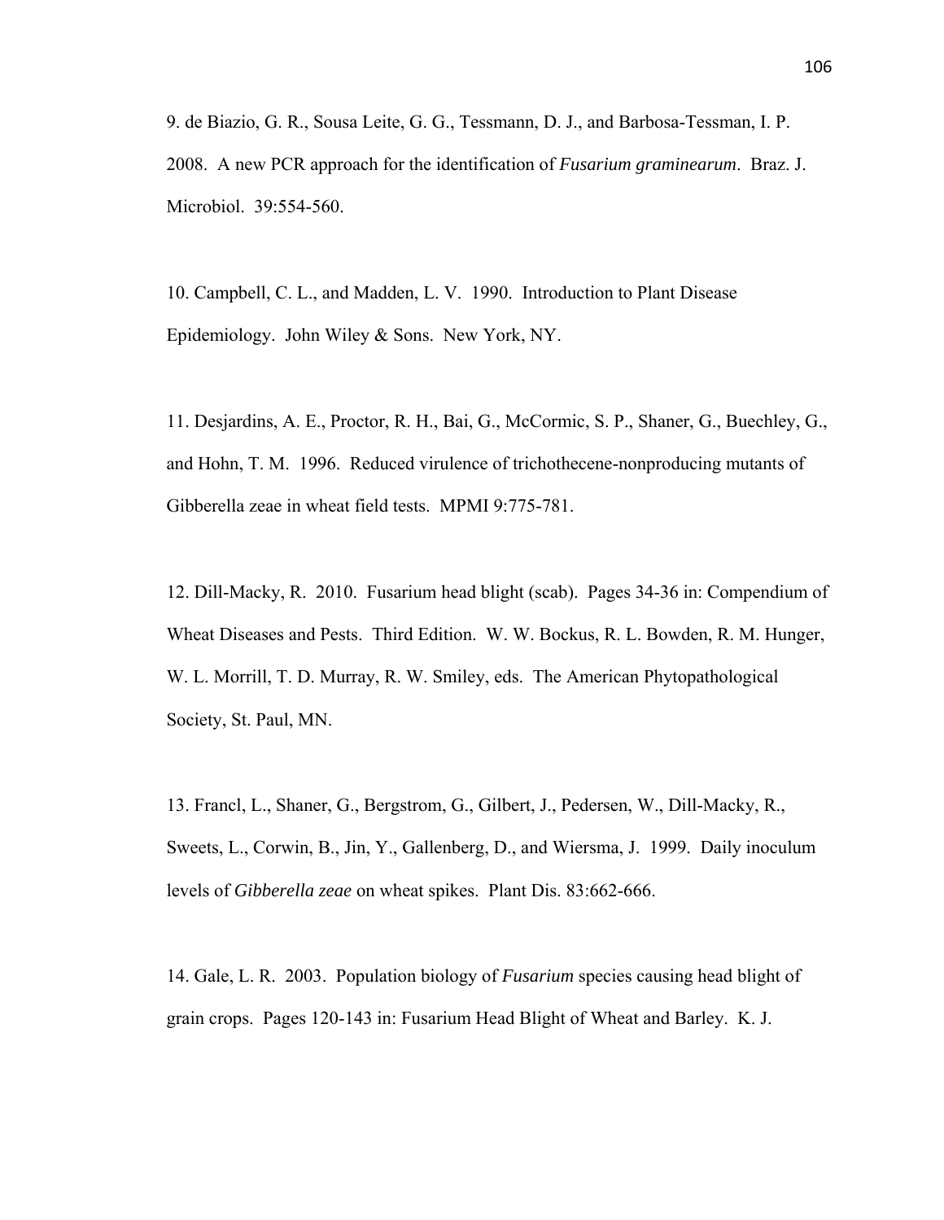9. de Biazio, G. R., Sousa Leite, G. G., Tessmann, D. J., and Barbosa-Tessman, I. P. 2008. A new PCR approach for the identification of *Fusarium graminearum*. Braz. J. Microbiol. 39:554-560.

10. Campbell, C. L., and Madden, L. V. 1990. Introduction to Plant Disease Epidemiology. John Wiley & Sons. New York, NY.

11. Desjardins, A. E., Proctor, R. H., Bai, G., McCormic, S. P., Shaner, G., Buechley, G., and Hohn, T. M. 1996. Reduced virulence of trichothecene-nonproducing mutants of Gibberella zeae in wheat field tests. MPMI 9:775-781.

12. Dill-Macky, R. 2010. Fusarium head blight (scab). Pages 34-36 in: Compendium of Wheat Diseases and Pests. Third Edition. W. W. Bockus, R. L. Bowden, R. M. Hunger, W. L. Morrill, T. D. Murray, R. W. Smiley, eds. The American Phytopathological Society, St. Paul, MN.

13. Francl, L., Shaner, G., Bergstrom, G., Gilbert, J., Pedersen, W., Dill-Macky, R., Sweets, L., Corwin, B., Jin, Y., Gallenberg, D., and Wiersma, J. 1999. Daily inoculum levels of *Gibberella zeae* on wheat spikes. Plant Dis. 83:662-666.

14. Gale, L. R. 2003. Population biology of *Fusarium* species causing head blight of grain crops. Pages 120-143 in: Fusarium Head Blight of Wheat and Barley. K. J.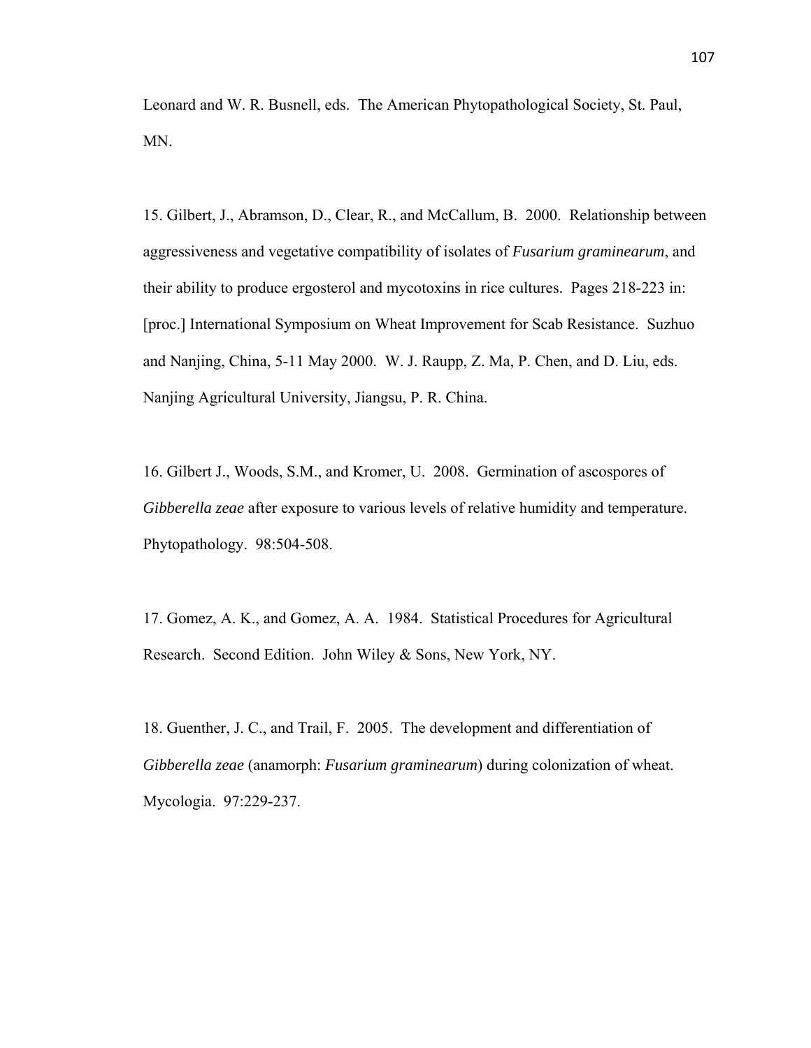Leonard and W. R. Busnell, eds. The American Phytopathological Society, St. Paul, MN.

15. Gilbert, J., Abramson, D., Clear, R., and McCallum, B. 2000. Relationship between aggressiveness and vegetative compatibility of isolates of *Fusarium graminearum*, and their ability to produce ergosterol and mycotoxins in rice cultures. Pages 218-223 in: [proc.] International Symposium on Wheat Improvement for Scab Resistance. Suzhuo and Nanjing, China, 5-11 May 2000. W. J. Raupp, Z. Ma, P. Chen, and D. Liu, eds. Nanjing Agricultural University, Jiangsu, P. R. China.

16. Gilbert J., Woods, S.M., and Kromer, U. 2008. Germination of ascospores of *Gibberella zeae* after exposure to various levels of relative humidity and temperature. Phytopathology. 98:504-508.

17. Gomez, A. K., and Gomez, A. A. 1984. Statistical Procedures for Agricultural Research. Second Edition. John Wiley & Sons, New York, NY.

18. Guenther, J. C., and Trail, F. 2005. The development and differentiation of *Gibberella zeae* (anamorph: *Fusarium graminearum*) during colonization of wheat. Mycologia. 97:229-237.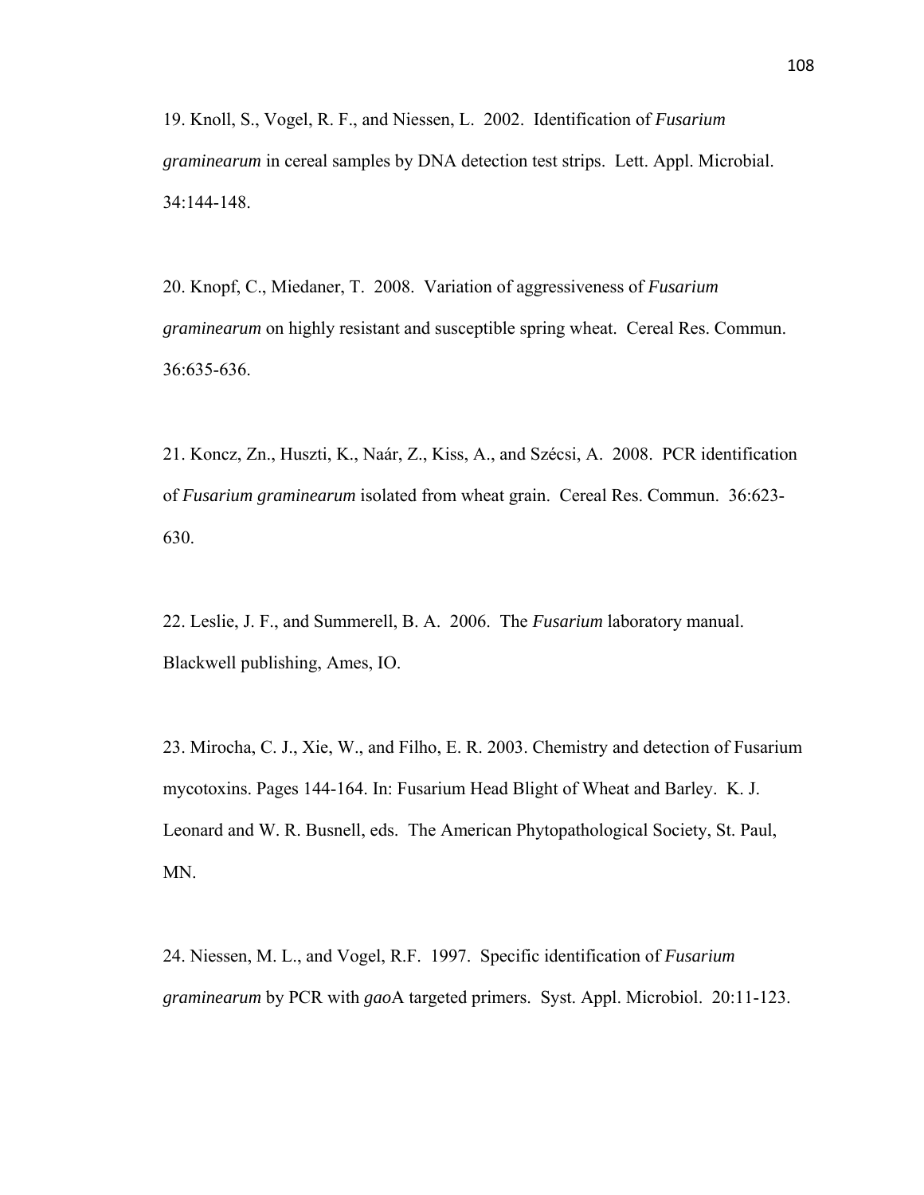19. Knoll, S., Vogel, R. F., and Niessen, L. 2002. Identification of *Fusarium graminearum* in cereal samples by DNA detection test strips. Lett. Appl. Microbial. 34:144-148.

20. Knopf, C., Miedaner, T. 2008. Variation of aggressiveness of *Fusarium graminearum* on highly resistant and susceptible spring wheat. Cereal Res. Commun. 36:635-636.

21. Koncz, Zn., Huszti, K., Naár, Z., Kiss, A., and Szécsi, A. 2008. PCR identification of *Fusarium graminearum* isolated from wheat grain. Cereal Res. Commun. 36:623-630.

22. Leslie, J. F., and Summerell, B. A. 2006. The *Fusarium* laboratory manual. Blackwell publishing, Ames, IO.

23. Mirocha, C. J., Xie, W., and Filho, E. R. 2003. Chemistry and detection of Fusarium mycotoxins. Pages 144-164. In: Fusarium Head Blight of Wheat and Barley. K. J. Leonard and W. R. Busnell, eds. The American Phytopathological Society, St. Paul, MN.

24. Niessen, M. L., and Vogel, R.F. 1997. Specific identification of *Fusarium graminearum* by PCR with *gao*A targeted primers. Syst. Appl. Microbiol. 20:11-123.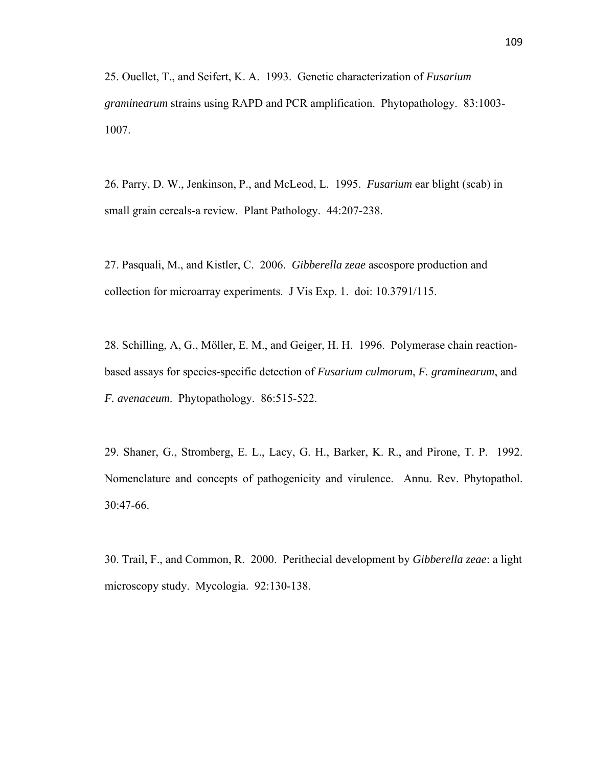25. Ouellet, T., and Seifert, K. A. 1993. Genetic characterization of *Fusarium graminearum* strains using RAPD and PCR amplification. Phytopathology. 83:1003-1007.

26. Parry, D. W., Jenkinson, P., and McLeod, L. 1995. *Fusarium* ear blight (scab) in small grain cereals-a review. Plant Pathology. 44:207-238.

27. Pasquali, M., and Kistler, C. 2006. *Gibberella zeae* ascospore production and collection for microarray experiments. J Vis Exp. 1. doi: 10.3791/115.

28. Schilling, A, G., Möller, E. M., and Geiger, H. H. 1996. Polymerase chain reaction-based assays for species-specific detection of *Fusarium culmorum*, *F. graminearum*, and *F. avenaceum*. Phytopathology. 86:515-522.

29. Shaner, G., Stromberg, E. L., Lacy, G. H., Barker, K. R., and Pirone, T. P. 1992. Nomenclature and concepts of pathogenicity and virulence. Annu. Rev. Phytopathol. 30:47-66.

30. Trail, F., and Common, R. 2000. Perithecial development by *Gibberella zeae*: a light microscopy study. Mycologia. 92:130-138.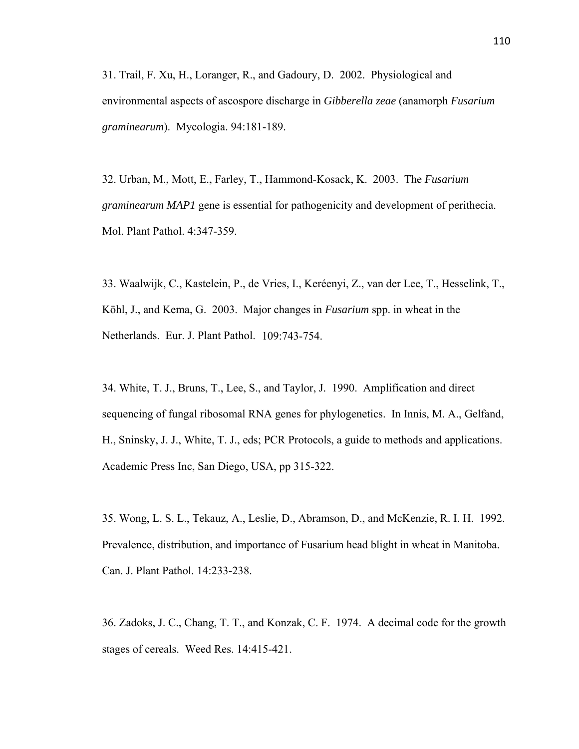31. Trail, F. Xu, H., Loranger, R., and Gadoury, D. 2002. Physiological and environmental aspects of ascospore discharge in *Gibberella zeae* (anamorph *Fusarium graminearum*). Mycologia. 94:181-189.

32. Urban, M., Mott, E., Farley, T., Hammond-Kosack, K. 2003. The *Fusarium graminearum MAP1* gene is essential for pathogenicity and development of perithecia. Mol. Plant Pathol. 4:347-359.

33. Waalwijk, C., Kastelein, P., de Vries, I., Keréenyi, Z., van der Lee, T., Hesselink, T., Köhl, J., and Kema, G. 2003. Major changes in *Fusarium* spp. in wheat in the Netherlands. Eur. J. Plant Pathol. 109:743-754.

34. White, T. J., Bruns, T., Lee, S., and Taylor, J. 1990. Amplification and direct sequencing of fungal ribosomal RNA genes for phylogenetics. In Innis, M. A., Gelfand, H., Sninsky, J. J., White, T. J., eds; PCR Protocols, a guide to methods and applications. Academic Press Inc, San Diego, USA, pp 315-322.

35. Wong, L. S. L., Tekauz, A., Leslie, D., Abramson, D., and McKenzie, R. I. H. 1992. Prevalence, distribution, and importance of Fusarium head blight in wheat in Manitoba. Can. J. Plant Pathol. 14:233-238.

36. Zadoks, J. C., Chang, T. T., and Konzak, C. F. 1974. A decimal code for the growth stages of cereals. Weed Res. 14:415-421.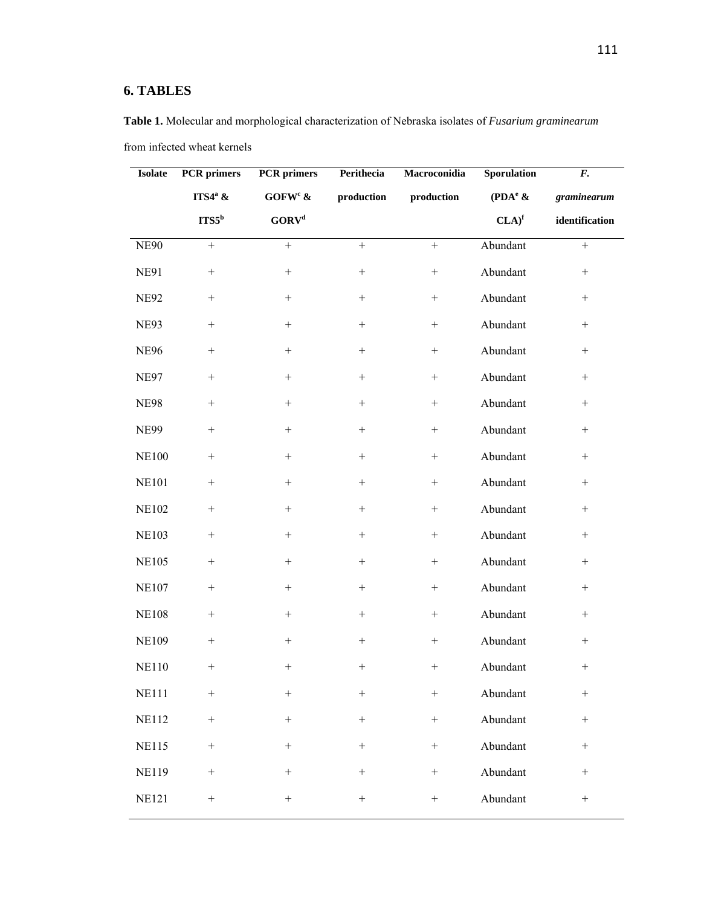## 6. TABLES

**Table 1.** Molecular and morphological characterization of Nebraska isolates of *Fusarium graminearum* from infected wheat kernels

| Isolate | PCR primers ITS4[a] & ITS5[b] | PCR primers GOFW[c] & GORV[d] | Perithecia production | Macroconidia production | Sporulation (PDA[e] & CLA)[f] | *F. graminearum* identification |
|---|---|---|---|---|---|---|
| NE90 | + | + | + | + | Abundant | + |
| NE91 | + | + | + | + | Abundant | + |
| NE92 | + | + | + | + | Abundant | + |
| NE93 | + | + | + | + | Abundant | + |
| NE96 | + | + | + | + | Abundant | + |
| NE97 | + | + | + | + | Abundant | + |
| NE98 | + | + | + | + | Abundant | + |
| NE99 | + | + | + | + | Abundant | + |
| NE100 | + | + | + | + | Abundant | + |
| NE101 | + | + | + | + | Abundant | + |
| NE102 | + | + | + | + | Abundant | + |
| NE103 | + | + | + | + | Abundant | + |
| NE105 | + | + | + | + | Abundant | + |
| NE107 | + | + | + | + | Abundant | + |
| NE108 | + | + | + | + | Abundant | + |
| NE109 | + | + | + | + | Abundant | + |
| NE110 | + | + | + | + | Abundant | + |
| NE111 | + | + | + | + | Abundant | + |
| NE112 | + | + | + | + | Abundant | + |
| NE115 | + | + | + | + | Abundant | + |
| NE119 | + | + | + | + | Abundant | + |
| NE121 | + | + | + | + | Abundant | + |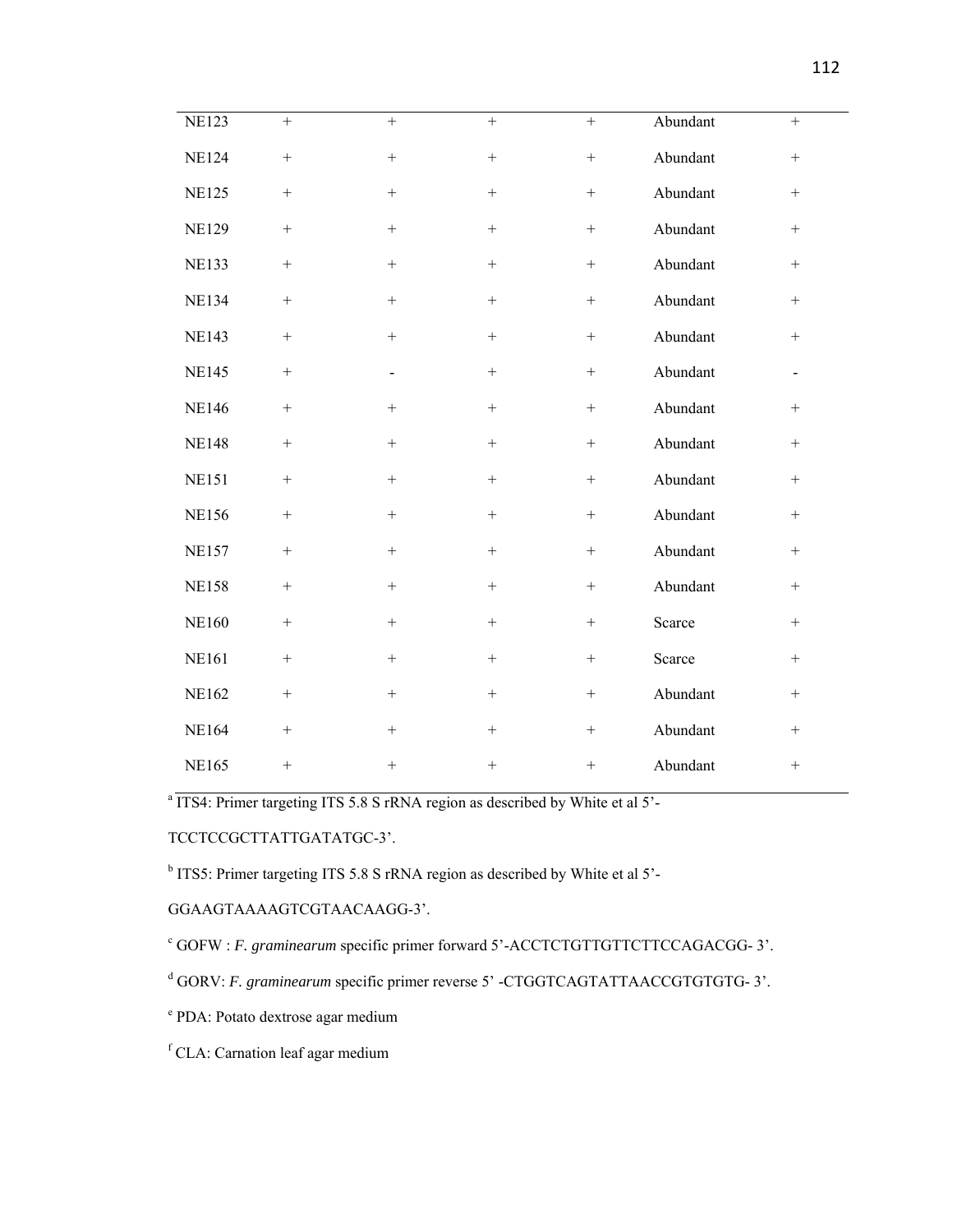| | | | | | | |
|---|---|---|---|---|---|---|
| NE123 | + | + | + | + | Abundant | + |
| NE124 | + | + | + | + | Abundant | + |
| NE125 | + | + | + | + | Abundant | + |
| NE129 | + | + | + | + | Abundant | + |
| NE133 | + | + | + | + | Abundant | + |
| NE134 | + | + | + | + | Abundant | + |
| NE143 | + | + | + | + | Abundant | + |
| NE145 | + | - | + | + | Abundant | - |
| NE146 | + | + | + | + | Abundant | + |
| NE148 | + | + | + | + | Abundant | + |
| NE151 | + | + | + | + | Abundant | + |
| NE156 | + | + | + | + | Abundant | + |
| NE157 | + | + | + | + | Abundant | + |
| NE158 | + | + | + | + | Abundant | + |
| NE160 | + | + | + | + | Scarce | + |
| NE161 | + | + | + | + | Scarce | + |
| NE162 | + | + | + | + | Abundant | + |
| NE164 | + | + | + | + | Abundant | + |
| NE165 | + | + | + | + | Abundant | + |

[a] ITS4: Primer targeting ITS 5.8 S rRNA region as described by White et al 5'-TCCTCCGCTTATTGATATGC-3'.

[b] ITS5: Primer targeting ITS 5.8 S rRNA region as described by White et al 5'-GGAAGTAAAAGTCGTAACAAGG-3'.

[c] GOFW : *F. graminearum* specific primer forward 5'-ACCTCTGTTGTTCTTCCAGACGG- 3'.

[d] GORV: *F. graminearum* specific primer reverse 5' -CTGGTCAGTATTAACCGTGTGTG- 3'.

[e] PDA: Potato dextrose agar medium

[f] CLA: Carnation leaf agar medium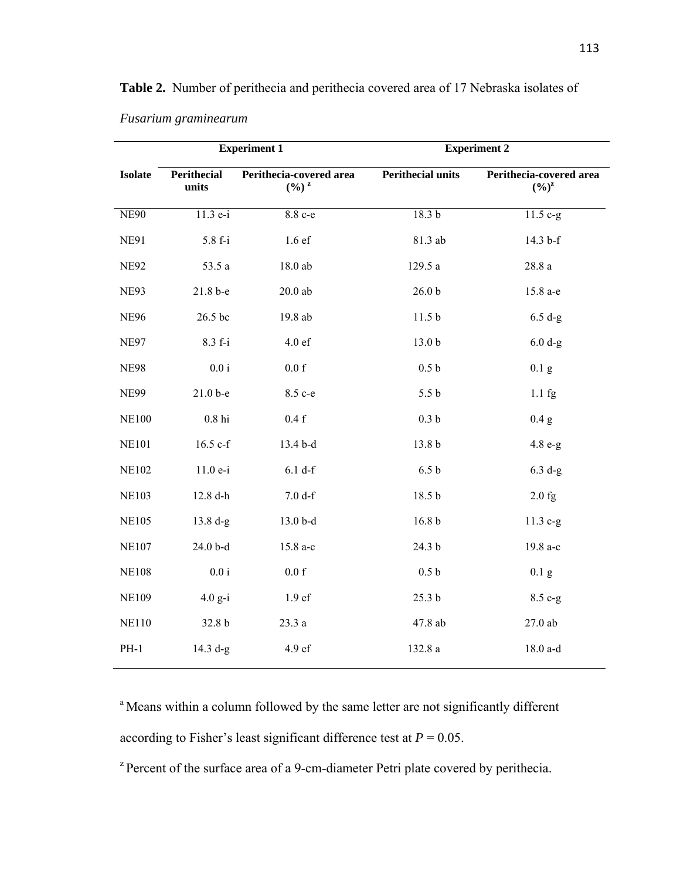**Table 2.** Number of perithecia and perithecia covered area of 17 Nebraska isolates of *Fusarium graminearum*

| Isolate | Experiment 1 | | Experiment 2 | |
|---|---|---|---|---|
| | Perithecial units | Perithecia-covered area (%) [z] | Perithecial units | Perithecia-covered area (%)[z] |
| NE90 | 11.3 e-i | 8.8 c-e | 18.3 b | 11.5 c-g |
| NE91 | 5.8 f-i | 1.6 ef | 81.3 ab | 14.3 b-f |
| NE92 | 53.5 a | 18.0 ab | 129.5 a | 28.8 a |
| NE93 | 21.8 b-e | 20.0 ab | 26.0 b | 15.8 a-e |
| NE96 | 26.5 bc | 19.8 ab | 11.5 b | 6.5 d-g |
| NE97 | 8.3 f-i | 4.0 ef | 13.0 b | 6.0 d-g |
| NE98 | 0.0 i | 0.0 f | 0.5 b | 0.1 g |
| NE99 | 21.0 b-e | 8.5 c-e | 5.5 b | 1.1 fg |
| NE100 | 0.8 hi | 0.4 f | 0.3 b | 0.4 g |
| NE101 | 16.5 c-f | 13.4 b-d | 13.8 b | 4.8 e-g |
| NE102 | 11.0 e-i | 6.1 d-f | 6.5 b | 6.3 d-g |
| NE103 | 12.8 d-h | 7.0 d-f | 18.5 b | 2.0 fg |
| NE105 | 13.8 d-g | 13.0 b-d | 16.8 b | 11.3 c-g |
| NE107 | 24.0 b-d | 15.8 a-c | 24.3 b | 19.8 a-c |
| NE108 | 0.0 i | 0.0 f | 0.5 b | 0.1 g |
| NE109 | 4.0 g-i | 1.9 ef | 25.3 b | 8.5 c-g |
| NE110 | 32.8 b | 23.3 a | 47.8 ab | 27.0 ab |
| PH-1 | 14.3 d-g | 4.9 ef | 132.8 a | 18.0 a-d |

[a] Means within a column followed by the same letter are not significantly different according to Fisher's least significant difference test at $P = 0.05$.

[z] Percent of the surface area of a 9-cm-diameter Petri plate covered by perithecia.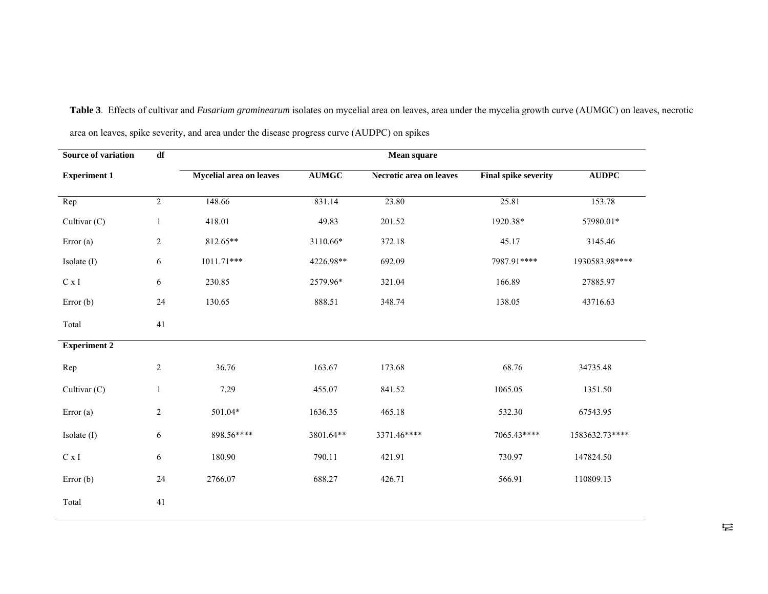**Table 3**. Effects of cultivar and *Fusarium graminearum* isolates on mycelial area on leaves, area under the mycelia growth curve (AUMGC) on leaves, necrotic area on leaves, spike severity, and area under the disease progress curve (AUDPC) on spikes

| Source of variation | df | Mean square | | | | |
|---|---|---|---|---|---|---|
| **Experiment 1** | | **Mycelial area on leaves** | **AUMGC** | **Necrotic area on leaves** | **Final spike severity** | **AUDPC** |
| Rep | 2 | 148.66 | 831.14 | 23.80 | 25.81 | 153.78 |
| Cultivar (C) | 1 | 418.01 | 49.83 | 201.52 | 1920.38* | 57980.01* |
| Error (a) | 2 | 812.65** | 3110.66* | 372.18 | 45.17 | 3145.46 |
| Isolate (I) | 6 | 1011.71*** | 4226.98** | 692.09 | 7987.91**** | 1930583.98**** |
| C x I | 6 | 230.85 | 2579.96* | 321.04 | 166.89 | 27885.97 |
| Error (b) | 24 | 130.65 | 888.51 | 348.74 | 138.05 | 43716.63 |
| Total | 41 | | | | | |
| **Experiment 2** | | | | | | |
| Rep | 2 | 36.76 | 163.67 | 173.68 | 68.76 | 34735.48 |
| Cultivar (C) | 1 | 7.29 | 455.07 | 841.52 | 1065.05 | 1351.50 |
| Error (a) | 2 | 501.04* | 1636.35 | 465.18 | 532.30 | 67543.95 |
| Isolate (I) | 6 | 898.56**** | 3801.64** | 3371.46**** | 7065.43**** | 1583632.73**** |
| C x I | 6 | 180.90 | 790.11 | 421.91 | 730.97 | 147824.50 |
| Error (b) | 24 | 2766.07 | 688.27 | 426.71 | 566.91 | 110809.13 |
| Total | 41 | | | | | |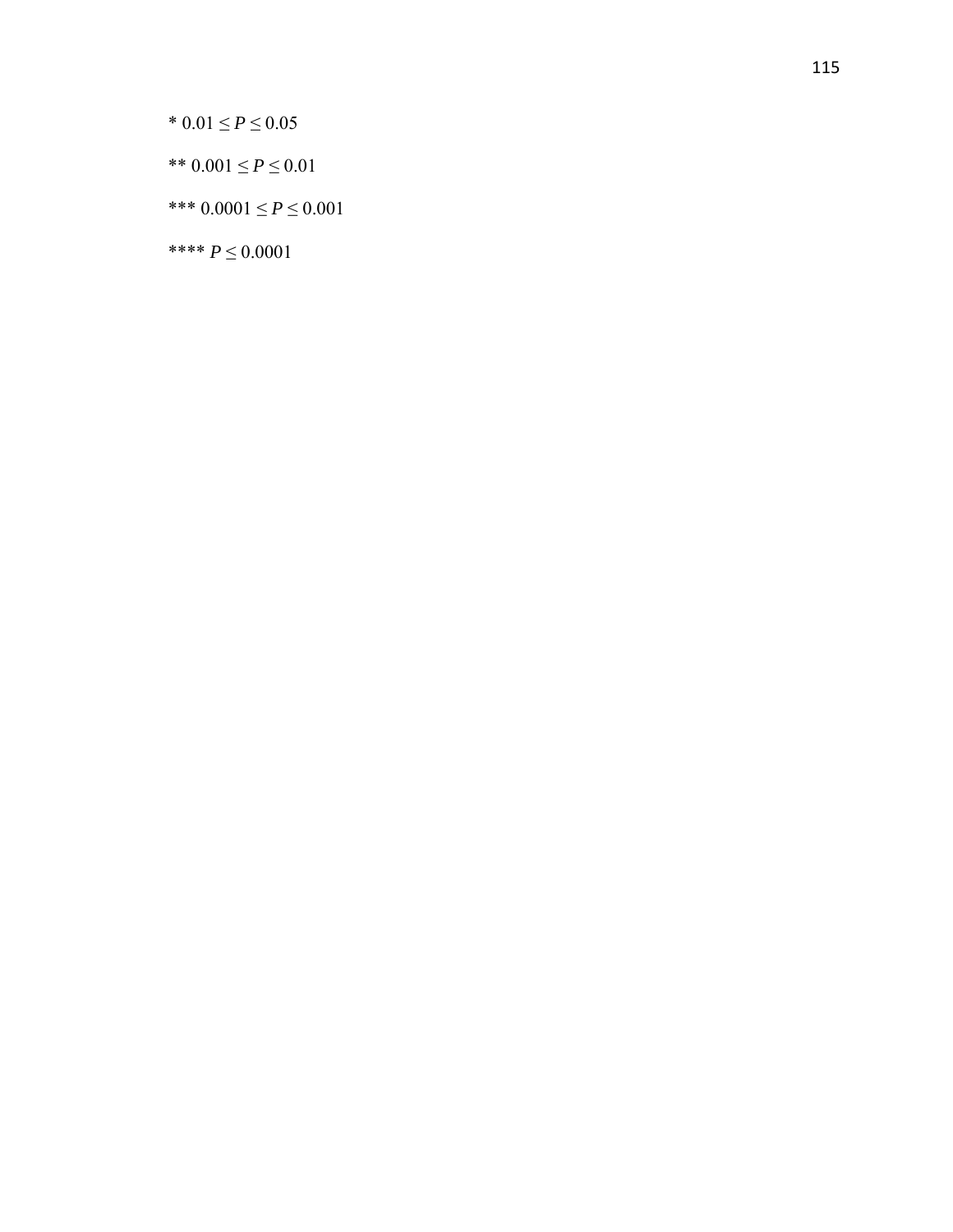* $0.01 \leq P \leq 0.05$

** $0.001 \leq P \leq 0.01$

*** $0.0001 \leq P \leq 0.001$

**** $P \leq 0.0001$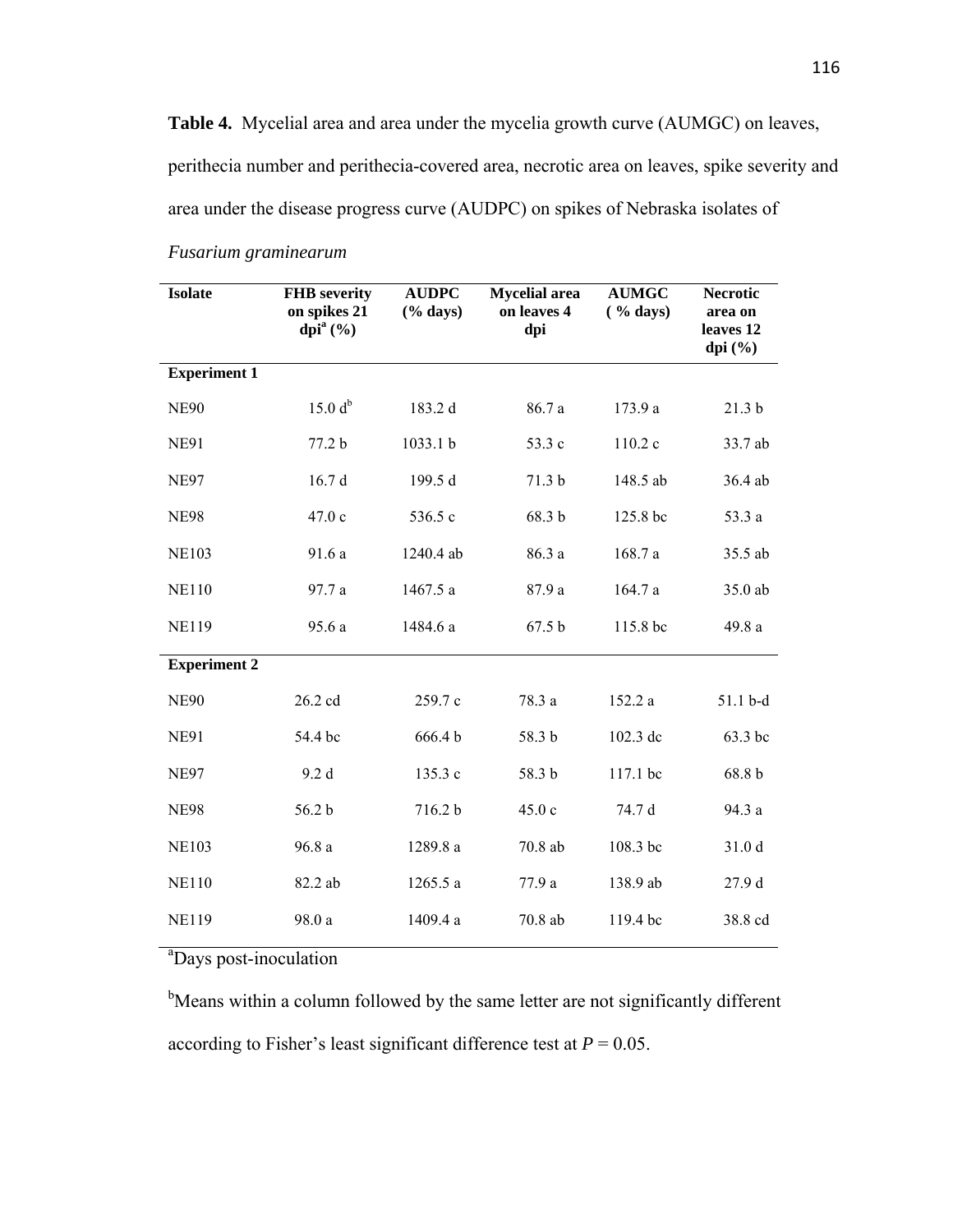**Table 4.** Mycelial area and area under the mycelia growth curve (AUMGC) on leaves, perithecia number and perithecia-covered area, necrotic area on leaves, spike severity and area under the disease progress curve (AUDPC) on spikes of Nebraska isolates of *Fusarium graminearum*

| Isolate | FHB severity on spikes 21 dpi[a] (%) | AUDPC (% days) | Mycelial area on leaves 4 dpi | AUMGC ( % days) | Necrotic area on leaves 12 dpi (%) |
|---|---|---|---|---|---|
| **Experiment 1** | | | | | |
| NE90 | 15.0 d[b] | 183.2 d | 86.7 a | 173.9 a | 21.3 b |
| NE91 | 77.2 b | 1033.1 b | 53.3 c | 110.2 c | 33.7 ab |
| NE97 | 16.7 d | 199.5 d | 71.3 b | 148.5 ab | 36.4 ab |
| NE98 | 47.0 c | 536.5 c | 68.3 b | 125.8 bc | 53.3 a |
| NE103 | 91.6 a | 1240.4 ab | 86.3 a | 168.7 a | 35.5 ab |
| NE110 | 97.7 a | 1467.5 a | 87.9 a | 164.7 a | 35.0 ab |
| NE119 | 95.6 a | 1484.6 a | 67.5 b | 115.8 bc | 49.8 a |
| **Experiment 2** | | | | | |
| NE90 | 26.2 cd | 259.7 c | 78.3 a | 152.2 a | 51.1 b-d |
| NE91 | 54.4 bc | 666.4 b | 58.3 b | 102.3 dc | 63.3 bc |
| NE97 | 9.2 d | 135.3 c | 58.3 b | 117.1 bc | 68.8 b |
| NE98 | 56.2 b | 716.2 b | 45.0 c | 74.7 d | 94.3 a |
| NE103 | 96.8 a | 1289.8 a | 70.8 ab | 108.3 bc | 31.0 d |
| NE110 | 82.2 ab | 1265.5 a | 77.9 a | 138.9 ab | 27.9 d |
| NE119 | 98.0 a | 1409.4 a | 70.8 ab | 119.4 bc | 38.8 cd |

[a]Days post-inoculation

[b]Means within a column followed by the same letter are not significantly different according to Fisher's least significant difference test at $P = 0.05$.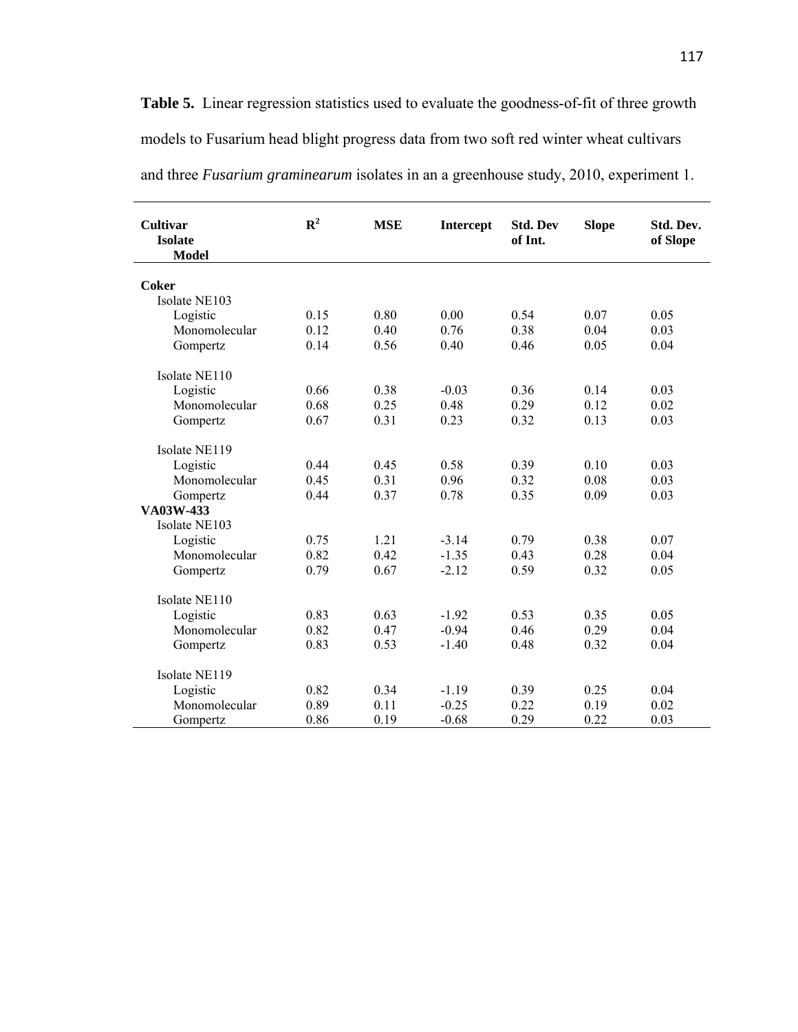**Table 5.** Linear regression statistics used to evaluate the goodness-of-fit of three growth models to Fusarium head blight progress data from two soft red winter wheat cultivars and three *Fusarium graminearum* isolates in an a greenhouse study, 2010, experiment 1.

| Cultivar<br>Isolate<br>Model | $R^2$ | MSE | Intercept | Std. Dev of Int. | Slope | Std. Dev. of Slope |
|---|---|---|---|---|---|---|
| **Coker** | | | | | | |
| Isolate NE103 | | | | | | |
| Logistic | 0.15 | 0.80 | 0.00 | 0.54 | 0.07 | 0.05 |
| Monomolecular | 0.12 | 0.40 | 0.76 | 0.38 | 0.04 | 0.03 |
| Gompertz | 0.14 | 0.56 | 0.40 | 0.46 | 0.05 | 0.04 |
| Isolate NE110 | | | | | | |
| Logistic | 0.66 | 0.38 | -0.03 | 0.36 | 0.14 | 0.03 |
| Monomolecular | 0.68 | 0.25 | 0.48 | 0.29 | 0.12 | 0.02 |
| Gompertz | 0.67 | 0.31 | 0.23 | 0.32 | 0.13 | 0.03 |
| Isolate NE119 | | | | | | |
| Logistic | 0.44 | 0.45 | 0.58 | 0.39 | 0.10 | 0.03 |
| Monomolecular | 0.45 | 0.31 | 0.96 | 0.32 | 0.08 | 0.03 |
| Gompertz | 0.44 | 0.37 | 0.78 | 0.35 | 0.09 | 0.03 |
| **VA03W-433** | | | | | | |
| Isolate NE103 | | | | | | |
| Logistic | 0.75 | 1.21 | -3.14 | 0.79 | 0.38 | 0.07 |
| Monomolecular | 0.82 | 0.42 | -1.35 | 0.43 | 0.28 | 0.04 |
| Gompertz | 0.79 | 0.67 | -2.12 | 0.59 | 0.32 | 0.05 |
| Isolate NE110 | | | | | | |
| Logistic | 0.83 | 0.63 | -1.92 | 0.53 | 0.35 | 0.05 |
| Monomolecular | 0.82 | 0.47 | -0.94 | 0.46 | 0.29 | 0.04 |
| Gompertz | 0.83 | 0.53 | -1.40 | 0.48 | 0.32 | 0.04 |
| Isolate NE119 | | | | | | |
| Logistic | 0.82 | 0.34 | -1.19 | 0.39 | 0.25 | 0.04 |
| Monomolecular | 0.89 | 0.11 | -0.25 | 0.22 | 0.19 | 0.02 |
| Gompertz | 0.86 | 0.19 | -0.68 | 0.29 | 0.22 | 0.03 |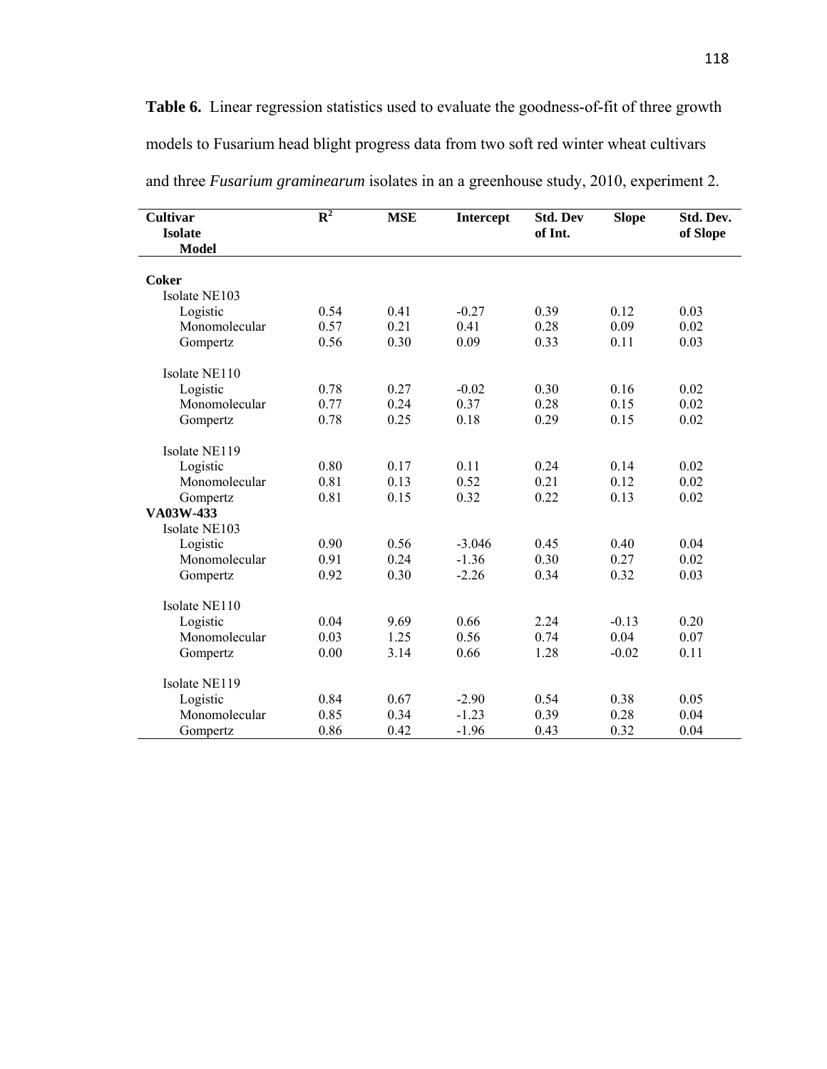**Table 6.** Linear regression statistics used to evaluate the goodness-of-fit of three growth models to Fusarium head blight progress data from two soft red winter wheat cultivars and three *Fusarium graminearum* isolates in an a greenhouse study, 2010, experiment 2.

| Cultivar / Isolate / Model | $R^2$ | MSE | Intercept | Std. Dev of Int. | Slope | Std. Dev. of Slope |
|---|---|---|---|---|---|---|
| **Coker** | | | | | | |
| Isolate NE103 | | | | | | |
| Logistic | 0.54 | 0.41 | -0.27 | 0.39 | 0.12 | 0.03 |
| Monomolecular | 0.57 | 0.21 | 0.41 | 0.28 | 0.09 | 0.02 |
| Gompertz | 0.56 | 0.30 | 0.09 | 0.33 | 0.11 | 0.03 |
| Isolate NE110 | | | | | | |
| Logistic | 0.78 | 0.27 | -0.02 | 0.30 | 0.16 | 0.02 |
| Monomolecular | 0.77 | 0.24 | 0.37 | 0.28 | 0.15 | 0.02 |
| Gompertz | 0.78 | 0.25 | 0.18 | 0.29 | 0.15 | 0.02 |
| Isolate NE119 | | | | | | |
| Logistic | 0.80 | 0.17 | 0.11 | 0.24 | 0.14 | 0.02 |
| Monomolecular | 0.81 | 0.13 | 0.52 | 0.21 | 0.12 | 0.02 |
| Gompertz | 0.81 | 0.15 | 0.32 | 0.22 | 0.13 | 0.02 |
| **VA03W-433** | | | | | | |
| Isolate NE103 | | | | | | |
| Logistic | 0.90 | 0.56 | -3.046 | 0.45 | 0.40 | 0.04 |
| Monomolecular | 0.91 | 0.24 | -1.36 | 0.30 | 0.27 | 0.02 |
| Gompertz | 0.92 | 0.30 | -2.26 | 0.34 | 0.32 | 0.03 |
| Isolate NE110 | | | | | | |
| Logistic | 0.04 | 9.69 | 0.66 | 2.24 | -0.13 | 0.20 |
| Monomolecular | 0.03 | 1.25 | 0.56 | 0.74 | 0.04 | 0.07 |
| Gompertz | 0.00 | 3.14 | 0.66 | 1.28 | -0.02 | 0.11 |
| Isolate NE119 | | | | | | |
| Logistic | 0.84 | 0.67 | -2.90 | 0.54 | 0.38 | 0.05 |
| Monomolecular | 0.85 | 0.34 | -1.23 | 0.39 | 0.28 | 0.04 |
| Gompertz | 0.86 | 0.42 | -1.96 | 0.43 | 0.32 | 0.04 |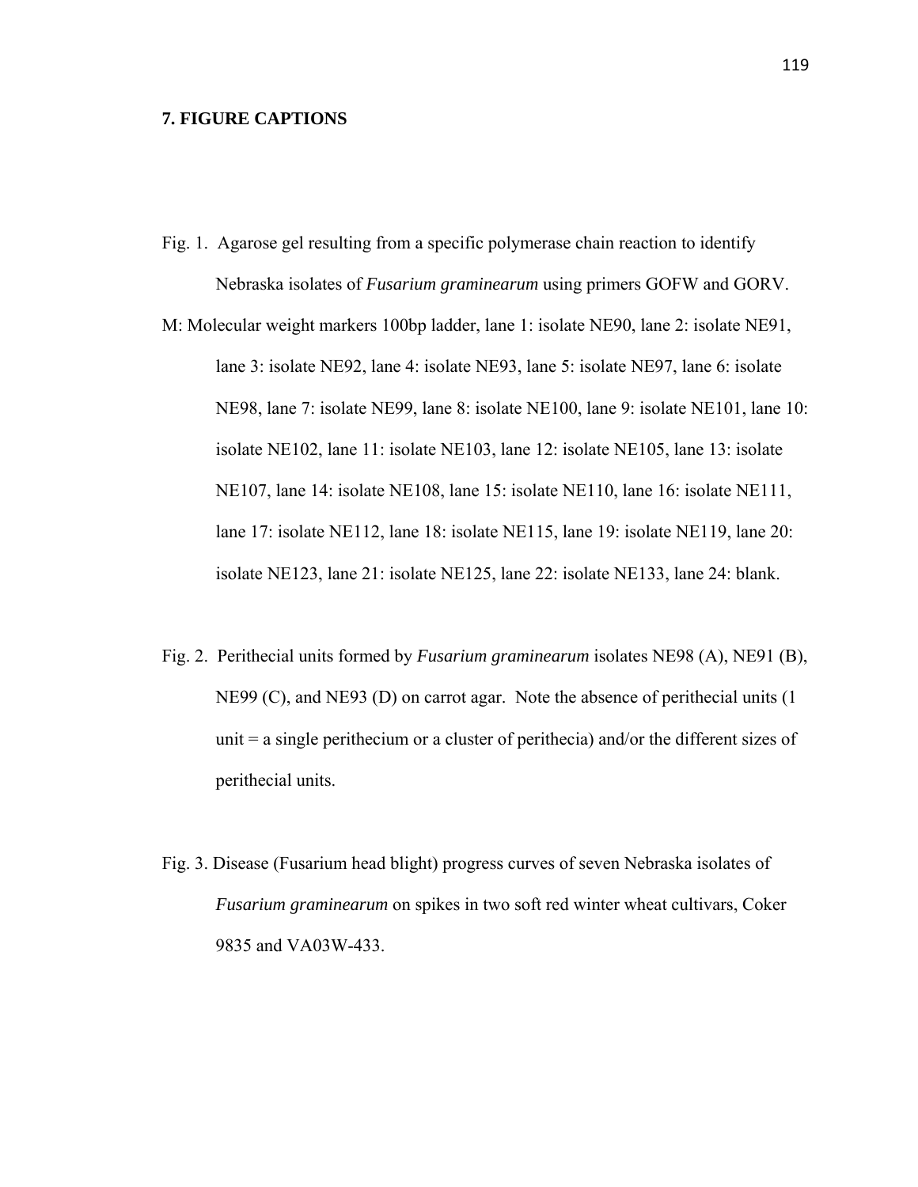## 7. FIGURE CAPTIONS

Fig. 1. Agarose gel resulting from a specific polymerase chain reaction to identify Nebraska isolates of *Fusarium graminearum* using primers GOFW and GORV. M: Molecular weight markers 100bp ladder, lane 1: isolate NE90, lane 2: isolate NE91, lane 3: isolate NE92, lane 4: isolate NE93, lane 5: isolate NE97, lane 6: isolate NE98, lane 7: isolate NE99, lane 8: isolate NE100, lane 9: isolate NE101, lane 10: isolate NE102, lane 11: isolate NE103, lane 12: isolate NE105, lane 13: isolate NE107, lane 14: isolate NE108, lane 15: isolate NE110, lane 16: isolate NE111, lane 17: isolate NE112, lane 18: isolate NE115, lane 19: isolate NE119, lane 20: isolate NE123, lane 21: isolate NE125, lane 22: isolate NE133, lane 24: blank.

Fig. 2. Perithecial units formed by *Fusarium graminearum* isolates NE98 (A), NE91 (B), NE99 (C), and NE93 (D) on carrot agar. Note the absence of perithecial units (1 unit = a single perithecium or a cluster of perithecia) and/or the different sizes of perithecial units.

Fig. 3. Disease (Fusarium head blight) progress curves of seven Nebraska isolates of *Fusarium graminearum* on spikes in two soft red winter wheat cultivars, Coker 9835 and VA03W-433.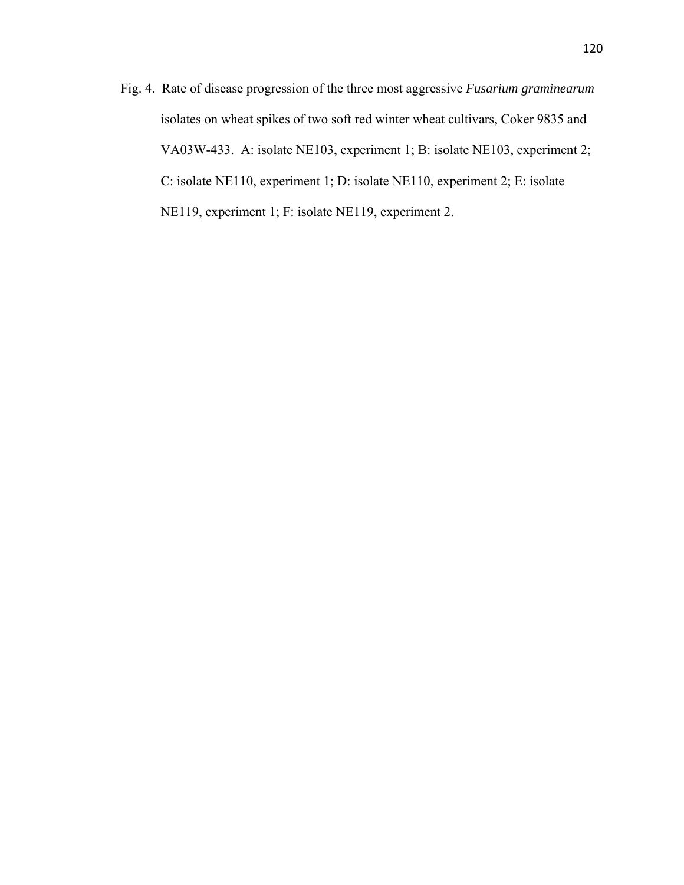Fig. 4. Rate of disease progression of the three most aggressive *Fusarium graminearum* isolates on wheat spikes of two soft red winter wheat cultivars, Coker 9835 and VA03W-433. A: isolate NE103, experiment 1; B: isolate NE103, experiment 2; C: isolate NE110, experiment 1; D: isolate NE110, experiment 2; E: isolate NE119, experiment 1; F: isolate NE119, experiment 2.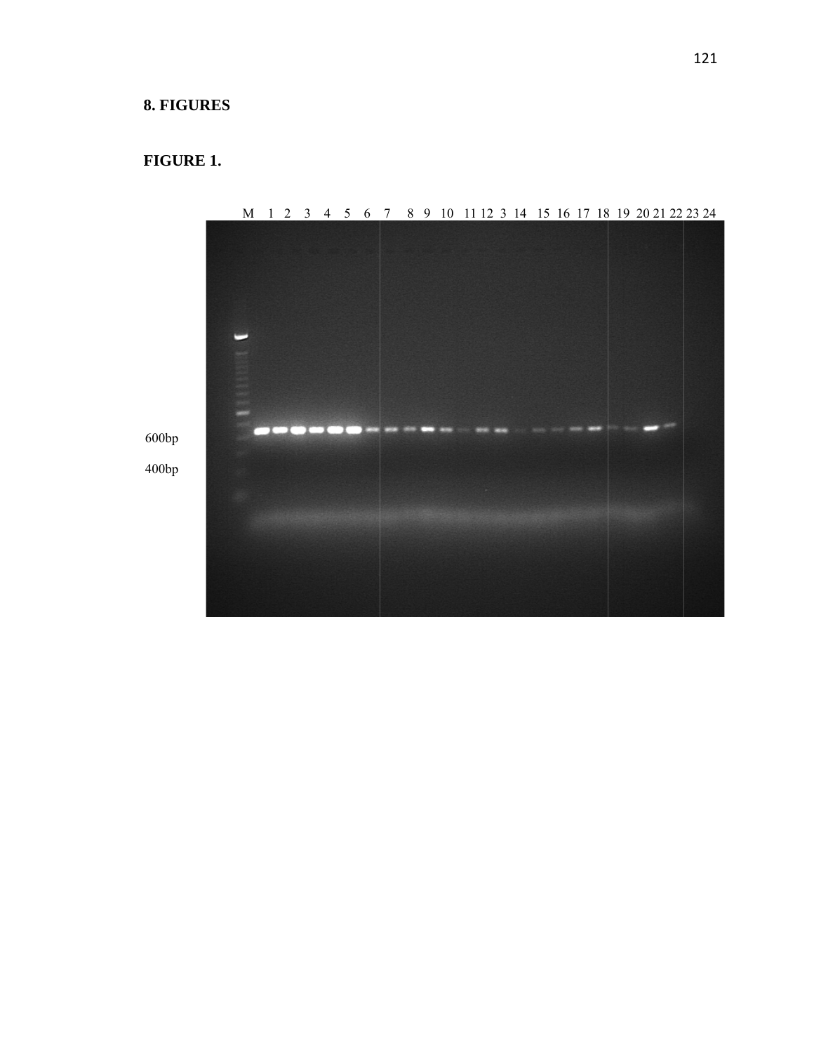# 8. FIGURES

## FIGURE 1.

M 1 2 3 4 5 6 7 8 9 10 11 12 3 14 15 16 17 18 19 20 21 22 23 24

600bp

400bp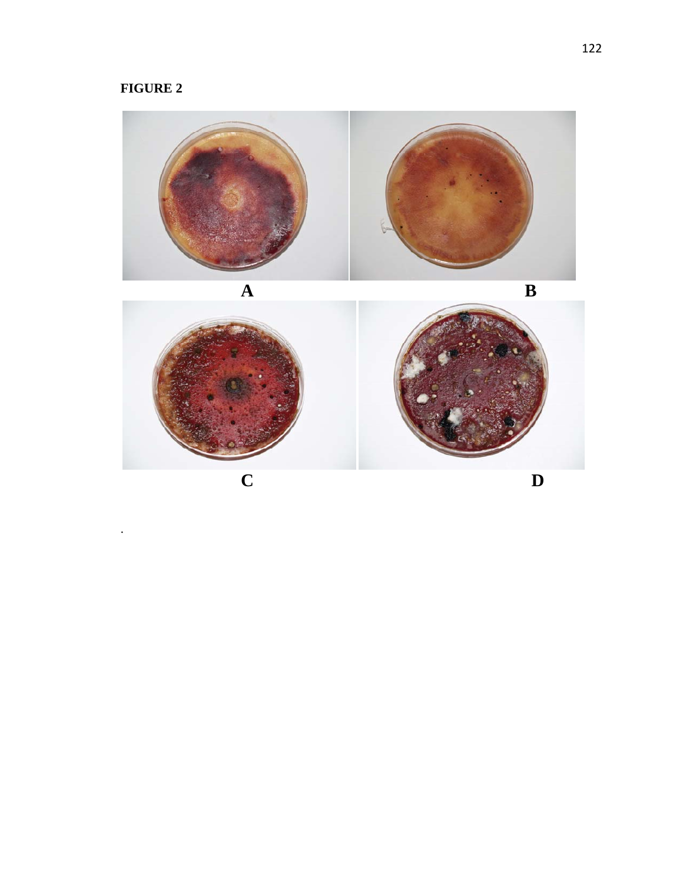**FIGURE 2**

A

B

C

D

.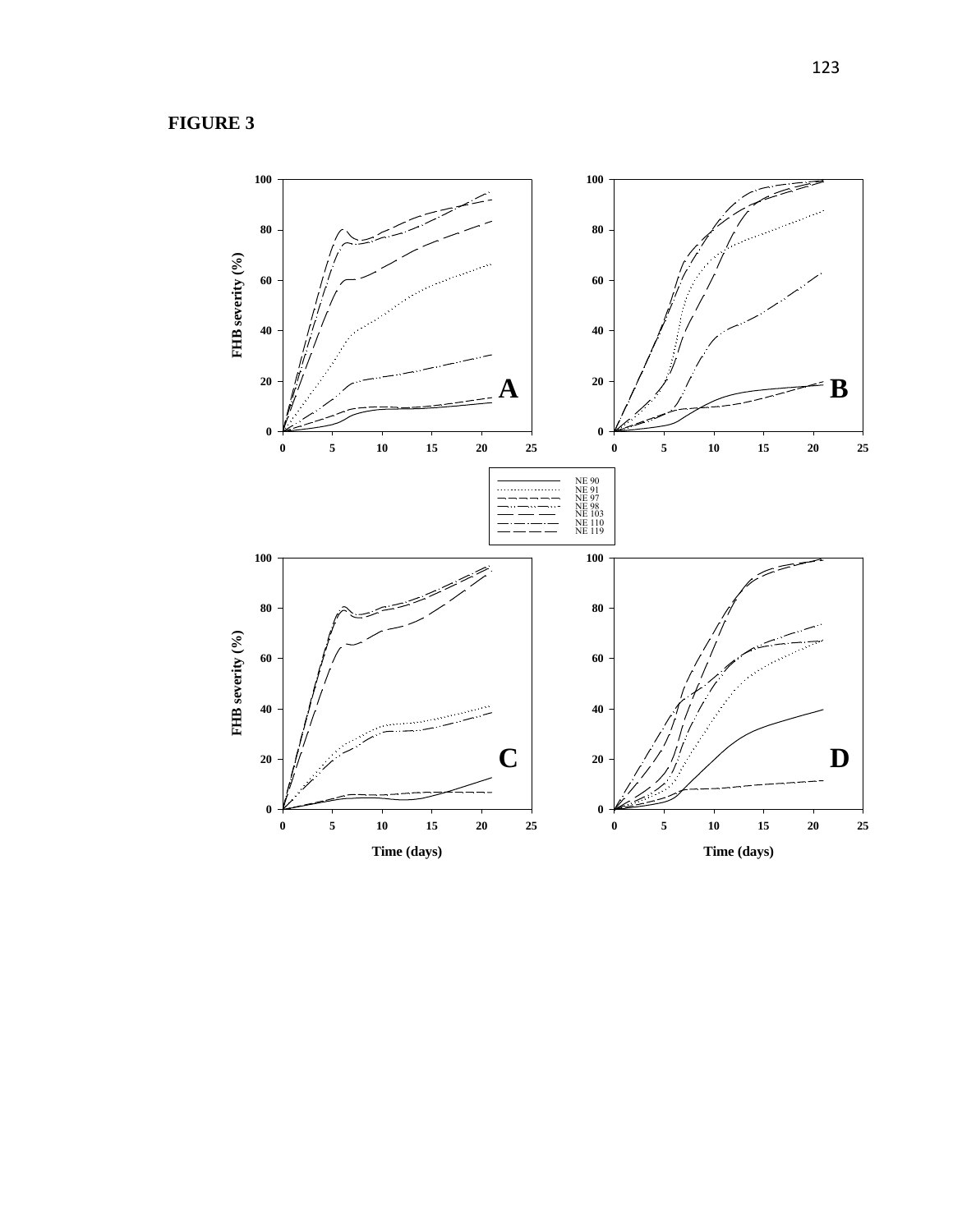**FIGURE 3**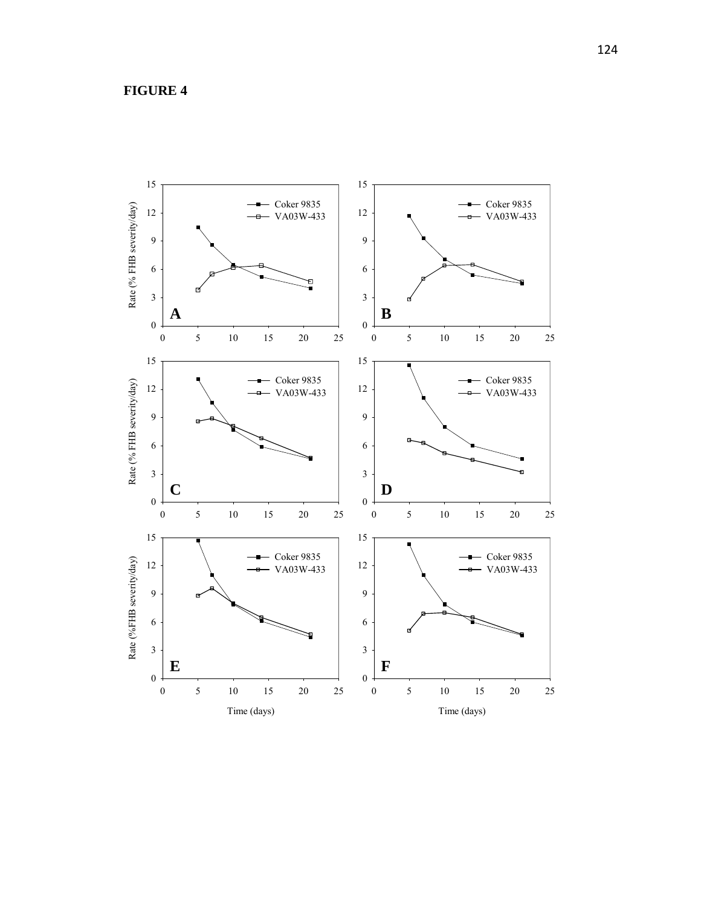**FIGURE 4**

Rate (% FHB severity/day)

15
12
9
6
3
0

0 5 10 15 20 25

Coker 9835
VA03W-433

A

15
12
9
6
3
0

0 5 10 15 20 25

Coker 9835
VA03W-433

B

Rate (% FHB severity/day)

15
12
9
6
3
0

0 5 10 15 20 25

Coker 9835
VA03W-433

C

15
12
9
6
3
0

0 5 10 15 20 25

Coker 9835
VA03W-433

D

Rate (%FHB severity/day)

15
12
9
6
3
0

0 5 10 15 20 25

Coker 9835
VA03W-433

E

Time (days)

15
12
9
6
3
0

0 5 10 15 20 25

Coker 9835
VA03W-433

F

Time (days)